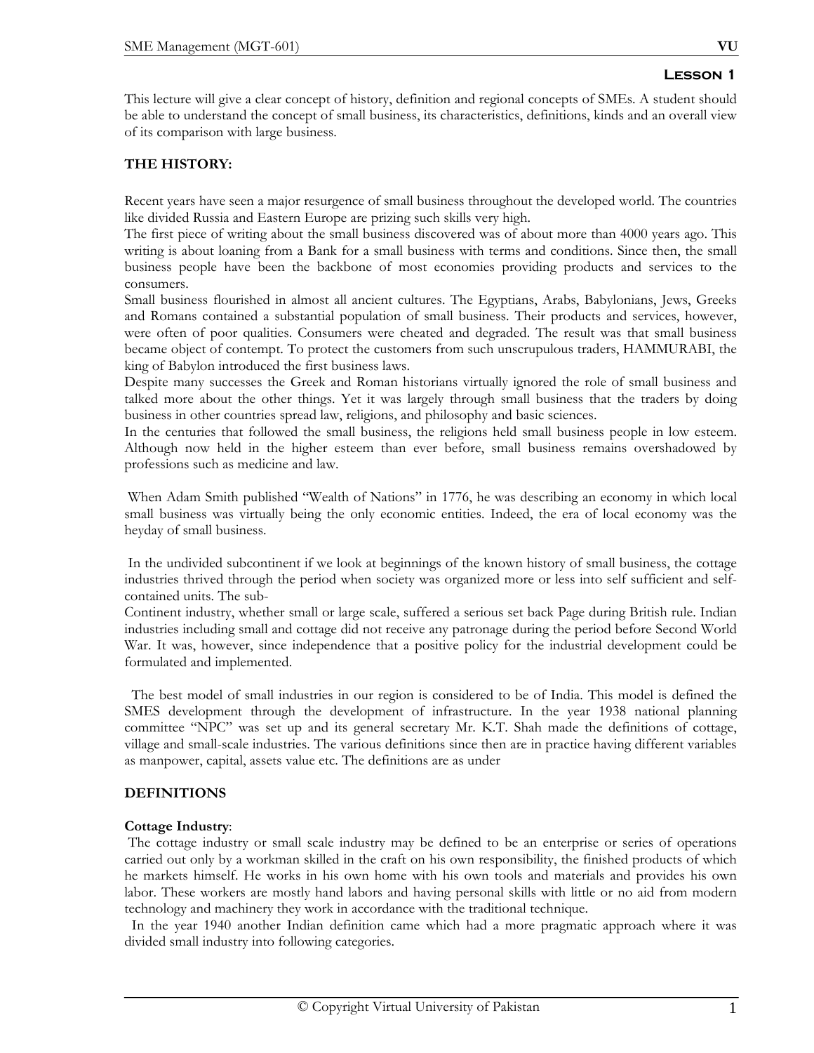# Lesson 1

This lecture will give a clear concept of history, definition and regional concepts of SMEs. A student should be able to understand the concept of small business, its characteristics, definitions, kinds and an overall view of its comparison with large business.

## THE HISTORY:

Recent years have seen a major resurgence of small business throughout the developed world. The countries like divided Russia and Eastern Europe are prizing such skills very high.

The first piece of writing about the small business discovered was of about more than 4000 years ago. This writing is about loaning from a Bank for a small business with terms and conditions. Since then, the small business people have been the backbone of most economies providing products and services to the consumers.

Small business flourished in almost all ancient cultures. The Egyptians, Arabs, Babylonians, Jews, Greeks and Romans contained a substantial population of small business. Their products and services, however, were often of poor qualities. Consumers were cheated and degraded. The result was that small business became object of contempt. To protect the customers from such unscrupulous traders, HAMMURABI, the king of Babylon introduced the first business laws.

Despite many successes the Greek and Roman historians virtually ignored the role of small business and talked more about the other things. Yet it was largely through small business that the traders by doing business in other countries spread law, religions, and philosophy and basic sciences.

In the centuries that followed the small business, the religions held small business people in low esteem. Although now held in the higher esteem than ever before, small business remains overshadowed by professions such as medicine and law.

When Adam Smith published "Wealth of Nations" in 1776, he was describing an economy in which local small business was virtually being the only economic entities. Indeed, the era of local economy was the heyday of small business.

In the undivided subcontinent if we look at beginnings of the known history of small business, the cottage industries thrived through the period when society was organized more or less into self sufficient and self-contained units. The sub-

Continent industry, whether small or large scale, suffered a serious set back Page during British rule. Indian industries including small and cottage did not receive any patronage during the period before Second World War. It was, however, since independence that a positive policy for the industrial development could be formulated and implemented.

The best model of small industries in our region is considered to be of India. This model is defined the SMES development through the development of infrastructure. In the year 1938 national planning committee "NPC" was set up and its general secretary Mr. K.T. Shah made the definitions of cottage, village and small-scale industries. The various definitions since then are in practice having different variables as manpower, capital, assets value etc. The definitions are as under

## DEFINITIONS

**Cottage Industry**:

The cottage industry or small scale industry may be defined to be an enterprise or series of operations carried out only by a workman skilled in the craft on his own responsibility, the finished products of which he markets himself. He works in his own home with his own tools and materials and provides his own labor. These workers are mostly hand labors and having personal skills with little or no aid from modern technology and machinery they work in accordance with the traditional technique.

In the year 1940 another Indian definition came which had a more pragmatic approach where it was divided small industry into following categories.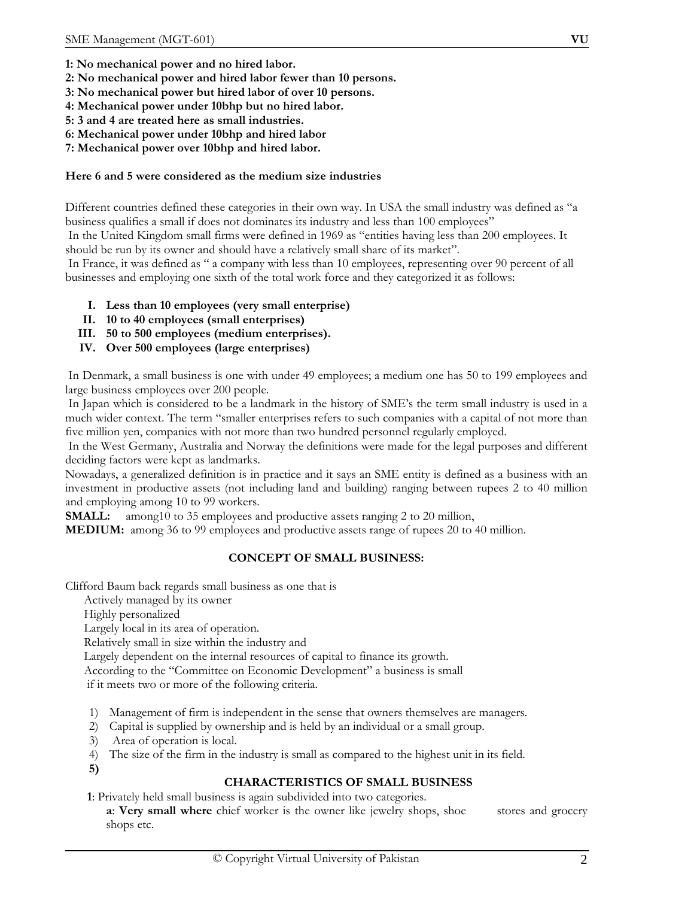**1: No mechanical power and no hired labor.**
**2: No mechanical power and hired labor fewer than 10 persons.**
**3: No mechanical power but hired labor of over 10 persons.**
**4: Mechanical power under 10bhp but no hired labor.**
**5: 3 and 4 are treated here as small industries.**
**6: Mechanical power under 10bhp and hired labor**
**7: Mechanical power over 10bhp and hired labor.**

**Here 6 and 5 were considered as the medium size industries**

Different countries defined these categories in their own way. In USA the small industry was defined as "a business qualifies a small if does not dominates its industry and less than 100 employees"

In the United Kingdom small firms were defined in 1969 as "entities having less than 200 employees. It should be run by its owner and should have a relatively small share of its market".

In France, it was defined as " a company with less than 10 employees, representing over 90 percent of all businesses and employing one sixth of the total work force and they categorized it as follows:

I. **Less than 10 employees (very small enterprise)**
II. **10 to 40 employees (small enterprises)**
III. **50 to 500 employees (medium enterprises).**
IV. **Over 500 employees (large enterprises)**

In Denmark, a small business is one with under 49 employees; a medium one has 50 to 199 employees and large business employees over 200 people.

In Japan which is considered to be a landmark in the history of SME's the term small industry is used in a much wider context. The term "smaller enterprises refers to such companies with a capital of not more than five million yen, companies with not more than two hundred personnel regularly employed.

In the West Germany, Australia and Norway the definitions were made for the legal purposes and different deciding factors were kept as landmarks.

Nowadays, a generalized definition is in practice and it says an SME entity is defined as a business with an investment in productive assets (not including land and building) ranging between rupees 2 to 40 million and employing among 10 to 99 workers.

**SMALL:** among10 to 35 employees and productive assets ranging 2 to 20 million,

**MEDIUM:** among 36 to 99 employees and productive assets range of rupees 20 to 40 million.

## CONCEPT OF SMALL BUSINESS:

Clifford Baum back regards small business as one that is

- Actively managed by its owner
- Highly personalized
- Largely local in its area of operation.
- Relatively small in size within the industry and
- Largely dependent on the internal resources of capital to finance its growth.

According to the "Committee on Economic Development" a business is small if it meets two or more of the following criteria.

1) Management of firm is independent in the sense that owners themselves are managers.
2) Capital is supplied by ownership and is held by an individual or a small group.
3) Area of operation is local.
4) The size of the firm in the industry is small as compared to the highest unit in its field.
5)

## CHARACTERISTICS OF SMALL BUSINESS

**1**: Privately held small business is again subdivided into two categories.

**a**: **Very small where** chief worker is the owner like jewelry shops, shoe stores and grocery shops etc.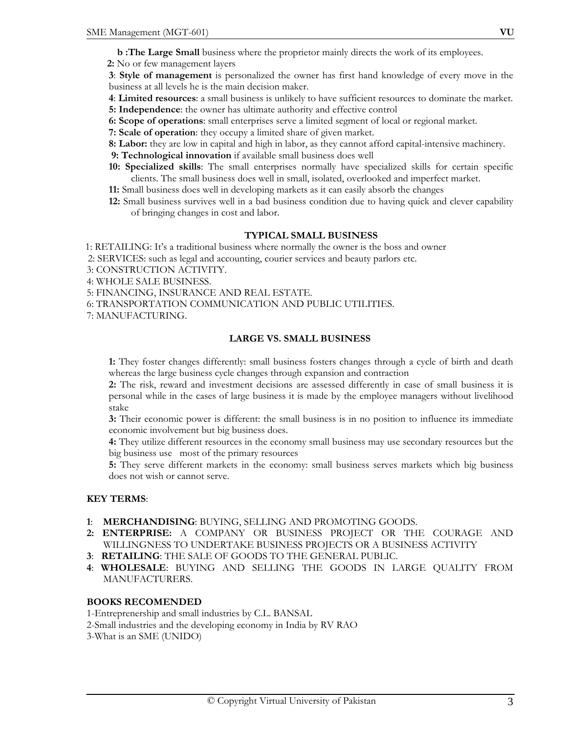**b :The Large Small** business where the proprietor mainly directs the work of its employees.

**2:** No or few management layers

**3**: **Style of management** is personalized the owner has first hand knowledge of every move in the business at all levels he is the main decision maker.

**4**: **Limited resources**: a small business is unlikely to have sufficient resources to dominate the market.

**5: Independence**: the owner has ultimate authority and effective control

**6: Scope of operations**: small enterprises serve a limited segment of local or regional market.

**7: Scale of operation**: they occupy a limited share of given market.

**8: Labor:** they are low in capital and high in labor, as they cannot afford capital-intensive machinery.

**9: Technological innovation** if available small business does well

**10: Specialized skills**: The small enterprises normally have specialized skills for certain specific clients. The small business does well in small, isolated, overlooked and imperfect market.

**11:** Small business does well in developing markets as it can easily absorb the changes

**12:** Small business survives well in a bad business condition due to having quick and clever capability of bringing changes in cost and labor.

## TYPICAL SMALL BUSINESS

1: RETAILING: It's a traditional business where normally the owner is the boss and owner

2: SERVICES: such as legal and accounting, courier services and beauty parlors etc.

3: CONSTRUCTION ACTIVITY.

4: WHOLE SALE BUSINESS.

5: FINANCING, INSURANCE AND REAL ESTATE.

6: TRANSPORTATION COMMUNICATION AND PUBLIC UTILITIES.

7: MANUFACTURING.

## LARGE VS. SMALL BUSINESS

**1:** They foster changes differently: small business fosters changes through a cycle of birth and death whereas the large business cycle changes through expansion and contraction

**2:** The risk, reward and investment decisions are assessed differently in case of small business it is personal while in the cases of large business it is made by the employee managers without livelihood stake

**3:** Their economic power is different: the small business is in no position to influence its immediate economic involvement but big business does.

**4:** They utilize different resources in the economy small business may use secondary resources but the big business use most of the primary resources

**5:** They serve different markets in the economy: small business serves markets which big business does not wish or cannot serve.

### KEY TERMS:

**1**: **MERCHANDISING**: BUYING, SELLING AND PROMOTING GOODS.

**2: ENTERPRISE:** A COMPANY OR BUSINESS PROJECT OR THE COURAGE AND WILLINGNESS TO UNDERTAKE BUSINESS PROJECTS OR A BUSINESS ACTIVITY

**3**: **RETAILING**: THE SALE OF GOODS TO THE GENERAL PUBLIC.

**4**: **WHOLESALE**: BUYING AND SELLING THE GOODS IN LARGE QUALITY FROM MANUFACTURERS.

### BOOKS RECOMENDED

1-Entreprenership and small industries by C.L. BANSAL

2-Small industries and the developing economy in India by RV RAO

3-What is an SME (UNIDO)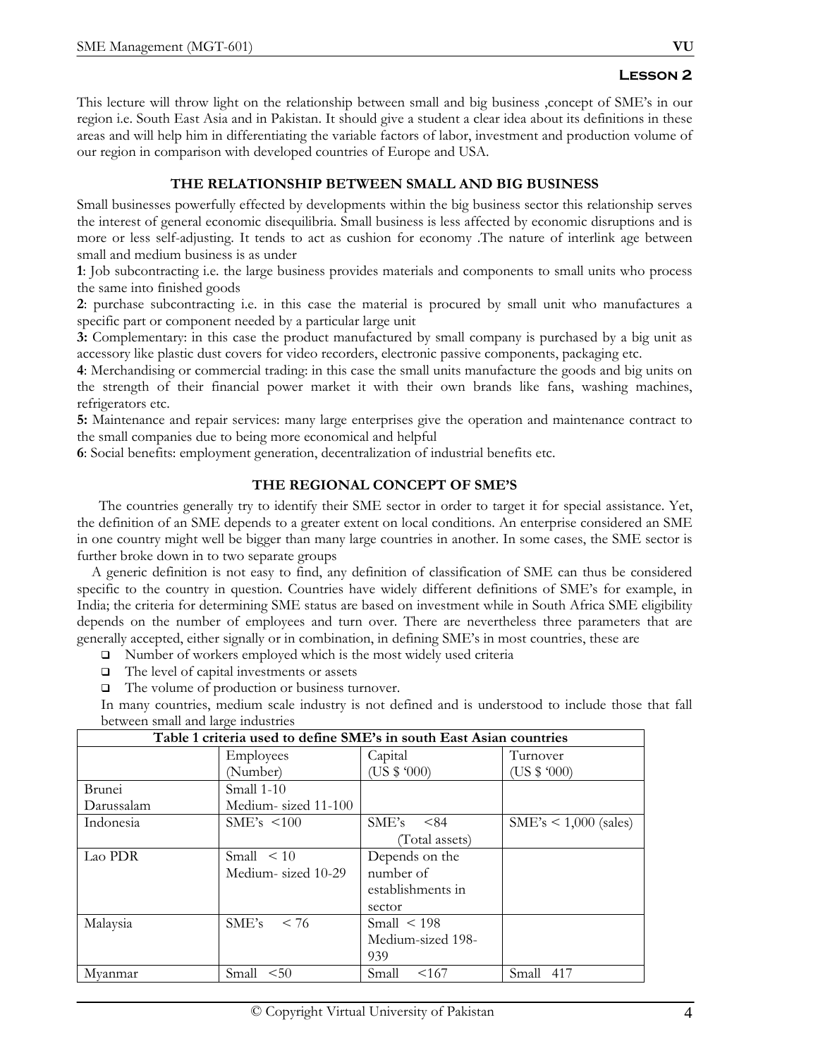## Lesson 2

This lecture will throw light on the relationship between small and big business ,concept of SME's in our region i.e. South East Asia and in Pakistan. It should give a student a clear idea about its definitions in these areas and will help him in differentiating the variable factors of labor, investment and production volume of our region in comparison with developed countries of Europe and USA.

### THE RELATIONSHIP BETWEEN SMALL AND BIG BUSINESS

Small businesses powerfully effected by developments within the big business sector this relationship serves the interest of general economic disequilibria. Small business is less affected by economic disruptions and is more or less self-adjusting. It tends to act as cushion for economy .The nature of interlink age between small and medium business is as under

**1**: Job subcontracting i.e. the large business provides materials and components to small units who process the same into finished goods

**2**: purchase subcontracting i.e. in this case the material is procured by small unit who manufactures a specific part or component needed by a particular large unit

**3:** Complementary: in this case the product manufactured by small company is purchased by a big unit as accessory like plastic dust covers for video recorders, electronic passive components, packaging etc.

**4**: Merchandising or commercial trading: in this case the small units manufacture the goods and big units on the strength of their financial power market it with their own brands like fans, washing machines, refrigerators etc.

**5:** Maintenance and repair services: many large enterprises give the operation and maintenance contract to the small companies due to being more economical and helpful

**6**: Social benefits: employment generation, decentralization of industrial benefits etc.

### THE REGIONAL CONCEPT OF SME'S

The countries generally try to identify their SME sector in order to target it for special assistance. Yet, the definition of an SME depends to a greater extent on local conditions. An enterprise considered an SME in one country might well be bigger than many large countries in another. In some cases, the SME sector is further broke down in to two separate groups

A generic definition is not easy to find, any definition of classification of SME can thus be considered specific to the country in question. Countries have widely different definitions of SME's for example, in India; the criteria for determining SME status are based on investment while in South Africa SME eligibility depends on the number of employees and turn over. There are nevertheless three parameters that are generally accepted, either signally or in combination, in defining SME's in most countries, these are

- Number of workers employed which is the most widely used criteria
- The level of capital investments or assets
- The volume of production or business turnover.

In many countries, medium scale industry is not defined and is understood to include those that fall between small and large industries

| Table 1 criteria used to define SME's in south East Asian countries | | | |
|---|---|---|---|
| | Employees (Number) | Capital (US $ '000) | Turnover (US $ '000) |
| Brunei Darussalam | Small 1-10<br>Medium- sized 11-100 | | |
| Indonesia | SME's <100 | SME's <84 (Total assets) | SME's < 1,000 (sales) |
| Lao PDR | Small < 10<br>Medium- sized 10-29 | Depends on the number of establishments in sector | |
| Malaysia | SME's < 76 | Small < 198<br>Medium-sized 198-939 | |
| Myanmar | Small <50 | Small <167 | Small 417 |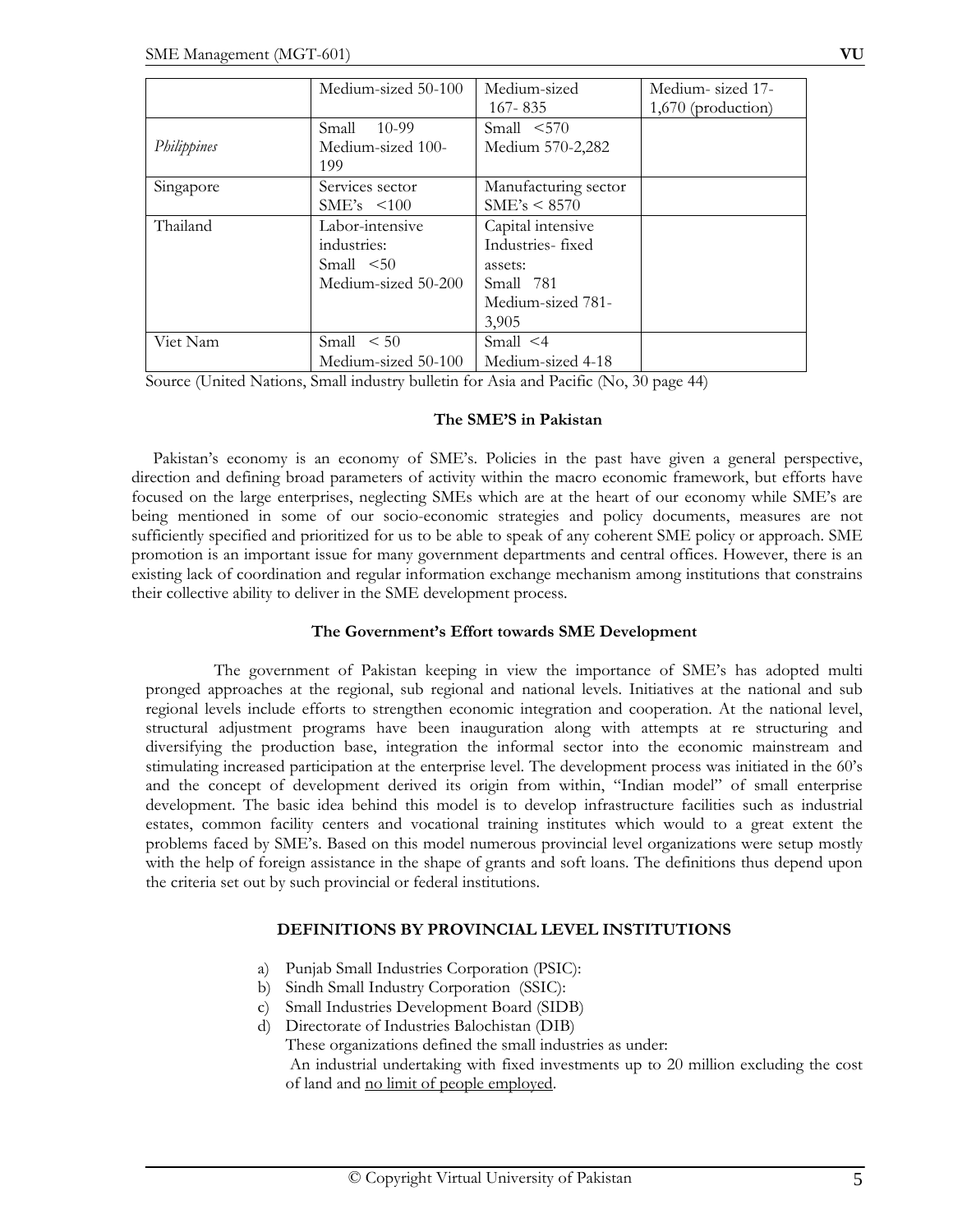|  | Medium-sized 50-100 | Medium-sized 167- 835 | Medium- sized 17-1,670 (production) |
|---|---|---|---|
| *Philippines* | Small 10-99 Medium-sized 100-199 | Small <570 Medium 570-2,282 |  |
| Singapore | Services sector SME's <100 | Manufacturing sector SME's < 8570 |  |
| Thailand | Labor-intensive industries: Small <50 Medium-sized 50-200 | Capital intensive Industries- fixed assets: Small 781 Medium-sized 781-3,905 |  |
| Viet Nam | Small < 50 Medium-sized 50-100 | Small <4 Medium-sized 4-18 |  |

Source (United Nations, Small industry bulletin for Asia and Pacific (No, 30 page 44)

### The SME'S in Pakistan

Pakistan's economy is an economy of SME's. Policies in the past have given a general perspective, direction and defining broad parameters of activity within the macro economic framework, but efforts have focused on the large enterprises, neglecting SMEs which are at the heart of our economy while SME's are being mentioned in some of our socio-economic strategies and policy documents, measures are not sufficiently specified and prioritized for us to be able to speak of any coherent SME policy or approach. SME promotion is an important issue for many government departments and central offices. However, there is an existing lack of coordination and regular information exchange mechanism among institutions that constrains their collective ability to deliver in the SME development process.

### The Government's Effort towards SME Development

The government of Pakistan keeping in view the importance of SME's has adopted multi pronged approaches at the regional, sub regional and national levels. Initiatives at the national and sub regional levels include efforts to strengthen economic integration and cooperation. At the national level, structural adjustment programs have been inauguration along with attempts at re structuring and diversifying the production base, integration the informal sector into the economic mainstream and stimulating increased participation at the enterprise level. The development process was initiated in the 60's and the concept of development derived its origin from within, "Indian model" of small enterprise development. The basic idea behind this model is to develop infrastructure facilities such as industrial estates, common facility centers and vocational training institutes which would to a great extent the problems faced by SME's. Based on this model numerous provincial level organizations were setup mostly with the help of foreign assistance in the shape of grants and soft loans. The definitions thus depend upon the criteria set out by such provincial or federal institutions.

### DEFINITIONS BY PROVINCIAL LEVEL INSTITUTIONS

a) Punjab Small Industries Corporation (PSIC):
b) Sindh Small Industry Corporation (SSIC):
c) Small Industries Development Board (SIDB)
d) Directorate of Industries Balochistan (DIB)
   These organizations defined the small industries as under:
   An industrial undertaking with fixed investments up to 20 million excluding the cost of land and <u>no limit of people employed</u>.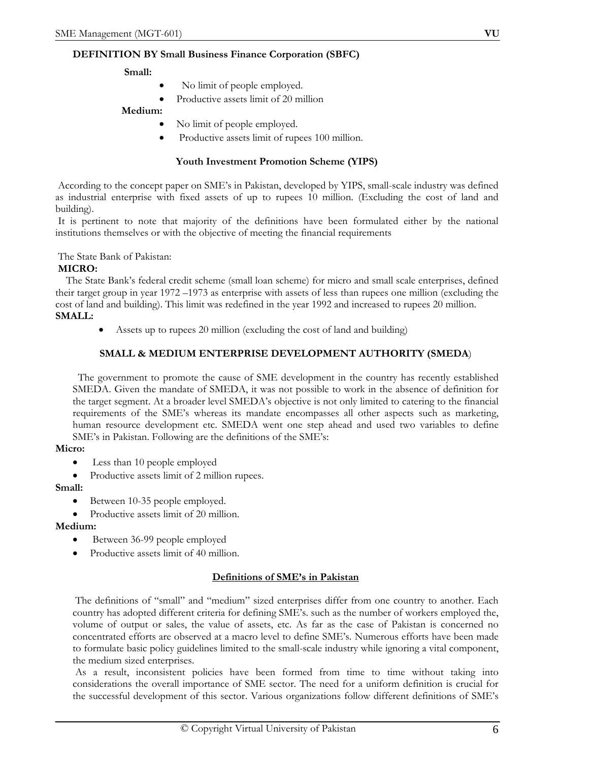**DEFINITION BY Small Business Finance Corporation (SBFC)**

**Small:**

- No limit of people employed.
- Productive assets limit of 20 million

**Medium:**

- No limit of people employed.
- Productive assets limit of rupees 100 million.

**Youth Investment Promotion Scheme (YIPS)**

According to the concept paper on SME's in Pakistan, developed by YIPS, small-scale industry was defined as industrial enterprise with fixed assets of up to rupees 10 million. (Excluding the cost of land and building).

It is pertinent to note that majority of the definitions have been formulated either by the national institutions themselves or with the objective of meeting the financial requirements

The State Bank of Pakistan:

**MICRO:**

The State Bank's federal credit scheme (small loan scheme) for micro and small scale enterprises, defined their target group in year 1972 –1973 as enterprise with assets of less than rupees one million (excluding the cost of land and building). This limit was redefined in the year 1992 and increased to rupees 20 million.

**SMALL:**

- Assets up to rupees 20 million (excluding the cost of land and building)

**SMALL & MEDIUM ENTERPRISE DEVELOPMENT AUTHORITY (SMEDA)**

The government to promote the cause of SME development in the country has recently established SMEDA. Given the mandate of SMEDA, it was not possible to work in the absence of definition for the target segment. At a broader level SMEDA's objective is not only limited to catering to the financial requirements of the SME's whereas its mandate encompasses all other aspects such as marketing, human resource development etc. SMEDA went one step ahead and used two variables to define SME's in Pakistan. Following are the definitions of the SME's:

**Micro:**

- Less than 10 people employed
- Productive assets limit of 2 million rupees.

**Small:**

- Between 10-35 people employed.
- Productive assets limit of 20 million.

**Medium:**

- Between 36-99 people employed
- Productive assets limit of 40 million.

**<u>Definitions of SME's in Pakistan</u>**

The definitions of "small" and "medium" sized enterprises differ from one country to another. Each country has adopted different criteria for defining SME's. such as the number of workers employed the, volume of output or sales, the value of assets, etc. As far as the case of Pakistan is concerned no concentrated efforts are observed at a macro level to define SME's. Numerous efforts have been made to formulate basic policy guidelines limited to the small-scale industry while ignoring a vital component, the medium sized enterprises.

As a result, inconsistent policies have been formed from time to time without taking into considerations the overall importance of SME sector. The need for a uniform definition is crucial for the successful development of this sector. Various organizations follow different definitions of SME's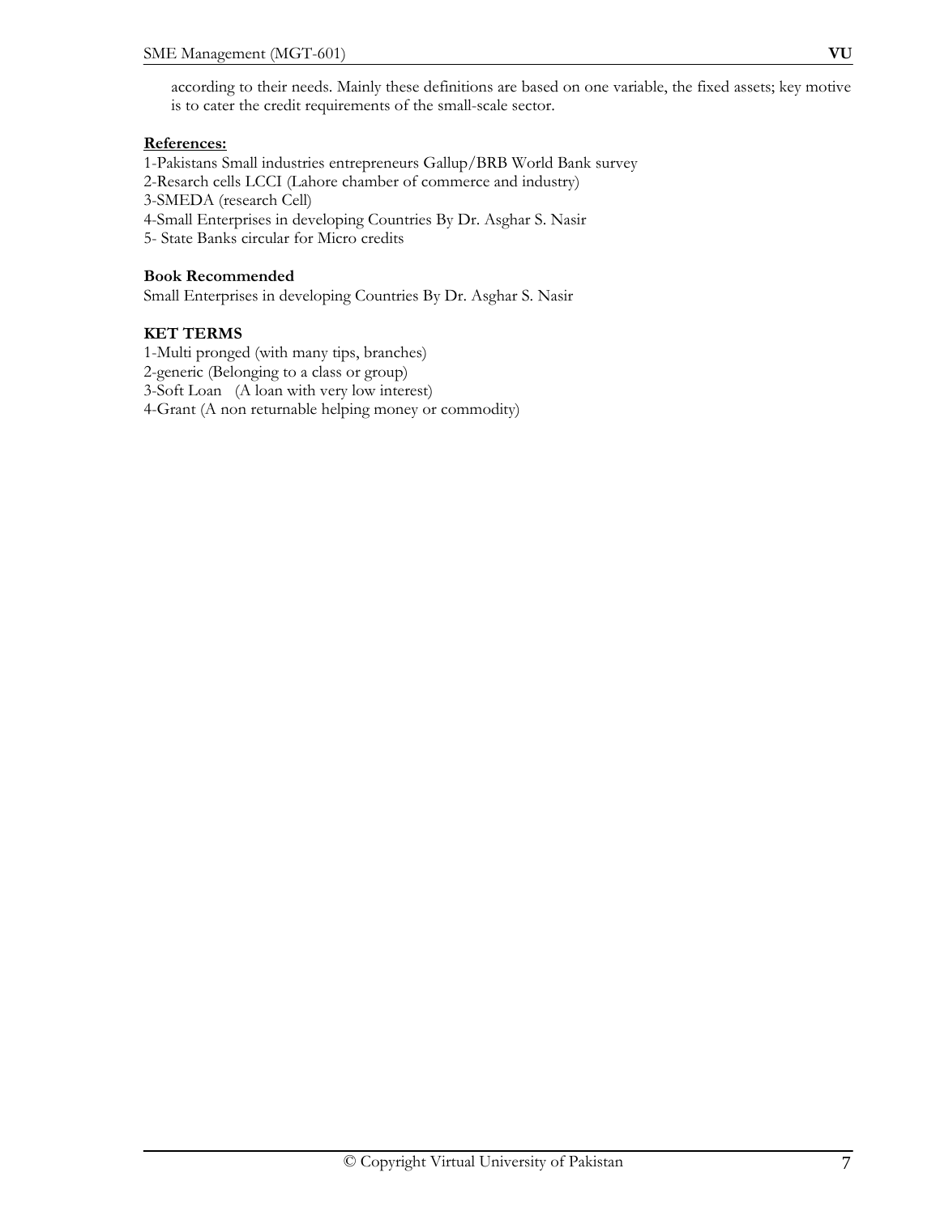according to their needs. Mainly these definitions are based on one variable, the fixed assets; key motive is to cater the credit requirements of the small-scale sector.

**References:**

1-Pakistans Small industries entrepreneurs Gallup/BRB World Bank survey
2-Resarch cells LCCI (Lahore chamber of commerce and industry)
3-SMEDA (research Cell)
4-Small Enterprises in developing Countries By Dr. Asghar S. Nasir
5- State Banks circular for Micro credits

**Book Recommended**

Small Enterprises in developing Countries By Dr. Asghar S. Nasir

**KET TERMS**

1-Multi pronged (with many tips, branches)
2-generic (Belonging to a class or group)
3-Soft Loan (A loan with very low interest)
4-Grant (A non returnable helping money or commodity)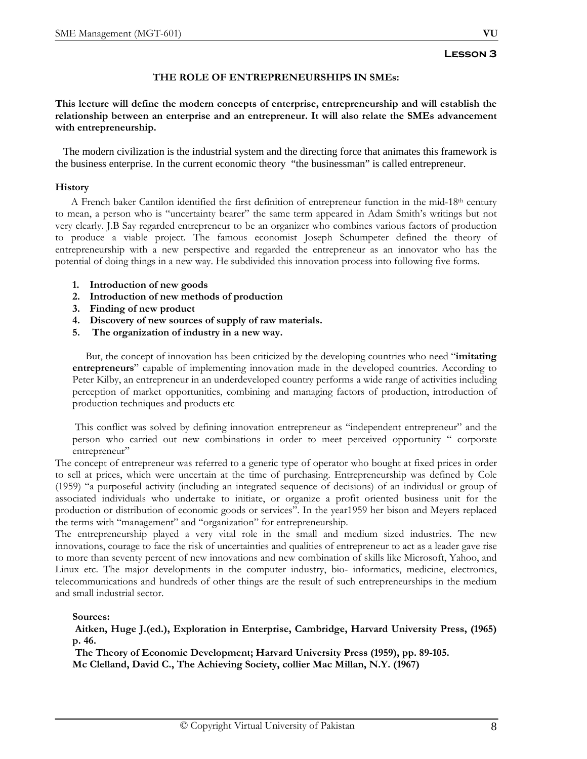## Lesson 3

### THE ROLE OF ENTREPRENEURSHIPS IN SMEs:

**This lecture will define the modern concepts of enterprise, entrepreneurship and will establish the relationship between an enterprise and an entrepreneur. It will also relate the SMEs advancement with entrepreneurship.**

The modern civilization is the industrial system and the directing force that animates this framework is the business enterprise. In the current economic theory "the businessman" is called entrepreneur.

**History**

A French baker Cantilon identified the first definition of entrepreneur function in the mid-18th century to mean, a person who is "uncertainty bearer" the same term appeared in Adam Smith's writings but not very clearly. J.B Say regarded entrepreneur to be an organizer who combines various factors of production to produce a viable project. The famous economist Joseph Schumpeter defined the theory of entrepreneurship with a new perspective and regarded the entrepreneur as an innovator who has the potential of doing things in a new way. He subdivided this innovation process into following five forms.

1. **Introduction of new goods**
2. **Introduction of new methods of production**
3. **Finding of new product**
4. **Discovery of new sources of supply of raw materials.**
5. **The organization of industry in a new way.**

But, the concept of innovation has been criticized by the developing countries who need "**imitating entrepreneurs**" capable of implementing innovation made in the developed countries. According to Peter Kilby, an entrepreneur in an underdeveloped country performs a wide range of activities including perception of market opportunities, combining and managing factors of production, introduction of production techniques and products etc

This conflict was solved by defining innovation entrepreneur as "independent entrepreneur" and the person who carried out new combinations in order to meet perceived opportunity " corporate entrepreneur"

The concept of entrepreneur was referred to a generic type of operator who bought at fixed prices in order to sell at prices, which were uncertain at the time of purchasing. Entrepreneurship was defined by Cole (1959) "a purposeful activity (including an integrated sequence of decisions) of an individual or group of associated individuals who undertake to initiate, or organize a profit oriented business unit for the production or distribution of economic goods or services". In the year1959 her bison and Meyers replaced the terms with "management" and "organization" for entrepreneurship.

The entrepreneurship played a very vital role in the small and medium sized industries. The new innovations, courage to face the risk of uncertainties and qualities of entrepreneur to act as a leader gave rise to more than seventy percent of new innovations and new combination of skills like Microsoft, Yahoo, and Linux etc. The major developments in the computer industry, bio- informatics, medicine, electronics, telecommunications and hundreds of other things are the result of such entrepreneurships in the medium and small industrial sector.

**Sources:**

**Aitken, Huge J.(ed.), Exploration in Enterprise, Cambridge, Harvard University Press, (1965) p. 46.**

**The Theory of Economic Development; Harvard University Press (1959), pp. 89-105.**

**Mc Clelland, David C., The Achieving Society, collier Mac Millan, N.Y. (1967)**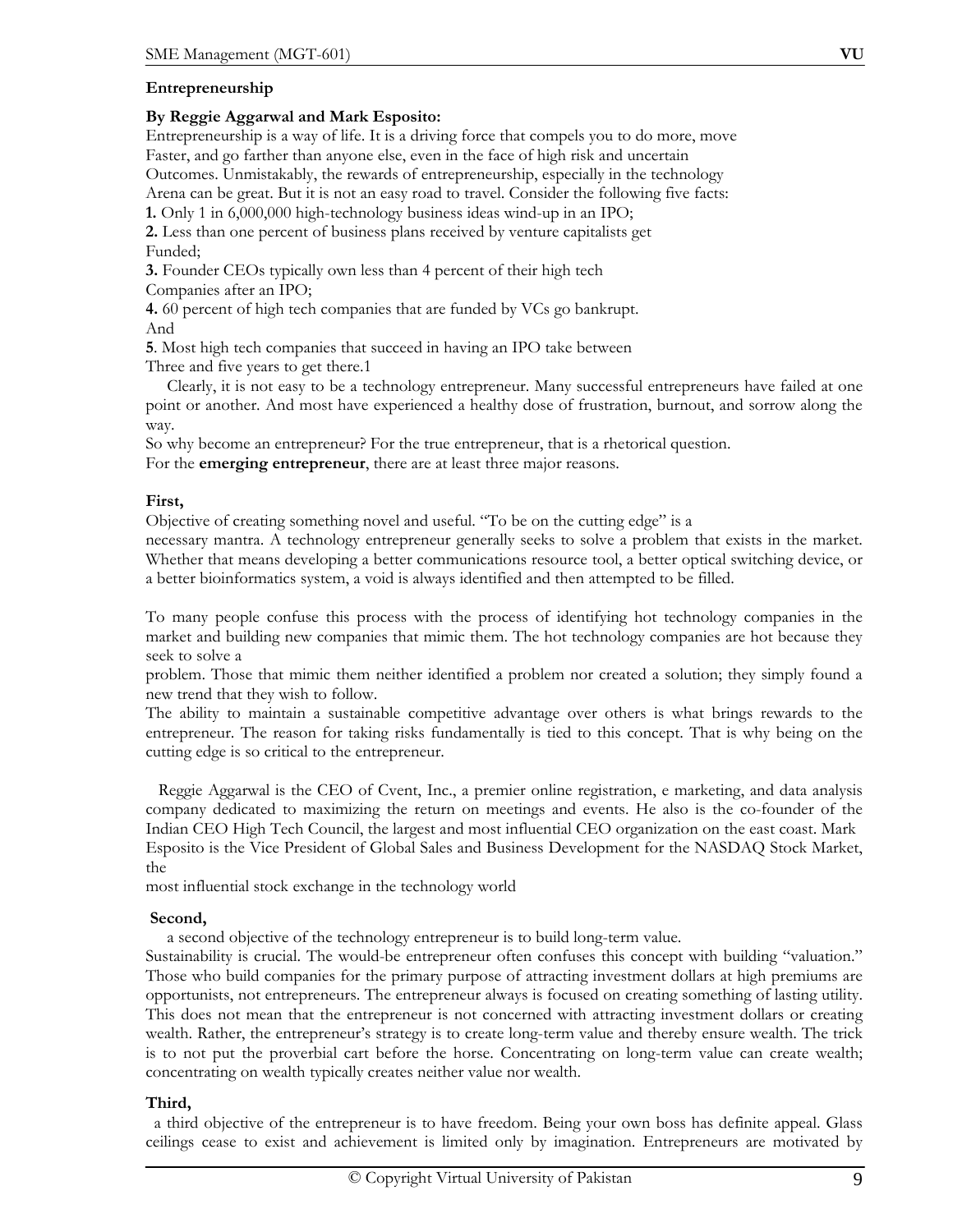**Entrepreneurship**

**By Reggie Aggarwal and Mark Esposito:**

Entrepreneurship is a way of life. It is a driving force that compels you to do more, move Faster, and go farther than anyone else, even in the face of high risk and uncertain Outcomes. Unmistakably, the rewards of entrepreneurship, especially in the technology Arena can be great. But it is not an easy road to travel. Consider the following five facts:

**1.** Only 1 in 6,000,000 high-technology business ideas wind-up in an IPO;

**2.** Less than one percent of business plans received by venture capitalists get Funded;

**3.** Founder CEOs typically own less than 4 percent of their high tech Companies after an IPO;

**4.** 60 percent of high tech companies that are funded by VCs go bankrupt. And

**5**. Most high tech companies that succeed in having an IPO take between Three and five years to get there.1

Clearly, it is not easy to be a technology entrepreneur. Many successful entrepreneurs have failed at one point or another. And most have experienced a healthy dose of frustration, burnout, and sorrow along the way.

So why become an entrepreneur? For the true entrepreneur, that is a rhetorical question.

For the **emerging entrepreneur**, there are at least three major reasons.

**First,**

Objective of creating something novel and useful. "To be on the cutting edge" is a necessary mantra. A technology entrepreneur generally seeks to solve a problem that exists in the market. Whether that means developing a better communications resource tool, a better optical switching device, or a better bioinformatics system, a void is always identified and then attempted to be filled.

To many people confuse this process with the process of identifying hot technology companies in the market and building new companies that mimic them. The hot technology companies are hot because they seek to solve a problem. Those that mimic them neither identified a problem nor created a solution; they simply found a new trend that they wish to follow.

The ability to maintain a sustainable competitive advantage over others is what brings rewards to the entrepreneur. The reason for taking risks fundamentally is tied to this concept. That is why being on the cutting edge is so critical to the entrepreneur.

Reggie Aggarwal is the CEO of Cvent, Inc., a premier online registration, e marketing, and data analysis company dedicated to maximizing the return on meetings and events. He also is the co-founder of the Indian CEO High Tech Council, the largest and most influential CEO organization on the east coast. Mark Esposito is the Vice President of Global Sales and Business Development for the NASDAQ Stock Market, the most influential stock exchange in the technology world

**Second,**

a second objective of the technology entrepreneur is to build long-term value.

Sustainability is crucial. The would-be entrepreneur often confuses this concept with building "valuation." Those who build companies for the primary purpose of attracting investment dollars at high premiums are opportunists, not entrepreneurs. The entrepreneur always is focused on creating something of lasting utility. This does not mean that the entrepreneur is not concerned with attracting investment dollars or creating wealth. Rather, the entrepreneur's strategy is to create long-term value and thereby ensure wealth. The trick is to not put the proverbial cart before the horse. Concentrating on long-term value can create wealth; concentrating on wealth typically creates neither value nor wealth.

**Third,**

a third objective of the entrepreneur is to have freedom. Being your own boss has definite appeal. Glass ceilings cease to exist and achievement is limited only by imagination. Entrepreneurs are motivated by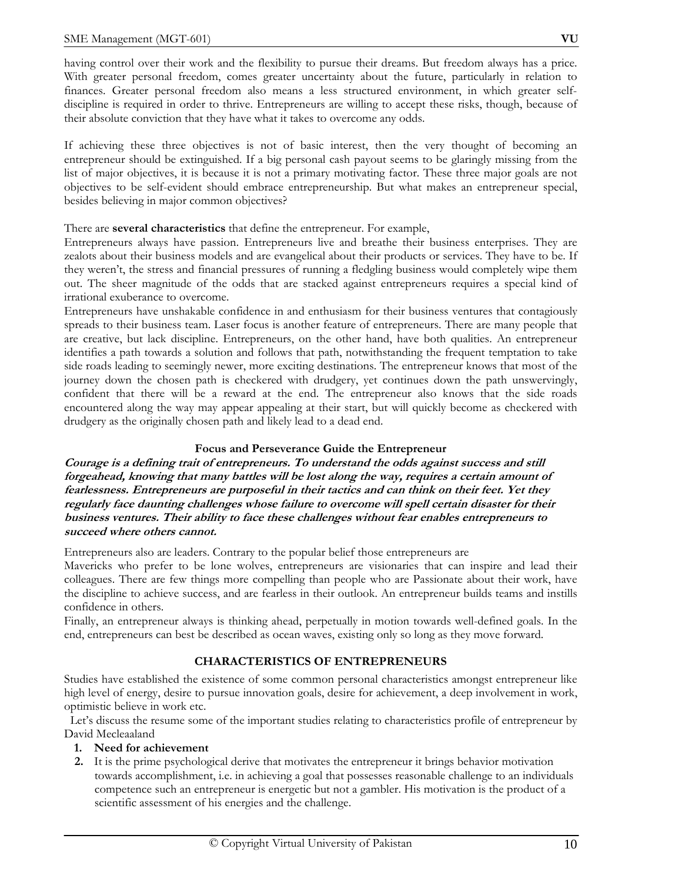having control over their work and the flexibility to pursue their dreams. But freedom always has a price. With greater personal freedom, comes greater uncertainty about the future, particularly in relation to finances. Greater personal freedom also means a less structured environment, in which greater self-discipline is required in order to thrive. Entrepreneurs are willing to accept these risks, though, because of their absolute conviction that they have what it takes to overcome any odds.

If achieving these three objectives is not of basic interest, then the very thought of becoming an entrepreneur should be extinguished. If a big personal cash payout seems to be glaringly missing from the list of major objectives, it is because it is not a primary motivating factor. These three major goals are not objectives to be self-evident should embrace entrepreneurship. But what makes an entrepreneur special, besides believing in major common objectives?

There are **several characteristics** that define the entrepreneur. For example,

Entrepreneurs always have passion. Entrepreneurs live and breathe their business enterprises. They are zealots about their business models and are evangelical about their products or services. They have to be. If they weren't, the stress and financial pressures of running a fledgling business would completely wipe them out. The sheer magnitude of the odds that are stacked against entrepreneurs requires a special kind of irrational exuberance to overcome.

Entrepreneurs have unshakable confidence in and enthusiasm for their business ventures that contagiously spreads to their business team. Laser focus is another feature of entrepreneurs. There are many people that are creative, but lack discipline. Entrepreneurs, on the other hand, have both qualities. An entrepreneur identifies a path towards a solution and follows that path, notwithstanding the frequent temptation to take side roads leading to seemingly newer, more exciting destinations. The entrepreneur knows that most of the journey down the chosen path is checkered with drudgery, yet continues down the path unswervingly, confident that there will be a reward at the end. The entrepreneur also knows that the side roads encountered along the way may appear appealing at their start, but will quickly become as checkered with drudgery as the originally chosen path and likely lead to a dead end.

**Focus and Perseverance Guide the Entrepreneur**

***Courage is a defining trait of entrepreneurs. To understand the odds against success and still forgeahead, knowing that many battles will be lost along the way, requires a certain amount of fearlessness. Entrepreneurs are purposeful in their tactics and can think on their feet. Yet they regularly face daunting challenges whose failure to overcome will spell certain disaster for their business ventures. Their ability to face these challenges without fear enables entrepreneurs to succeed where others cannot.***

Entrepreneurs also are leaders. Contrary to the popular belief those entrepreneurs are

Mavericks who prefer to be lone wolves, entrepreneurs are visionaries that can inspire and lead their colleagues. There are few things more compelling than people who are Passionate about their work, have the discipline to achieve success, and are fearless in their outlook. An entrepreneur builds teams and instills confidence in others.

Finally, an entrepreneur always is thinking ahead, perpetually in motion towards well-defined goals. In the end, entrepreneurs can best be described as ocean waves, existing only so long as they move forward.

## CHARACTERISTICS OF ENTREPRENEURS

Studies have established the existence of some common personal characteristics amongst entrepreneur like high level of energy, desire to pursue innovation goals, desire for achievement, a deep involvement in work, optimistic believe in work etc.

Let's discuss the resume some of the important studies relating to characteristics profile of entrepreneur by David Mecleaaland

1. **Need for achievement**
2. It is the prime psychological derive that motivates the entrepreneur it brings behavior motivation towards accomplishment, i.e. in achieving a goal that possesses reasonable challenge to an individuals competence such an entrepreneur is energetic but not a gambler. His motivation is the product of a scientific assessment of his energies and the challenge.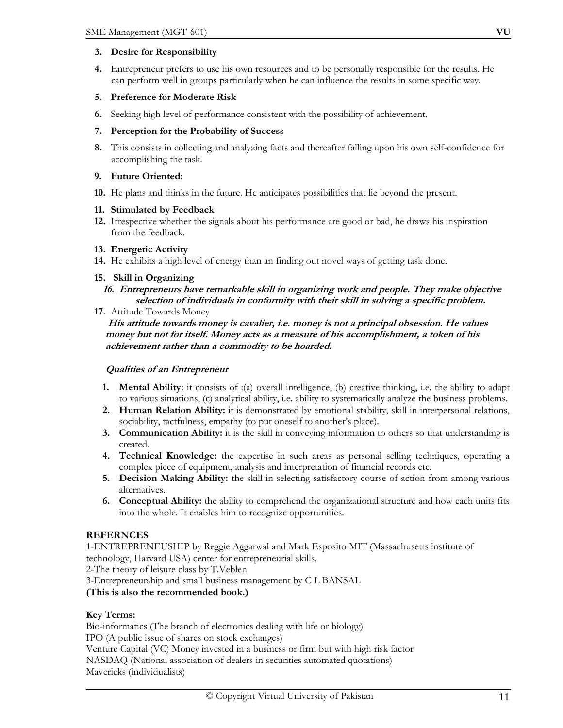3. **Desire for Responsibility**
4. Entrepreneur prefers to use his own resources and to be personally responsible for the results. He can perform well in groups particularly when he can influence the results in some specific way.
5. **Preference for Moderate Risk**
6. Seeking high level of performance consistent with the possibility of achievement.
7. **Perception for the Probability of Success**
8. This consists in collecting and analyzing facts and thereafter falling upon his own self-confidence for accomplishing the task.
9. **Future Oriented:**
10. He plans and thinks in the future. He anticipates possibilities that lie beyond the present.
11. **Stimulated by Feedback**
12. Irrespective whether the signals about his performance are good or bad, he draws his inspiration from the feedback.
13. **Energetic Activity**
14. He exhibits a high level of energy than an finding out novel ways of getting task done.
15. **Skill in Organizing**
16. ***Entrepreneurs have remarkable skill in organizing work and people. They make objective selection of individuals in conformity with their skill in solving a specific problem.***
17. Attitude Towards Money

***His attitude towards money is cavalier, i.e. money is not a principal obsession. He values money but not for itself. Money acts as a measure of his accomplishment, a token of his achievement rather than a commodity to be hoarded.***

***Qualities of an Entrepreneur***

1. **Mental Ability:** it consists of :(a) overall intelligence, (b) creative thinking, i.e. the ability to adapt to various situations, (c) analytical ability, i.e. ability to systematically analyze the business problems.
2. **Human Relation Ability:** it is demonstrated by emotional stability, skill in interpersonal relations, sociability, tactfulness, empathy (to put oneself to another's place).
3. **Communication Ability:** it is the skill in conveying information to others so that understanding is created.
4. **Technical Knowledge:** the expertise in such areas as personal selling techniques, operating a complex piece of equipment, analysis and interpretation of financial records etc.
5. **Decision Making Ability:** the skill in selecting satisfactory course of action from among various alternatives.
6. **Conceptual Ability:** the ability to comprehend the organizational structure and how each units fits into the whole. It enables him to recognize opportunities.

**REFERNCES**

1-ENTREPRENEUSHIP by Reggie Aggarwal and Mark Esposito MIT (Massachusetts institute of technology, Harvard USA) center for entrepreneurial skills.
2-The theory of leisure class by T.Veblen
3-Entrepreneurship and small business management by C L BANSAL
**(This is also the recommended book.)**

**Key Terms:**

Bio-informatics (The branch of electronics dealing with life or biology)
IPO (A public issue of shares on stock exchanges)
Venture Capital (VC) Money invested in a business or firm but with high risk factor
NASDAQ (National association of dealers in securities automated quotations)
Mavericks (individualists)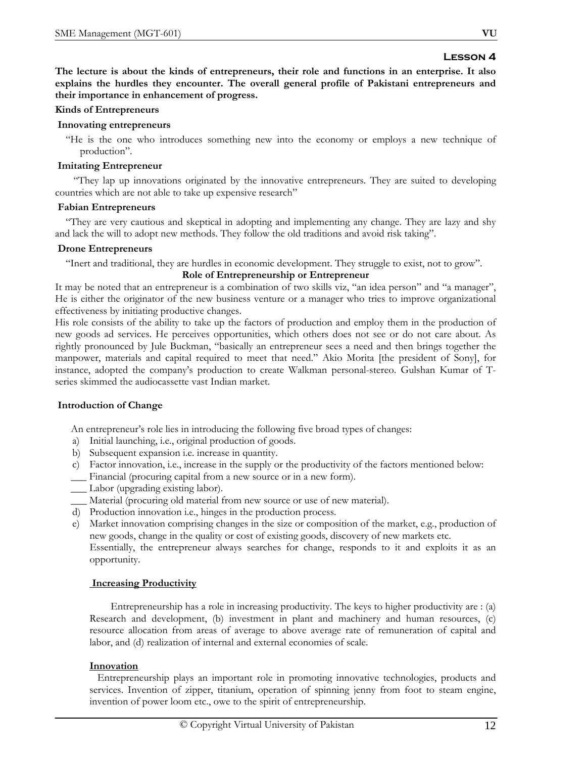## Lesson 4

**The lecture is about the kinds of entrepreneurs, their role and functions in an enterprise. It also explains the hurdles they encounter. The overall general profile of Pakistani entrepreneurs and their importance in enhancement of progress.**

### Kinds of Entrepreneurs

#### Innovating entrepreneurs

"He is the one who introduces something new into the economy or employs a new technique of production".

#### Imitating Entrepreneur

"They lap up innovations originated by the innovative entrepreneurs. They are suited to developing countries which are not able to take up expensive research"

#### Fabian Entrepreneurs

"They are very cautious and skeptical in adopting and implementing any change. They are lazy and shy and lack the will to adopt new methods. They follow the old traditions and avoid risk taking".

#### Drone Entrepreneurs

"Inert and traditional, they are hurdles in economic development. They struggle to exist, not to grow".

### Role of Entrepreneurship or Entrepreneur

It may be noted that an entrepreneur is a combination of two skills viz, "an idea person" and "a manager", He is either the originator of the new business venture or a manager who tries to improve organizational effectiveness by initiating productive changes.

His role consists of the ability to take up the factors of production and employ them in the production of new goods ad services. He perceives opportunities, which others does not see or do not care about. As rightly pronounced by Jule Buckman, "basically an entrepreneur sees a need and then brings together the manpower, materials and capital required to meet that need." Akio Morita [the president of Sony], for instance, adopted the company's production to create Walkman personal-stereo. Gulshan Kumar of T-series skimmed the audiocassette vast Indian market.

#### Introduction of Change

An entrepreneur's role lies in introducing the following five broad types of changes:

a) Initial launching, i.e., original production of goods.
b) Subsequent expansion i.e. increase in quantity.
c) Factor innovation, i.e., increase in the supply or the productivity of the factors mentioned below:
   - ___ Financial (procuring capital from a new source or in a new form).
   - ___ Labor (upgrading existing labor).
   - ___ Material (procuring old material from new source or use of new material).
d) Production innovation i.e., hinges in the production process.
e) Market innovation comprising changes in the size or composition of the market, e.g., production of new goods, change in the quality or cost of existing goods, discovery of new markets etc.

   Essentially, the entrepreneur always searches for change, responds to it and exploits it as an opportunity.

#### Increasing Productivity

Entrepreneurship has a role in increasing productivity. The keys to higher productivity are : (a) Research and development, (b) investment in plant and machinery and human resources, (c) resource allocation from areas of average to above average rate of remuneration of capital and labor, and (d) realization of internal and external economies of scale.

#### Innovation

Entrepreneurship plays an important role in promoting innovative technologies, products and services. Invention of zipper, titanium, operation of spinning jenny from foot to steam engine, invention of power loom etc., owe to the spirit of entrepreneurship.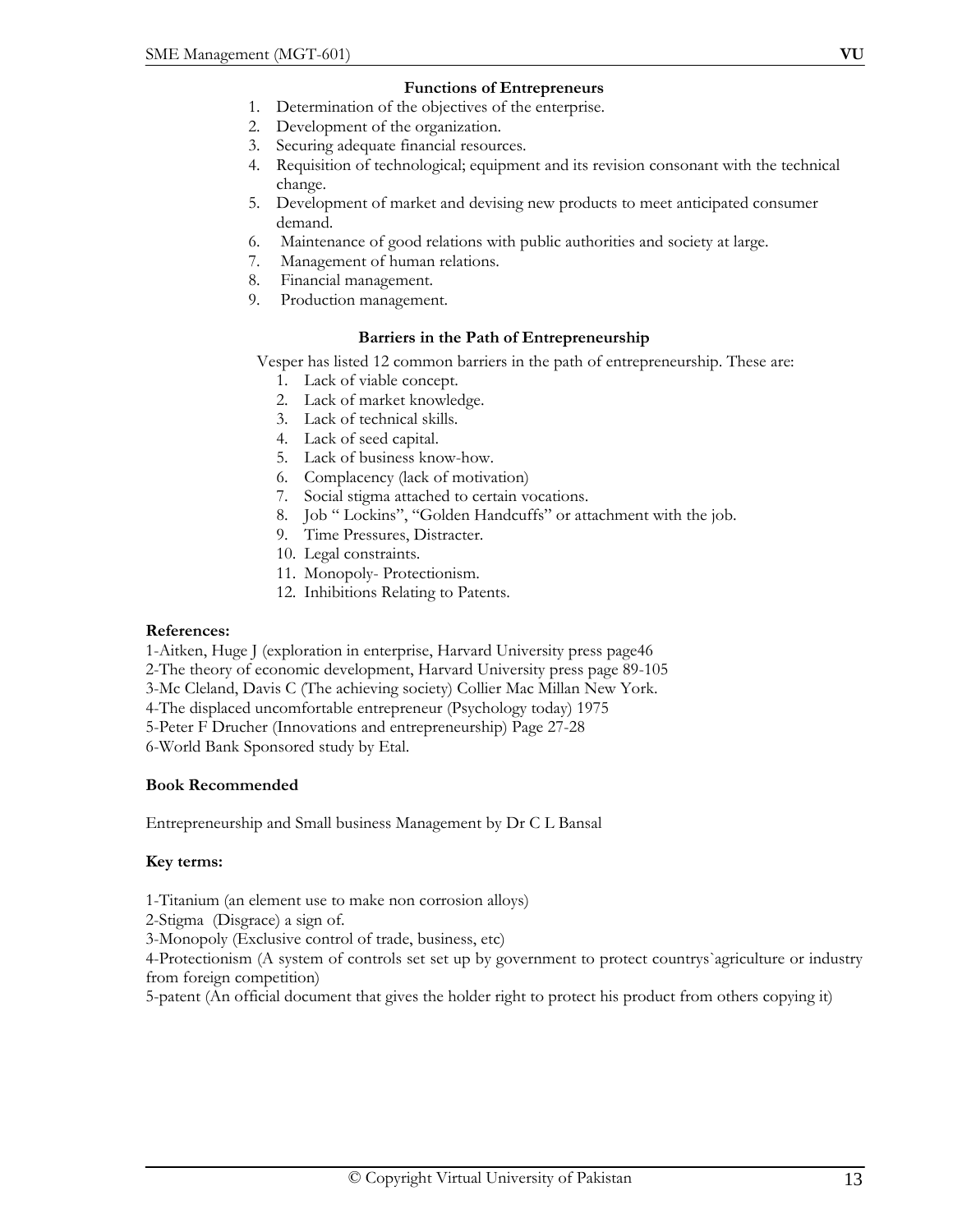### Functions of Entrepreneurs

1. Determination of the objectives of the enterprise.
2. Development of the organization.
3. Securing adequate financial resources.
4. Requisition of technological; equipment and its revision consonant with the technical change.
5. Development of market and devising new products to meet anticipated consumer demand.
6. Maintenance of good relations with public authorities and society at large.
7. Management of human relations.
8. Financial management.
9. Production management.

### Barriers in the Path of Entrepreneurship

Vesper has listed 12 common barriers in the path of entrepreneurship. These are:

1. Lack of viable concept.
2. Lack of market knowledge.
3. Lack of technical skills.
4. Lack of seed capital.
5. Lack of business know-how.
6. Complacency (lack of motivation)
7. Social stigma attached to certain vocations.
8. Job " Lockins", "Golden Handcuffs" or attachment with the job.
9. Time Pressures, Distracter.
10. Legal constraints.
11. Monopoly- Protectionism.
12. Inhibitions Relating to Patents.

**References:**

1-Aitken, Huge J (exploration in enterprise, Harvard University press page46
2-The theory of economic development, Harvard University press page 89-105
3-Mc Cleland, Davis C (The achieving society) Collier Mac Millan New York.
4-The displaced uncomfortable entrepreneur (Psychology today) 1975
5-Peter F Drucher (Innovations and entrepreneurship) Page 27-28
6-World Bank Sponsored study by Etal.

**Book Recommended**

Entrepreneurship and Small business Management by Dr C L Bansal

**Key terms:**

1-Titanium (an element use to make non corrosion alloys)
2-Stigma (Disgrace) a sign of.
3-Monopoly (Exclusive control of trade, business, etc)
4-Protectionism (A system of controls set set up by government to protect countrys`agriculture or industry from foreign competition)
5-patent (An official document that gives the holder right to protect his product from others copying it)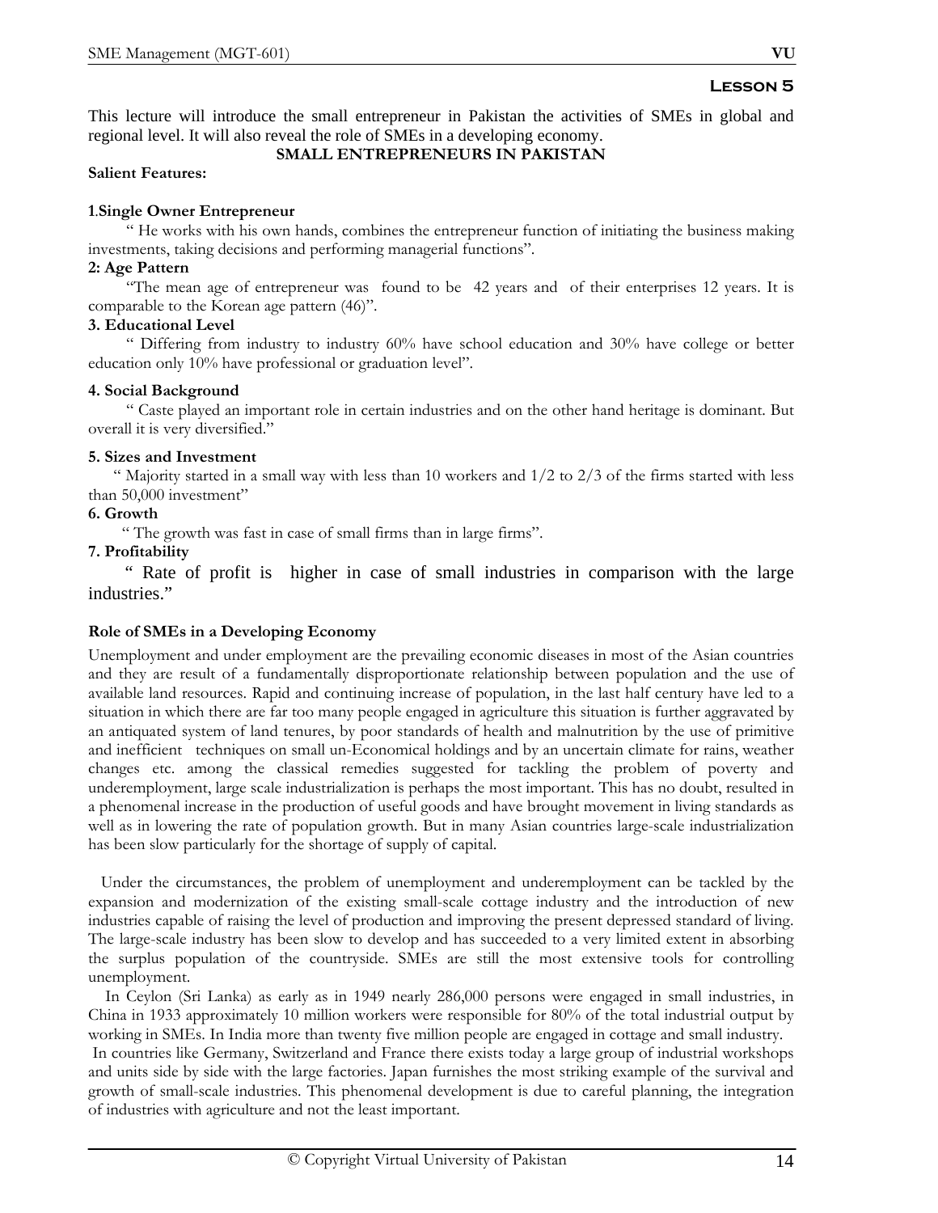## Lesson 5

This lecture will introduce the small entrepreneur in Pakistan the activities of SMEs in global and regional level. It will also reveal the role of SMEs in a developing economy.

### SMALL ENTREPRENEURS IN PAKISTAN

**Salient Features:**

**1.Single Owner Entrepreneur**

" He works with his own hands, combines the entrepreneur function of initiating the business making investments, taking decisions and performing managerial functions".

**2: Age Pattern**

"The mean age of entrepreneur was found to be 42 years and of their enterprises 12 years. It is comparable to the Korean age pattern (46)".

**3. Educational Level**

" Differing from industry to industry 60% have school education and 30% have college or better education only 10% have professional or graduation level".

**4. Social Background**

" Caste played an important role in certain industries and on the other hand heritage is dominant. But overall it is very diversified."

**5. Sizes and Investment**

" Majority started in a small way with less than 10 workers and 1/2 to 2/3 of the firms started with less than 50,000 investment"

**6. Growth**

" The growth was fast in case of small firms than in large firms".

**7. Profitability**

" Rate of profit is higher in case of small industries in comparison with the large industries."

**Role of SMEs in a Developing Economy**

Unemployment and under employment are the prevailing economic diseases in most of the Asian countries and they are result of a fundamentally disproportionate relationship between population and the use of available land resources. Rapid and continuing increase of population, in the last half century have led to a situation in which there are far too many people engaged in agriculture this situation is further aggravated by an antiquated system of land tenures, by poor standards of health and malnutrition by the use of primitive and inefficient techniques on small un-Economical holdings and by an uncertain climate for rains, weather changes etc. among the classical remedies suggested for tackling the problem of poverty and underemployment, large scale industrialization is perhaps the most important. This has no doubt, resulted in a phenomenal increase in the production of useful goods and have brought movement in living standards as well as in lowering the rate of population growth. But in many Asian countries large-scale industrialization has been slow particularly for the shortage of supply of capital.

Under the circumstances, the problem of unemployment and underemployment can be tackled by the expansion and modernization of the existing small-scale cottage industry and the introduction of new industries capable of raising the level of production and improving the present depressed standard of living. The large-scale industry has been slow to develop and has succeeded to a very limited extent in absorbing the surplus population of the countryside. SMEs are still the most extensive tools for controlling unemployment.

In Ceylon (Sri Lanka) as early as in 1949 nearly 286,000 persons were engaged in small industries, in China in 1933 approximately 10 million workers were responsible for 80% of the total industrial output by working in SMEs. In India more than twenty five million people are engaged in cottage and small industry.

In countries like Germany, Switzerland and France there exists today a large group of industrial workshops and units side by side with the large factories. Japan furnishes the most striking example of the survival and growth of small-scale industries. This phenomenal development is due to careful planning, the integration of industries with agriculture and not the least important.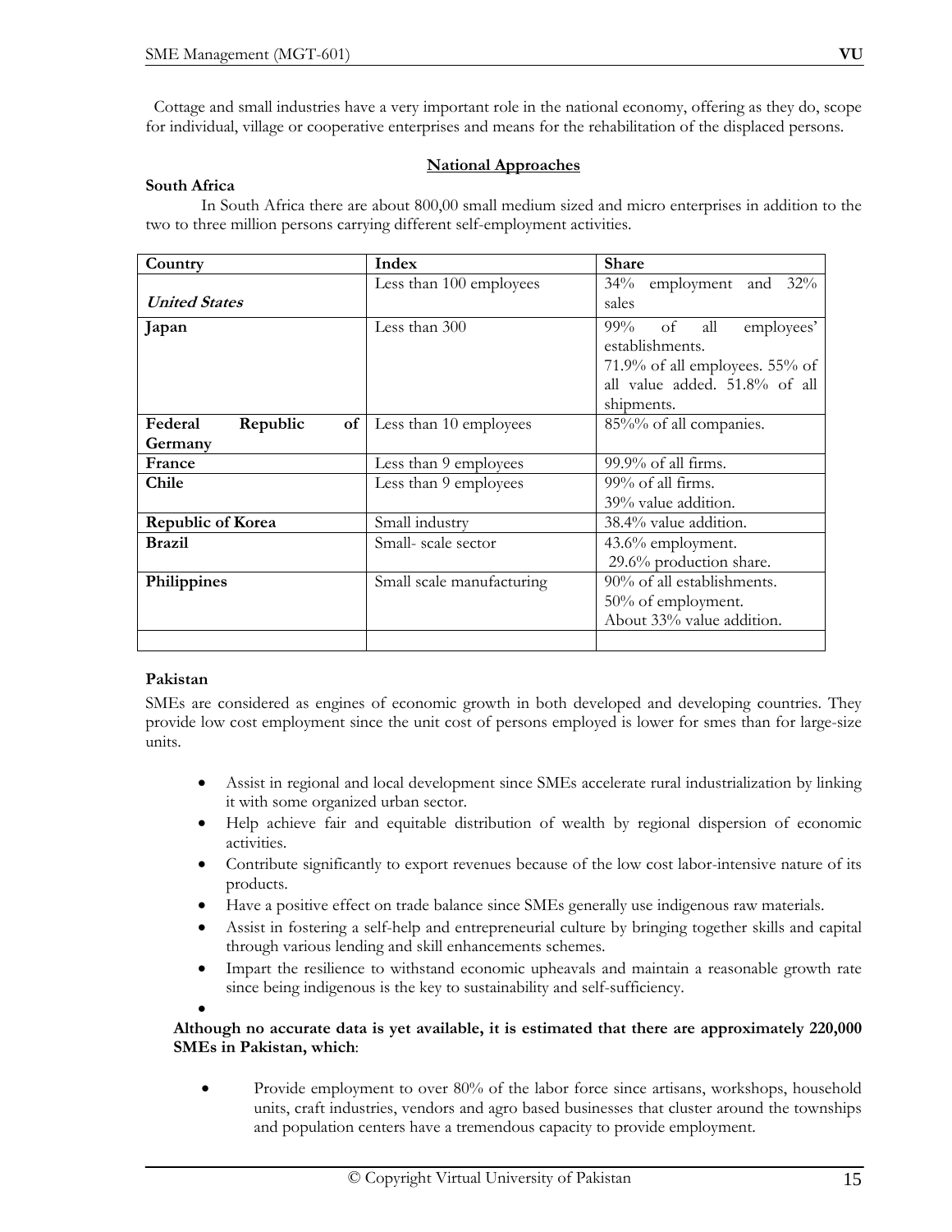Cottage and small industries have a very important role in the national economy, offering as they do, scope for individual, village or cooperative enterprises and means for the rehabilitation of the displaced persons.

## National Approaches

**South Africa**

In South Africa there are about 800,00 small medium sized and micro enterprises in addition to the two to three million persons carrying different self-employment activities.

| Country | Index | Share |
|---|---|---|
| ***United States*** | Less than 100 employees | 34% employment and 32% sales |
| **Japan** | Less than 300 | 99% of all employees' establishments.<br>71.9% of all employees. 55% of all value added. 51.8% of all shipments. |
| **Federal Republic of Germany** | Less than 10 employees | 85%% of all companies. |
| **France** | Less than 9 employees | 99.9% of all firms. |
| **Chile** | Less than 9 employees | 99% of all firms.<br>39% value addition. |
| **Republic of Korea** | Small industry | 38.4% value addition. |
| **Brazil** | Small- scale sector | 43.6% employment.<br>29.6% production share. |
| **Philippines** | Small scale manufacturing | 90% of all establishments.<br>50% of employment.<br>About 33% value addition. |
| | | |

**Pakistan**

SMEs are considered as engines of economic growth in both developed and developing countries. They provide low cost employment since the unit cost of persons employed is lower for smes than for large-size units.

- Assist in regional and local development since SMEs accelerate rural industrialization by linking it with some organized urban sector.
- Help achieve fair and equitable distribution of wealth by regional dispersion of economic activities.
- Contribute significantly to export revenues because of the low cost labor-intensive nature of its products.
- Have a positive effect on trade balance since SMEs generally use indigenous raw materials.
- Assist in fostering a self-help and entrepreneurial culture by bringing together skills and capital through various lending and skill enhancements schemes.
- Impart the resilience to withstand economic upheavals and maintain a reasonable growth rate since being indigenous is the key to sustainability and self-sufficiency.

**Although no accurate data is yet available, it is estimated that there are approximately 220,000 SMEs in Pakistan, which**:

- Provide employment to over 80% of the labor force since artisans, workshops, household units, craft industries, vendors and agro based businesses that cluster around the townships and population centers have a tremendous capacity to provide employment.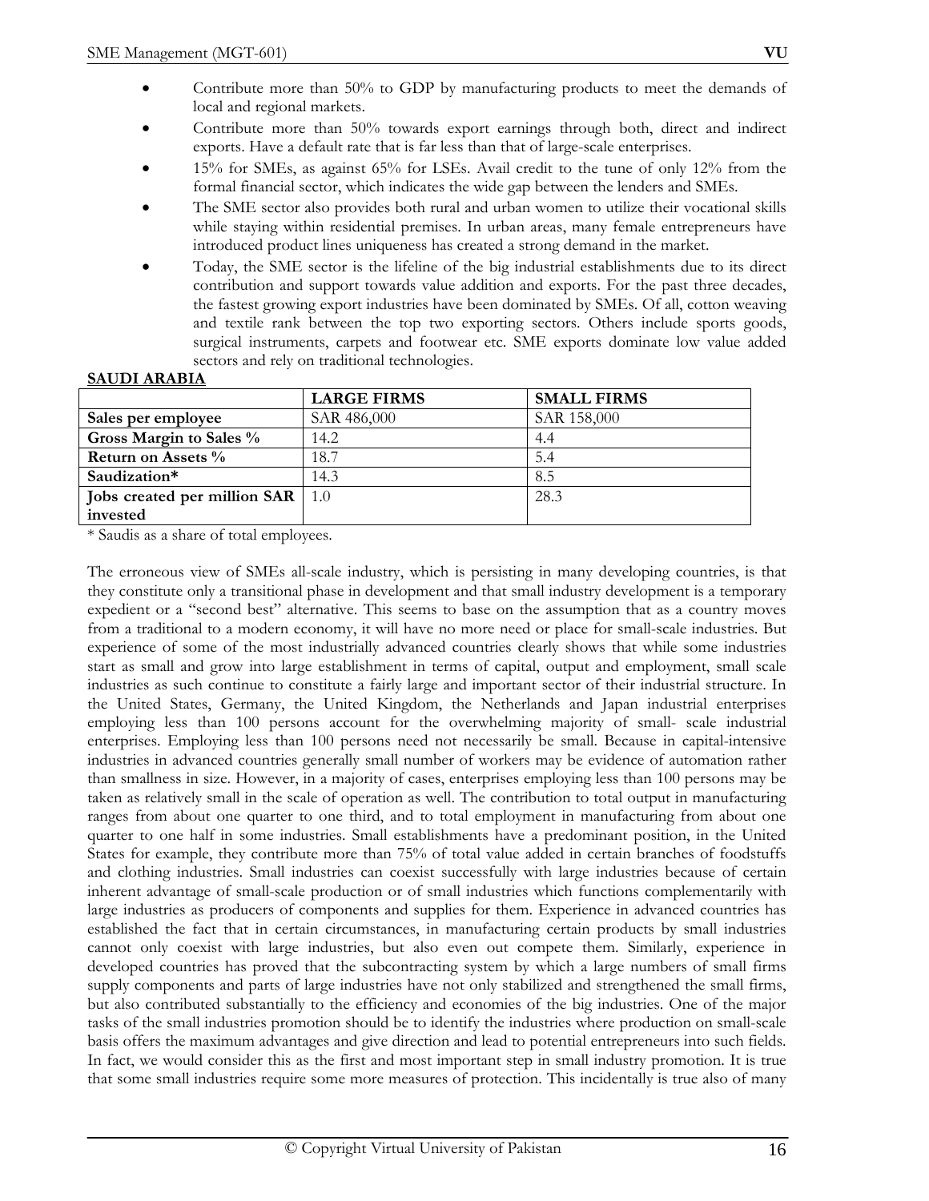- Contribute more than 50% to GDP by manufacturing products to meet the demands of local and regional markets.
- Contribute more than 50% towards export earnings through both, direct and indirect exports. Have a default rate that is far less than that of large-scale enterprises.
- 15% for SMEs, as against 65% for LSEs. Avail credit to the tune of only 12% from the formal financial sector, which indicates the wide gap between the lenders and SMEs.
- The SME sector also provides both rural and urban women to utilize their vocational skills while staying within residential premises. In urban areas, many female entrepreneurs have introduced product lines uniqueness has created a strong demand in the market.
- Today, the SME sector is the lifeline of the big industrial establishments due to its direct contribution and support towards value addition and exports. For the past three decades, the fastest growing export industries have been dominated by SMEs. Of all, cotton weaving and textile rank between the top two exporting sectors. Others include sports goods, surgical instruments, carpets and footwear etc. SME exports dominate low value added sectors and rely on traditional technologies.

**SAUDI ARABIA**

| | **LARGE FIRMS** | **SMALL FIRMS** |
|---|---|---|
| **Sales per employee** | SAR 486,000 | SAR 158,000 |
| **Gross Margin to Sales %** | 14.2 | 4.4 |
| **Return on Assets %** | 18.7 | 5.4 |
| **Saudization*** | 14.3 | 8.5 |
| **Jobs created per million SAR invested** | 1.0 | 28.3 |

* Saudis as a share of total employees.

The erroneous view of SMEs all-scale industry, which is persisting in many developing countries, is that they constitute only a transitional phase in development and that small industry development is a temporary expedient or a "second best" alternative. This seems to base on the assumption that as a country moves from a traditional to a modern economy, it will have no more need or place for small-scale industries. But experience of some of the most industrially advanced countries clearly shows that while some industries start as small and grow into large establishment in terms of capital, output and employment, small scale industries as such continue to constitute a fairly large and important sector of their industrial structure. In the United States, Germany, the United Kingdom, the Netherlands and Japan industrial enterprises employing less than 100 persons account for the overwhelming majority of small- scale industrial enterprises. Employing less than 100 persons need not necessarily be small. Because in capital-intensive industries in advanced countries generally small number of workers may be evidence of automation rather than smallness in size. However, in a majority of cases, enterprises employing less than 100 persons may be taken as relatively small in the scale of operation as well. The contribution to total output in manufacturing ranges from about one quarter to one third, and to total employment in manufacturing from about one quarter to one half in some industries. Small establishments have a predominant position, in the United States for example, they contribute more than 75% of total value added in certain branches of foodstuffs and clothing industries. Small industries can coexist successfully with large industries because of certain inherent advantage of small-scale production or of small industries which functions complementarily with large industries as producers of components and supplies for them. Experience in advanced countries has established the fact that in certain circumstances, in manufacturing certain products by small industries cannot only coexist with large industries, but also even out compete them. Similarly, experience in developed countries has proved that the subcontracting system by which a large numbers of small firms supply components and parts of large industries have not only stabilized and strengthened the small firms, but also contributed substantially to the efficiency and economies of the big industries. One of the major tasks of the small industries promotion should be to identify the industries where production on small-scale basis offers the maximum advantages and give direction and lead to potential entrepreneurs into such fields. In fact, we would consider this as the first and most important step in small industry promotion. It is true that some small industries require some more measures of protection. This incidentally is true also of many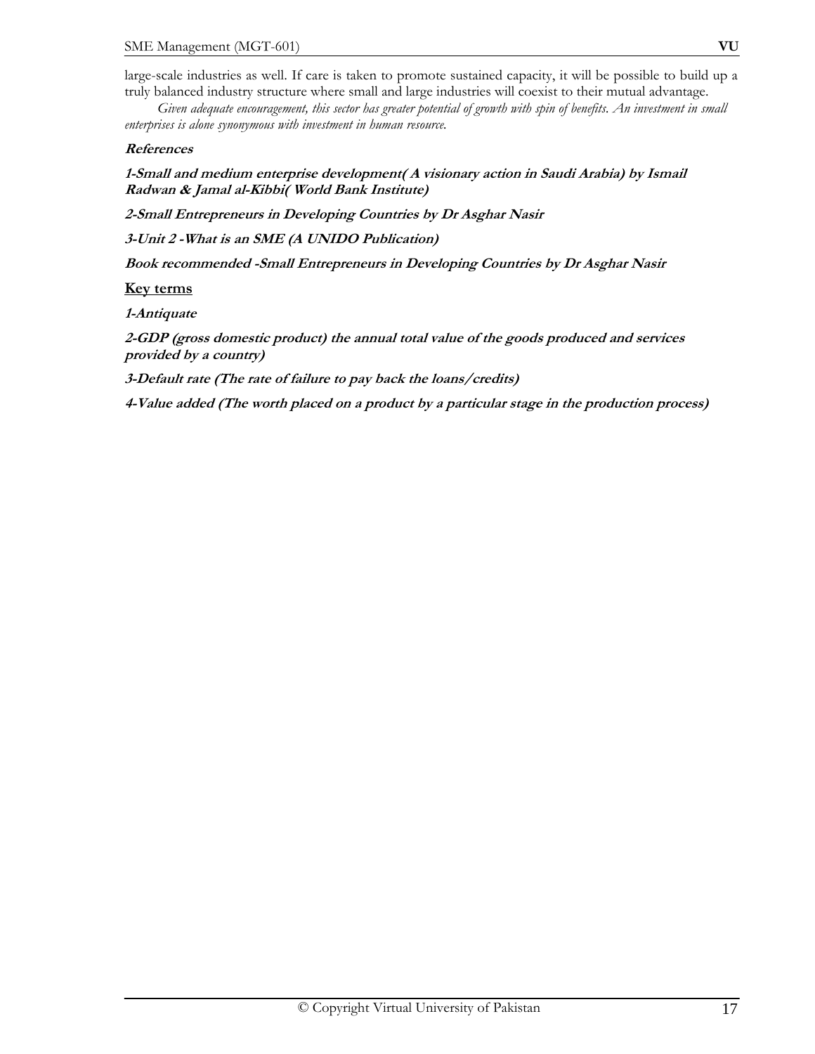large-scale industries as well. If care is taken to promote sustained capacity, it will be possible to build up a truly balanced industry structure where small and large industries will coexist to their mutual advantage.

*Given adequate encouragement, this sector has greater potential of growth with spin of benefits. An investment in small enterprises is alone synonymous with investment in human resource.*

**References**

**1-Small and medium enterprise development( A visionary action in Saudi Arabia) by Ismail Radwan & Jamal al-Kibbi( World Bank Institute)**

**2-Small Entrepreneurs in Developing Countries by Dr Asghar Nasir**

**3-Unit 2 -What is an SME (A UNIDO Publication)**

**Book recommended -Small Entrepreneurs in Developing Countries by Dr Asghar Nasir**

**Key terms**

**1-Antiquate**

**2-GDP (gross domestic product) the annual total value of the goods produced and services provided by a country)**

**3-Default rate (The rate of failure to pay back the loans/credits)**

**4-Value added (The worth placed on a product by a particular stage in the production process)**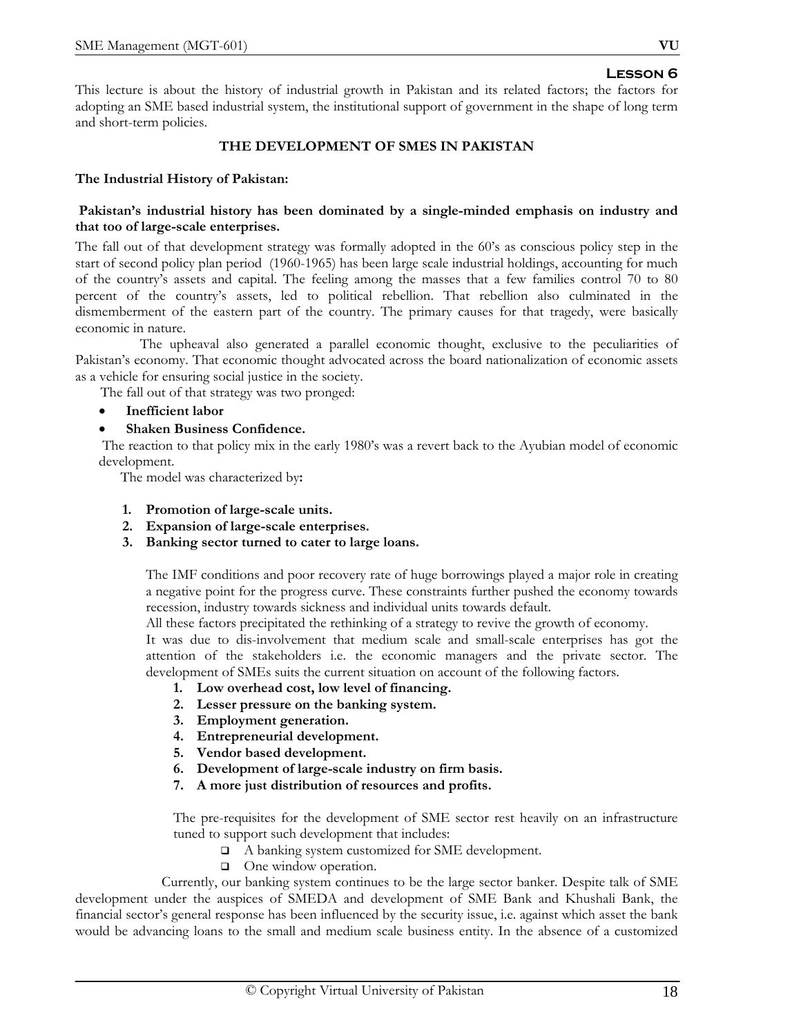## Lesson 6

This lecture is about the history of industrial growth in Pakistan and its related factors; the factors for adopting an SME based industrial system, the institutional support of government in the shape of long term and short-term policies.

### THE DEVELOPMENT OF SMES IN PAKISTAN

**The Industrial History of Pakistan:**

**Pakistan's industrial history has been dominated by a single-minded emphasis on industry and that too of large-scale enterprises.**

The fall out of that development strategy was formally adopted in the 60's as conscious policy step in the start of second policy plan period (1960-1965) has been large scale industrial holdings, accounting for much of the country's assets and capital. The feeling among the masses that a few families control 70 to 80 percent of the country's assets, led to political rebellion. That rebellion also culminated in the dismemberment of the eastern part of the country. The primary causes for that tragedy, were basically economic in nature.

The upheaval also generated a parallel economic thought, exclusive to the peculiarities of Pakistan's economy. That economic thought advocated across the board nationalization of economic assets as a vehicle for ensuring social justice in the society.

The fall out of that strategy was two pronged:

- **Inefficient labor**
- **Shaken Business Confidence.**

The reaction to that policy mix in the early 1980's was a revert back to the Ayubian model of economic development.

The model was characterized by**:**

1. **Promotion of large-scale units.**
2. **Expansion of large-scale enterprises.**
3. **Banking sector turned to cater to large loans.**

The IMF conditions and poor recovery rate of huge borrowings played a major role in creating a negative point for the progress curve. These constraints further pushed the economy towards recession, industry towards sickness and individual units towards default.

All these factors precipitated the rethinking of a strategy to revive the growth of economy.

It was due to dis-involvement that medium scale and small-scale enterprises has got the attention of the stakeholders i.e. the economic managers and the private sector. The development of SMEs suits the current situation on account of the following factors.

1. **Low overhead cost, low level of financing.**
2. **Lesser pressure on the banking system.**
3. **Employment generation.**
4. **Entrepreneurial development.**
5. **Vendor based development.**
6. **Development of large-scale industry on firm basis.**
7. **A more just distribution of resources and profits.**

The pre-requisites for the development of SME sector rest heavily on an infrastructure tuned to support such development that includes:

- A banking system customized for SME development.
- One window operation.

Currently, our banking system continues to be the large sector banker. Despite talk of SME development under the auspices of SMEDA and development of SME Bank and Khushali Bank, the financial sector's general response has been influenced by the security issue, i.e. against which asset the bank would be advancing loans to the small and medium scale business entity. In the absence of a customized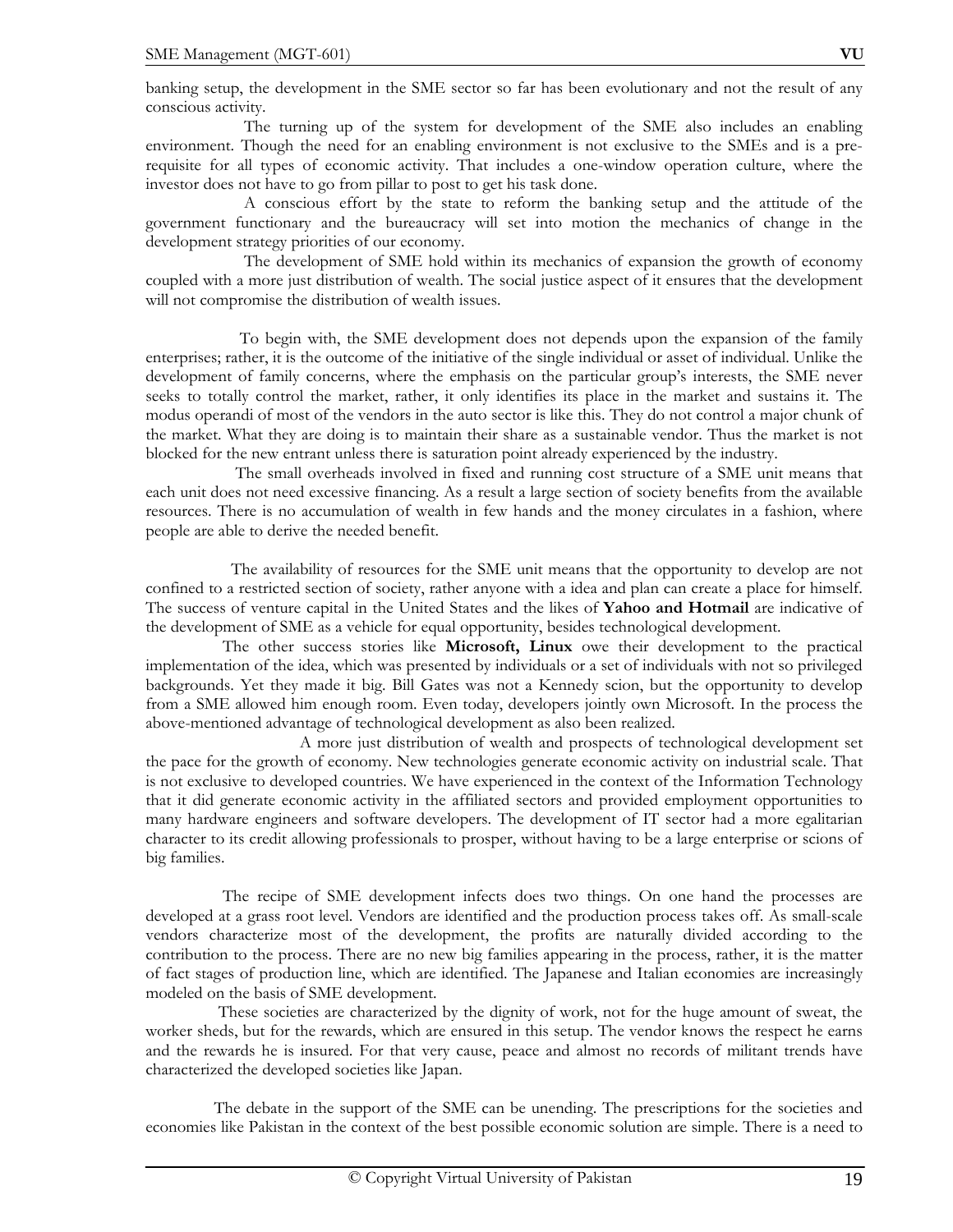banking setup, the development in the SME sector so far has been evolutionary and not the result of any conscious activity.

The turning up of the system for development of the SME also includes an enabling environment. Though the need for an enabling environment is not exclusive to the SMEs and is a pre-requisite for all types of economic activity. That includes a one-window operation culture, where the investor does not have to go from pillar to post to get his task done.

A conscious effort by the state to reform the banking setup and the attitude of the government functionary and the bureaucracy will set into motion the mechanics of change in the development strategy priorities of our economy.

The development of SME hold within its mechanics of expansion the growth of economy coupled with a more just distribution of wealth. The social justice aspect of it ensures that the development will not compromise the distribution of wealth issues.

To begin with, the SME development does not depends upon the expansion of the family enterprises; rather, it is the outcome of the initiative of the single individual or asset of individual. Unlike the development of family concerns, where the emphasis on the particular group's interests, the SME never seeks to totally control the market, rather, it only identifies its place in the market and sustains it. The modus operandi of most of the vendors in the auto sector is like this. They do not control a major chunk of the market. What they are doing is to maintain their share as a sustainable vendor. Thus the market is not blocked for the new entrant unless there is saturation point already experienced by the industry.

The small overheads involved in fixed and running cost structure of a SME unit means that each unit does not need excessive financing. As a result a large section of society benefits from the available resources. There is no accumulation of wealth in few hands and the money circulates in a fashion, where people are able to derive the needed benefit.

The availability of resources for the SME unit means that the opportunity to develop are not confined to a restricted section of society, rather anyone with a idea and plan can create a place for himself. The success of venture capital in the United States and the likes of **Yahoo and Hotmail** are indicative of the development of SME as a vehicle for equal opportunity, besides technological development.

The other success stories like **Microsoft, Linux** owe their development to the practical implementation of the idea, which was presented by individuals or a set of individuals with not so privileged backgrounds. Yet they made it big. Bill Gates was not a Kennedy scion, but the opportunity to develop from a SME allowed him enough room. Even today, developers jointly own Microsoft. In the process the above-mentioned advantage of technological development as also been realized.

A more just distribution of wealth and prospects of technological development set the pace for the growth of economy. New technologies generate economic activity on industrial scale. That is not exclusive to developed countries. We have experienced in the context of the Information Technology that it did generate economic activity in the affiliated sectors and provided employment opportunities to many hardware engineers and software developers. The development of IT sector had a more egalitarian character to its credit allowing professionals to prosper, without having to be a large enterprise or scions of big families.

The recipe of SME development infects does two things. On one hand the processes are developed at a grass root level. Vendors are identified and the production process takes off. As small-scale vendors characterize most of the development, the profits are naturally divided according to the contribution to the process. There are no new big families appearing in the process, rather, it is the matter of fact stages of production line, which are identified. The Japanese and Italian economies are increasingly modeled on the basis of SME development.

These societies are characterized by the dignity of work, not for the huge amount of sweat, the worker sheds, but for the rewards, which are ensured in this setup. The vendor knows the respect he earns and the rewards he is insured. For that very cause, peace and almost no records of militant trends have characterized the developed societies like Japan.

The debate in the support of the SME can be unending. The prescriptions for the societies and economies like Pakistan in the context of the best possible economic solution are simple. There is a need to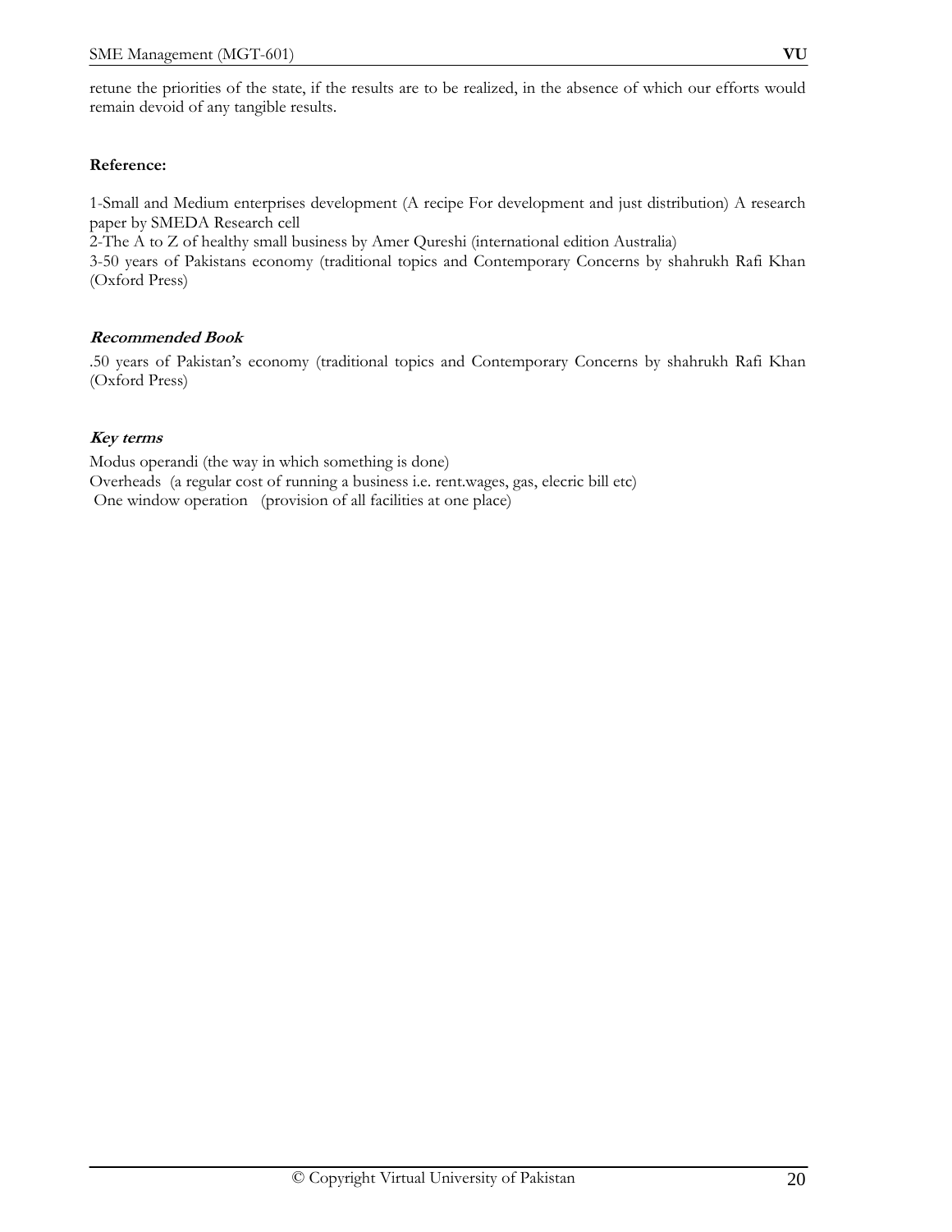retune the priorities of the state, if the results are to be realized, in the absence of which our efforts would remain devoid of any tangible results.

**Reference:**

1-Small and Medium enterprises development (A recipe For development and just distribution) A research paper by SMEDA Research cell
2-The A to Z of healthy small business by Amer Qureshi (international edition Australia)
3-50 years of Pakistans economy (traditional topics and Contemporary Concerns by shahrukh Rafi Khan (Oxford Press)

***Recommended Book***

.50 years of Pakistan's economy (traditional topics and Contemporary Concerns by shahrukh Rafi Khan (Oxford Press)

***Key terms***

Modus operandi (the way in which something is done)
Overheads (a regular cost of running a business i.e. rent.wages, gas, elecric bill etc)
One window operation (provision of all facilities at one place)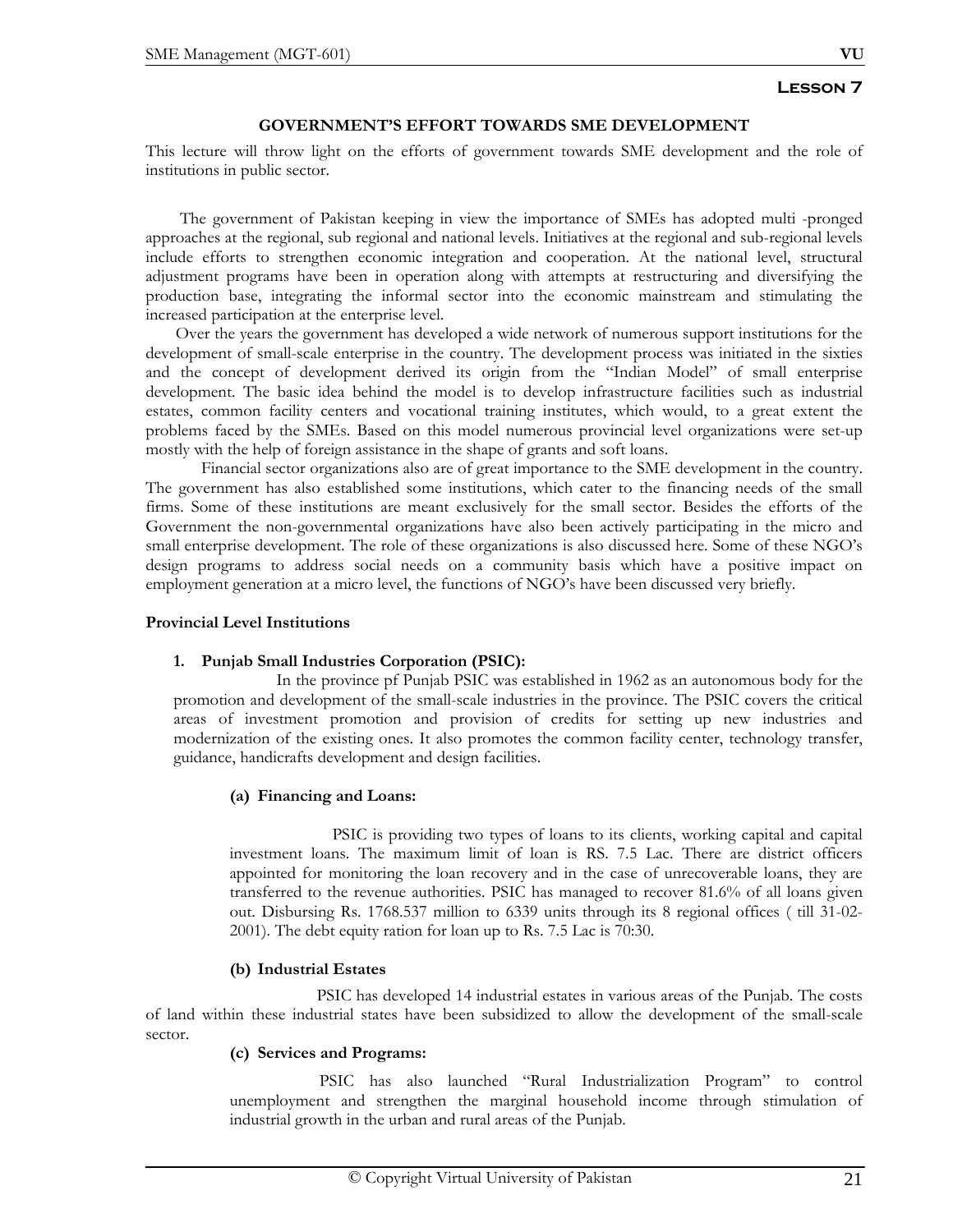## Lesson 7

### GOVERNMENT'S EFFORT TOWARDS SME DEVELOPMENT

This lecture will throw light on the efforts of government towards SME development and the role of institutions in public sector.

The government of Pakistan keeping in view the importance of SMEs has adopted multi -pronged approaches at the regional, sub regional and national levels. Initiatives at the regional and sub-regional levels include efforts to strengthen economic integration and cooperation. At the national level, structural adjustment programs have been in operation along with attempts at restructuring and diversifying the production base, integrating the informal sector into the economic mainstream and stimulating the increased participation at the enterprise level.

Over the years the government has developed a wide network of numerous support institutions for the development of small-scale enterprise in the country. The development process was initiated in the sixties and the concept of development derived its origin from the "Indian Model" of small enterprise development. The basic idea behind the model is to develop infrastructure facilities such as industrial estates, common facility centers and vocational training institutes, which would, to a great extent the problems faced by the SMEs. Based on this model numerous provincial level organizations were set-up mostly with the help of foreign assistance in the shape of grants and soft loans.

Financial sector organizations also are of great importance to the SME development in the country. The government has also established some institutions, which cater to the financing needs of the small firms. Some of these institutions are meant exclusively for the small sector. Besides the efforts of the Government the non-governmental organizations have also been actively participating in the micro and small enterprise development. The role of these organizations is also discussed here. Some of these NGO's design programs to address social needs on a community basis which have a positive impact on employment generation at a micro level, the functions of NGO's have been discussed very briefly.

**Provincial Level Institutions**

1. **Punjab Small Industries Corporation (PSIC):**

   In the province pf Punjab PSIC was established in 1962 as an autonomous body for the promotion and development of the small-scale industries in the province. The PSIC covers the critical areas of investment promotion and provision of credits for setting up new industries and modernization of the existing ones. It also promotes the common facility center, technology transfer, guidance, handicrafts development and design facilities.

   **(a) Financing and Loans:**

   PSIC is providing two types of loans to its clients, working capital and capital investment loans. The maximum limit of loan is RS. 7.5 Lac. There are district officers appointed for monitoring the loan recovery and in the case of unrecoverable loans, they are transferred to the revenue authorities. PSIC has managed to recover 81.6% of all loans given out. Disbursing Rs. 1768.537 million to 6339 units through its 8 regional offices ( till 31-02-2001). The debt equity ration for loan up to Rs. 7.5 Lac is 70:30.

   **(b) Industrial Estates**

   PSIC has developed 14 industrial estates in various areas of the Punjab. The costs of land within these industrial states have been subsidized to allow the development of the small-scale sector.

   **(c) Services and Programs:**

   PSIC has also launched "Rural Industrialization Program" to control unemployment and strengthen the marginal household income through stimulation of industrial growth in the urban and rural areas of the Punjab.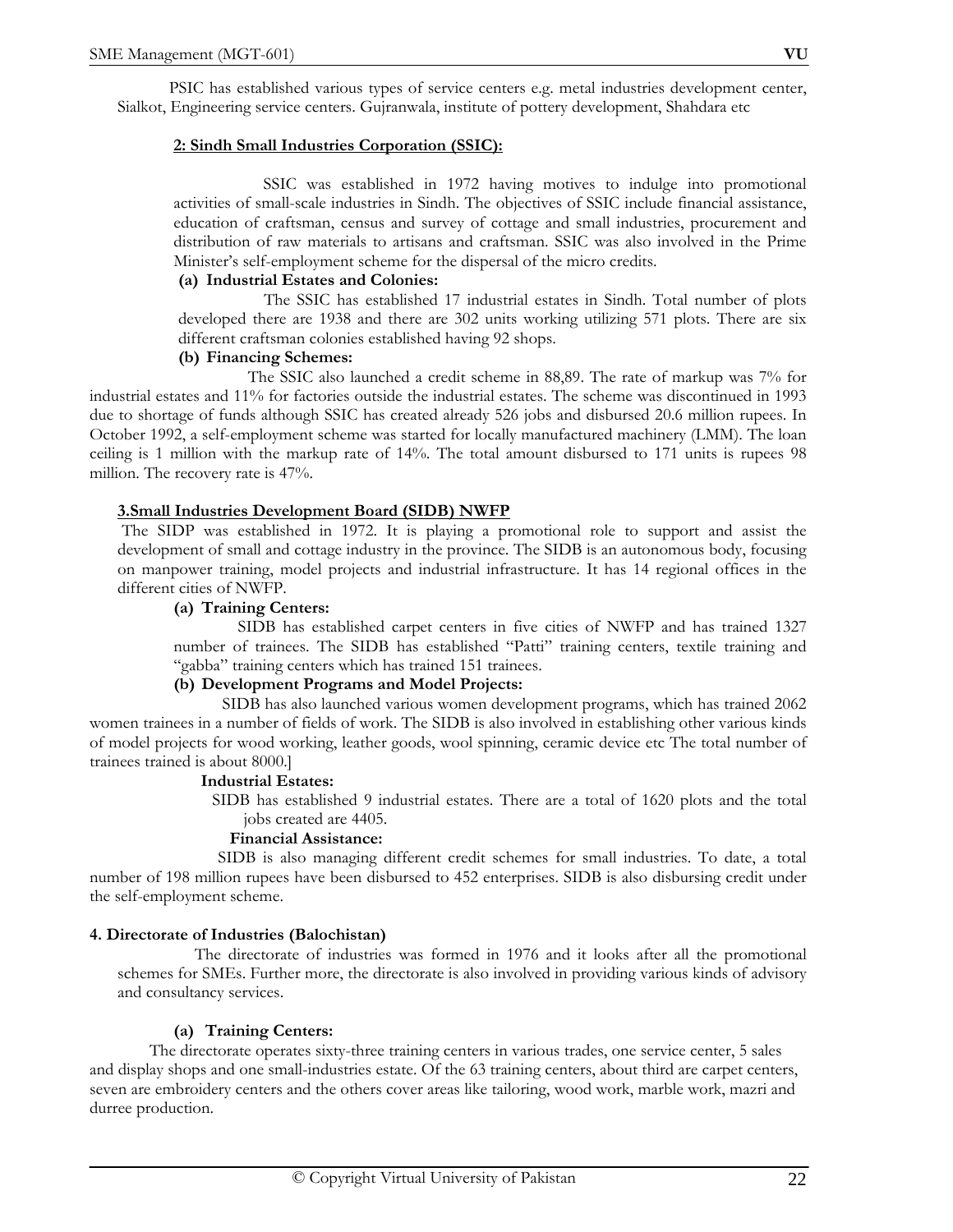PSIC has established various types of service centers e.g. metal industries development center, Sialkot, Engineering service centers. Gujranwala, institute of pottery development, Shahdara etc

### 2: Sindh Small Industries Corporation (SSIC):

SSIC was established in 1972 having motives to indulge into promotional activities of small-scale industries in Sindh. The objectives of SSIC include financial assistance, education of craftsman, census and survey of cottage and small industries, procurement and distribution of raw materials to artisans and craftsman. SSIC was also involved in the Prime Minister's self-employment scheme for the dispersal of the micro credits.

**(a) Industrial Estates and Colonies:**

The SSIC has established 17 industrial estates in Sindh. Total number of plots developed there are 1938 and there are 302 units working utilizing 571 plots. There are six different craftsman colonies established having 92 shops.

**(b) Financing Schemes:**

The SSIC also launched a credit scheme in 88,89. The rate of markup was 7% for industrial estates and 11% for factories outside the industrial estates. The scheme was discontinued in 1993 due to shortage of funds although SSIC has created already 526 jobs and disbursed 20.6 million rupees. In October 1992, a self-employment scheme was started for locally manufactured machinery (LMM). The loan ceiling is 1 million with the markup rate of 14%. The total amount disbursed to 171 units is rupees 98 million. The recovery rate is 47%.

### 3.Small Industries Development Board (SIDB) NWFP

The SIDP was established in 1972. It is playing a promotional role to support and assist the development of small and cottage industry in the province. The SIDB is an autonomous body, focusing on manpower training, model projects and industrial infrastructure. It has 14 regional offices in the different cities of NWFP.

**(a) Training Centers:**

SIDB has established carpet centers in five cities of NWFP and has trained 1327 number of trainees. The SIDB has established "Patti" training centers, textile training and "gabba" training centers which has trained 151 trainees.

**(b) Development Programs and Model Projects:**

SIDB has also launched various women development programs, which has trained 2062 women trainees in a number of fields of work. The SIDB is also involved in establishing other various kinds of model projects for wood working, leather goods, wool spinning, ceramic device etc The total number of trainees trained is about 8000.]

**Industrial Estates:**

SIDB has established 9 industrial estates. There are a total of 1620 plots and the total jobs created are 4405.

**Financial Assistance:**

SIDB is also managing different credit schemes for small industries. To date, a total number of 198 million rupees have been disbursed to 452 enterprises. SIDB is also disbursing credit under the self-employment scheme.

### 4. Directorate of Industries (Balochistan)

The directorate of industries was formed in 1976 and it looks after all the promotional schemes for SMEs. Further more, the directorate is also involved in providing various kinds of advisory and consultancy services.

**(a) Training Centers:**

The directorate operates sixty-three training centers in various trades, one service center, 5 sales and display shops and one small-industries estate. Of the 63 training centers, about third are carpet centers, seven are embroidery centers and the others cover areas like tailoring, wood work, marble work, mazri and durree production.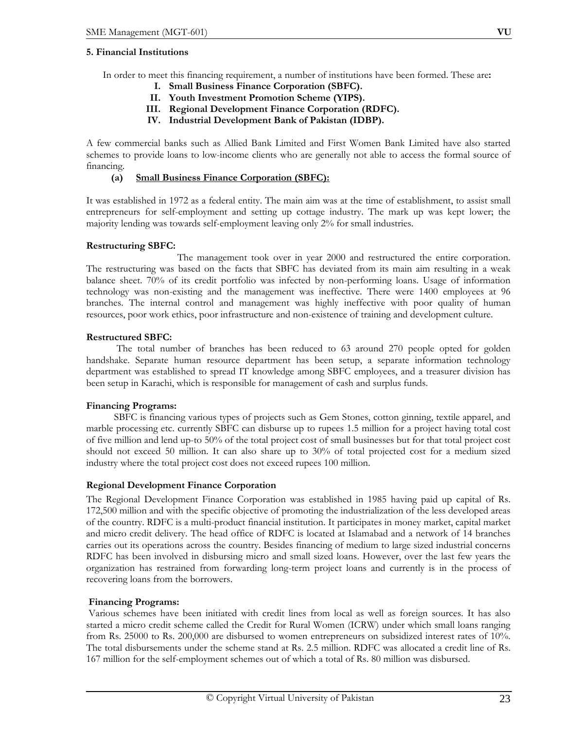**5. Financial Institutions**

In order to meet this financing requirement, a number of institutions have been formed. These are**:**

- **I. Small Business Finance Corporation (SBFC).**
- **II. Youth Investment Promotion Scheme (YIPS).**
- **III. Regional Development Finance Corporation (RDFC).**
- **IV. Industrial Development Bank of Pakistan (IDBP).**

A few commercial banks such as Allied Bank Limited and First Women Bank Limited have also started schemes to provide loans to low-income clients who are generally not able to access the formal source of financing.

**(a) <u>Small Business Finance Corporation (SBFC):</u>**

It was established in 1972 as a federal entity. The main aim was at the time of establishment, to assist small entrepreneurs for self-employment and setting up cottage industry. The mark up was kept lower; the majority lending was towards self-employment leaving only 2% for small industries.

**Restructuring SBFC:**

The management took over in year 2000 and restructured the entire corporation. The restructuring was based on the facts that SBFC has deviated from its main aim resulting in a weak balance sheet. 70% of its credit portfolio was infected by non-performing loans. Usage of information technology was non-existing and the management was ineffective. There were 1400 employees at 96 branches. The internal control and management was highly ineffective with poor quality of human resources, poor work ethics, poor infrastructure and non-existence of training and development culture.

**Restructured SBFC:**

The total number of branches has been reduced to 63 around 270 people opted for golden handshake. Separate human resource department has been setup, a separate information technology department was established to spread IT knowledge among SBFC employees, and a treasurer division has been setup in Karachi, which is responsible for management of cash and surplus funds.

**Financing Programs:**

SBFC is financing various types of projects such as Gem Stones, cotton ginning, textile apparel, and marble processing etc. currently SBFC can disburse up to rupees 1.5 million for a project having total cost of five million and lend up-to 50% of the total project cost of small businesses but for that total project cost should not exceed 50 million. It can also share up to 30% of total projected cost for a medium sized industry where the total project cost does not exceed rupees 100 million.

**Regional Development Finance Corporation**

The Regional Development Finance Corporation was established in 1985 having paid up capital of Rs. 172,500 million and with the specific objective of promoting the industrialization of the less developed areas of the country. RDFC is a multi-product financial institution. It participates in money market, capital market and micro credit delivery. The head office of RDFC is located at Islamabad and a network of 14 branches carries out its operations across the country. Besides financing of medium to large sized industrial concerns RDFC has been involved in disbursing micro and small sized loans. However, over the last few years the organization has restrained from forwarding long-term project loans and currently is in the process of recovering loans from the borrowers.

**Financing Programs:**

Various schemes have been initiated with credit lines from local as well as foreign sources. It has also started a micro credit scheme called the Credit for Rural Women (ICRW) under which small loans ranging from Rs. 25000 to Rs. 200,000 are disbursed to women entrepreneurs on subsidized interest rates of 10%. The total disbursements under the scheme stand at Rs. 2.5 million. RDFC was allocated a credit line of Rs. 167 million for the self-employment schemes out of which a total of Rs. 80 million was disbursed.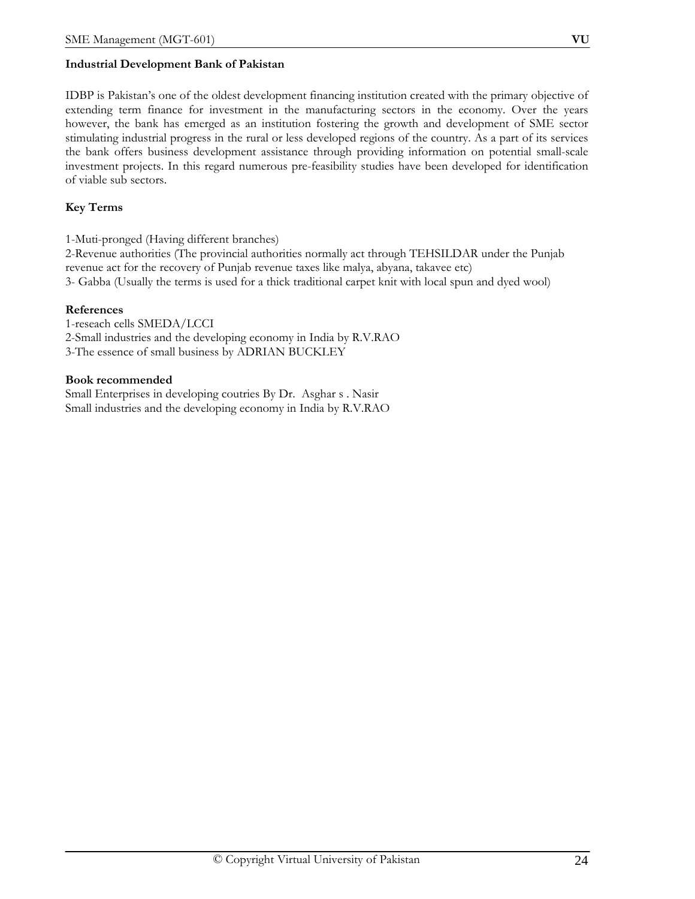**Industrial Development Bank of Pakistan**

IDBP is Pakistan's one of the oldest development financing institution created with the primary objective of extending term finance for investment in the manufacturing sectors in the economy. Over the years however, the bank has emerged as an institution fostering the growth and development of SME sector stimulating industrial progress in the rural or less developed regions of the country. As a part of its services the bank offers business development assistance through providing information on potential small-scale investment projects. In this regard numerous pre-feasibility studies have been developed for identification of viable sub sectors.

**Key Terms**

1-Muti-pronged (Having different branches)
2-Revenue authorities (The provincial authorities normally act through TEHSILDAR under the Punjab revenue act for the recovery of Punjab revenue taxes like malya, abyana, takavee etc)
3- Gabba (Usually the terms is used for a thick traditional carpet knit with local spun and dyed wool)

**References**

1-reseach cells SMEDA/LCCI
2-Small industries and the developing economy in India by R.V.RAO
3-The essence of small business by ADRIAN BUCKLEY

**Book recommended**

Small Enterprises in developing coutries By Dr. Asghar s . Nasir
Small industries and the developing economy in India by R.V.RAO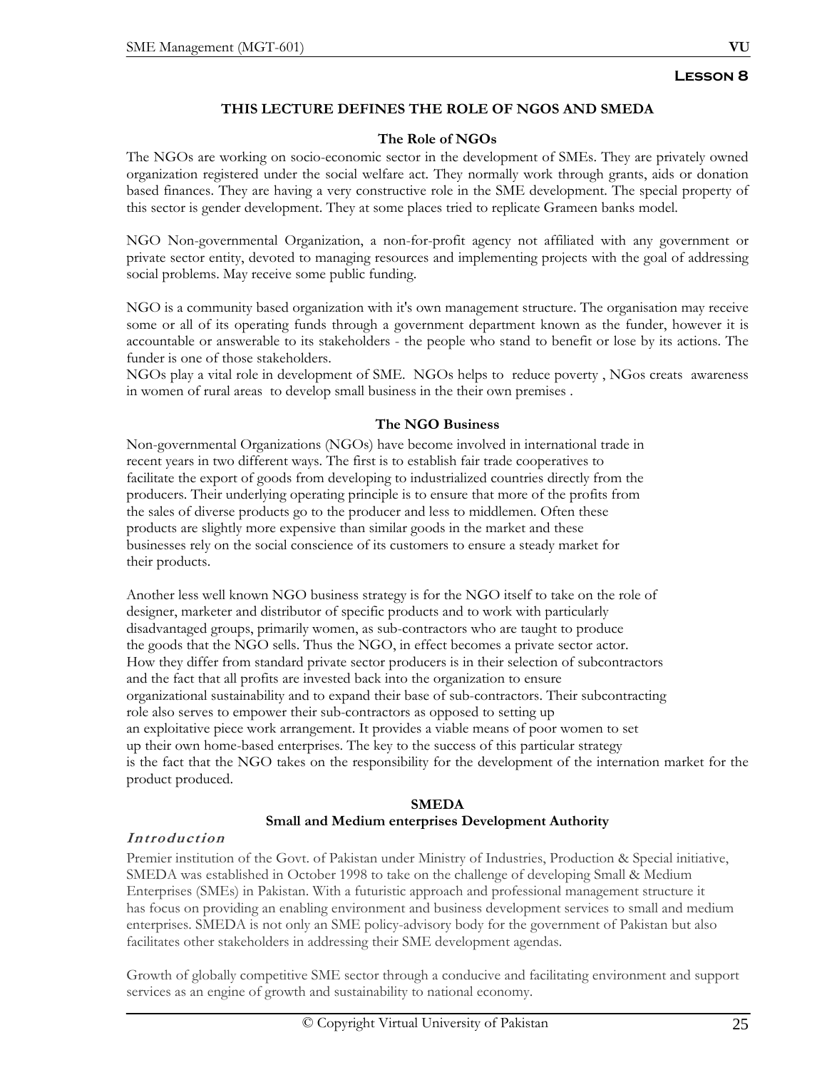## Lesson 8

### THIS LECTURE DEFINES THE ROLE OF NGOS AND SMEDA

#### The Role of NGOs

The NGOs are working on socio-economic sector in the development of SMEs. They are privately owned organization registered under the social welfare act. They normally work through grants, aids or donation based finances. They are having a very constructive role in the SME development. The special property of this sector is gender development. They at some places tried to replicate Grameen banks model.

NGO Non-governmental Organization, a non-for-profit agency not affiliated with any government or private sector entity, devoted to managing resources and implementing projects with the goal of addressing social problems. May receive some public funding.

NGO is a community based organization with it's own management structure. The organisation may receive some or all of its operating funds through a government department known as the funder, however it is accountable or answerable to its stakeholders - the people who stand to benefit or lose by its actions. The funder is one of those stakeholders.
NGOs play a vital role in development of SME. NGOs helps to reduce poverty , NGos creats awareness in women of rural areas to develop small business in the their own premises .

#### The NGO Business

Non-governmental Organizations (NGOs) have become involved in international trade in recent years in two different ways. The first is to establish fair trade cooperatives to facilitate the export of goods from developing to industrialized countries directly from the producers. Their underlying operating principle is to ensure that more of the profits from the sales of diverse products go to the producer and less to middlemen. Often these products are slightly more expensive than similar goods in the market and these businesses rely on the social conscience of its customers to ensure a steady market for their products.

Another less well known NGO business strategy is for the NGO itself to take on the role of designer, marketer and distributor of specific products and to work with particularly disadvantaged groups, primarily women, as sub-contractors who are taught to produce the goods that the NGO sells. Thus the NGO, in effect becomes a private sector actor. How they differ from standard private sector producers is in their selection of subcontractors and the fact that all profits are invested back into the organization to ensure organizational sustainability and to expand their base of sub-contractors. Their subcontracting role also serves to empower their sub-contractors as opposed to setting up an exploitative piece work arrangement. It provides a viable means of poor women to set up their own home-based enterprises. The key to the success of this particular strategy is the fact that the NGO takes on the responsibility for the development of the internation market for the product produced.

#### SMEDA
#### Small and Medium enterprises Development Authority

***Introduction***

Premier institution of the Govt. of Pakistan under Ministry of Industries, Production & Special initiative, SMEDA was established in October 1998 to take on the challenge of developing Small & Medium Enterprises (SMEs) in Pakistan. With a futuristic approach and professional management structure it has focus on providing an enabling environment and business development services to small and medium enterprises. SMEDA is not only an SME policy-advisory body for the government of Pakistan but also facilitates other stakeholders in addressing their SME development agendas.

Growth of globally competitive SME sector through a conducive and facilitating environment and support services as an engine of growth and sustainability to national economy.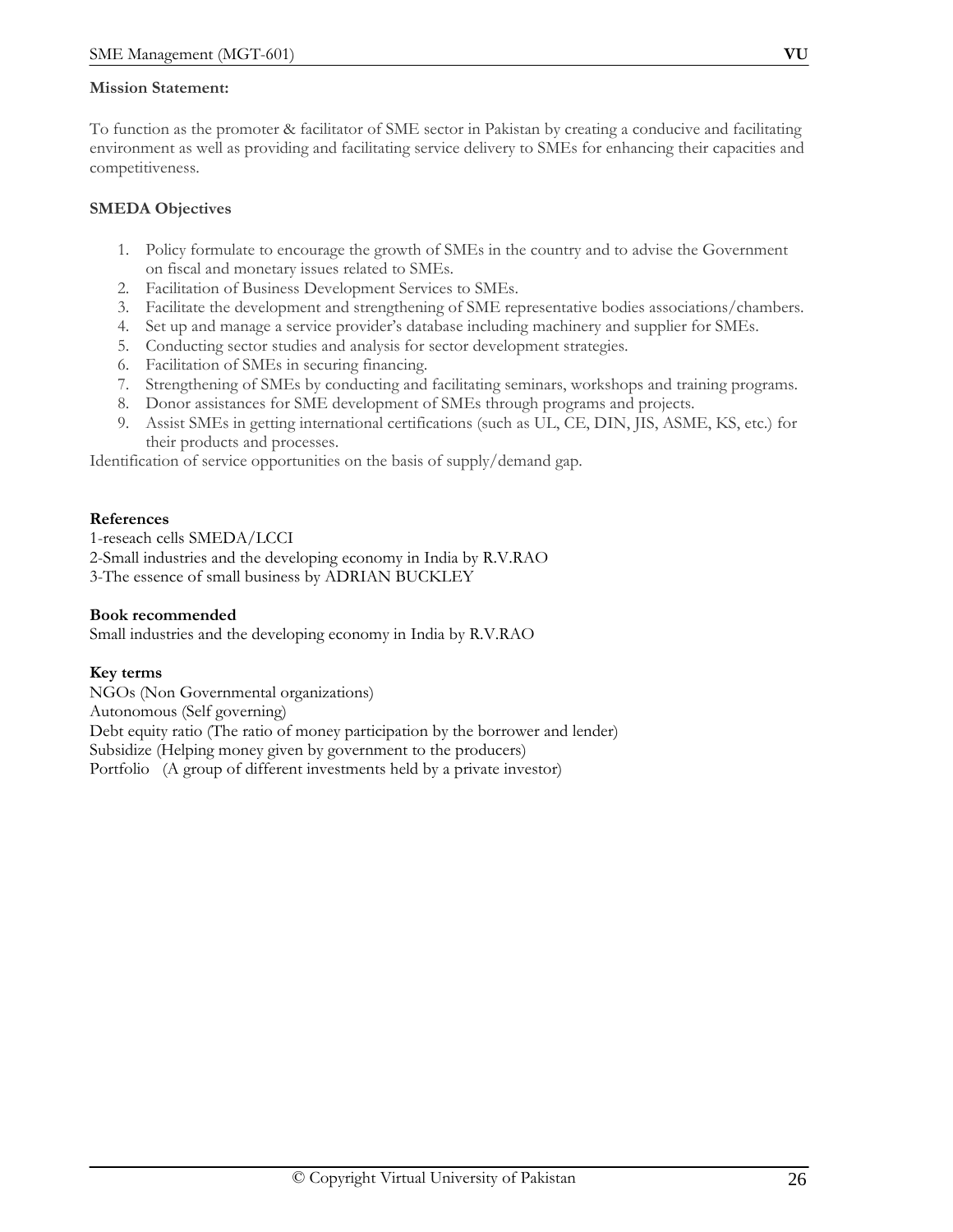**Mission Statement:**

To function as the promoter & facilitator of SME sector in Pakistan by creating a conducive and facilitating environment as well as providing and facilitating service delivery to SMEs for enhancing their capacities and competitiveness.

**SMEDA Objectives**

1. Policy formulate to encourage the growth of SMEs in the country and to advise the Government on fiscal and monetary issues related to SMEs.
2. Facilitation of Business Development Services to SMEs.
3. Facilitate the development and strengthening of SME representative bodies associations/chambers.
4. Set up and manage a service provider's database including machinery and supplier for SMEs.
5. Conducting sector studies and analysis for sector development strategies.
6. Facilitation of SMEs in securing financing.
7. Strengthening of SMEs by conducting and facilitating seminars, workshops and training programs.
8. Donor assistances for SME development of SMEs through programs and projects.
9. Assist SMEs in getting international certifications (such as UL, CE, DIN, JIS, ASME, KS, etc.) for their products and processes.

Identification of service opportunities on the basis of supply/demand gap.

**References**

1-reseach cells SMEDA/LCCI
2-Small industries and the developing economy in India by R.V.RAO
3-The essence of small business by ADRIAN BUCKLEY

**Book recommended**

Small industries and the developing economy in India by R.V.RAO

**Key terms**

NGOs (Non Governmental organizations)
Autonomous (Self governing)
Debt equity ratio (The ratio of money participation by the borrower and lender)
Subsidize (Helping money given by government to the producers)
Portfolio (A group of different investments held by a private investor)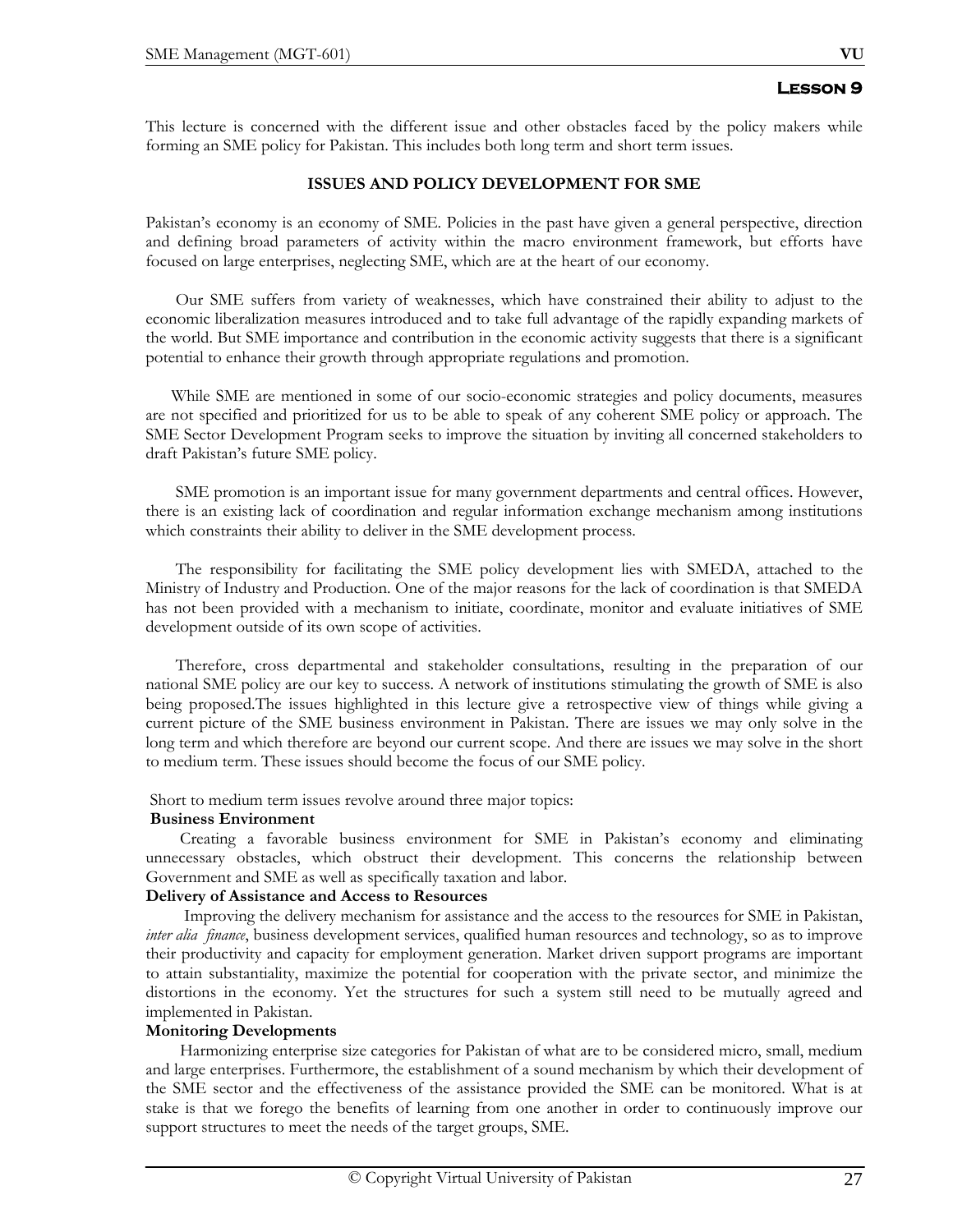## Lesson 9

This lecture is concerned with the different issue and other obstacles faced by the policy makers while forming an SME policy for Pakistan. This includes both long term and short term issues.

### ISSUES AND POLICY DEVELOPMENT FOR SME

Pakistan's economy is an economy of SME. Policies in the past have given a general perspective, direction and defining broad parameters of activity within the macro environment framework, but efforts have focused on large enterprises, neglecting SME, which are at the heart of our economy.

Our SME suffers from variety of weaknesses, which have constrained their ability to adjust to the economic liberalization measures introduced and to take full advantage of the rapidly expanding markets of the world. But SME importance and contribution in the economic activity suggests that there is a significant potential to enhance their growth through appropriate regulations and promotion.

While SME are mentioned in some of our socio-economic strategies and policy documents, measures are not specified and prioritized for us to be able to speak of any coherent SME policy or approach. The SME Sector Development Program seeks to improve the situation by inviting all concerned stakeholders to draft Pakistan's future SME policy.

SME promotion is an important issue for many government departments and central offices. However, there is an existing lack of coordination and regular information exchange mechanism among institutions which constraints their ability to deliver in the SME development process.

The responsibility for facilitating the SME policy development lies with SMEDA, attached to the Ministry of Industry and Production. One of the major reasons for the lack of coordination is that SMEDA has not been provided with a mechanism to initiate, coordinate, monitor and evaluate initiatives of SME development outside of its own scope of activities.

Therefore, cross departmental and stakeholder consultations, resulting in the preparation of our national SME policy are our key to success. A network of institutions stimulating the growth of SME is also being proposed.The issues highlighted in this lecture give a retrospective view of things while giving a current picture of the SME business environment in Pakistan. There are issues we may only solve in the long term and which therefore are beyond our current scope. And there are issues we may solve in the short to medium term. These issues should become the focus of our SME policy.

Short to medium term issues revolve around three major topics:

**Business Environment**

Creating a favorable business environment for SME in Pakistan's economy and eliminating unnecessary obstacles, which obstruct their development. This concerns the relationship between Government and SME as well as specifically taxation and labor.

**Delivery of Assistance and Access to Resources**

Improving the delivery mechanism for assistance and the access to the resources for SME in Pakistan, *inter alia finance*, business development services, qualified human resources and technology, so as to improve their productivity and capacity for employment generation. Market driven support programs are important to attain substantiality, maximize the potential for cooperation with the private sector, and minimize the distortions in the economy. Yet the structures for such a system still need to be mutually agreed and implemented in Pakistan.

**Monitoring Developments**

Harmonizing enterprise size categories for Pakistan of what are to be considered micro, small, medium and large enterprises. Furthermore, the establishment of a sound mechanism by which their development of the SME sector and the effectiveness of the assistance provided the SME can be monitored. What is at stake is that we forego the benefits of learning from one another in order to continuously improve our support structures to meet the needs of the target groups, SME.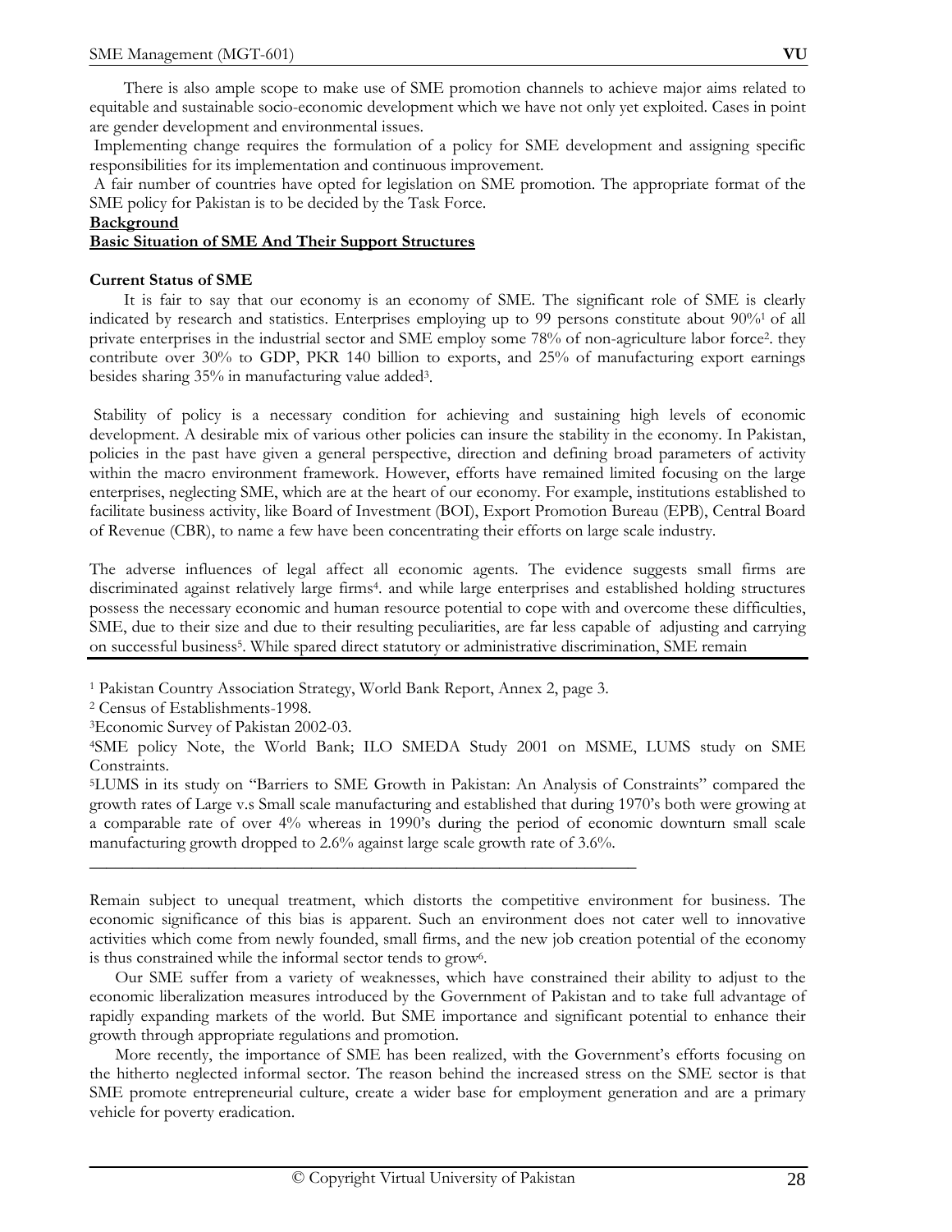There is also ample scope to make use of SME promotion channels to achieve major aims related to equitable and sustainable socio-economic development which we have not only yet exploited. Cases in point are gender development and environmental issues.

Implementing change requires the formulation of a policy for SME development and assigning specific responsibilities for its implementation and continuous improvement.

A fair number of countries have opted for legislation on SME promotion. The appropriate format of the SME policy for Pakistan is to be decided by the Task Force.

**Background**

**Basic Situation of SME And Their Support Structures**

**Current Status of SME**

It is fair to say that our economy is an economy of SME. The significant role of SME is clearly indicated by research and statistics. Enterprises employing up to 99 persons constitute about 90%[1] of all private enterprises in the industrial sector and SME employ some 78% of non-agriculture labor force[2]. they contribute over 30% to GDP, PKR 140 billion to exports, and 25% of manufacturing export earnings besides sharing 35% in manufacturing value added[3].

Stability of policy is a necessary condition for achieving and sustaining high levels of economic development. A desirable mix of various other policies can insure the stability in the economy. In Pakistan, policies in the past have given a general perspective, direction and defining broad parameters of activity within the macro environment framework. However, efforts have remained limited focusing on the large enterprises, neglecting SME, which are at the heart of our economy. For example, institutions established to facilitate business activity, like Board of Investment (BOI), Export Promotion Bureau (EPB), Central Board of Revenue (CBR), to name a few have been concentrating their efforts on large scale industry.

The adverse influences of legal affect all economic agents. The evidence suggests small firms are discriminated against relatively large firms[4]. and while large enterprises and established holding structures possess the necessary economic and human resource potential to cope with and overcome these difficulties, SME, due to their size and due to their resulting peculiarities, are far less capable of adjusting and carrying on successful business[5]. While spared direct statutory or administrative discrimination, SME remain

[1] Pakistan Country Association Strategy, World Bank Report, Annex 2, page 3.

[2] Census of Establishments-1998.

[3] Economic Survey of Pakistan 2002-03.

[4] SME policy Note, the World Bank; ILO SMEDA Study 2001 on MSME, LUMS study on SME Constraints.

[5] LUMS in its study on "Barriers to SME Growth in Pakistan: An Analysis of Constraints" compared the growth rates of Large v.s Small scale manufacturing and established that during 1970's both were growing at a comparable rate of over 4% whereas in 1990's during the period of economic downturn small scale manufacturing growth dropped to 2.6% against large scale growth rate of 3.6%.

---

Remain subject to unequal treatment, which distorts the competitive environment for business. The economic significance of this bias is apparent. Such an environment does not cater well to innovative activities which come from newly founded, small firms, and the new job creation potential of the economy is thus constrained while the informal sector tends to grow[6].

Our SME suffer from a variety of weaknesses, which have constrained their ability to adjust to the economic liberalization measures introduced by the Government of Pakistan and to take full advantage of rapidly expanding markets of the world. But SME importance and significant potential to enhance their growth through appropriate regulations and promotion.

More recently, the importance of SME has been realized, with the Government's efforts focusing on the hitherto neglected informal sector. The reason behind the increased stress on the SME sector is that SME promote entrepreneurial culture, create a wider base for employment generation and are a primary vehicle for poverty eradication.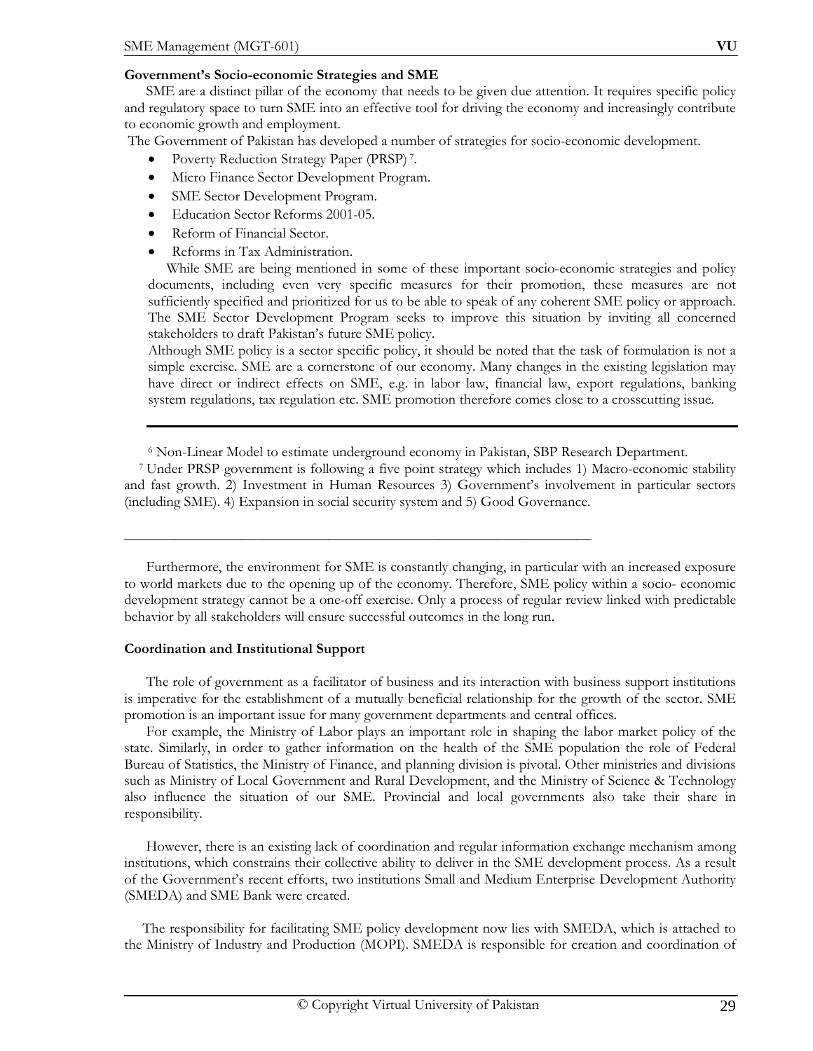**Government's Socio-economic Strategies and SME**

SME are a distinct pillar of the economy that needs to be given due attention. It requires specific policy and regulatory space to turn SME into an effective tool for driving the economy and increasingly contribute to economic growth and employment.

The Government of Pakistan has developed a number of strategies for socio-economic development.

- Poverty Reduction Strategy Paper (PRSP) [7].
- Micro Finance Sector Development Program.
- SME Sector Development Program.
- Education Sector Reforms 2001-05.
- Reform of Financial Sector.
- Reforms in Tax Administration.

While SME are being mentioned in some of these important socio-economic strategies and policy documents, including even very specific measures for their promotion, these measures are not sufficiently specified and prioritized for us to be able to speak of any coherent SME policy or approach. The SME Sector Development Program seeks to improve this situation by inviting all concerned stakeholders to draft Pakistan's future SME policy.

Although SME policy is a sector specific policy, it should be noted that the task of formulation is not a simple exercise. SME are a cornerstone of our economy. Many changes in the existing legislation may have direct or indirect effects on SME, e.g. in labor law, financial law, export regulations, banking system regulations, tax regulation etc. SME promotion therefore comes close to a crosscutting issue.

---

[6] Non-Linear Model to estimate underground economy in Pakistan, SBP Research Department.

[7] Under PRSP government is following a five point strategy which includes 1) Macro-economic stability and fast growth. 2) Investment in Human Resources 3) Government's involvement in particular sectors (including SME). 4) Expansion in social security system and 5) Good Governance.

---

Furthermore, the environment for SME is constantly changing, in particular with an increased exposure to world markets due to the opening up of the economy. Therefore, SME policy within a socio- economic development strategy cannot be a one-off exercise. Only a process of regular review linked with predictable behavior by all stakeholders will ensure successful outcomes in the long run.

**Coordination and Institutional Support**

The role of government as a facilitator of business and its interaction with business support institutions is imperative for the establishment of a mutually beneficial relationship for the growth of the sector. SME promotion is an important issue for many government departments and central offices.

For example, the Ministry of Labor plays an important role in shaping the labor market policy of the state. Similarly, in order to gather information on the health of the SME population the role of Federal Bureau of Statistics, the Ministry of Finance, and planning division is pivotal. Other ministries and divisions such as Ministry of Local Government and Rural Development, and the Ministry of Science & Technology also influence the situation of our SME. Provincial and local governments also take their share in responsibility.

However, there is an existing lack of coordination and regular information exchange mechanism among institutions, which constrains their collective ability to deliver in the SME development process. As a result of the Government's recent efforts, two institutions Small and Medium Enterprise Development Authority (SMEDA) and SME Bank were created.

The responsibility for facilitating SME policy development now lies with SMEDA, which is attached to the Ministry of Industry and Production (MOPI). SMEDA is responsible for creation and coordination of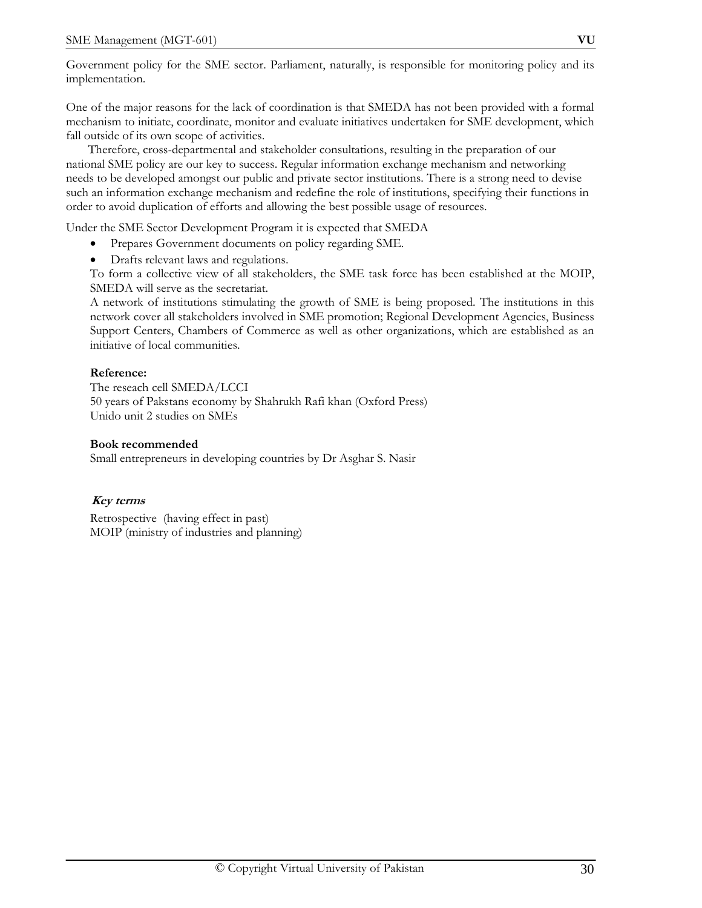Government policy for the SME sector. Parliament, naturally, is responsible for monitoring policy and its implementation.

One of the major reasons for the lack of coordination is that SMEDA has not been provided with a formal mechanism to initiate, coordinate, monitor and evaluate initiatives undertaken for SME development, which fall outside of its own scope of activities.

Therefore, cross-departmental and stakeholder consultations, resulting in the preparation of our national SME policy are our key to success. Regular information exchange mechanism and networking needs to be developed amongst our public and private sector institutions. There is a strong need to devise such an information exchange mechanism and redefine the role of institutions, specifying their functions in order to avoid duplication of efforts and allowing the best possible usage of resources.

Under the SME Sector Development Program it is expected that SMEDA

- Prepares Government documents on policy regarding SME.
- Drafts relevant laws and regulations.

To form a collective view of all stakeholders, the SME task force has been established at the MOIP, SMEDA will serve as the secretariat.

A network of institutions stimulating the growth of SME is being proposed. The institutions in this network cover all stakeholders involved in SME promotion; Regional Development Agencies, Business Support Centers, Chambers of Commerce as well as other organizations, which are established as an initiative of local communities.

**Reference:**
The reseach cell SMEDA/LCCI
50 years of Pakstans economy by Shahrukh Rafi khan (Oxford Press)
Unido unit 2 studies on SMEs

**Book recommended**
Small entrepreneurs in developing countries by Dr Asghar S. Nasir

***Key terms***

Retrospective (having effect in past)
MOIP (ministry of industries and planning)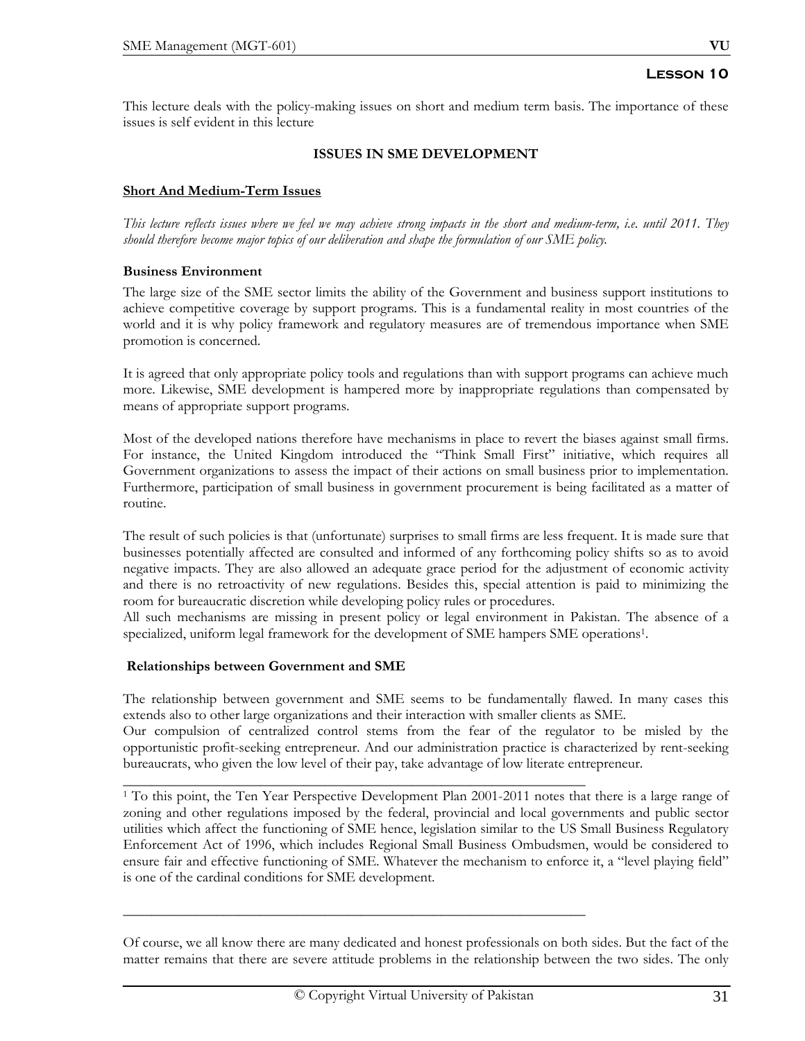## Lesson 10

This lecture deals with the policy-making issues on short and medium term basis. The importance of these issues is self evident in this lecture

### ISSUES IN SME DEVELOPMENT

**Short And Medium-Term Issues**

*This lecture reflects issues where we feel we may achieve strong impacts in the short and medium-term, i.e. until 2011. They should therefore become major topics of our deliberation and shape the formulation of our SME policy.*

**Business Environment**

The large size of the SME sector limits the ability of the Government and business support institutions to achieve competitive coverage by support programs. This is a fundamental reality in most countries of the world and it is why policy framework and regulatory measures are of tremendous importance when SME promotion is concerned.

It is agreed that only appropriate policy tools and regulations than with support programs can achieve much more. Likewise, SME development is hampered more by inappropriate regulations than compensated by means of appropriate support programs.

Most of the developed nations therefore have mechanisms in place to revert the biases against small firms. For instance, the United Kingdom introduced the "Think Small First" initiative, which requires all Government organizations to assess the impact of their actions on small business prior to implementation. Furthermore, participation of small business in government procurement is being facilitated as a matter of routine.

The result of such policies is that (unfortunate) surprises to small firms are less frequent. It is made sure that businesses potentially affected are consulted and informed of any forthcoming policy shifts so as to avoid negative impacts. They are also allowed an adequate grace period for the adjustment of economic activity and there is no retroactivity of new regulations. Besides this, special attention is paid to minimizing the room for bureaucratic discretion while developing policy rules or procedures.

All such mechanisms are missing in present policy or legal environment in Pakistan. The absence of a specialized, uniform legal framework for the development of SME hampers SME operations[1].

**Relationships between Government and SME**

The relationship between government and SME seems to be fundamentally flawed. In many cases this extends also to other large organizations and their interaction with smaller clients as SME.

Our compulsion of centralized control stems from the fear of the regulator to be misled by the opportunistic profit-seeking entrepreneur. And our administration practice is characterized by rent-seeking bureaucrats, who given the low level of their pay, take advantage of low literate entrepreneur.

---

[1] To this point, the Ten Year Perspective Development Plan 2001-2011 notes that there is a large range of zoning and other regulations imposed by the federal, provincial and local governments and public sector utilities which affect the functioning of SME hence, legislation similar to the US Small Business Regulatory Enforcement Act of 1996, which includes Regional Small Business Ombudsmen, would be considered to ensure fair and effective functioning of SME. Whatever the mechanism to enforce it, a "level playing field" is one of the cardinal conditions for SME development.

---

Of course, we all know there are many dedicated and honest professionals on both sides. But the fact of the matter remains that there are severe attitude problems in the relationship between the two sides. The only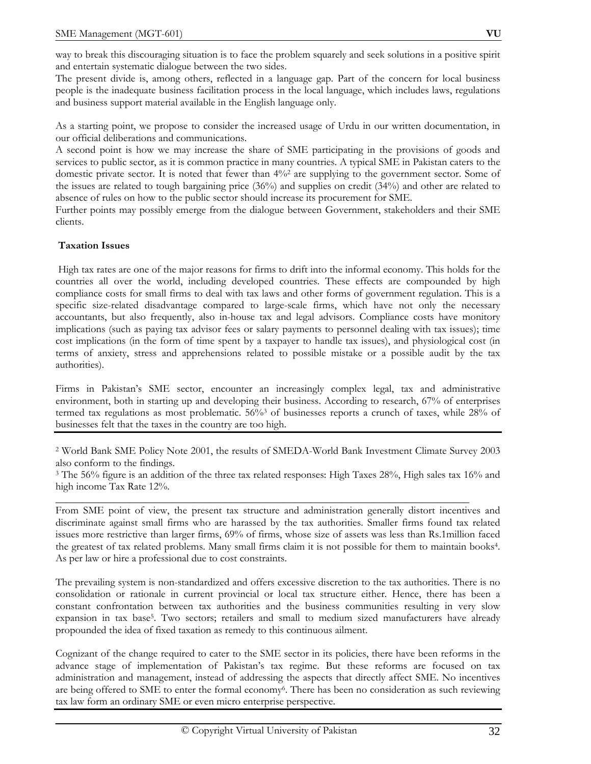way to break this discouraging situation is to face the problem squarely and seek solutions in a positive spirit and entertain systematic dialogue between the two sides.

The present divide is, among others, reflected in a language gap. Part of the concern for local business people is the inadequate business facilitation process in the local language, which includes laws, regulations and business support material available in the English language only.

As a starting point, we propose to consider the increased usage of Urdu in our written documentation, in our official deliberations and communications.

A second point is how we may increase the share of SME participating in the provisions of goods and services to public sector, as it is common practice in many countries. A typical SME in Pakistan caters to the domestic private sector. It is noted that fewer than 4%[2] are supplying to the government sector. Some of the issues are related to tough bargaining price (36%) and supplies on credit (34%) and other are related to absence of rules on how to the public sector should increase its procurement for SME.

Further points may possibly emerge from the dialogue between Government, stakeholders and their SME clients.

**Taxation Issues**

High tax rates are one of the major reasons for firms to drift into the informal economy. This holds for the countries all over the world, including developed countries. These effects are compounded by high compliance costs for small firms to deal with tax laws and other forms of government regulation. This is a specific size-related disadvantage compared to large-scale firms, which have not only the necessary accountants, but also frequently, also in-house tax and legal advisors. Compliance costs have monitory implications (such as paying tax advisor fees or salary payments to personnel dealing with tax issues); time cost implications (in the form of time spent by a taxpayer to handle tax issues), and physiological cost (in terms of anxiety, stress and apprehensions related to possible mistake or a possible audit by the tax authorities).

Firms in Pakistan's SME sector, encounter an increasingly complex legal, tax and administrative environment, both in starting up and developing their business. According to research, 67% of enterprises termed tax regulations as most problematic. 56%[3] of businesses reports a crunch of taxes, while 28% of businesses felt that the taxes in the country are too high.

[2] World Bank SME Policy Note 2001, the results of SMEDA-World Bank Investment Climate Survey 2003 also conform to the findings.

[3] The 56% figure is an addition of the three tax related responses: High Taxes 28%, High sales tax 16% and high income Tax Rate 12%.

From SME point of view, the present tax structure and administration generally distort incentives and discriminate against small firms who are harassed by the tax authorities. Smaller firms found tax related issues more restrictive than larger firms, 69% of firms, whose size of assets was less than Rs.1million faced the greatest of tax related problems. Many small firms claim it is not possible for them to maintain books[4]. As per law or hire a professional due to cost constraints.

The prevailing system is non-standardized and offers excessive discretion to the tax authorities. There is no consolidation or rationale in current provincial or local tax structure either. Hence, there has been a constant confrontation between tax authorities and the business communities resulting in very slow expansion in tax base[5]. Two sectors; retailers and small to medium sized manufacturers have already propounded the idea of fixed taxation as remedy to this continuous ailment.

Cognizant of the change required to cater to the SME sector in its policies, there have been reforms in the advance stage of implementation of Pakistan's tax regime. But these reforms are focused on tax administration and management, instead of addressing the aspects that directly affect SME. No incentives are being offered to SME to enter the formal economy[6]. There has been no consideration as such reviewing tax law form an ordinary SME or even micro enterprise perspective.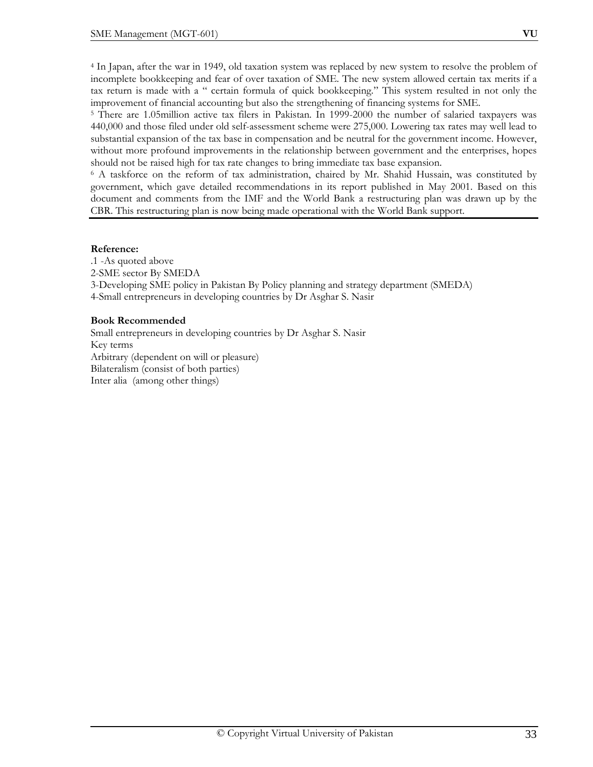[4] In Japan, after the war in 1949, old taxation system was replaced by new system to resolve the problem of incomplete bookkeeping and fear of over taxation of SME. The new system allowed certain tax merits if a tax return is made with a " certain formula of quick bookkeeping." This system resulted in not only the improvement of financial accounting but also the strengthening of financing systems for SME.

[5] There are 1.05million active tax filers in Pakistan. In 1999-2000 the number of salaried taxpayers was 440,000 and those filed under old self-assessment scheme were 275,000. Lowering tax rates may well lead to substantial expansion of the tax base in compensation and be neutral for the government income. However, without more profound improvements in the relationship between government and the enterprises, hopes should not be raised high for tax rate changes to bring immediate tax base expansion.

[6] A taskforce on the reform of tax administration, chaired by Mr. Shahid Hussain, was constituted by government, which gave detailed recommendations in its report published in May 2001. Based on this document and comments from the IMF and the World Bank a restructuring plan was drawn up by the CBR. This restructuring plan is now being made operational with the World Bank support.

**Reference:**

.1 -As quoted above
2-SME sector By SMEDA
3-Developing SME policy in Pakistan By Policy planning and strategy department (SMEDA)
4-Small entrepreneurs in developing countries by Dr Asghar S. Nasir

**Book Recommended**

Small entrepreneurs in developing countries by Dr Asghar S. Nasir
Key terms
Arbitrary (dependent on will or pleasure)
Bilateralism (consist of both parties)
Inter alia (among other things)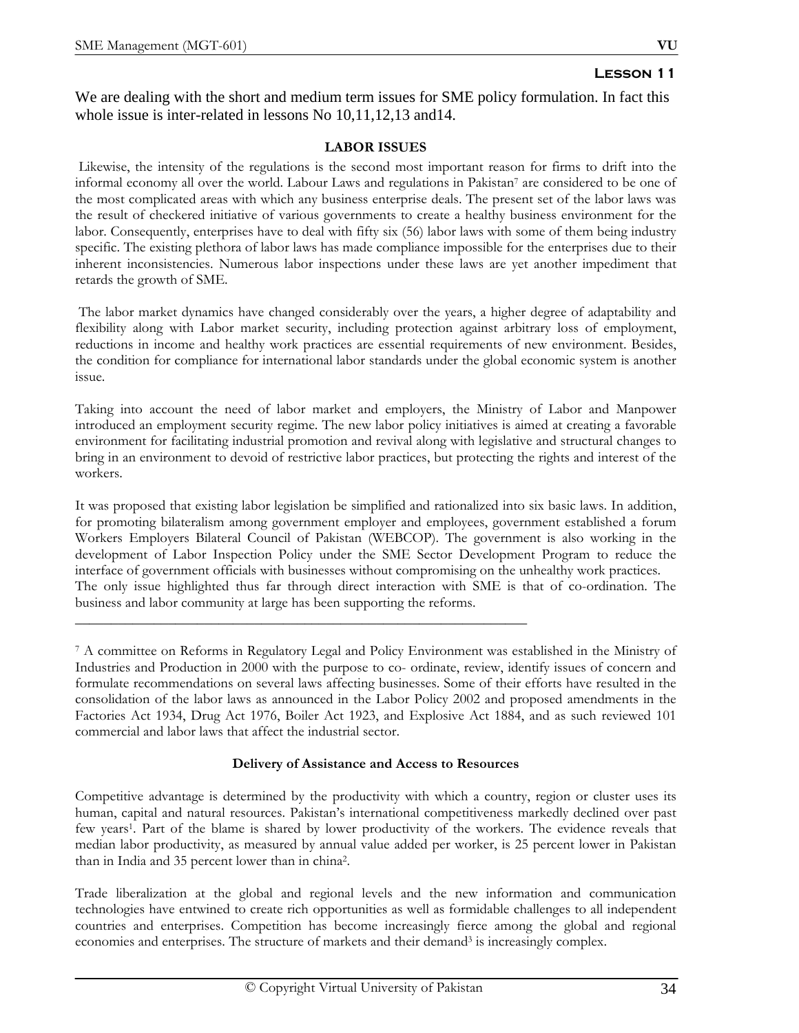## Lesson 11

We are dealing with the short and medium term issues for SME policy formulation. In fact this whole issue is inter-related in lessons No 10,11,12,13 and14.

### LABOR ISSUES

Likewise, the intensity of the regulations is the second most important reason for firms to drift into the informal economy all over the world. Labour Laws and regulations in Pakistan[7] are considered to be one of the most complicated areas with which any business enterprise deals. The present set of the labor laws was the result of checkered initiative of various governments to create a healthy business environment for the labor. Consequently, enterprises have to deal with fifty six (56) labor laws with some of them being industry specific. The existing plethora of labor laws has made compliance impossible for the enterprises due to their inherent inconsistencies. Numerous labor inspections under these laws are yet another impediment that retards the growth of SME.

The labor market dynamics have changed considerably over the years, a higher degree of adaptability and flexibility along with Labor market security, including protection against arbitrary loss of employment, reductions in income and healthy work practices are essential requirements of new environment. Besides, the condition for compliance for international labor standards under the global economic system is another issue.

Taking into account the need of labor market and employers, the Ministry of Labor and Manpower introduced an employment security regime. The new labor policy initiatives is aimed at creating a favorable environment for facilitating industrial promotion and revival along with legislative and structural changes to bring in an environment to devoid of restrictive labor practices, but protecting the rights and interest of the workers.

It was proposed that existing labor legislation be simplified and rationalized into six basic laws. In addition, for promoting bilateralism among government employer and employees, government established a forum Workers Employers Bilateral Council of Pakistan (WEBCOP). The government is also working in the development of Labor Inspection Policy under the SME Sector Development Program to reduce the interface of government officials with businesses without compromising on the unhealthy work practices. The only issue highlighted thus far through direct interaction with SME is that of co-ordination. The business and labor community at large has been supporting the reforms.

---

[7] A committee on Reforms in Regulatory Legal and Policy Environment was established in the Ministry of Industries and Production in 2000 with the purpose to co- ordinate, review, identify issues of concern and formulate recommendations on several laws affecting businesses. Some of their efforts have resulted in the consolidation of the labor laws as announced in the Labor Policy 2002 and proposed amendments in the Factories Act 1934, Drug Act 1976, Boiler Act 1923, and Explosive Act 1884, and as such reviewed 101 commercial and labor laws that affect the industrial sector.

### Delivery of Assistance and Access to Resources

Competitive advantage is determined by the productivity with which a country, region or cluster uses its human, capital and natural resources. Pakistan's international competitiveness markedly declined over past few years[1]. Part of the blame is shared by lower productivity of the workers. The evidence reveals that median labor productivity, as measured by annual value added per worker, is 25 percent lower in Pakistan than in India and 35 percent lower than in china[2].

Trade liberalization at the global and regional levels and the new information and communication technologies have entwined to create rich opportunities as well as formidable challenges to all independent countries and enterprises. Competition has become increasingly fierce among the global and regional economies and enterprises. The structure of markets and their demand[3] is increasingly complex.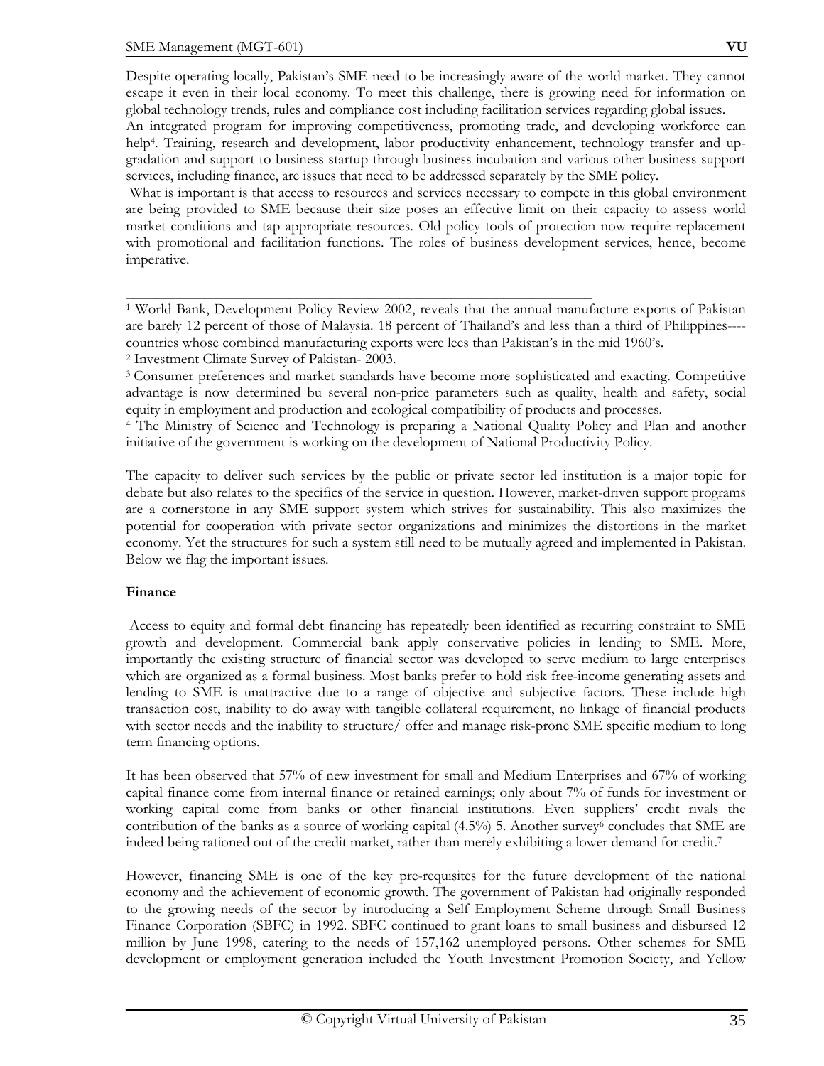Despite operating locally, Pakistan's SME need to be increasingly aware of the world market. They cannot escape it even in their local economy. To meet this challenge, there is growing need for information on global technology trends, rules and compliance cost including facilitation services regarding global issues.
An integrated program for improving competitiveness, promoting trade, and developing workforce can help[4]. Training, research and development, labor productivity enhancement, technology transfer and up-gradation and support to business startup through business incubation and various other business support services, including finance, are issues that need to be addressed separately by the SME policy.
What is important is that access to resources and services necessary to compete in this global environment are being provided to SME because their size poses an effective limit on their capacity to assess world market conditions and tap appropriate resources. Old policy tools of protection now require replacement with promotional and facilitation functions. The roles of business development services, hence, become imperative.

---

[1] World Bank, Development Policy Review 2002, reveals that the annual manufacture exports of Pakistan are barely 12 percent of those of Malaysia. 18 percent of Thailand's and less than a third of Philippines---- countries whose combined manufacturing exports were lees than Pakistan's in the mid 1960's.
[2] Investment Climate Survey of Pakistan- 2003.
[3] Consumer preferences and market standards have become more sophisticated and exacting. Competitive advantage is now determined bu several non-price parameters such as quality, health and safety, social equity in employment and production and ecological compatibility of products and processes.
[4] The Ministry of Science and Technology is preparing a National Quality Policy and Plan and another initiative of the government is working on the development of National Productivity Policy.

The capacity to deliver such services by the public or private sector led institution is a major topic for debate but also relates to the specifics of the service in question. However, market-driven support programs are a cornerstone in any SME support system which strives for sustainability. This also maximizes the potential for cooperation with private sector organizations and minimizes the distortions in the market economy. Yet the structures for such a system still need to be mutually agreed and implemented in Pakistan. Below we flag the important issues.

**Finance**

Access to equity and formal debt financing has repeatedly been identified as recurring constraint to SME growth and development. Commercial bank apply conservative policies in lending to SME. More, importantly the existing structure of financial sector was developed to serve medium to large enterprises which are organized as a formal business. Most banks prefer to hold risk free-income generating assets and lending to SME is unattractive due to a range of objective and subjective factors. These include high transaction cost, inability to do away with tangible collateral requirement, no linkage of financial products with sector needs and the inability to structure/ offer and manage risk-prone SME specific medium to long term financing options.

It has been observed that 57% of new investment for small and Medium Enterprises and 67% of working capital finance come from internal finance or retained earnings; only about 7% of funds for investment or working capital come from banks or other financial institutions. Even suppliers' credit rivals the contribution of the banks as a source of working capital (4.5%) 5. Another survey[6] concludes that SME are indeed being rationed out of the credit market, rather than merely exhibiting a lower demand for credit.[7]

However, financing SME is one of the key pre-requisites for the future development of the national economy and the achievement of economic growth. The government of Pakistan had originally responded to the growing needs of the sector by introducing a Self Employment Scheme through Small Business Finance Corporation (SBFC) in 1992. SBFC continued to grant loans to small business and disbursed 12 million by June 1998, catering to the needs of 157,162 unemployed persons. Other schemes for SME development or employment generation included the Youth Investment Promotion Society, and Yellow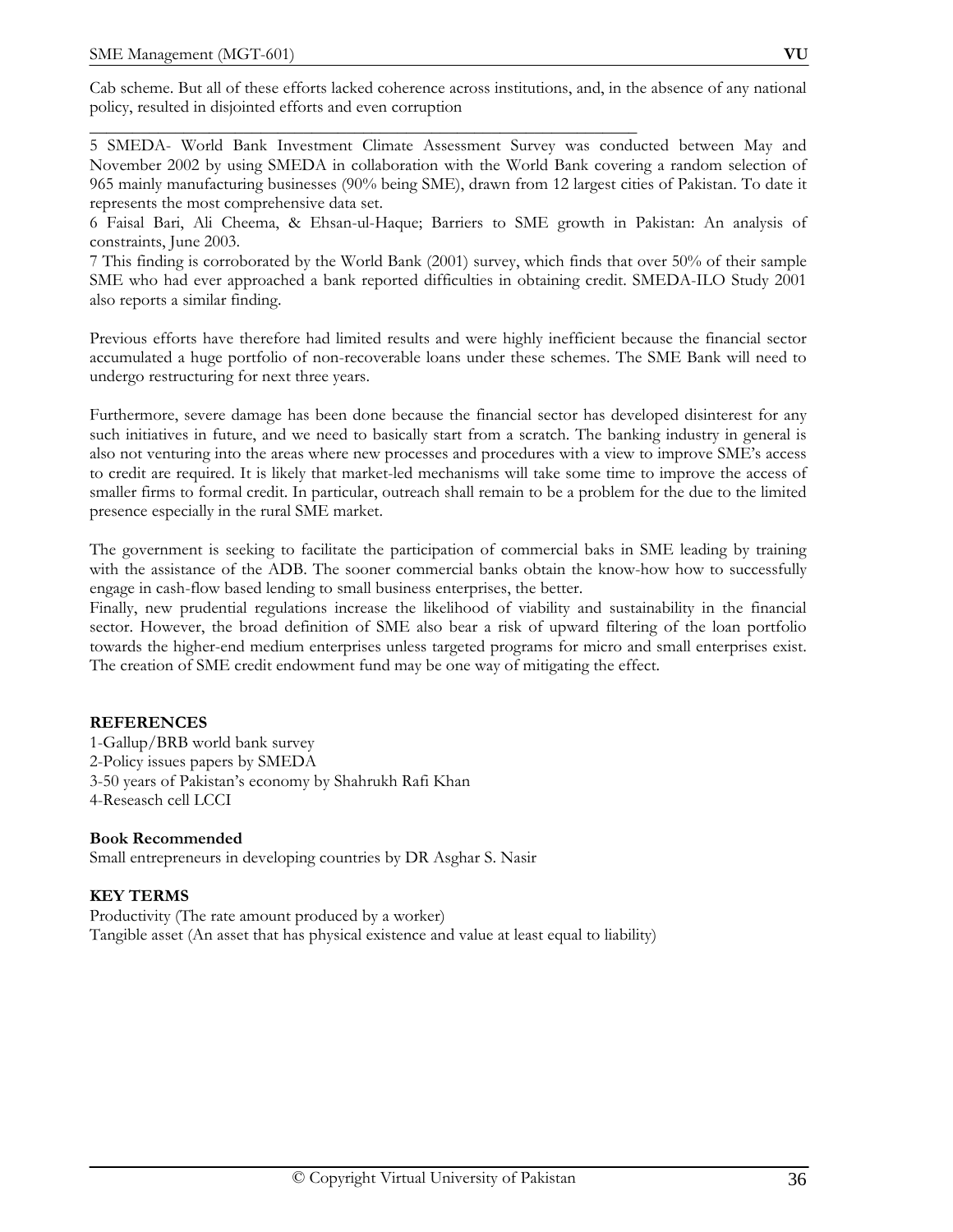Cab scheme. But all of these efforts lacked coherence across institutions, and, in the absence of any national policy, resulted in disjointed efforts and even corruption

---

5 SMEDA- World Bank Investment Climate Assessment Survey was conducted between May and November 2002 by using SMEDA in collaboration with the World Bank covering a random selection of 965 mainly manufacturing businesses (90% being SME), drawn from 12 largest cities of Pakistan. To date it represents the most comprehensive data set.

6 Faisal Bari, Ali Cheema, & Ehsan-ul-Haque; Barriers to SME growth in Pakistan: An analysis of constraints, June 2003.

7 This finding is corroborated by the World Bank (2001) survey, which finds that over 50% of their sample SME who had ever approached a bank reported difficulties in obtaining credit. SMEDA-ILO Study 2001 also reports a similar finding.

Previous efforts have therefore had limited results and were highly inefficient because the financial sector accumulated a huge portfolio of non-recoverable loans under these schemes. The SME Bank will need to undergo restructuring for next three years.

Furthermore, severe damage has been done because the financial sector has developed disinterest for any such initiatives in future, and we need to basically start from a scratch. The banking industry in general is also not venturing into the areas where new processes and procedures with a view to improve SME's access to credit are required. It is likely that market-led mechanisms will take some time to improve the access of smaller firms to formal credit. In particular, outreach shall remain to be a problem for the due to the limited presence especially in the rural SME market.

The government is seeking to facilitate the participation of commercial baks in SME leading by training with the assistance of the ADB. The sooner commercial banks obtain the know-how how to successfully engage in cash-flow based lending to small business enterprises, the better.

Finally, new prudential regulations increase the likelihood of viability and sustainability in the financial sector. However, the broad definition of SME also bear a risk of upward filtering of the loan portfolio towards the higher-end medium enterprises unless targeted programs for micro and small enterprises exist. The creation of SME credit endowment fund may be one way of mitigating the effect.

**REFERENCES**

1-Gallup/BRB world bank survey
2-Policy issues papers by SMEDA
3-50 years of Pakistan's economy by Shahrukh Rafi Khan
4-Reseasch cell LCCI

**Book Recommended**

Small entrepreneurs in developing countries by DR Asghar S. Nasir

**KEY TERMS**

Productivity (The rate amount produced by a worker)
Tangible asset (An asset that has physical existence and value at least equal to liability)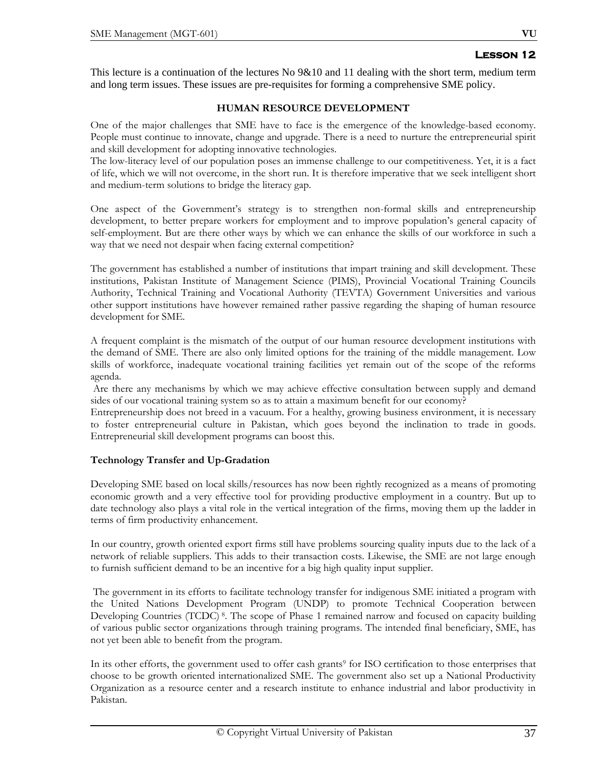## Lesson 12

This lecture is a continuation of the lectures No 9&10 and 11 dealing with the short term, medium term and long term issues. These issues are pre-requisites for forming a comprehensive SME policy.

### HUMAN RESOURCE DEVELOPMENT

One of the major challenges that SME have to face is the emergence of the knowledge-based economy. People must continue to innovate, change and upgrade. There is a need to nurture the entrepreneurial spirit and skill development for adopting innovative technologies.
The low-literacy level of our population poses an immense challenge to our competitiveness. Yet, it is a fact of life, which we will not overcome, in the short run. It is therefore imperative that we seek intelligent short and medium-term solutions to bridge the literacy gap.

One aspect of the Government's strategy is to strengthen non-formal skills and entrepreneurship development, to better prepare workers for employment and to improve population's general capacity of self-employment. But are there other ways by which we can enhance the skills of our workforce in such a way that we need not despair when facing external competition?

The government has established a number of institutions that impart training and skill development. These institutions, Pakistan Institute of Management Science (PIMS), Provincial Vocational Training Councils Authority, Technical Training and Vocational Authority (TEVTA) Government Universities and various other support institutions have however remained rather passive regarding the shaping of human resource development for SME.

A frequent complaint is the mismatch of the output of our human resource development institutions with the demand of SME. There are also only limited options for the training of the middle management. Low skills of workforce, inadequate vocational training facilities yet remain out of the scope of the reforms agenda.
Are there any mechanisms by which we may achieve effective consultation between supply and demand sides of our vocational training system so as to attain a maximum benefit for our economy?
Entrepreneurship does not breed in a vacuum. For a healthy, growing business environment, it is necessary to foster entrepreneurial culture in Pakistan, which goes beyond the inclination to trade in goods. Entrepreneurial skill development programs can boost this.

**Technology Transfer and Up-Gradation**

Developing SME based on local skills/resources has now been rightly recognized as a means of promoting economic growth and a very effective tool for providing productive employment in a country. But up to date technology also plays a vital role in the vertical integration of the firms, moving them up the ladder in terms of firm productivity enhancement.

In our country, growth oriented export firms still have problems sourcing quality inputs due to the lack of a network of reliable suppliers. This adds to their transaction costs. Likewise, the SME are not large enough to furnish sufficient demand to be an incentive for a big high quality input supplier.

The government in its efforts to facilitate technology transfer for indigenous SME initiated a program with the United Nations Development Program (UNDP) to promote Technical Cooperation between Developing Countries (TCDC) [8]. The scope of Phase 1 remained narrow and focused on capacity building of various public sector organizations through training programs. The intended final beneficiary, SME, has not yet been able to benefit from the program.

In its other efforts, the government used to offer cash grants[9] for ISO certification to those enterprises that choose to be growth oriented internationalized SME. The government also set up a National Productivity Organization as a resource center and a research institute to enhance industrial and labor productivity in Pakistan.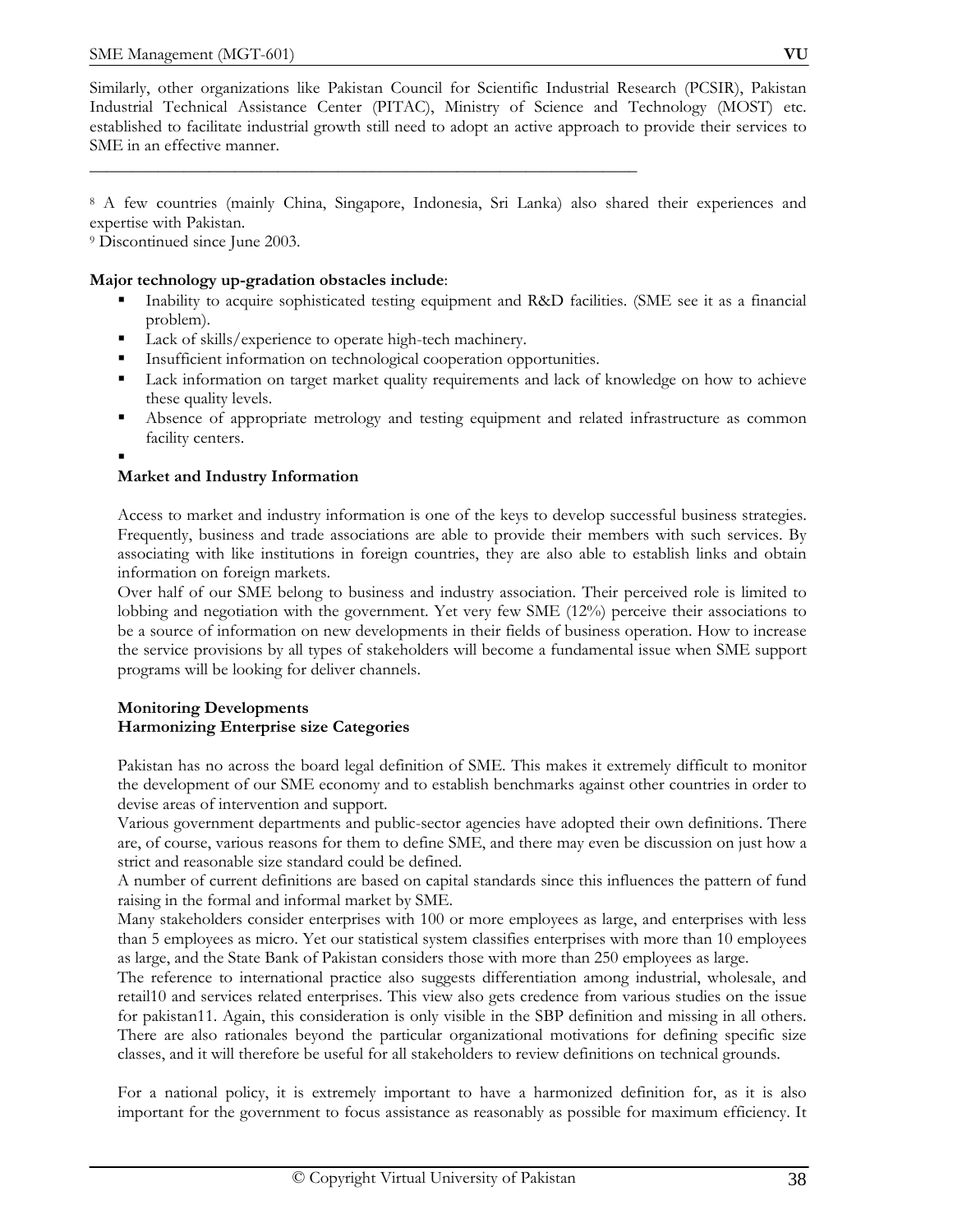Similarly, other organizations like Pakistan Council for Scientific Industrial Research (PCSIR), Pakistan Industrial Technical Assistance Center (PITAC), Ministry of Science and Technology (MOST) etc. established to facilitate industrial growth still need to adopt an active approach to provide their services to SME in an effective manner.

---

[8] A few countries (mainly China, Singapore, Indonesia, Sri Lanka) also shared their experiences and expertise with Pakistan.

[9] Discontinued since June 2003.

**Major technology up-gradation obstacles include**:

- Inability to acquire sophisticated testing equipment and R&D facilities. (SME see it as a financial problem).
- Lack of skills/experience to operate high-tech machinery.
- Insufficient information on technological cooperation opportunities.
- Lack information on target market quality requirements and lack of knowledge on how to achieve these quality levels.
- Absence of appropriate metrology and testing equipment and related infrastructure as common facility centers.

**Market and Industry Information**

Access to market and industry information is one of the keys to develop successful business strategies. Frequently, business and trade associations are able to provide their members with such services. By associating with like institutions in foreign countries, they are also able to establish links and obtain information on foreign markets.

Over half of our SME belong to business and industry association. Their perceived role is limited to lobbing and negotiation with the government. Yet very few SME (12%) perceive their associations to be a source of information on new developments in their fields of business operation. How to increase the service provisions by all types of stakeholders will become a fundamental issue when SME support programs will be looking for deliver channels.

**Monitoring Developments**

**Harmonizing Enterprise size Categories**

Pakistan has no across the board legal definition of SME. This makes it extremely difficult to monitor the development of our SME economy and to establish benchmarks against other countries in order to devise areas of intervention and support.

Various government departments and public-sector agencies have adopted their own definitions. There are, of course, various reasons for them to define SME, and there may even be discussion on just how a strict and reasonable size standard could be defined.

A number of current definitions are based on capital standards since this influences the pattern of fund raising in the formal and informal market by SME.

Many stakeholders consider enterprises with 100 or more employees as large, and enterprises with less than 5 employees as micro. Yet our statistical system classifies enterprises with more than 10 employees as large, and the State Bank of Pakistan considers those with more than 250 employees as large.

The reference to international practice also suggests differentiation among industrial, wholesale, and retail10 and services related enterprises. This view also gets credence from various studies on the issue for pakistan11. Again, this consideration is only visible in the SBP definition and missing in all others. There are also rationales beyond the particular organizational motivations for defining specific size classes, and it will therefore be useful for all stakeholders to review definitions on technical grounds.

For a national policy, it is extremely important to have a harmonized definition for, as it is also important for the government to focus assistance as reasonably as possible for maximum efficiency. It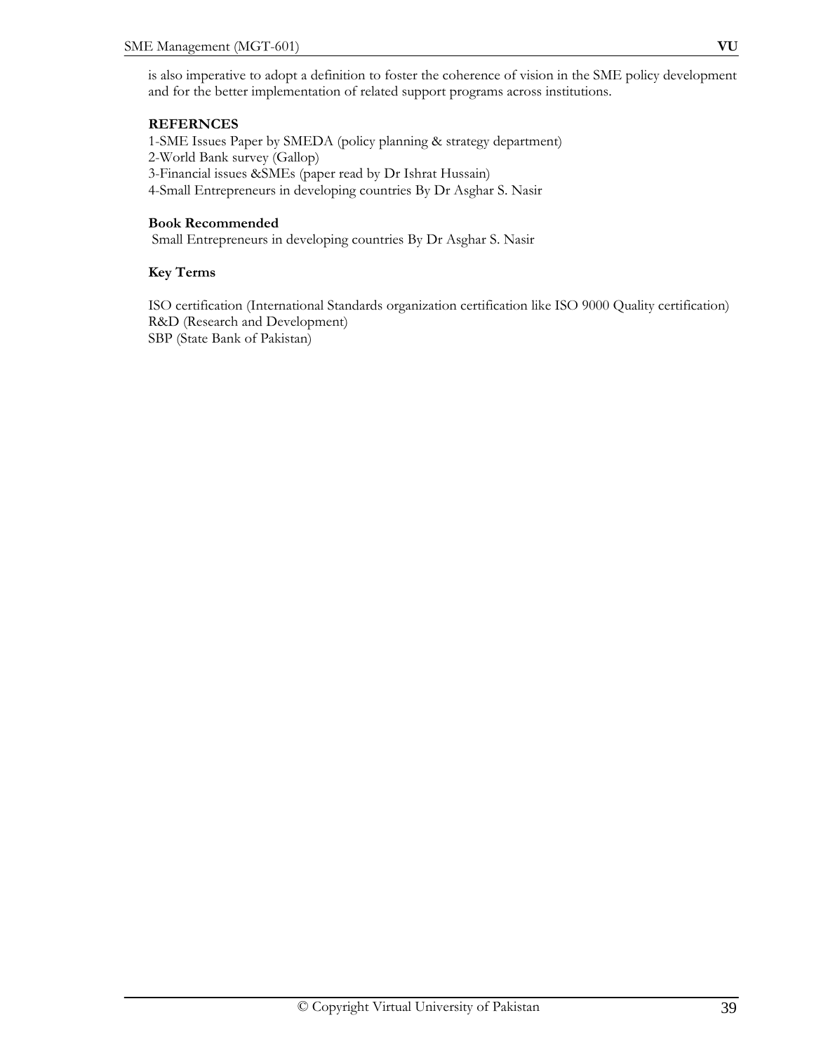is also imperative to adopt a definition to foster the coherence of vision in the SME policy development and for the better implementation of related support programs across institutions.

**REFERNCES**

1-SME Issues Paper by SMEDA (policy planning & strategy department)
2-World Bank survey (Gallop)
3-Financial issues &SMEs (paper read by Dr Ishrat Hussain)
4-Small Entrepreneurs in developing countries By Dr Asghar S. Nasir

**Book Recommended**

Small Entrepreneurs in developing countries By Dr Asghar S. Nasir

**Key Terms**

ISO certification (International Standards organization certification like ISO 9000 Quality certification)
R&D (Research and Development)
SBP (State Bank of Pakistan)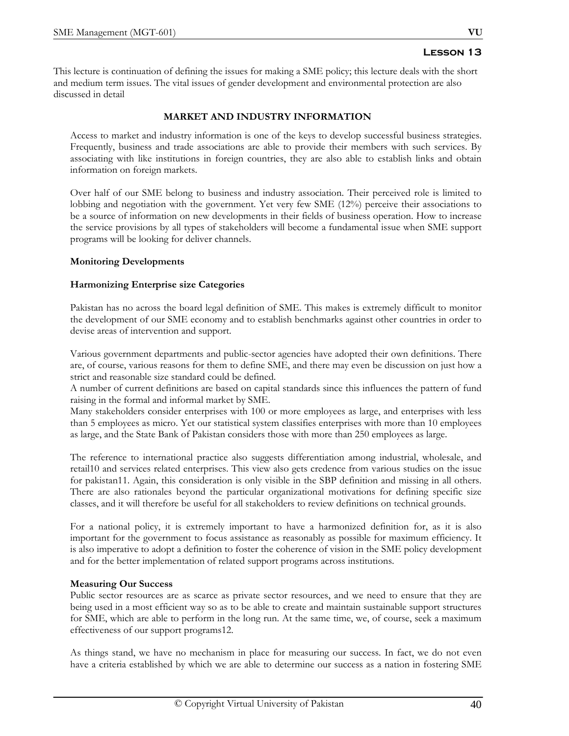# Lesson 13

This lecture is continuation of defining the issues for making a SME policy; this lecture deals with the short and medium term issues. The vital issues of gender development and environmental protection are also discussed in detail

## MARKET AND INDUSTRY INFORMATION

Access to market and industry information is one of the keys to develop successful business strategies. Frequently, business and trade associations are able to provide their members with such services. By associating with like institutions in foreign countries, they are also able to establish links and obtain information on foreign markets.

Over half of our SME belong to business and industry association. Their perceived role is limited to lobbing and negotiation with the government. Yet very few SME (12%) perceive their associations to be a source of information on new developments in their fields of business operation. How to increase the service provisions by all types of stakeholders will become a fundamental issue when SME support programs will be looking for deliver channels.

### Monitoring Developments

### Harmonizing Enterprise size Categories

Pakistan has no across the board legal definition of SME. This makes is extremely difficult to monitor the development of our SME economy and to establish benchmarks against other countries in order to devise areas of intervention and support.

Various government departments and public-sector agencies have adopted their own definitions. There are, of course, various reasons for them to define SME, and there may even be discussion on just how a strict and reasonable size standard could be defined.
A number of current definitions are based on capital standards since this influences the pattern of fund raising in the formal and informal market by SME.
Many stakeholders consider enterprises with 100 or more employees as large, and enterprises with less than 5 employees as micro. Yet our statistical system classifies enterprises with more than 10 employees as large, and the State Bank of Pakistan considers those with more than 250 employees as large.

The reference to international practice also suggests differentiation among industrial, wholesale, and retail[10] and services related enterprises. This view also gets credence from various studies on the issue for pakistan[11]. Again, this consideration is only visible in the SBP definition and missing in all others. There are also rationales beyond the particular organizational motivations for defining specific size classes, and it will therefore be useful for all stakeholders to review definitions on technical grounds.

For a national policy, it is extremely important to have a harmonized definition for, as it is also important for the government to focus assistance as reasonably as possible for maximum efficiency. It is also imperative to adopt a definition to foster the coherence of vision in the SME policy development and for the better implementation of related support programs across institutions.

### Measuring Our Success

Public sector resources are as scarce as private sector resources, and we need to ensure that they are being used in a most efficient way so as to be able to create and maintain sustainable support structures for SME, which are able to perform in the long run. At the same time, we, of course, seek a maximum effectiveness of our support programs[12].

As things stand, we have no mechanism in place for measuring our success. In fact, we do not even have a criteria established by which we are able to determine our success as a nation in fostering SME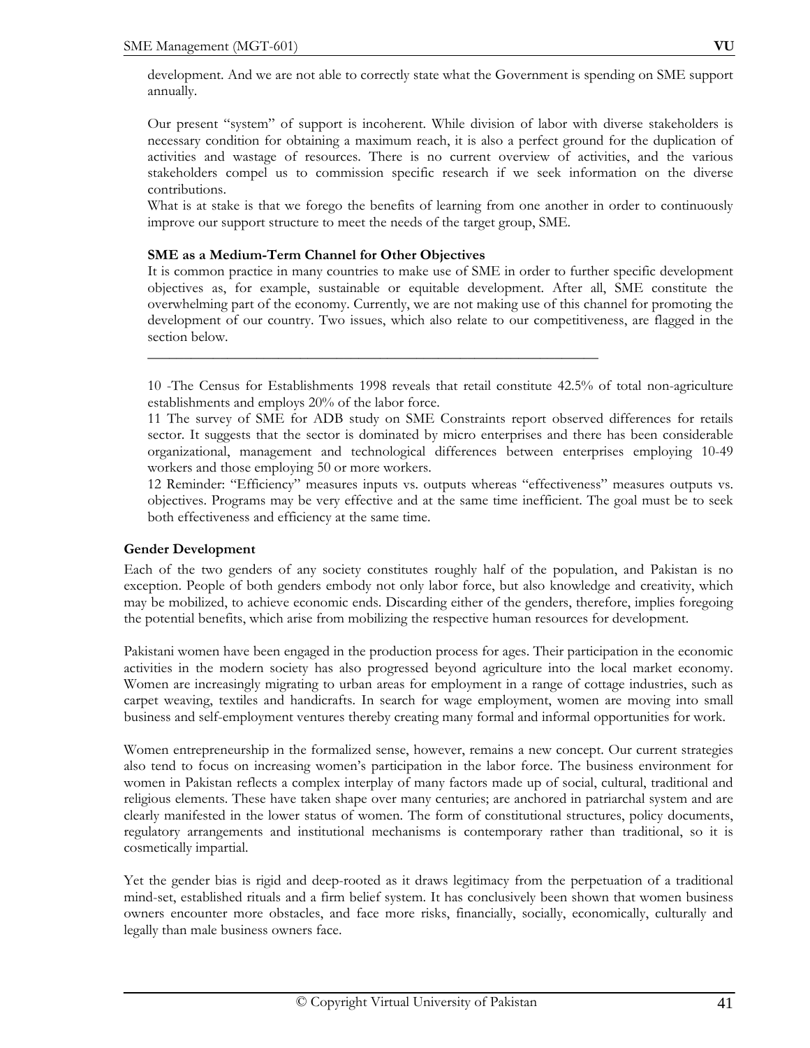development. And we are not able to correctly state what the Government is spending on SME support annually.

Our present "system" of support is incoherent. While division of labor with diverse stakeholders is necessary condition for obtaining a maximum reach, it is also a perfect ground for the duplication of activities and wastage of resources. There is no current overview of activities, and the various stakeholders compel us to commission specific research if we seek information on the diverse contributions.

What is at stake is that we forego the benefits of learning from one another in order to continuously improve our support structure to meet the needs of the target group, SME.

**SME as a Medium-Term Channel for Other Objectives**

It is common practice in many countries to make use of SME in order to further specific development objectives as, for example, sustainable or equitable development. After all, SME constitute the overwhelming part of the economy. Currently, we are not making use of this channel for promoting the development of our country. Two issues, which also relate to our competitiveness, are flagged in the section below.

---

10 -The Census for Establishments 1998 reveals that retail constitute 42.5% of total non-agriculture establishments and employs 20% of the labor force.

11 The survey of SME for ADB study on SME Constraints report observed differences for retails sector. It suggests that the sector is dominated by micro enterprises and there has been considerable organizational, management and technological differences between enterprises employing 10-49 workers and those employing 50 or more workers.

12 Reminder: "Efficiency" measures inputs vs. outputs whereas "effectiveness" measures outputs vs. objectives. Programs may be very effective and at the same time inefficient. The goal must be to seek both effectiveness and efficiency at the same time.

**Gender Development**

Each of the two genders of any society constitutes roughly half of the population, and Pakistan is no exception. People of both genders embody not only labor force, but also knowledge and creativity, which may be mobilized, to achieve economic ends. Discarding either of the genders, therefore, implies foregoing the potential benefits, which arise from mobilizing the respective human resources for development.

Pakistani women have been engaged in the production process for ages. Their participation in the economic activities in the modern society has also progressed beyond agriculture into the local market economy. Women are increasingly migrating to urban areas for employment in a range of cottage industries, such as carpet weaving, textiles and handicrafts. In search for wage employment, women are moving into small business and self-employment ventures thereby creating many formal and informal opportunities for work.

Women entrepreneurship in the formalized sense, however, remains a new concept. Our current strategies also tend to focus on increasing women's participation in the labor force. The business environment for women in Pakistan reflects a complex interplay of many factors made up of social, cultural, traditional and religious elements. These have taken shape over many centuries; are anchored in patriarchal system and are clearly manifested in the lower status of women. The form of constitutional structures, policy documents, regulatory arrangements and institutional mechanisms is contemporary rather than traditional, so it is cosmetically impartial.

Yet the gender bias is rigid and deep-rooted as it draws legitimacy from the perpetuation of a traditional mind-set, established rituals and a firm belief system. It has conclusively been shown that women business owners encounter more obstacles, and face more risks, financially, socially, economically, culturally and legally than male business owners face.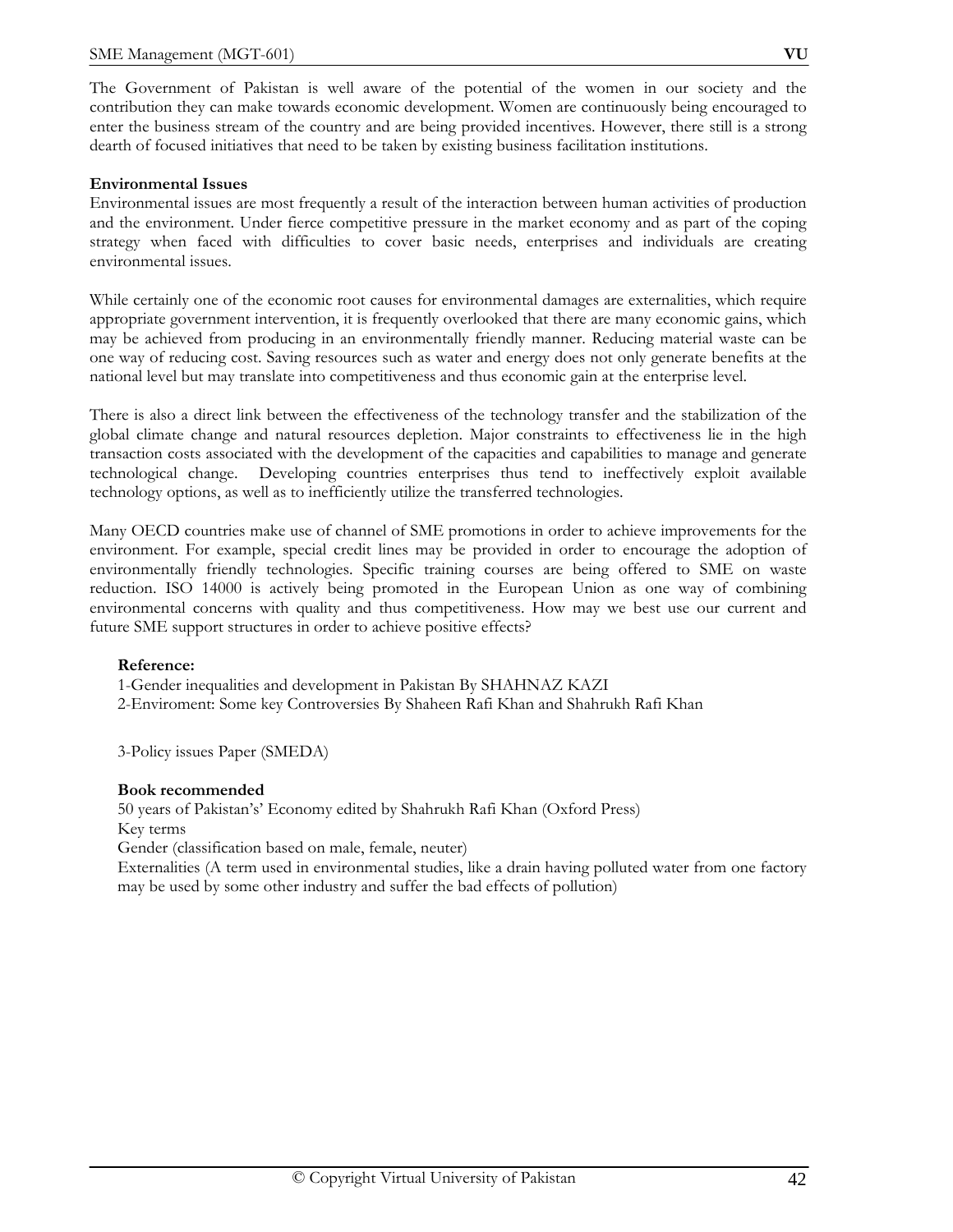The Government of Pakistan is well aware of the potential of the women in our society and the contribution they can make towards economic development. Women are continuously being encouraged to enter the business stream of the country and are being provided incentives. However, there still is a strong dearth of focused initiatives that need to be taken by existing business facilitation institutions.

**Environmental Issues**

Environmental issues are most frequently a result of the interaction between human activities of production and the environment. Under fierce competitive pressure in the market economy and as part of the coping strategy when faced with difficulties to cover basic needs, enterprises and individuals are creating environmental issues.

While certainly one of the economic root causes for environmental damages are externalities, which require appropriate government intervention, it is frequently overlooked that there are many economic gains, which may be achieved from producing in an environmentally friendly manner. Reducing material waste can be one way of reducing cost. Saving resources such as water and energy does not only generate benefits at the national level but may translate into competitiveness and thus economic gain at the enterprise level.

There is also a direct link between the effectiveness of the technology transfer and the stabilization of the global climate change and natural resources depletion. Major constraints to effectiveness lie in the high transaction costs associated with the development of the capacities and capabilities to manage and generate technological change. Developing countries enterprises thus tend to ineffectively exploit available technology options, as well as to inefficiently utilize the transferred technologies.

Many OECD countries make use of channel of SME promotions in order to achieve improvements for the environment. For example, special credit lines may be provided in order to encourage the adoption of environmentally friendly technologies. Specific training courses are being offered to SME on waste reduction. ISO 14000 is actively being promoted in the European Union as one way of combining environmental concerns with quality and thus competitiveness. How may we best use our current and future SME support structures in order to achieve positive effects?

**Reference:**

1-Gender inequalities and development in Pakistan By SHAHNAZ KAZI

2-Enviroment: Some key Controversies By Shaheen Rafi Khan and Shahrukh Rafi Khan

3-Policy issues Paper (SMEDA)

**Book recommended**

50 years of Pakistan's' Economy edited by Shahrukh Rafi Khan (Oxford Press)

Key terms

Gender (classification based on male, female, neuter)

Externalities (A term used in environmental studies, like a drain having polluted water from one factory may be used by some other industry and suffer the bad effects of pollution)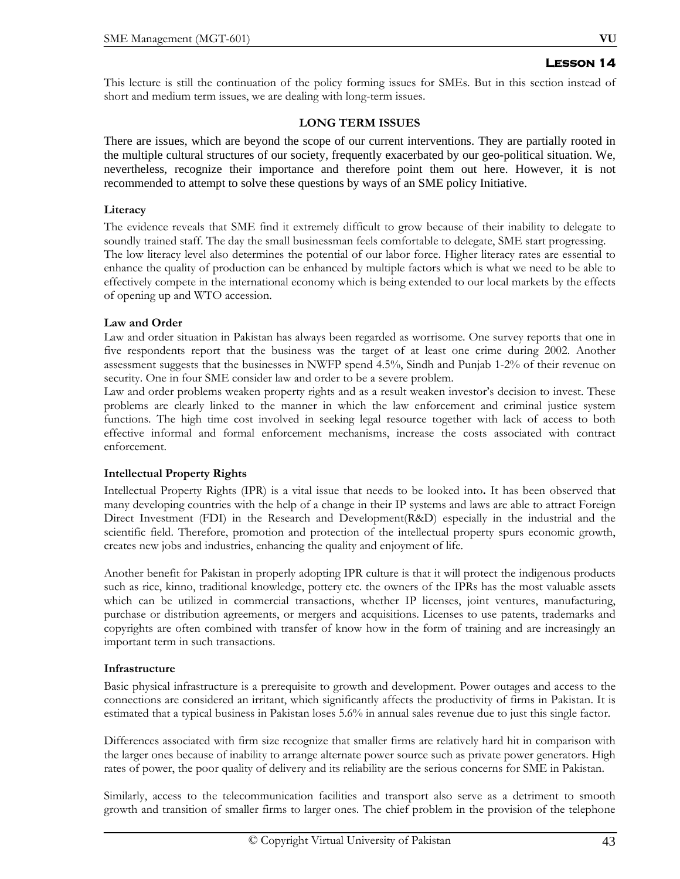# Lesson 14

This lecture is still the continuation of the policy forming issues for SMEs. But in this section instead of short and medium term issues, we are dealing with long-term issues.

## LONG TERM ISSUES

There are issues, which are beyond the scope of our current interventions. They are partially rooted in the multiple cultural structures of our society, frequently exacerbated by our geo-political situation. We, nevertheless, recognize their importance and therefore point them out here. However, it is not recommended to attempt to solve these questions by ways of an SME policy Initiative.

### Literacy

The evidence reveals that SME find it extremely difficult to grow because of their inability to delegate to soundly trained staff. The day the small businessman feels comfortable to delegate, SME start progressing.
The low literacy level also determines the potential of our labor force. Higher literacy rates are essential to enhance the quality of production can be enhanced by multiple factors which is what we need to be able to effectively compete in the international economy which is being extended to our local markets by the effects of opening up and WTO accession.

### Law and Order

Law and order situation in Pakistan has always been regarded as worrisome. One survey reports that one in five respondents report that the business was the target of at least one crime during 2002. Another assessment suggests that the businesses in NWFP spend 4.5%, Sindh and Punjab 1-2% of their revenue on security. One in four SME consider law and order to be a severe problem.
Law and order problems weaken property rights and as a result weaken investor's decision to invest. These problems are clearly linked to the manner in which the law enforcement and criminal justice system functions. The high time cost involved in seeking legal resource together with lack of access to both effective informal and formal enforcement mechanisms, increase the costs associated with contract enforcement.

### Intellectual Property Rights

Intellectual Property Rights (IPR) is a vital issue that needs to be looked into**.** It has been observed that many developing countries with the help of a change in their IP systems and laws are able to attract Foreign Direct Investment (FDI) in the Research and Development(R&D) especially in the industrial and the scientific field. Therefore, promotion and protection of the intellectual property spurs economic growth, creates new jobs and industries, enhancing the quality and enjoyment of life.

Another benefit for Pakistan in properly adopting IPR culture is that it will protect the indigenous products such as rice, kinno, traditional knowledge, pottery etc. the owners of the IPRs has the most valuable assets which can be utilized in commercial transactions, whether IP licenses, joint ventures, manufacturing, purchase or distribution agreements, or mergers and acquisitions. Licenses to use patents, trademarks and copyrights are often combined with transfer of know how in the form of training and are increasingly an important term in such transactions.

### Infrastructure

Basic physical infrastructure is a prerequisite to growth and development. Power outages and access to the connections are considered an irritant, which significantly affects the productivity of firms in Pakistan. It is estimated that a typical business in Pakistan loses 5.6% in annual sales revenue due to just this single factor.

Differences associated with firm size recognize that smaller firms are relatively hard hit in comparison with the larger ones because of inability to arrange alternate power source such as private power generators. High rates of power, the poor quality of delivery and its reliability are the serious concerns for SME in Pakistan.

Similarly, access to the telecommunication facilities and transport also serve as a detriment to smooth growth and transition of smaller firms to larger ones. The chief problem in the provision of the telephone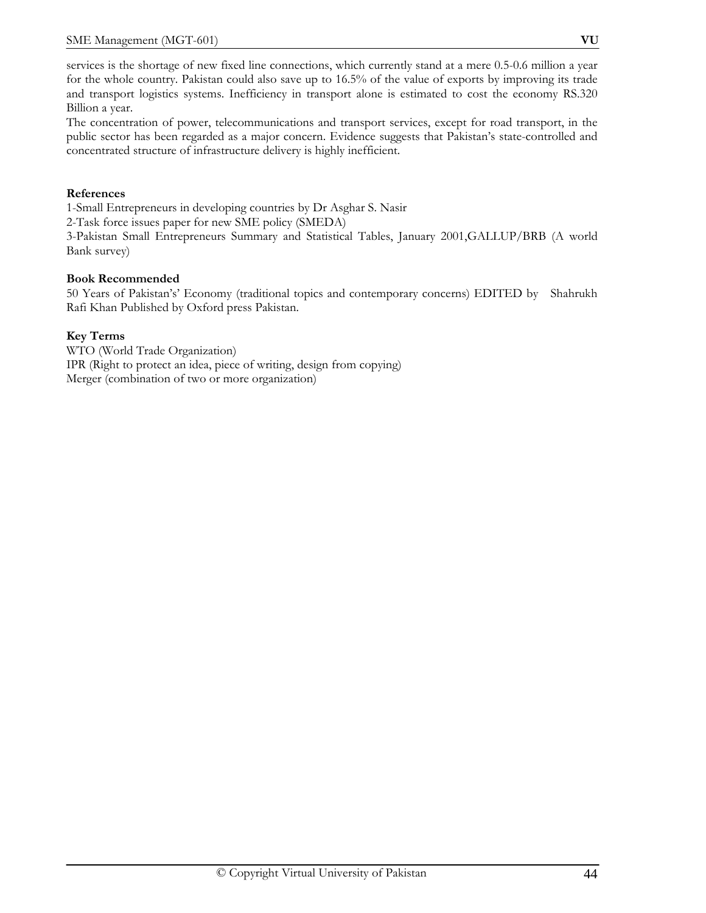services is the shortage of new fixed line connections, which currently stand at a mere 0.5-0.6 million a year for the whole country. Pakistan could also save up to 16.5% of the value of exports by improving its trade and transport logistics systems. Inefficiency in transport alone is estimated to cost the economy RS.320 Billion a year.

The concentration of power, telecommunications and transport services, except for road transport, in the public sector has been regarded as a major concern. Evidence suggests that Pakistan's state-controlled and concentrated structure of infrastructure delivery is highly inefficient.

**References**

1-Small Entrepreneurs in developing countries by Dr Asghar S. Nasir

2-Task force issues paper for new SME policy (SMEDA)

3-Pakistan Small Entrepreneurs Summary and Statistical Tables, January 2001,GALLUP/BRB (A world Bank survey)

**Book Recommended**

50 Years of Pakistan's' Economy (traditional topics and contemporary concerns) EDITED by Shahrukh Rafi Khan Published by Oxford press Pakistan.

**Key Terms**

WTO (World Trade Organization)

IPR (Right to protect an idea, piece of writing, design from copying)

Merger (combination of two or more organization)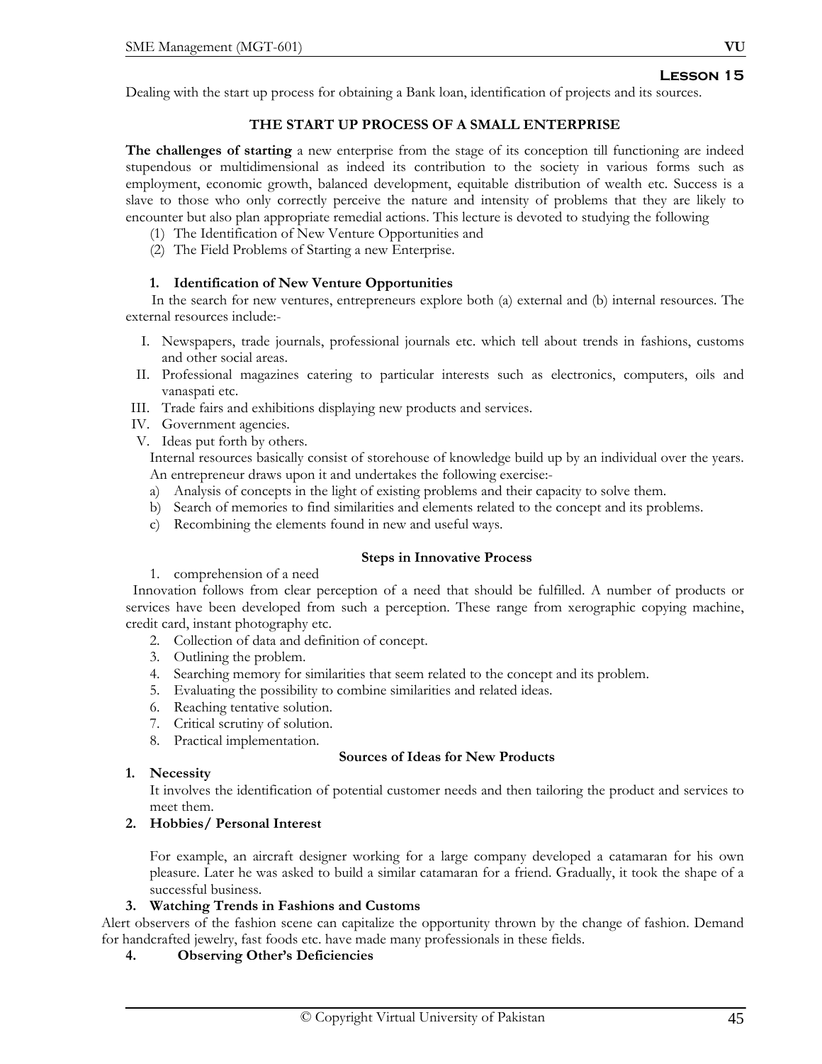## Lesson 15

Dealing with the start up process for obtaining a Bank loan, identification of projects and its sources.

### THE START UP PROCESS OF A SMALL ENTERPRISE

**The challenges of starting** a new enterprise from the stage of its conception till functioning are indeed stupendous or multidimensional as indeed its contribution to the society in various forms such as employment, economic growth, balanced development, equitable distribution of wealth etc. Success is a slave to those who only correctly perceive the nature and intensity of problems that they are likely to encounter but also plan appropriate remedial actions. This lecture is devoted to studying the following

(1) The Identification of New Venture Opportunities and
(2) The Field Problems of Starting a new Enterprise.

#### 1. Identification of New Venture Opportunities

In the search for new ventures, entrepreneurs explore both (a) external and (b) internal resources. The external resources include:-

I. Newspapers, trade journals, professional journals etc. which tell about trends in fashions, customs and other social areas.
II. Professional magazines catering to particular interests such as electronics, computers, oils and vanaspati etc.
III. Trade fairs and exhibitions displaying new products and services.
IV. Government agencies.
V. Ideas put forth by others.

Internal resources basically consist of storehouse of knowledge build up by an individual over the years. An entrepreneur draws upon it and undertakes the following exercise:-

a) Analysis of concepts in the light of existing problems and their capacity to solve them.
b) Search of memories to find similarities and elements related to the concept and its problems.
c) Recombining the elements found in new and useful ways.

**Steps in Innovative Process**

1. comprehension of a need

Innovation follows from clear perception of a need that should be fulfilled. A number of products or services have been developed from such a perception. These range from xerographic copying machine, credit card, instant photography etc.

2. Collection of data and definition of concept.
3. Outlining the problem.
4. Searching memory for similarities that seem related to the concept and its problem.
5. Evaluating the possibility to combine similarities and related ideas.
6. Reaching tentative solution.
7. Critical scrutiny of solution.
8. Practical implementation.

**Sources of Ideas for New Products**

**1. Necessity**

It involves the identification of potential customer needs and then tailoring the product and services to meet them.

**2. Hobbies/ Personal Interest**

For example, an aircraft designer working for a large company developed a catamaran for his own pleasure. Later he was asked to build a similar catamaran for a friend. Gradually, it took the shape of a successful business.

**3. Watching Trends in Fashions and Customs**

Alert observers of the fashion scene can capitalize the opportunity thrown by the change of fashion. Demand for handcrafted jewelry, fast foods etc. have made many professionals in these fields.

**4. Observing Other's Deficiencies**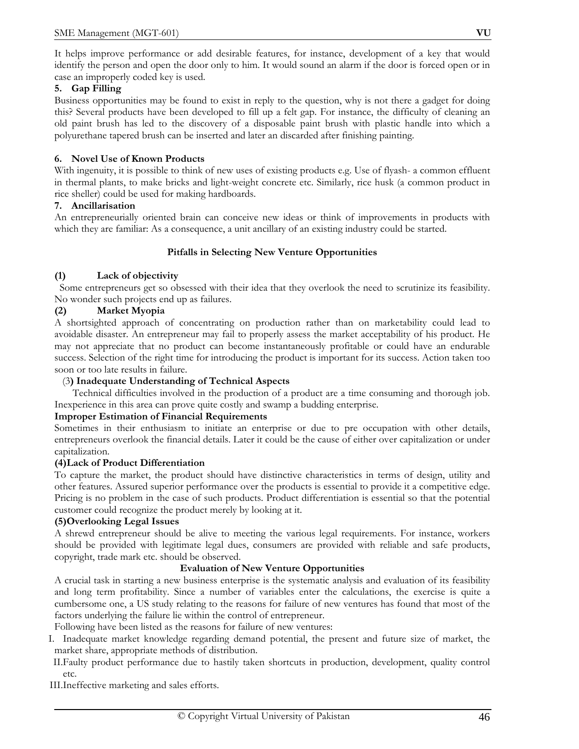It helps improve performance or add desirable features, for instance, development of a key that would identify the person and open the door only to him. It would sound an alarm if the door is forced open or in case an improperly coded key is used.

**5. Gap Filling**

Business opportunities may be found to exist in reply to the question, why is not there a gadget for doing this? Several products have been developed to fill up a felt gap. For instance, the difficulty of cleaning an old paint brush has led to the discovery of a disposable paint brush with plastic handle into which a polyurethane tapered brush can be inserted and later an discarded after finishing painting.

**6. Novel Use of Known Products**

With ingenuity, it is possible to think of new uses of existing products e.g. Use of flyash- a common effluent in thermal plants, to make bricks and light-weight concrete etc. Similarly, rice husk (a common product in rice sheller) could be used for making hardboards.

**7. Ancillarisation**

An entrepreneurially oriented brain can conceive new ideas or think of improvements in products with which they are familiar: As a consequence, a unit ancillary of an existing industry could be started.

## Pitfalls in Selecting New Venture Opportunities

**(1) Lack of objectivity**

Some entrepreneurs get so obsessed with their idea that they overlook the need to scrutinize its feasibility. No wonder such projects end up as failures.

**(2) Market Myopia**

A shortsighted approach of concentrating on production rather than on marketability could lead to avoidable disaster. An entrepreneur may fail to properly assess the market acceptability of his product. He may not appreciate that no product can become instantaneously profitable or could have an endurable success. Selection of the right time for introducing the product is important for its success. Action taken too soon or too late results in failure.

**(3) Inadequate Understanding of Technical Aspects**

Technical difficulties involved in the production of a product are a time consuming and thorough job. Inexperience in this area can prove quite costly and swamp a budding enterprise.

**Improper Estimation of Financial Requirements**

Sometimes in their enthusiasm to initiate an enterprise or due to pre occupation with other details, entrepreneurs overlook the financial details. Later it could be the cause of either over capitalization or under capitalization.

**(4)Lack of Product Differentiation**

To capture the market, the product should have distinctive characteristics in terms of design, utility and other features. Assured superior performance over the products is essential to provide it a competitive edge. Pricing is no problem in the case of such products. Product differentiation is essential so that the potential customer could recognize the product merely by looking at it.

**(5)Overlooking Legal Issues**

A shrewd entrepreneur should be alive to meeting the various legal requirements. For instance, workers should be provided with legitimate legal dues, consumers are provided with reliable and safe products, copyright, trade mark etc. should be observed.

## Evaluation of New Venture Opportunities

A crucial task in starting a new business enterprise is the systematic analysis and evaluation of its feasibility and long term profitability. Since a number of variables enter the calculations, the exercise is quite a cumbersome one, a US study relating to the reasons for failure of new ventures has found that most of the factors underlying the failure lie within the control of entrepreneur.

Following have been listed as the reasons for failure of new ventures:

I. Inadequate market knowledge regarding demand potential, the present and future size of market, the market share, appropriate methods of distribution.

II. Faulty product performance due to hastily taken shortcuts in production, development, quality control etc.

III. Ineffective marketing and sales efforts.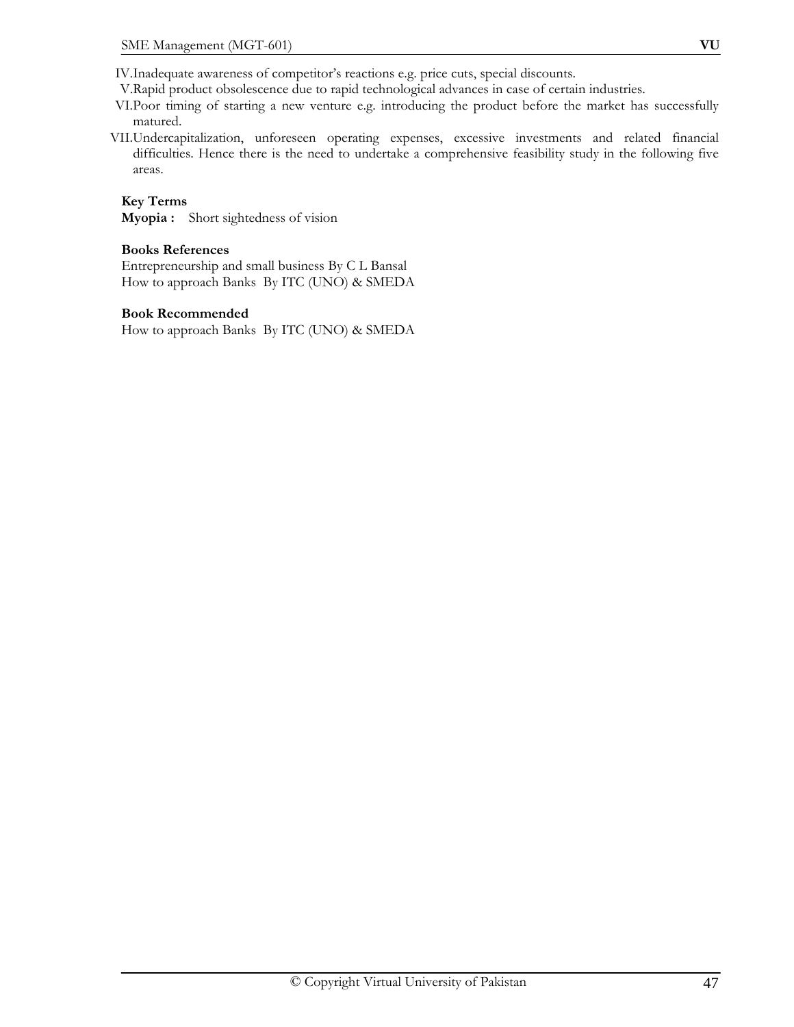IV. Inadequate awareness of competitor's reactions e.g. price cuts, special discounts.

V. Rapid product obsolescence due to rapid technological advances in case of certain industries.

VI. Poor timing of starting a new venture e.g. introducing the product before the market has successfully matured.

VII. Undercapitalization, unforeseen operating expenses, excessive investments and related financial difficulties. Hence there is the need to undertake a comprehensive feasibility study in the following five areas.

**Key Terms**

**Myopia :** Short sightedness of vision

**Books References**

Entrepreneurship and small business By C L Bansal
How to approach Banks By ITC (UNO) & SMEDA

**Book Recommended**

How to approach Banks By ITC (UNO) & SMEDA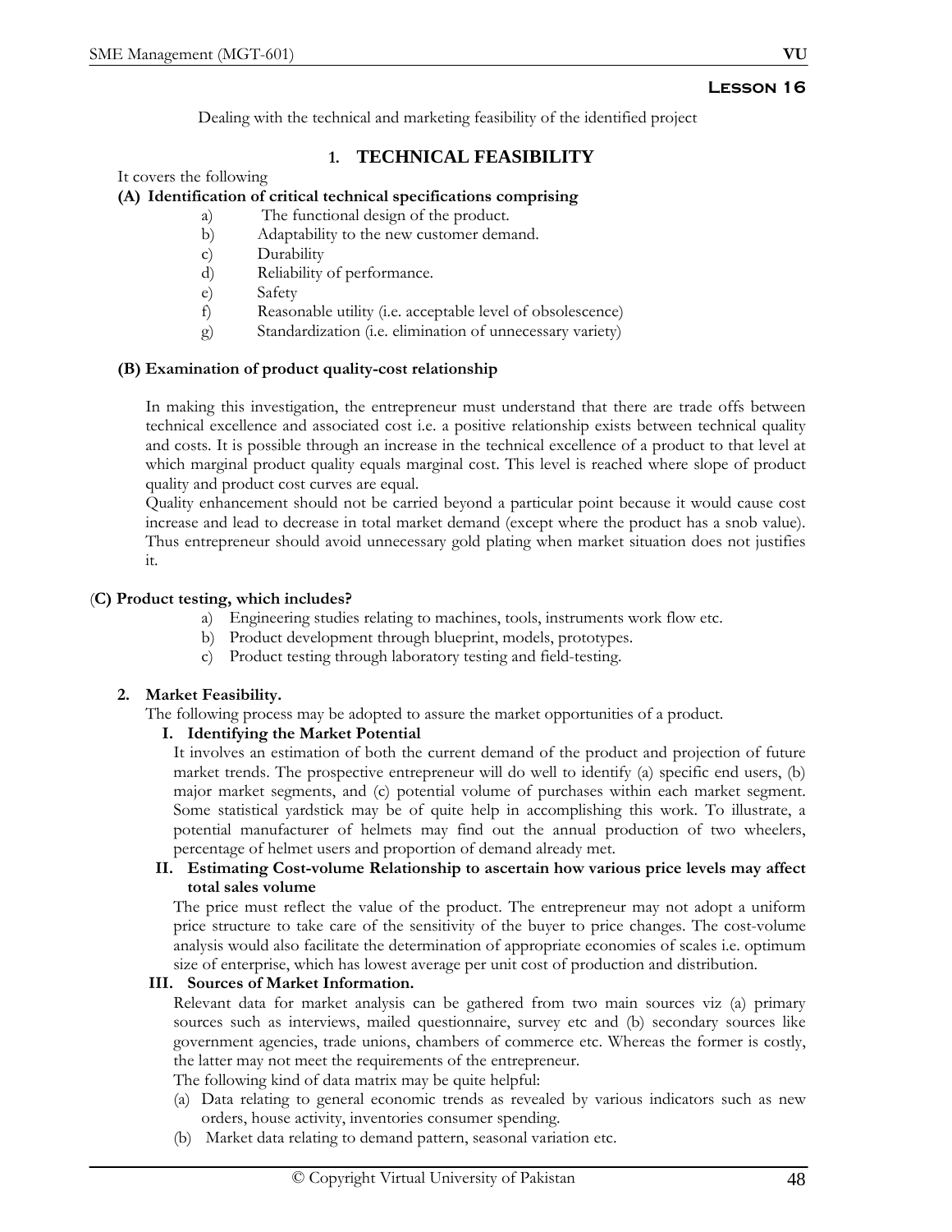## Lesson 16

Dealing with the technical and marketing feasibility of the identified project

### 1. TECHNICAL FEASIBILITY

It covers the following

**(A) Identification of critical technical specifications comprising**

- a) The functional design of the product.
- b) Adaptability to the new customer demand.
- c) Durability
- d) Reliability of performance.
- e) Safety
- f) Reasonable utility (i.e. acceptable level of obsolescence)
- g) Standardization (i.e. elimination of unnecessary variety)

**(B) Examination of product quality-cost relationship**

In making this investigation, the entrepreneur must understand that there are trade offs between technical excellence and associated cost i.e. a positive relationship exists between technical quality and costs. It is possible through an increase in the technical excellence of a product to that level at which marginal product quality equals marginal cost. This level is reached where slope of product quality and product cost curves are equal.

Quality enhancement should not be carried beyond a particular point because it would cause cost increase and lead to decrease in total market demand (except where the product has a snob value). Thus entrepreneur should avoid unnecessary gold plating when market situation does not justifies it.

(**C) Product testing, which includes?**

- a) Engineering studies relating to machines, tools, instruments work flow etc.
- b) Product development through blueprint, models, prototypes.
- c) Product testing through laboratory testing and field-testing.

**2. Market Feasibility.**

The following process may be adopted to assure the market opportunities of a product.

**I. Identifying the Market Potential**

It involves an estimation of both the current demand of the product and projection of future market trends. The prospective entrepreneur will do well to identify (a) specific end users, (b) major market segments, and (c) potential volume of purchases within each market segment. Some statistical yardstick may be of quite help in accomplishing this work. To illustrate, a potential manufacturer of helmets may find out the annual production of two wheelers, percentage of helmet users and proportion of demand already met.

**II. Estimating Cost-volume Relationship to ascertain how various price levels may affect total sales volume**

The price must reflect the value of the product. The entrepreneur may not adopt a uniform price structure to take care of the sensitivity of the buyer to price changes. The cost-volume analysis would also facilitate the determination of appropriate economies of scales i.e. optimum size of enterprise, which has lowest average per unit cost of production and distribution.

**III. Sources of Market Information.**

Relevant data for market analysis can be gathered from two main sources viz (a) primary sources such as interviews, mailed questionnaire, survey etc and (b) secondary sources like government agencies, trade unions, chambers of commerce etc. Whereas the former is costly, the latter may not meet the requirements of the entrepreneur.

The following kind of data matrix may be quite helpful:

- (a) Data relating to general economic trends as revealed by various indicators such as new orders, house activity, inventories consumer spending.
- (b) Market data relating to demand pattern, seasonal variation etc.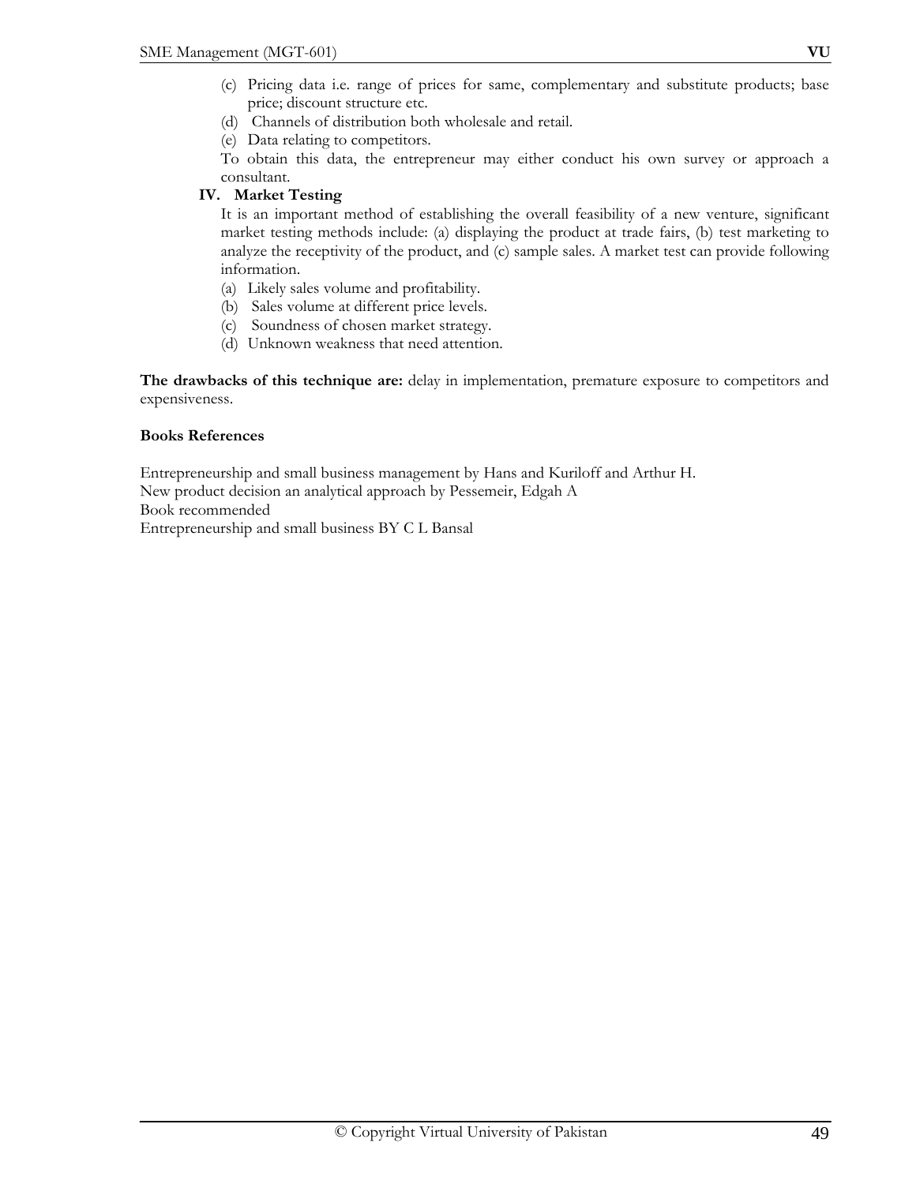(c) Pricing data i.e. range of prices for same, complementary and substitute products; base price; discount structure etc.
(d) Channels of distribution both wholesale and retail.
(e) Data relating to competitors.

To obtain this data, the entrepreneur may either conduct his own survey or approach a consultant.

**IV. Market Testing**

It is an important method of establishing the overall feasibility of a new venture, significant market testing methods include: (a) displaying the product at trade fairs, (b) test marketing to analyze the receptivity of the product, and (c) sample sales. A market test can provide following information.

(a) Likely sales volume and profitability.
(b) Sales volume at different price levels.
(c) Soundness of chosen market strategy.
(d) Unknown weakness that need attention.

**The drawbacks of this technique are:** delay in implementation, premature exposure to competitors and expensiveness.

**Books References**

Entrepreneurship and small business management by Hans and Kuriloff and Arthur H.
New product decision an analytical approach by Pessemeir, Edgah A
Book recommended
Entrepreneurship and small business BY C L Bansal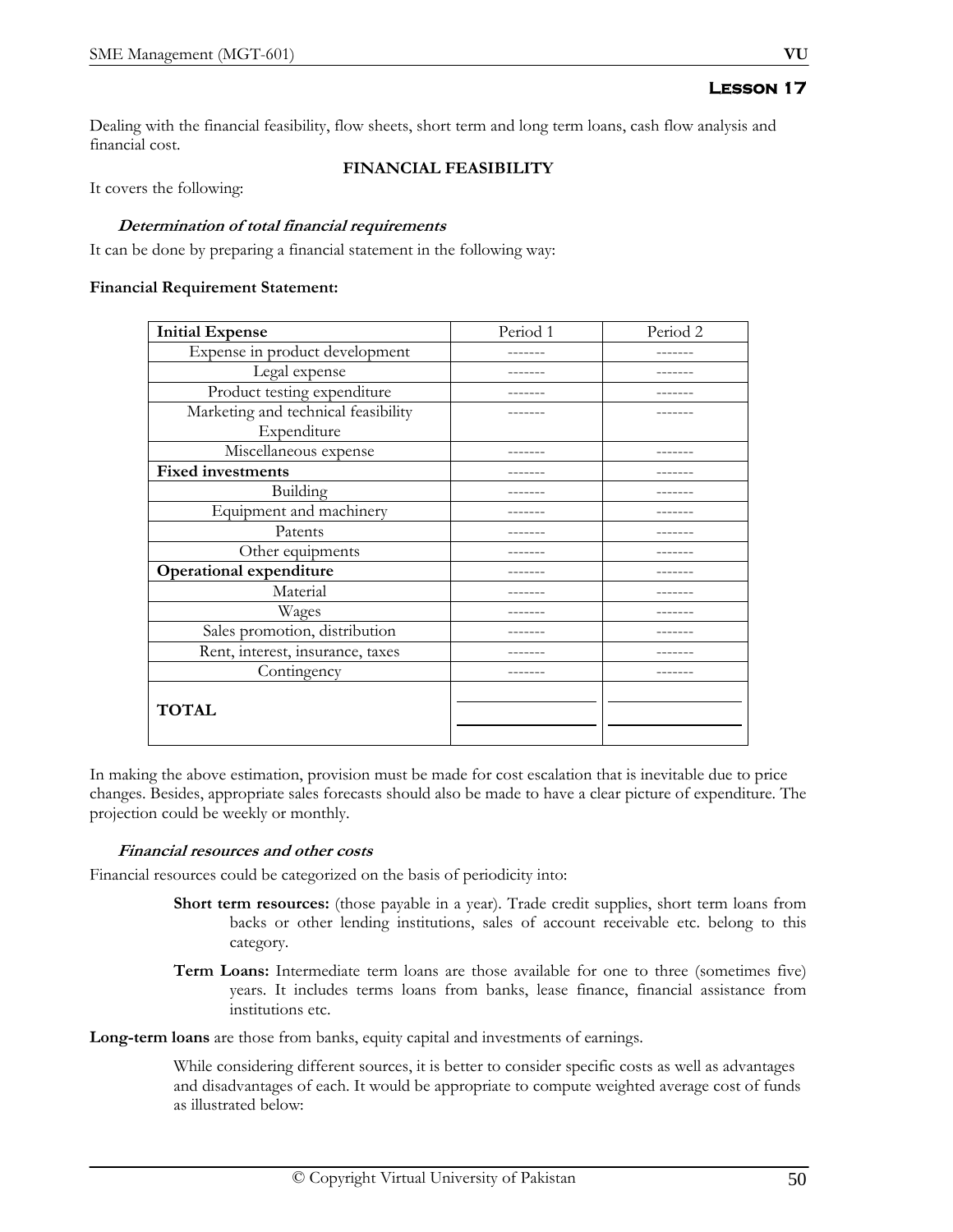## Lesson 17

Dealing with the financial feasibility, flow sheets, short term and long term loans, cash flow analysis and financial cost.

### FINANCIAL FEASIBILITY

It covers the following:

#### *Determination of total financial requirements*

It can be done by preparing a financial statement in the following way:

**Financial Requirement Statement:**

| **Initial Expense** | Period 1 | Period 2 |
|---|---|---|
| Expense in product development | ------- | ------- |
| Legal expense | ------- | ------- |
| Product testing expenditure | ------- | ------- |
| Marketing and technical feasibility Expenditure | ------- | ------- |
| Miscellaneous expense | ------- | ------- |
| **Fixed investments** | ------- | ------- |
| Building | ------- | ------- |
| Equipment and machinery | ------- | ------- |
| Patents | ------- | ------- |
| Other equipments | ------- | ------- |
| **Operational expenditure** | ------- | ------- |
| Material | ------- | ------- |
| Wages | ------- | ------- |
| Sales promotion, distribution | ------- | ------- |
| Rent, interest, insurance, taxes | ------- | ------- |
| Contingency | ------- | ------- |
| **TOTAL** | | |

In making the above estimation, provision must be made for cost escalation that is inevitable due to price changes. Besides, appropriate sales forecasts should also be made to have a clear picture of expenditure. The projection could be weekly or monthly.

#### *Financial resources and other costs*

Financial resources could be categorized on the basis of periodicity into:

**Short term resources:** (those payable in a year). Trade credit supplies, short term loans from backs or other lending institutions, sales of account receivable etc. belong to this category.

**Term Loans:** Intermediate term loans are those available for one to three (sometimes five) years. It includes terms loans from banks, lease finance, financial assistance from institutions etc.

**Long-term loans** are those from banks, equity capital and investments of earnings.

While considering different sources, it is better to consider specific costs as well as advantages and disadvantages of each. It would be appropriate to compute weighted average cost of funds as illustrated below: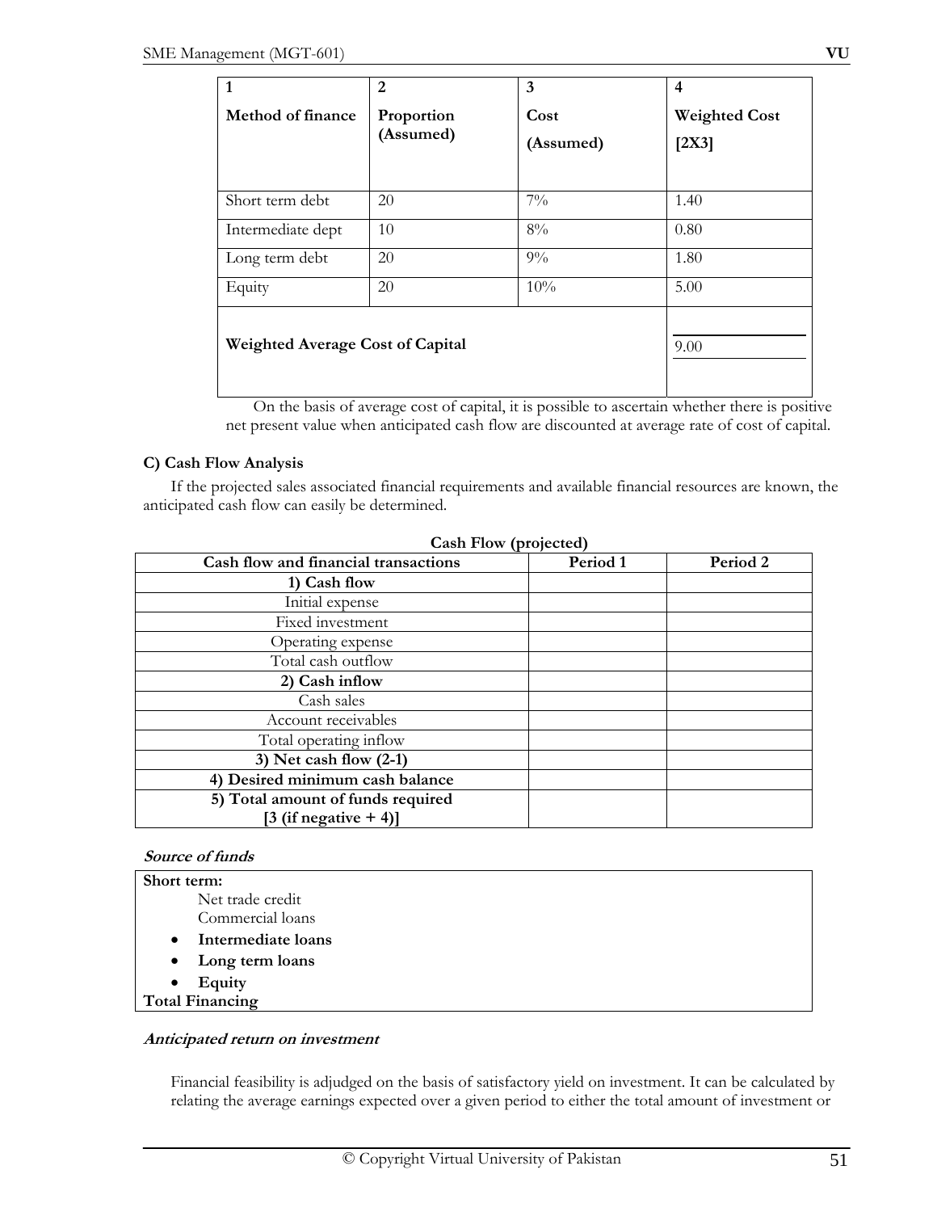| 1<br>Method of finance | 2<br>Proportion (Assumed) | 3<br>Cost (Assumed) | 4<br>Weighted Cost [2X3] |
|---|---|---|---|
| Short term debt | 20 | 7% | 1.40 |
| Intermediate dept | 10 | 8% | 0.80 |
| Long term debt | 20 | 9% | 1.80 |
| Equity | 20 | 10% | 5.00 |
| **Weighted Average Cost of Capital** | | | 9.00 |

On the basis of average cost of capital, it is possible to ascertain whether there is positive net present value when anticipated cash flow are discounted at average rate of cost of capital.

### C) Cash Flow Analysis

If the projected sales associated financial requirements and available financial resources are known, the anticipated cash flow can easily be determined.

**Cash Flow (projected)**

| Cash flow and financial transactions | Period 1 | Period 2 |
|---|---|---|
| **1) Cash flow** | | |
| Initial expense | | |
| Fixed investment | | |
| Operating expense | | |
| Total cash outflow | | |
| **2) Cash inflow** | | |
| Cash sales | | |
| Account receivables | | |
| Total operating inflow | | |
| **3) Net cash flow (2-1)** | | |
| **4) Desired minimum cash balance** | | |
| **5) Total amount of funds required [3 (if negative + 4)]** | | |

***Source of funds***

**Short term:**

Net trade credit
Commercial loans

- **Intermediate loans**
- **Long term loans**
- **Equity**

**Total Financing**

***Anticipated return on investment***

Financial feasibility is adjudged on the basis of satisfactory yield on investment. It can be calculated by relating the average earnings expected over a given period to either the total amount of investment or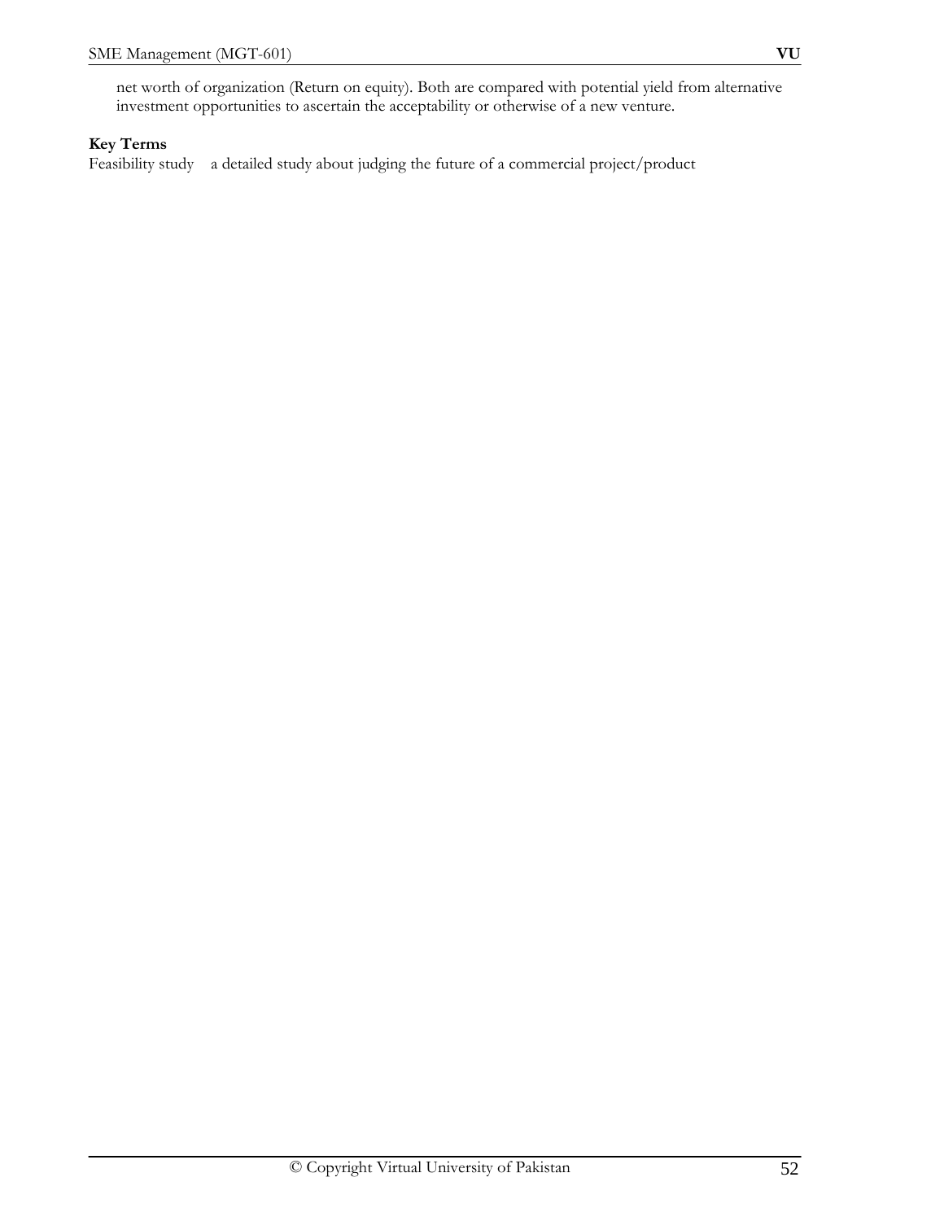net worth of organization (Return on equity). Both are compared with potential yield from alternative investment opportunities to ascertain the acceptability or otherwise of a new venture.

**Key Terms**

Feasibility study    a detailed study about judging the future of a commercial project/product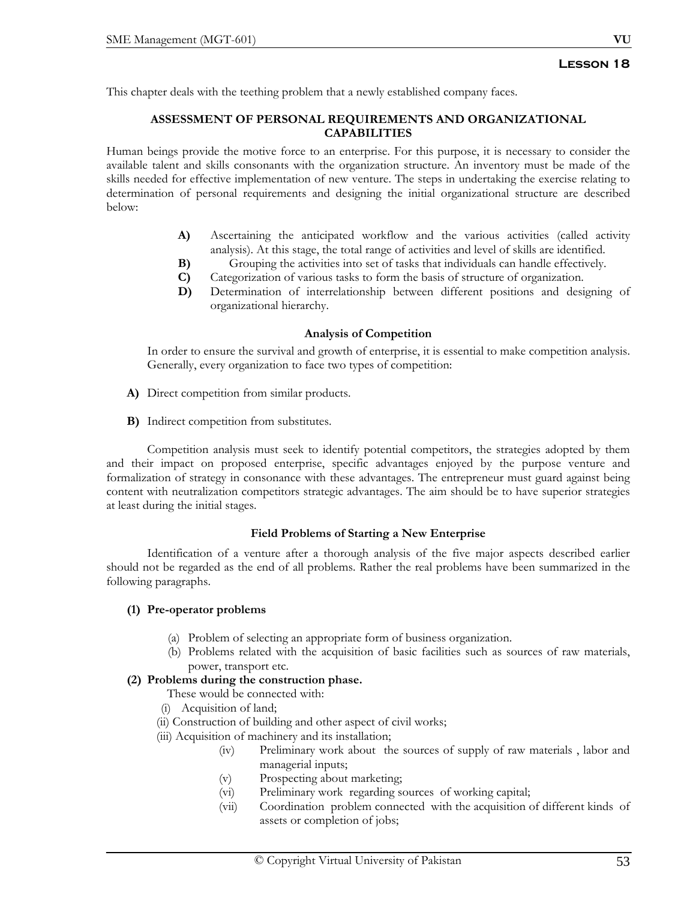# Lesson 18

This chapter deals with the teething problem that a newly established company faces.

## ASSESSMENT OF PERSONAL REQUIREMENTS AND ORGANIZATIONAL CAPABILITIES

Human beings provide the motive force to an enterprise. For this purpose, it is necessary to consider the available talent and skills consonants with the organization structure. An inventory must be made of the skills needed for effective implementation of new venture. The steps in undertaking the exercise relating to determination of personal requirements and designing the initial organizational structure are described below:

- **A)** Ascertaining the anticipated workflow and the various activities (called activity analysis). At this stage, the total range of activities and level of skills are identified.
- **B)** Grouping the activities into set of tasks that individuals can handle effectively.
- **C)** Categorization of various tasks to form the basis of structure of organization.
- **D)** Determination of interrelationship between different positions and designing of organizational hierarchy.

### Analysis of Competition

In order to ensure the survival and growth of enterprise, it is essential to make competition analysis. Generally, every organization to face two types of competition:

- **A)** Direct competition from similar products.
- **B)** Indirect competition from substitutes.

Competition analysis must seek to identify potential competitors, the strategies adopted by them and their impact on proposed enterprise, specific advantages enjoyed by the purpose venture and formalization of strategy in consonance with these advantages. The entrepreneur must guard against being content with neutralization competitors strategic advantages. The aim should be to have superior strategies at least during the initial stages.

### Field Problems of Starting a New Enterprise

Identification of a venture after a thorough analysis of the five major aspects described earlier should not be regarded as the end of all problems. Rather the real problems have been summarized in the following paragraphs.

**(1) Pre-operator problems**

- (a) Problem of selecting an appropriate form of business organization.
- (b) Problems related with the acquisition of basic facilities such as sources of raw materials, power, transport etc.

**(2) Problems during the construction phase.**

These would be connected with:

- (i) Acquisition of land;
- (ii) Construction of building and other aspect of civil works;
- (iii) Acquisition of machinery and its installation;
- (iv) Preliminary work about the sources of supply of raw materials , labor and managerial inputs;
- (v) Prospecting about marketing;
- (vi) Preliminary work regarding sources of working capital;
- (vii) Coordination problem connected with the acquisition of different kinds of assets or completion of jobs;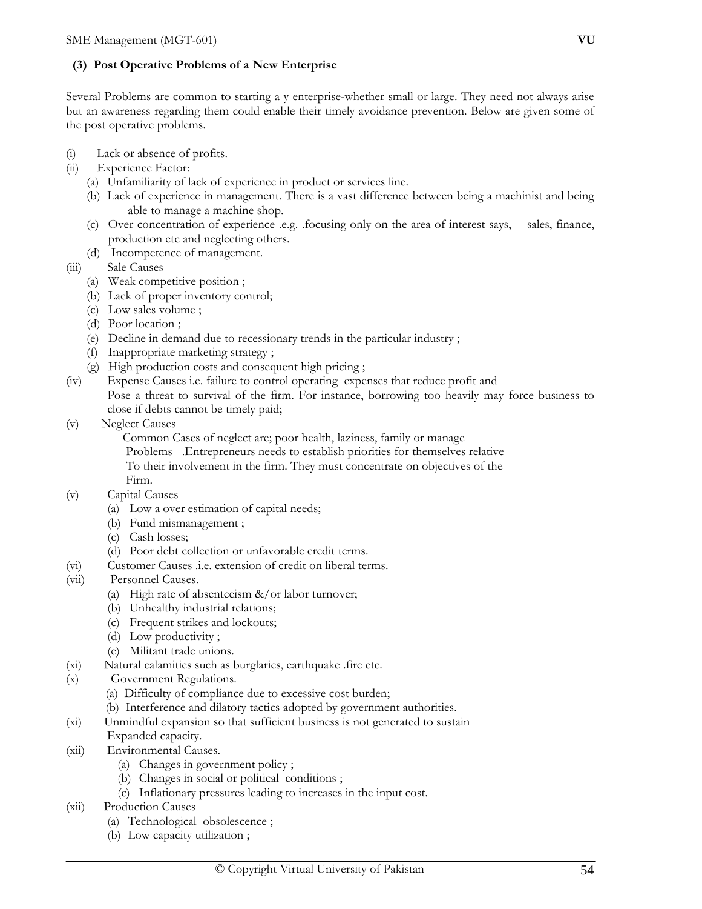### (3) Post Operative Problems of a New Enterprise

Several Problems are common to starting a y enterprise-whether small or large. They need not always arise but an awareness regarding them could enable their timely avoidance prevention. Below are given some of the post operative problems.

(i) Lack or absence of profits.

(ii) Experience Factor:
   - (a) Unfamiliarity of lack of experience in product or services line.
   - (b) Lack of experience in management. There is a vast difference between being a machinist and being able to manage a machine shop.
   - (c) Over concentration of experience .e.g. .focusing only on the area of interest says, sales, finance, production etc and neglecting others.
   - (d) Incompetence of management.

(iii) Sale Causes
   - (a) Weak competitive position ;
   - (b) Lack of proper inventory control;
   - (c) Low sales volume ;
   - (d) Poor location ;
   - (e) Decline in demand due to recessionary trends in the particular industry ;
   - (f) Inappropriate marketing strategy ;
   - (g) High production costs and consequent high pricing ;

(iv) Expense Causes i.e. failure to control operating expenses that reduce profit and Pose a threat to survival of the firm. For instance, borrowing too heavily may force business to close if debts cannot be timely paid;

(v) Neglect Causes
   Common Cases of neglect are; poor health, laziness, family or manage Problems .Entrepreneurs needs to establish priorities for themselves relative To their involvement in the firm. They must concentrate on objectives of the Firm.

(v) Capital Causes
   - (a) Low a over estimation of capital needs;
   - (b) Fund mismanagement ;
   - (c) Cash losses;
   - (d) Poor debt collection or unfavorable credit terms.

(vi) Customer Causes .i.e. extension of credit on liberal terms.

(vii) Personnel Causes.
   - (a) High rate of absenteeism &/or labor turnover;
   - (b) Unhealthy industrial relations;
   - (c) Frequent strikes and lockouts;
   - (d) Low productivity ;
   - (e) Militant trade unions.

(xi) Natural calamities such as burglaries, earthquake .fire etc.

(x) Government Regulations.
   - (a) Difficulty of compliance due to excessive cost burden;
   - (b) Interference and dilatory tactics adopted by government authorities.

(xi) Unmindful expansion so that sufficient business is not generated to sustain Expanded capacity.

(xii) Environmental Causes.
   - (a) Changes in government policy ;
   - (b) Changes in social or political conditions ;
   - (c) Inflationary pressures leading to increases in the input cost.

(xii) Production Causes
   - (a) Technological obsolescence ;
   - (b) Low capacity utilization ;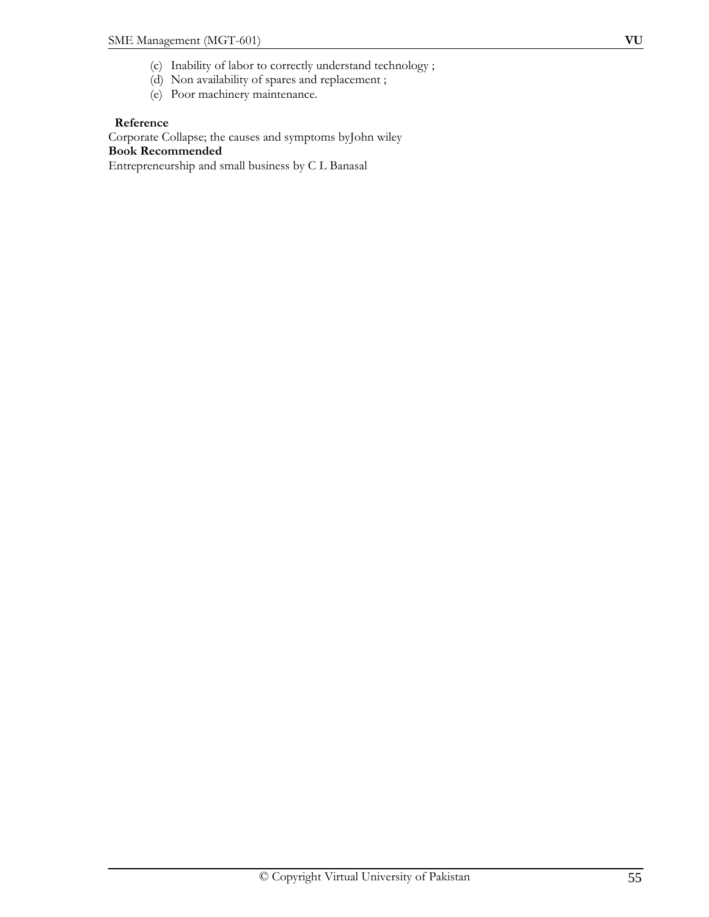(c) Inability of labor to correctly understand technology ;
(d) Non availability of spares and replacement ;
(e) Poor machinery maintenance.

**Reference**

Corporate Collapse; the causes and symptoms byJohn wiley

**Book Recommended**

Entrepreneurship and small business by C L Banasal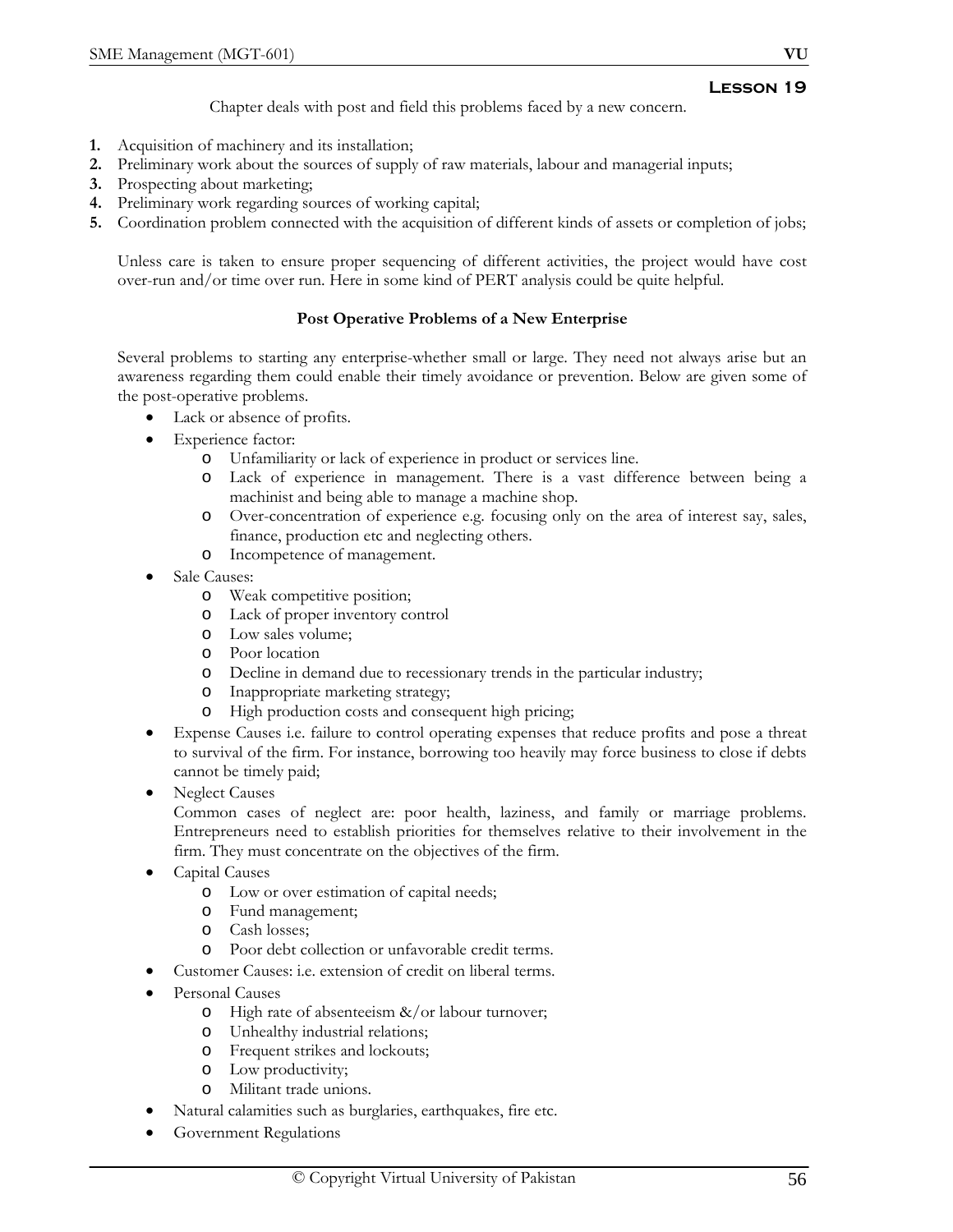## Lesson 19

Chapter deals with post and field this problems faced by a new concern.

1. Acquisition of machinery and its installation;
2. Preliminary work about the sources of supply of raw materials, labour and managerial inputs;
3. Prospecting about marketing;
4. Preliminary work regarding sources of working capital;
5. Coordination problem connected with the acquisition of different kinds of assets or completion of jobs;

Unless care is taken to ensure proper sequencing of different activities, the project would have cost over-run and/or time over run. Here in some kind of PERT analysis could be quite helpful.

**Post Operative Problems of a New Enterprise**

Several problems to starting any enterprise-whether small or large. They need not always arise but an awareness regarding them could enable their timely avoidance or prevention. Below are given some of the post-operative problems.

- Lack or absence of profits.
- Experience factor:
  - Unfamiliarity or lack of experience in product or services line.
  - Lack of experience in management. There is a vast difference between being a machinist and being able to manage a machine shop.
  - Over-concentration of experience e.g. focusing only on the area of interest say, sales, finance, production etc and neglecting others.
  - Incompetence of management.
- Sale Causes:
  - Weak competitive position;
  - Lack of proper inventory control
  - Low sales volume;
  - Poor location
  - Decline in demand due to recessionary trends in the particular industry;
  - Inappropriate marketing strategy;
  - High production costs and consequent high pricing;
- Expense Causes i.e. failure to control operating expenses that reduce profits and pose a threat to survival of the firm. For instance, borrowing too heavily may force business to close if debts cannot be timely paid;
- Neglect Causes

  Common cases of neglect are: poor health, laziness, and family or marriage problems. Entrepreneurs need to establish priorities for themselves relative to their involvement in the firm. They must concentrate on the objectives of the firm.
- Capital Causes
  - Low or over estimation of capital needs;
  - Fund management;
  - Cash losses;
  - Poor debt collection or unfavorable credit terms.
- Customer Causes: i.e. extension of credit on liberal terms.
- Personal Causes
  - High rate of absenteeism &/or labour turnover;
  - Unhealthy industrial relations;
  - Frequent strikes and lockouts;
  - Low productivity;
  - Militant trade unions.
- Natural calamities such as burglaries, earthquakes, fire etc.
- Government Regulations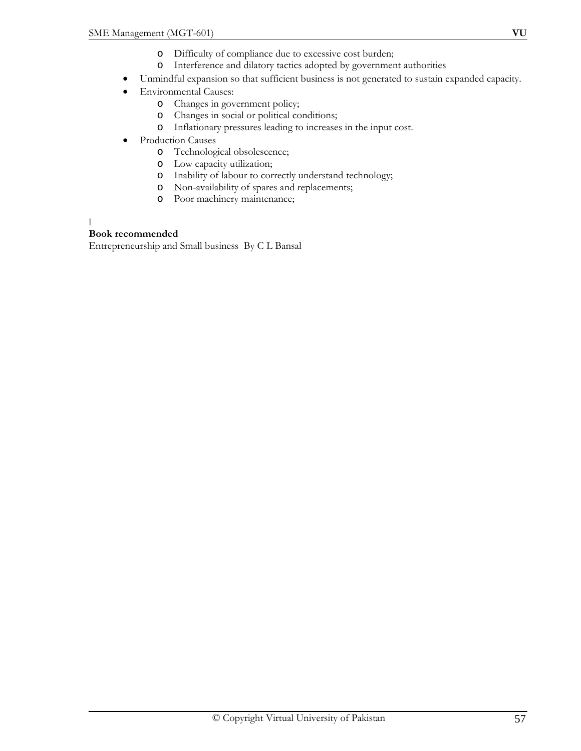- Difficulty of compliance due to excessive cost burden;
  - Interference and dilatory tactics adopted by government authorities
- Unmindful expansion so that sufficient business is not generated to sustain expanded capacity.
- Environmental Causes:
  - Changes in government policy;
  - Changes in social or political conditions;
  - Inflationary pressures leading to increases in the input cost.
- Production Causes
  - Technological obsolescence;
  - Low capacity utilization;
  - Inability of labour to correctly understand technology;
  - Non-availability of spares and replacements;
  - Poor machinery maintenance;

l

**Book recommended**

Entrepreneurship and Small business By C L Bansal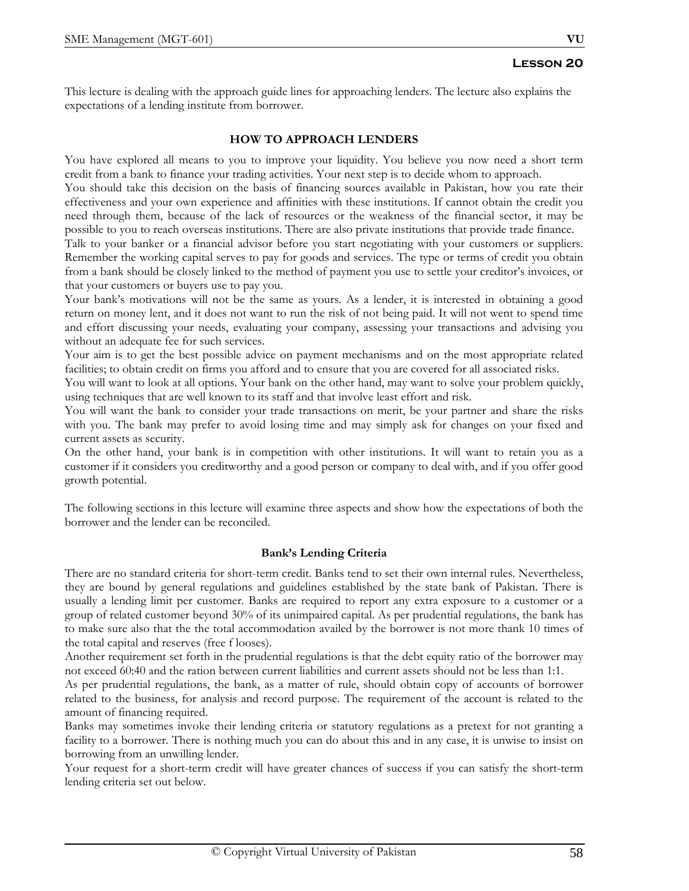## Lesson 20

This lecture is dealing with the approach guide lines for approaching lenders. The lecture also explains the expectations of a lending institute from borrower.

### HOW TO APPROACH LENDERS

You have explored all means to you to improve your liquidity. You believe you now need a short term credit from a bank to finance your trading activities. Your next step is to decide whom to approach.

You should take this decision on the basis of financing sources available in Pakistan, how you rate their effectiveness and your own experience and affinities with these institutions. If cannot obtain the credit you need through them, because of the lack of resources or the weakness of the financial sector, it may be possible to you to reach overseas institutions. There are also private institutions that provide trade finance.

Talk to your banker or a financial advisor before you start negotiating with your customers or suppliers. Remember the working capital serves to pay for goods and services. The type or terms of credit you obtain from a bank should be closely linked to the method of payment you use to settle your creditor's invoices, or that your customers or buyers use to pay you.

Your bank's motivations will not be the same as yours. As a lender, it is interested in obtaining a good return on money lent, and it does not want to run the risk of not being paid. It will not went to spend time and effort discussing your needs, evaluating your company, assessing your transactions and advising you without an adequate fee for such services.

Your aim is to get the best possible advice on payment mechanisms and on the most appropriate related facilities; to obtain credit on firms you afford and to ensure that you are covered for all associated risks.

You will want to look at all options. Your bank on the other hand, may want to solve your problem quickly, using techniques that are well known to its staff and that involve least effort and risk.

You will want the bank to consider your trade transactions on merit, be your partner and share the risks with you. The bank may prefer to avoid losing time and may simply ask for changes on your fixed and current assets as security.

On the other hand, your bank is in competition with other institutions. It will want to retain you as a customer if it considers you creditworthy and a good person or company to deal with, and if you offer good growth potential.

The following sections in this lecture will examine three aspects and show how the expectations of both the borrower and the lender can be reconciled.

#### Bank's Lending Criteria

There are no standard criteria for short-term credit. Banks tend to set their own internal rules. Nevertheless, they are bound by general regulations and guidelines established by the state bank of Pakistan. There is usually a lending limit per customer. Banks are required to report any extra exposure to a customer or a group of related customer beyond 30% of its unimpaired capital. As per prudential regulations, the bank has to make sure also that the the total accommodation availed by the borrower is not more thank 10 times of the total capital and reserves (free f looses).

Another requirement set forth in the prudential regulations is that the debt equity ratio of the borrower may not exceed 60:40 and the ration between current liabilities and current assets should not be less than 1:1.

As per prudential regulations, the bank, as a matter of rule, should obtain copy of accounts of borrower related to the business, for analysis and record purpose. The requirement of the account is related to the amount of financing required.

Banks may sometimes invoke their lending criteria or statutory regulations as a pretext for not granting a facility to a borrower. There is nothing much you can do about this and in any case, it is unwise to insist on borrowing from an unwilling lender.

Your request for a short-term credit will have greater chances of success if you can satisfy the short-term lending criteria set out below.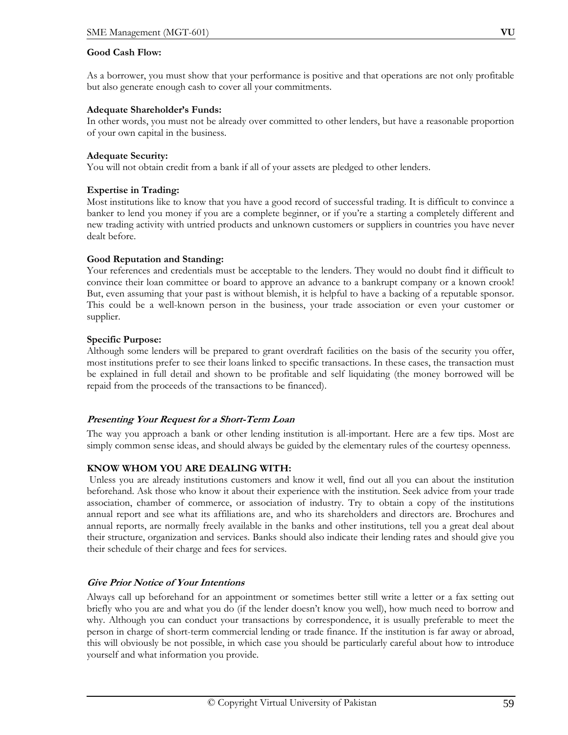**Good Cash Flow:**

As a borrower, you must show that your performance is positive and that operations are not only profitable but also generate enough cash to cover all your commitments.

**Adequate Shareholder's Funds:**
In other words, you must not be already over committed to other lenders, but have a reasonable proportion of your own capital in the business.

**Adequate Security:**
You will not obtain credit from a bank if all of your assets are pledged to other lenders.

**Expertise in Trading:**
Most institutions like to know that you have a good record of successful trading. It is difficult to convince a banker to lend you money if you are a complete beginner, or if you're a starting a completely different and new trading activity with untried products and unknown customers or suppliers in countries you have never dealt before.

**Good Reputation and Standing:**
Your references and credentials must be acceptable to the lenders. They would no doubt find it difficult to convince their loan committee or board to approve an advance to a bankrupt company or a known crook! But, even assuming that your past is without blemish, it is helpful to have a backing of a reputable sponsor. This could be a well-known person in the business, your trade association or even your customer or supplier.

**Specific Purpose:**
Although some lenders will be prepared to grant overdraft facilities on the basis of the security you offer, most institutions prefer to see their loans linked to specific transactions. In these cases, the transaction must be explained in full detail and shown to be profitable and self liquidating (the money borrowed will be repaid from the proceeds of the transactions to be financed).

### ***Presenting Your Request for a Short-Term Loan***

The way you approach a bank or other lending institution is all-important. Here are a few tips. Most are simply common sense ideas, and should always be guided by the elementary rules of the courtesy openness.

**KNOW WHOM YOU ARE DEALING WITH:**
Unless you are already institutions customers and know it well, find out all you can about the institution beforehand. Ask those who know it about their experience with the institution. Seek advice from your trade association, chamber of commerce, or association of industry. Try to obtain a copy of the institutions annual report and see what its affiliations are, and who its shareholders and directors are. Brochures and annual reports, are normally freely available in the banks and other institutions, tell you a great deal about their structure, organization and services. Banks should also indicate their lending rates and should give you their schedule of their charge and fees for services.

### ***Give Prior Notice of Your Intentions***

Always call up beforehand for an appointment or sometimes better still write a letter or a fax setting out briefly who you are and what you do (if the lender doesn't know you well), how much need to borrow and why. Although you can conduct your transactions by correspondence, it is usually preferable to meet the person in charge of short-term commercial lending or trade finance. If the institution is far away or abroad, this will obviously be not possible, in which case you should be particularly careful about how to introduce yourself and what information you provide.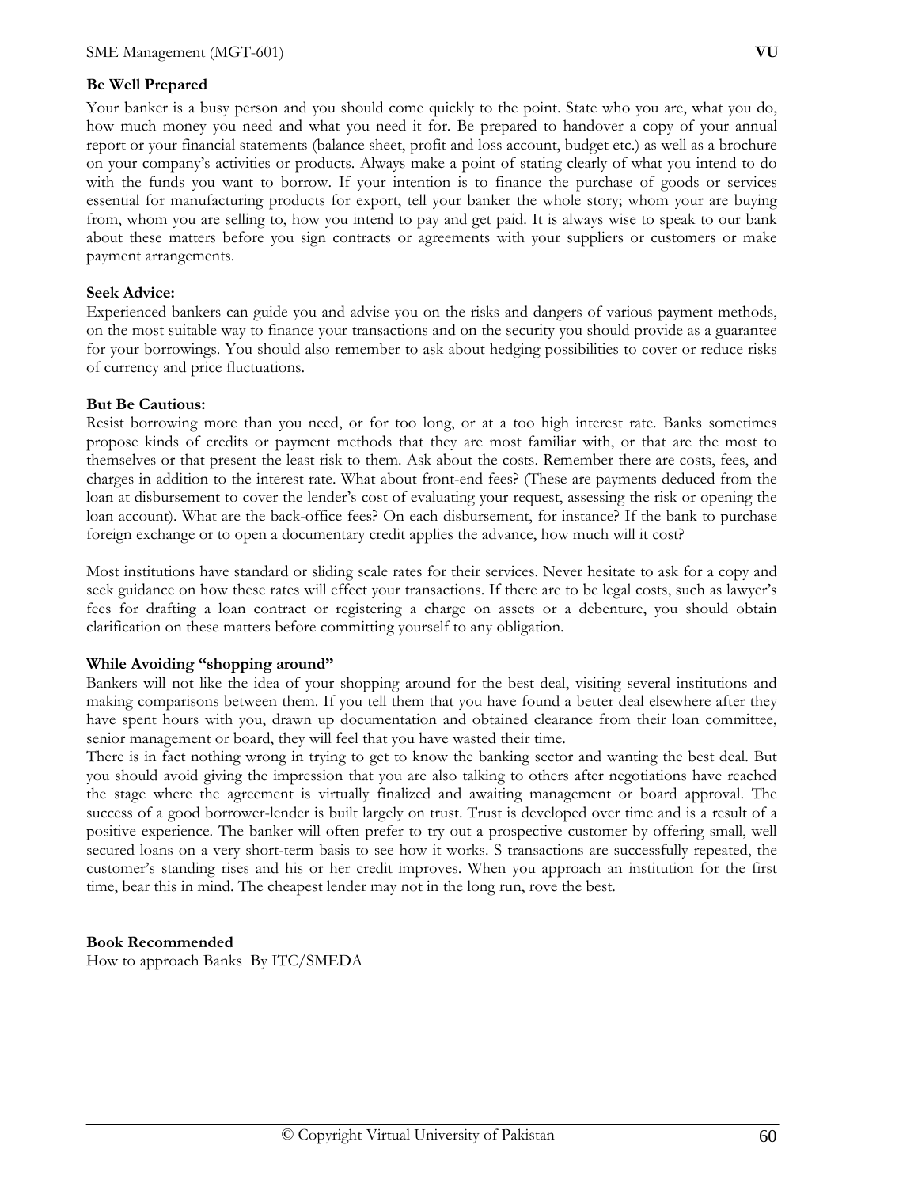**Be Well Prepared**

Your banker is a busy person and you should come quickly to the point. State who you are, what you do, how much money you need and what you need it for. Be prepared to handover a copy of your annual report or your financial statements (balance sheet, profit and loss account, budget etc.) as well as a brochure on your company's activities or products. Always make a point of stating clearly of what you intend to do with the funds you want to borrow. If your intention is to finance the purchase of goods or services essential for manufacturing products for export, tell your banker the whole story; whom your are buying from, whom you are selling to, how you intend to pay and get paid. It is always wise to speak to our bank about these matters before you sign contracts or agreements with your suppliers or customers or make payment arrangements.

**Seek Advice:**

Experienced bankers can guide you and advise you on the risks and dangers of various payment methods, on the most suitable way to finance your transactions and on the security you should provide as a guarantee for your borrowings. You should also remember to ask about hedging possibilities to cover or reduce risks of currency and price fluctuations.

**But Be Cautious:**

Resist borrowing more than you need, or for too long, or at a too high interest rate. Banks sometimes propose kinds of credits or payment methods that they are most familiar with, or that are the most to themselves or that present the least risk to them. Ask about the costs. Remember there are costs, fees, and charges in addition to the interest rate. What about front-end fees? (These are payments deduced from the loan at disbursement to cover the lender's cost of evaluating your request, assessing the risk or opening the loan account). What are the back-office fees? On each disbursement, for instance? If the bank to purchase foreign exchange or to open a documentary credit applies the advance, how much will it cost?

Most institutions have standard or sliding scale rates for their services. Never hesitate to ask for a copy and seek guidance on how these rates will effect your transactions. If there are to be legal costs, such as lawyer's fees for drafting a loan contract or registering a charge on assets or a debenture, you should obtain clarification on these matters before committing yourself to any obligation.

**While Avoiding "shopping around"**

Bankers will not like the idea of your shopping around for the best deal, visiting several institutions and making comparisons between them. If you tell them that you have found a better deal elsewhere after they have spent hours with you, drawn up documentation and obtained clearance from their loan committee, senior management or board, they will feel that you have wasted their time.

There is in fact nothing wrong in trying to get to know the banking sector and wanting the best deal. But you should avoid giving the impression that you are also talking to others after negotiations have reached the stage where the agreement is virtually finalized and awaiting management or board approval. The success of a good borrower-lender is built largely on trust. Trust is developed over time and is a result of a positive experience. The banker will often prefer to try out a prospective customer by offering small, well secured loans on a very short-term basis to see how it works. S transactions are successfully repeated, the customer's standing rises and his or her credit improves. When you approach an institution for the first time, bear this in mind. The cheapest lender may not in the long run, rove the best.

**Book Recommended**

How to approach Banks By ITC/SMEDA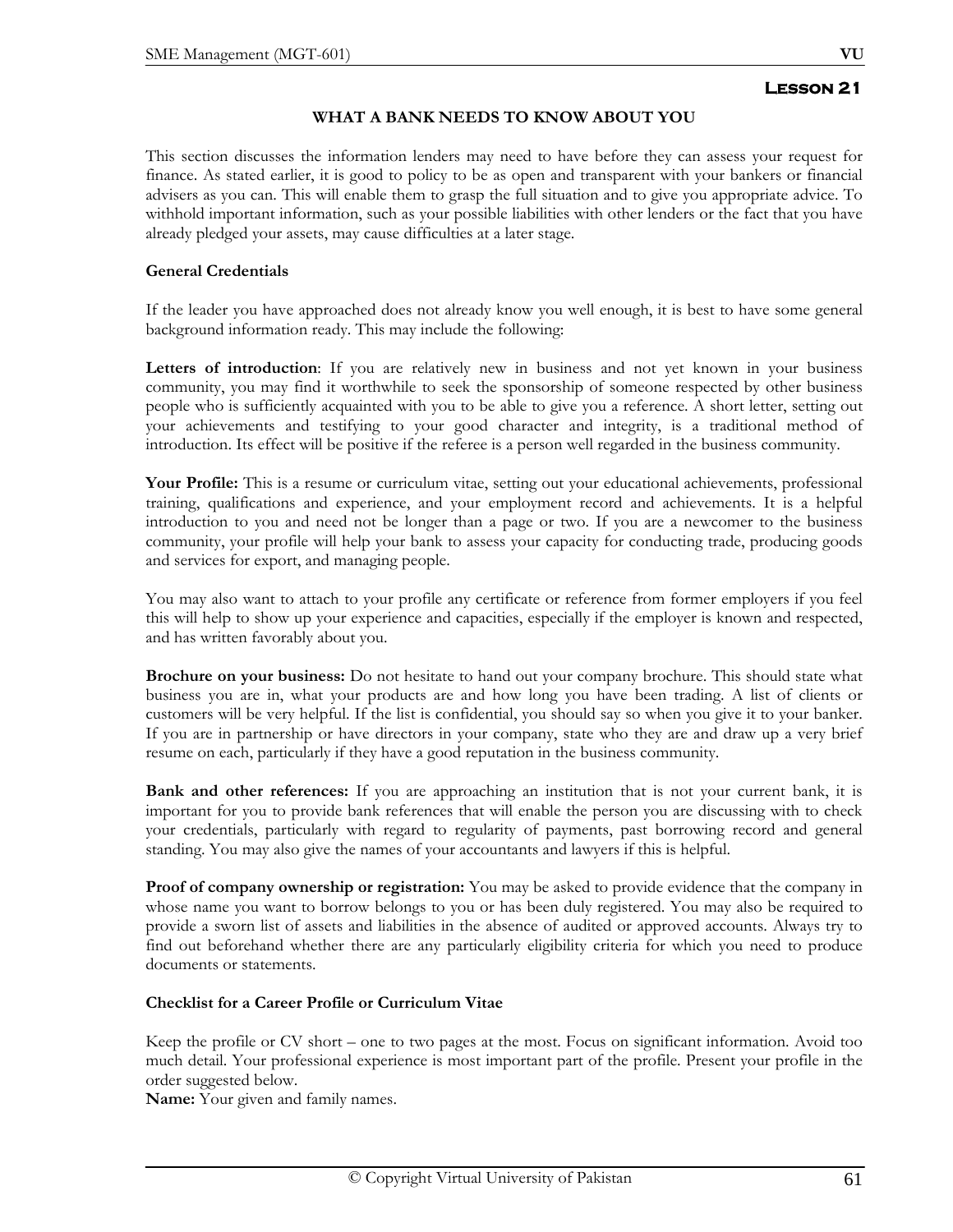## Lesson 21

### WHAT A BANK NEEDS TO KNOW ABOUT YOU

This section discusses the information lenders may need to have before they can assess your request for finance. As stated earlier, it is good to policy to be as open and transparent with your bankers or financial advisers as you can. This will enable them to grasp the full situation and to give you appropriate advice. To withhold important information, such as your possible liabilities with other lenders or the fact that you have already pledged your assets, may cause difficulties at a later stage.

**General Credentials**

If the leader you have approached does not already know you well enough, it is best to have some general background information ready. This may include the following:

**Letters of introduction**: If you are relatively new in business and not yet known in your business community, you may find it worthwhile to seek the sponsorship of someone respected by other business people who is sufficiently acquainted with you to be able to give you a reference. A short letter, setting out your achievements and testifying to your good character and integrity, is a traditional method of introduction. Its effect will be positive if the referee is a person well regarded in the business community.

**Your Profile:** This is a resume or curriculum vitae, setting out your educational achievements, professional training, qualifications and experience, and your employment record and achievements. It is a helpful introduction to you and need not be longer than a page or two. If you are a newcomer to the business community, your profile will help your bank to assess your capacity for conducting trade, producing goods and services for export, and managing people.

You may also want to attach to your profile any certificate or reference from former employers if you feel this will help to show up your experience and capacities, especially if the employer is known and respected, and has written favorably about you.

**Brochure on your business:** Do not hesitate to hand out your company brochure. This should state what business you are in, what your products are and how long you have been trading. A list of clients or customers will be very helpful. If the list is confidential, you should say so when you give it to your banker. If you are in partnership or have directors in your company, state who they are and draw up a very brief resume on each, particularly if they have a good reputation in the business community.

**Bank and other references:** If you are approaching an institution that is not your current bank, it is important for you to provide bank references that will enable the person you are discussing with to check your credentials, particularly with regard to regularity of payments, past borrowing record and general standing. You may also give the names of your accountants and lawyers if this is helpful.

**Proof of company ownership or registration:** You may be asked to provide evidence that the company in whose name you want to borrow belongs to you or has been duly registered. You may also be required to provide a sworn list of assets and liabilities in the absence of audited or approved accounts. Always try to find out beforehand whether there are any particularly eligibility criteria for which you need to produce documents or statements.

**Checklist for a Career Profile or Curriculum Vitae**

Keep the profile or CV short – one to two pages at the most. Focus on significant information. Avoid too much detail. Your professional experience is most important part of the profile. Present your profile in the order suggested below.
**Name:** Your given and family names.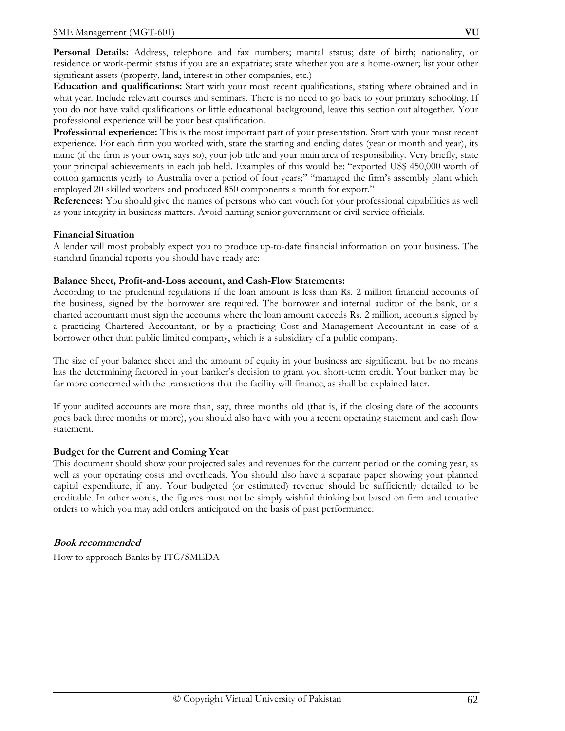**Personal Details:** Address, telephone and fax numbers; marital status; date of birth; nationality, or residence or work-permit status if you are an expatriate; state whether you are a home-owner; list your other significant assets (property, land, interest in other companies, etc.)

**Education and qualifications:** Start with your most recent qualifications, stating where obtained and in what year. Include relevant courses and seminars. There is no need to go back to your primary schooling. If you do not have valid qualifications or little educational background, leave this section out altogether. Your professional experience will be your best qualification.

**Professional experience:** This is the most important part of your presentation. Start with your most recent experience. For each firm you worked with, state the starting and ending dates (year or month and year), its name (if the firm is your own, says so), your job title and your main area of responsibility. Very briefly, state your principal achievements in each job held. Examples of this would be: "exported US$ 450,000 worth of cotton garments yearly to Australia over a period of four years;" "managed the firm's assembly plant which employed 20 skilled workers and produced 850 components a month for export."

**References:** You should give the names of persons who can vouch for your professional capabilities as well as your integrity in business matters. Avoid naming senior government or civil service officials.

**Financial Situation**

A lender will most probably expect you to produce up-to-date financial information on your business. The standard financial reports you should have ready are:

**Balance Sheet, Profit-and-Loss account, and Cash-Flow Statements:**

According to the prudential regulations if the loan amount is less than Rs. 2 million financial accounts of the business, signed by the borrower are required. The borrower and internal auditor of the bank, or a charted accountant must sign the accounts where the loan amount exceeds Rs. 2 million, accounts signed by a practicing Chartered Accountant, or by a practicing Cost and Management Accountant in case of a borrower other than public limited company, which is a subsidiary of a public company.

The size of your balance sheet and the amount of equity in your business are significant, but by no means has the determining factored in your banker's decision to grant you short-term credit. Your banker may be far more concerned with the transactions that the facility will finance, as shall be explained later.

If your audited accounts are more than, say, three months old (that is, if the closing date of the accounts goes back three months or more), you should also have with you a recent operating statement and cash flow statement.

**Budget for the Current and Coming Year**

This document should show your projected sales and revenues for the current period or the coming year, as well as your operating costs and overheads. You should also have a separate paper showing your planned capital expenditure, if any. Your budgeted (or estimated) revenue should be sufficiently detailed to be creditable. In other words, the figures must not be simply wishful thinking but based on firm and tentative orders to which you may add orders anticipated on the basis of past performance.

***Book recommended***

How to approach Banks by ITC/SMEDA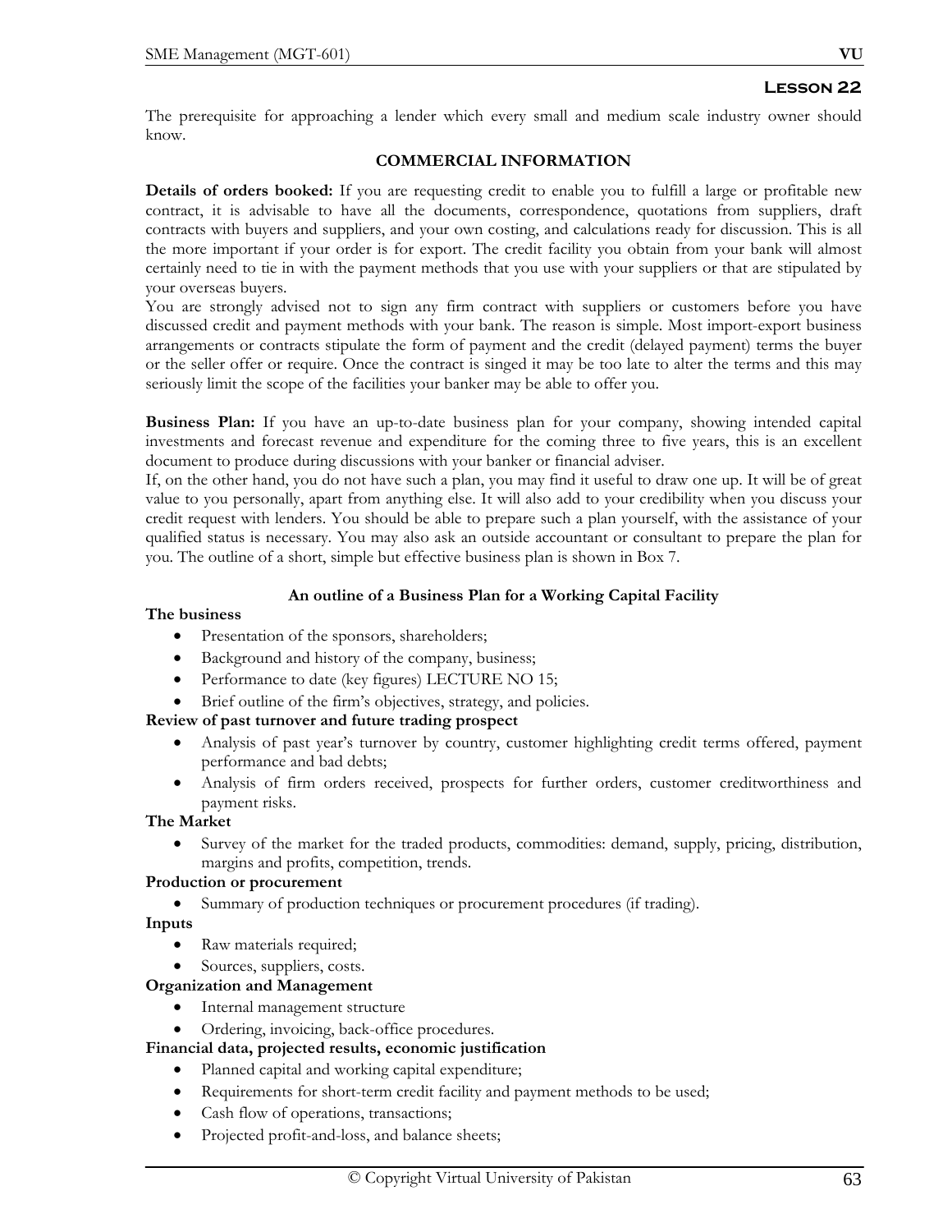# Lesson 22

The prerequisite for approaching a lender which every small and medium scale industry owner should know.

## COMMERCIAL INFORMATION

**Details of orders booked:** If you are requesting credit to enable you to fulfill a large or profitable new contract, it is advisable to have all the documents, correspondence, quotations from suppliers, draft contracts with buyers and suppliers, and your own costing, and calculations ready for discussion. This is all the more important if your order is for export. The credit facility you obtain from your bank will almost certainly need to tie in with the payment methods that you use with your suppliers or that are stipulated by your overseas buyers.

You are strongly advised not to sign any firm contract with suppliers or customers before you have discussed credit and payment methods with your bank. The reason is simple. Most import-export business arrangements or contracts stipulate the form of payment and the credit (delayed payment) terms the buyer or the seller offer or require. Once the contract is singed it may be too late to alter the terms and this may seriously limit the scope of the facilities your banker may be able to offer you.

**Business Plan:** If you have an up-to-date business plan for your company, showing intended capital investments and forecast revenue and expenditure for the coming three to five years, this is an excellent document to produce during discussions with your banker or financial adviser.

If, on the other hand, you do not have such a plan, you may find it useful to draw one up. It will be of great value to you personally, apart from anything else. It will also add to your credibility when you discuss your credit request with lenders. You should be able to prepare such a plan yourself, with the assistance of your qualified status is necessary. You may also ask an outside accountant or consultant to prepare the plan for you. The outline of a short, simple but effective business plan is shown in Box 7.

### An outline of a Business Plan for a Working Capital Facility

**The business**

- Presentation of the sponsors, shareholders;
- Background and history of the company, business;
- Performance to date (key figures) LECTURE NO 15;
- Brief outline of the firm's objectives, strategy, and policies.

**Review of past turnover and future trading prospect**

- Analysis of past year's turnover by country, customer highlighting credit terms offered, payment performance and bad debts;
- Analysis of firm orders received, prospects for further orders, customer creditworthiness and payment risks.

**The Market**

- Survey of the market for the traded products, commodities: demand, supply, pricing, distribution, margins and profits, competition, trends.

**Production or procurement**

- Summary of production techniques or procurement procedures (if trading).

**Inputs**

- Raw materials required;
- Sources, suppliers, costs.

**Organization and Management**

- Internal management structure
- Ordering, invoicing, back-office procedures.

**Financial data, projected results, economic justification**

- Planned capital and working capital expenditure;
- Requirements for short-term credit facility and payment methods to be used;
- Cash flow of operations, transactions;
- Projected profit-and-loss, and balance sheets;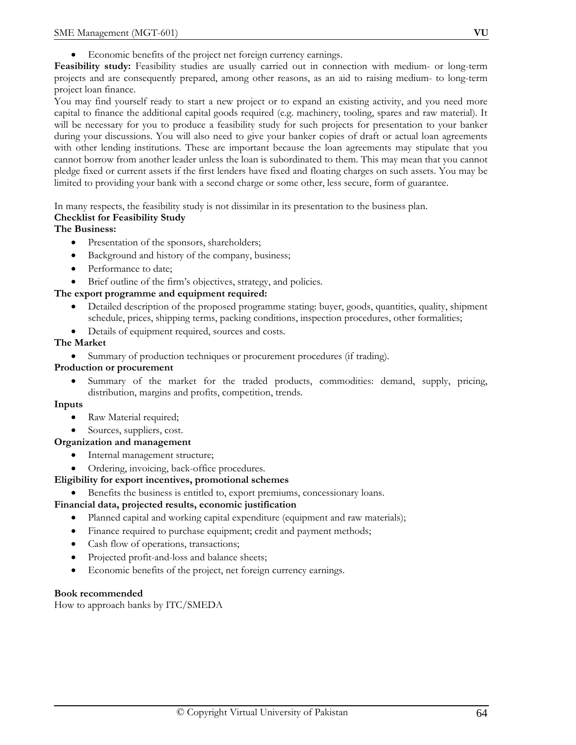- Economic benefits of the project net foreign currency earnings.

**Feasibility study:** Feasibility studies are usually carried out in connection with medium- or long-term projects and are consequently prepared, among other reasons, as an aid to raising medium- to long-term project loan finance.

You may find yourself ready to start a new project or to expand an existing activity, and you need more capital to finance the additional capital goods required (e.g. machinery, tooling, spares and raw material). It will be necessary for you to produce a feasibility study for such projects for presentation to your banker during your discussions. You will also need to give your banker copies of draft or actual loan agreements with other lending institutions. These are important because the loan agreements may stipulate that you cannot borrow from another leader unless the loan is subordinated to them. This may mean that you cannot pledge fixed or current assets if the first lenders have fixed and floating charges on such assets. You may be limited to providing your bank with a second charge or some other, less secure, form of guarantee.

In many respects, the feasibility study is not dissimilar in its presentation to the business plan.

**Checklist for Feasibility Study**

**The Business:**

- Presentation of the sponsors, shareholders;
- Background and history of the company, business;
- Performance to date;
- Brief outline of the firm's objectives, strategy, and policies.

**The export programme and equipment required:**

- Detailed description of the proposed programme stating: buyer, goods, quantities, quality, shipment schedule, prices, shipping terms, packing conditions, inspection procedures, other formalities;
- Details of equipment required, sources and costs.

**The Market**

- Summary of production techniques or procurement procedures (if trading).

**Production or procurement**

- Summary of the market for the traded products, commodities: demand, supply, pricing, distribution, margins and profits, competition, trends.

**Inputs**

- Raw Material required;
- Sources, suppliers, cost.

**Organization and management**

- Internal management structure;
- Ordering, invoicing, back-office procedures.

**Eligibility for export incentives, promotional schemes**

- Benefits the business is entitled to, export premiums, concessionary loans.

**Financial data, projected results, economic justification**

- Planned capital and working capital expenditure (equipment and raw materials);
- Finance required to purchase equipment; credit and payment methods;
- Cash flow of operations, transactions;
- Projected profit-and-loss and balance sheets;
- Economic benefits of the project, net foreign currency earnings.

**Book recommended**

How to approach banks by ITC/SMEDA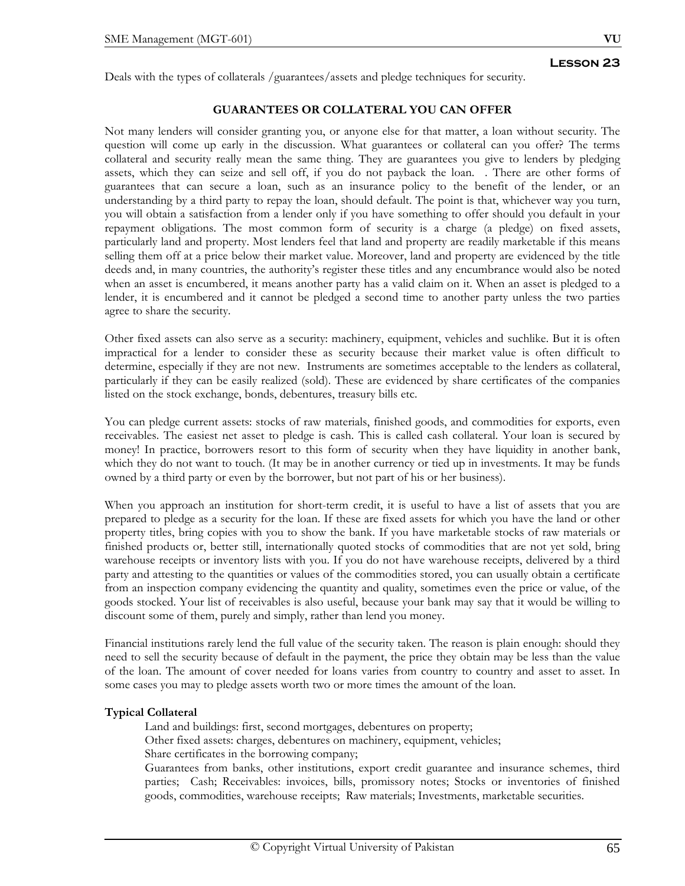## Lesson 23

Deals with the types of collaterals /guarantees/assets and pledge techniques for security.

### GUARANTEES OR COLLATERAL YOU CAN OFFER

Not many lenders will consider granting you, or anyone else for that matter, a loan without security. The question will come up early in the discussion. What guarantees or collateral can you offer? The terms collateral and security really mean the same thing. They are guarantees you give to lenders by pledging assets, which they can seize and sell off, if you do not payback the loan. . There are other forms of guarantees that can secure a loan, such as an insurance policy to the benefit of the lender, or an understanding by a third party to repay the loan, should default. The point is that, whichever way you turn, you will obtain a satisfaction from a lender only if you have something to offer should you default in your repayment obligations. The most common form of security is a charge (a pledge) on fixed assets, particularly land and property. Most lenders feel that land and property are readily marketable if this means selling them off at a price below their market value. Moreover, land and property are evidenced by the title deeds and, in many countries, the authority's register these titles and any encumbrance would also be noted when an asset is encumbered, it means another party has a valid claim on it. When an asset is pledged to a lender, it is encumbered and it cannot be pledged a second time to another party unless the two parties agree to share the security.

Other fixed assets can also serve as a security: machinery, equipment, vehicles and suchlike. But it is often impractical for a lender to consider these as security because their market value is often difficult to determine, especially if they are not new. Instruments are sometimes acceptable to the lenders as collateral, particularly if they can be easily realized (sold). These are evidenced by share certificates of the companies listed on the stock exchange, bonds, debentures, treasury bills etc.

You can pledge current assets: stocks of raw materials, finished goods, and commodities for exports, even receivables. The easiest net asset to pledge is cash. This is called cash collateral. Your loan is secured by money! In practice, borrowers resort to this form of security when they have liquidity in another bank, which they do not want to touch. (It may be in another currency or tied up in investments. It may be funds owned by a third party or even by the borrower, but not part of his or her business).

When you approach an institution for short-term credit, it is useful to have a list of assets that you are prepared to pledge as a security for the loan. If these are fixed assets for which you have the land or other property titles, bring copies with you to show the bank. If you have marketable stocks of raw materials or finished products or, better still, internationally quoted stocks of commodities that are not yet sold, bring warehouse receipts or inventory lists with you. If you do not have warehouse receipts, delivered by a third party and attesting to the quantities or values of the commodities stored, you can usually obtain a certificate from an inspection company evidencing the quantity and quality, sometimes even the price or value, of the goods stocked. Your list of receivables is also useful, because your bank may say that it would be willing to discount some of them, purely and simply, rather than lend you money.

Financial institutions rarely lend the full value of the security taken. The reason is plain enough: should they need to sell the security because of default in the payment, the price they obtain may be less than the value of the loan. The amount of cover needed for loans varies from country to country and asset to asset. In some cases you may to pledge assets worth two or more times the amount of the loan.

**Typical Collateral**

Land and buildings: first, second mortgages, debentures on property;
Other fixed assets: charges, debentures on machinery, equipment, vehicles;
Share certificates in the borrowing company;
Guarantees from banks, other institutions, export credit guarantee and insurance schemes, third parties; Cash; Receivables: invoices, bills, promissory notes; Stocks or inventories of finished goods, commodities, warehouse receipts; Raw materials; Investments, marketable securities.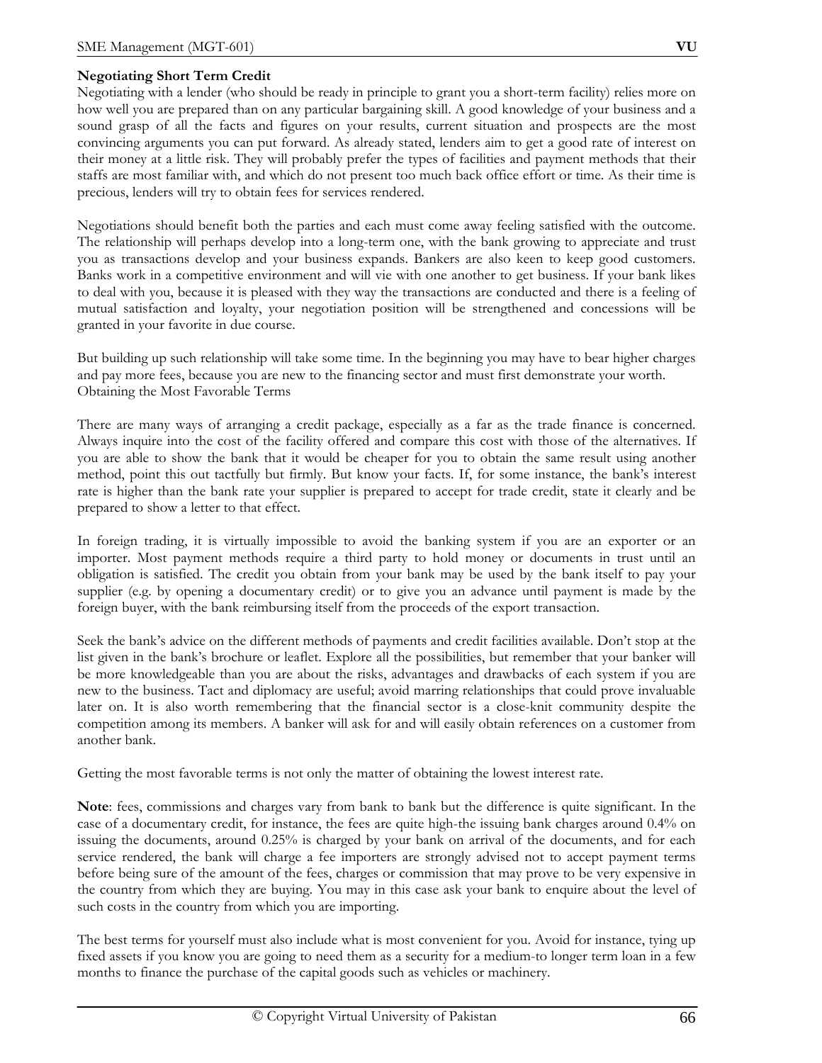**Negotiating Short Term Credit**

Negotiating with a lender (who should be ready in principle to grant you a short-term facility) relies more on how well you are prepared than on any particular bargaining skill. A good knowledge of your business and a sound grasp of all the facts and figures on your results, current situation and prospects are the most convincing arguments you can put forward. As already stated, lenders aim to get a good rate of interest on their money at a little risk. They will probably prefer the types of facilities and payment methods that their staffs are most familiar with, and which do not present too much back office effort or time. As their time is precious, lenders will try to obtain fees for services rendered.

Negotiations should benefit both the parties and each must come away feeling satisfied with the outcome. The relationship will perhaps develop into a long-term one, with the bank growing to appreciate and trust you as transactions develop and your business expands. Bankers are also keen to keep good customers. Banks work in a competitive environment and will vie with one another to get business. If your bank likes to deal with you, because it is pleased with they way the transactions are conducted and there is a feeling of mutual satisfaction and loyalty, your negotiation position will be strengthened and concessions will be granted in your favorite in due course.

But building up such relationship will take some time. In the beginning you may have to bear higher charges and pay more fees, because you are new to the financing sector and must first demonstrate your worth.
Obtaining the Most Favorable Terms

There are many ways of arranging a credit package, especially as a far as the trade finance is concerned. Always inquire into the cost of the facility offered and compare this cost with those of the alternatives. If you are able to show the bank that it would be cheaper for you to obtain the same result using another method, point this out tactfully but firmly. But know your facts. If, for some instance, the bank's interest rate is higher than the bank rate your supplier is prepared to accept for trade credit, state it clearly and be prepared to show a letter to that effect.

In foreign trading, it is virtually impossible to avoid the banking system if you are an exporter or an importer. Most payment methods require a third party to hold money or documents in trust until an obligation is satisfied. The credit you obtain from your bank may be used by the bank itself to pay your supplier (e.g. by opening a documentary credit) or to give you an advance until payment is made by the foreign buyer, with the bank reimbursing itself from the proceeds of the export transaction.

Seek the bank's advice on the different methods of payments and credit facilities available. Don't stop at the list given in the bank's brochure or leaflet. Explore all the possibilities, but remember that your banker will be more knowledgeable than you are about the risks, advantages and drawbacks of each system if you are new to the business. Tact and diplomacy are useful; avoid marring relationships that could prove invaluable later on. It is also worth remembering that the financial sector is a close-knit community despite the competition among its members. A banker will ask for and will easily obtain references on a customer from another bank.

Getting the most favorable terms is not only the matter of obtaining the lowest interest rate.

**Note**: fees, commissions and charges vary from bank to bank but the difference is quite significant. In the case of a documentary credit, for instance, the fees are quite high-the issuing bank charges around 0.4% on issuing the documents, around 0.25% is charged by your bank on arrival of the documents, and for each service rendered, the bank will charge a fee importers are strongly advised not to accept payment terms before being sure of the amount of the fees, charges or commission that may prove to be very expensive in the country from which they are buying. You may in this case ask your bank to enquire about the level of such costs in the country from which you are importing.

The best terms for yourself must also include what is most convenient for you. Avoid for instance, tying up fixed assets if you know you are going to need them as a security for a medium-to longer term loan in a few months to finance the purchase of the capital goods such as vehicles or machinery.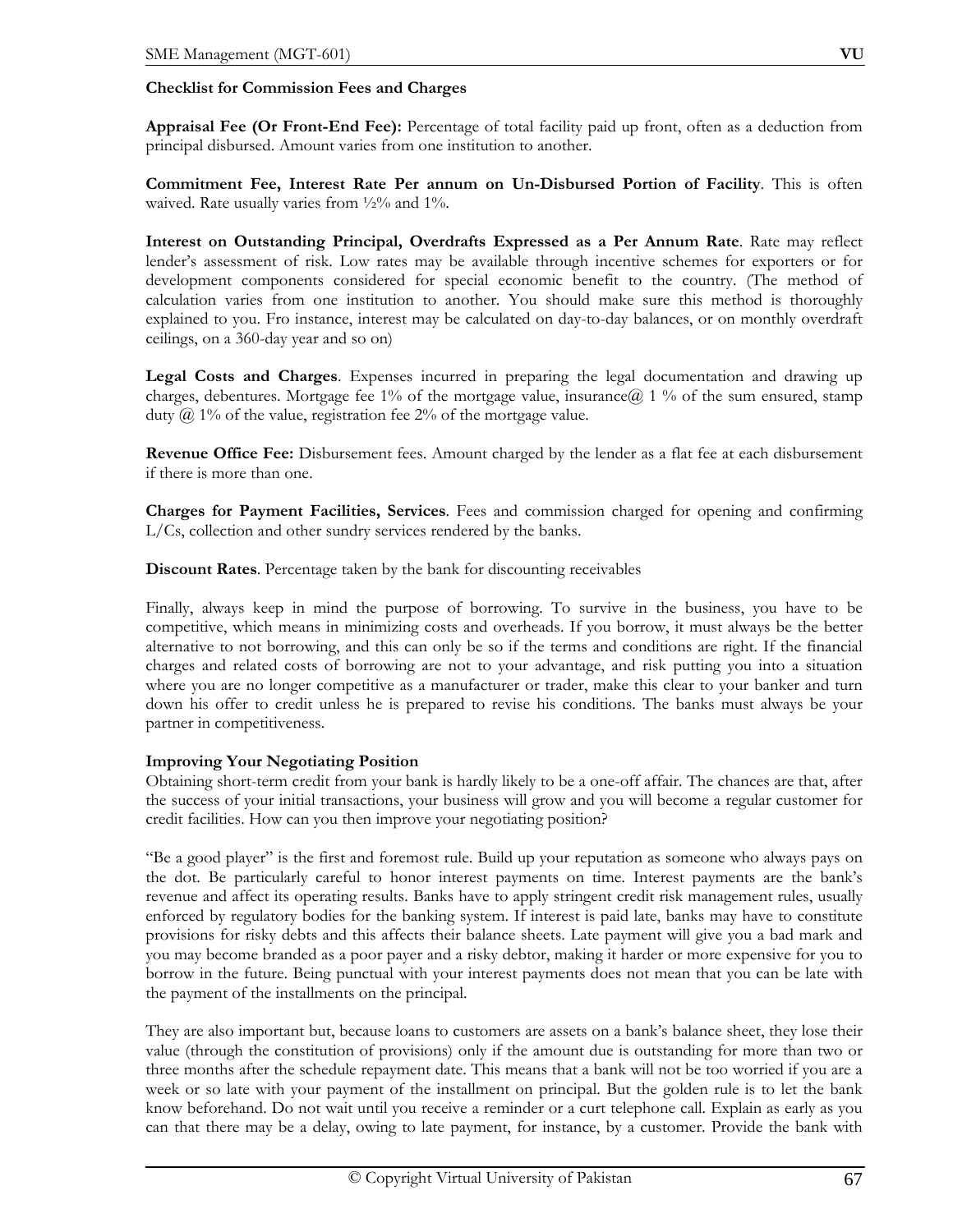**Checklist for Commission Fees and Charges**

**Appraisal Fee (Or Front-End Fee):** Percentage of total facility paid up front, often as a deduction from principal disbursed. Amount varies from one institution to another.

**Commitment Fee, Interest Rate Per annum on Un-Disbursed Portion of Facility**. This is often waived. Rate usually varies from ½% and 1%.

**Interest on Outstanding Principal, Overdrafts Expressed as a Per Annum Rate**. Rate may reflect lender's assessment of risk. Low rates may be available through incentive schemes for exporters or for development components considered for special economic benefit to the country. (The method of calculation varies from one institution to another. You should make sure this method is thoroughly explained to you. Fro instance, interest may be calculated on day-to-day balances, or on monthly overdraft ceilings, on a 360-day year and so on)

**Legal Costs and Charges**. Expenses incurred in preparing the legal documentation and drawing up charges, debentures. Mortgage fee 1% of the mortgage value, insurance@ 1 % of the sum ensured, stamp duty @ 1% of the value, registration fee 2% of the mortgage value.

**Revenue Office Fee:** Disbursement fees. Amount charged by the lender as a flat fee at each disbursement if there is more than one.

**Charges for Payment Facilities, Services**. Fees and commission charged for opening and confirming L/Cs, collection and other sundry services rendered by the banks.

**Discount Rates**. Percentage taken by the bank for discounting receivables

Finally, always keep in mind the purpose of borrowing. To survive in the business, you have to be competitive, which means in minimizing costs and overheads. If you borrow, it must always be the better alternative to not borrowing, and this can only be so if the terms and conditions are right. If the financial charges and related costs of borrowing are not to your advantage, and risk putting you into a situation where you are no longer competitive as a manufacturer or trader, make this clear to your banker and turn down his offer to credit unless he is prepared to revise his conditions. The banks must always be your partner in competitiveness.

**Improving Your Negotiating Position**

Obtaining short-term credit from your bank is hardly likely to be a one-off affair. The chances are that, after the success of your initial transactions, your business will grow and you will become a regular customer for credit facilities. How can you then improve your negotiating position?

"Be a good player" is the first and foremost rule. Build up your reputation as someone who always pays on the dot. Be particularly careful to honor interest payments on time. Interest payments are the bank's revenue and affect its operating results. Banks have to apply stringent credit risk management rules, usually enforced by regulatory bodies for the banking system. If interest is paid late, banks may have to constitute provisions for risky debts and this affects their balance sheets. Late payment will give you a bad mark and you may become branded as a poor payer and a risky debtor, making it harder or more expensive for you to borrow in the future. Being punctual with your interest payments does not mean that you can be late with the payment of the installments on the principal.

They are also important but, because loans to customers are assets on a bank's balance sheet, they lose their value (through the constitution of provisions) only if the amount due is outstanding for more than two or three months after the schedule repayment date. This means that a bank will not be too worried if you are a week or so late with your payment of the installment on principal. But the golden rule is to let the bank know beforehand. Do not wait until you receive a reminder or a curt telephone call. Explain as early as you can that there may be a delay, owing to late payment, for instance, by a customer. Provide the bank with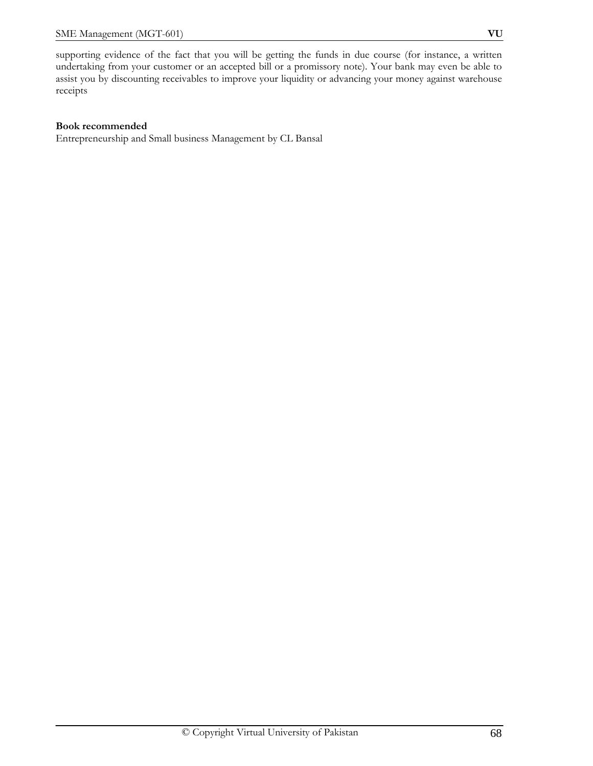supporting evidence of the fact that you will be getting the funds in due course (for instance, a written undertaking from your customer or an accepted bill or a promissory note). Your bank may even be able to assist you by discounting receivables to improve your liquidity or advancing your money against warehouse receipts

**Book recommended**
Entrepreneurship and Small business Management by CL Bansal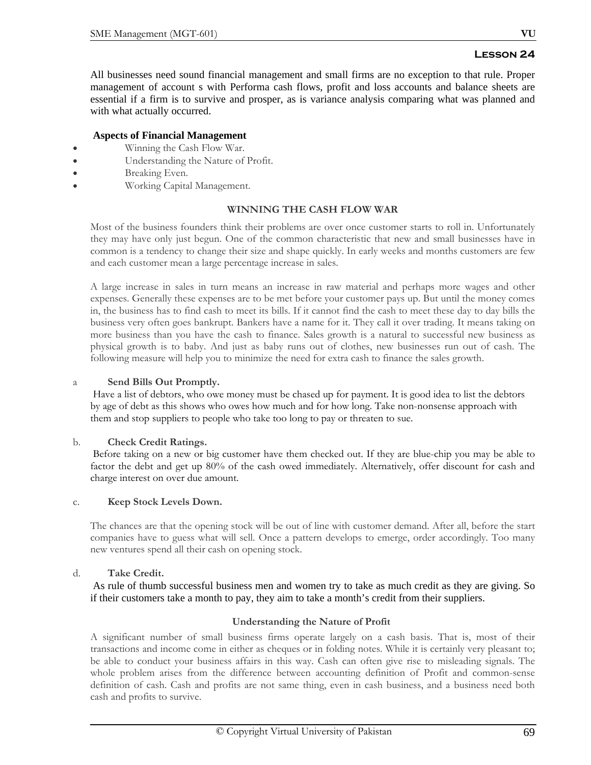# Lesson 24

All businesses need sound financial management and small firms are no exception to that rule. Proper management of account s with Performa cash flows, profit and loss accounts and balance sheets are essential if a firm is to survive and prosper, as is variance analysis comparing what was planned and with what actually occurred.

**Aspects of Financial Management**

- Winning the Cash Flow War.
- Understanding the Nature of Profit.
- Breaking Even.
- Working Capital Management.

## WINNING THE CASH FLOW WAR

Most of the business founders think their problems are over once customer starts to roll in. Unfortunately they may have only just begun. One of the common characteristic that new and small businesses have in common is a tendency to change their size and shape quickly. In early weeks and months customers are few and each customer mean a large percentage increase in sales.

A large increase in sales in turn means an increase in raw material and perhaps more wages and other expenses. Generally these expenses are to be met before your customer pays up. But until the money comes in, the business has to find cash to meet its bills. If it cannot find the cash to meet these day to day bills the business very often goes bankrupt. Bankers have a name for it. They call it over trading. It means taking on more business than you have the cash to finance. Sales growth is a natural to successful new business as physical growth is to baby. And just as baby runs out of clothes, new businesses run out of cash. The following measure will help you to minimize the need for extra cash to finance the sales growth.

a **Send Bills Out Promptly.**

Have a list of debtors, who owe money must be chased up for payment. It is good idea to list the debtors by age of debt as this shows who owes how much and for how long. Take non-nonsense approach with them and stop suppliers to people who take too long to pay or threaten to sue.

b. **Check Credit Ratings.**

Before taking on a new or big customer have them checked out. If they are blue-chip you may be able to factor the debt and get up 80% of the cash owed immediately. Alternatively, offer discount for cash and charge interest on over due amount.

c. **Keep Stock Levels Down.**

The chances are that the opening stock will be out of line with customer demand. After all, before the start companies have to guess what will sell. Once a pattern develops to emerge, order accordingly. Too many new ventures spend all their cash on opening stock.

d. **Take Credit.**

As rule of thumb successful business men and women try to take as much credit as they are giving. So if their customers take a month to pay, they aim to take a month's credit from their suppliers.

## Understanding the Nature of Profit

A significant number of small business firms operate largely on a cash basis. That is, most of their transactions and income come in either as cheques or in folding notes. While it is certainly very pleasant to; be able to conduct your business affairs in this way. Cash can often give rise to misleading signals. The whole problem arises from the difference between accounting definition of Profit and common-sense definition of cash. Cash and profits are not same thing, even in cash business, and a business need both cash and profits to survive.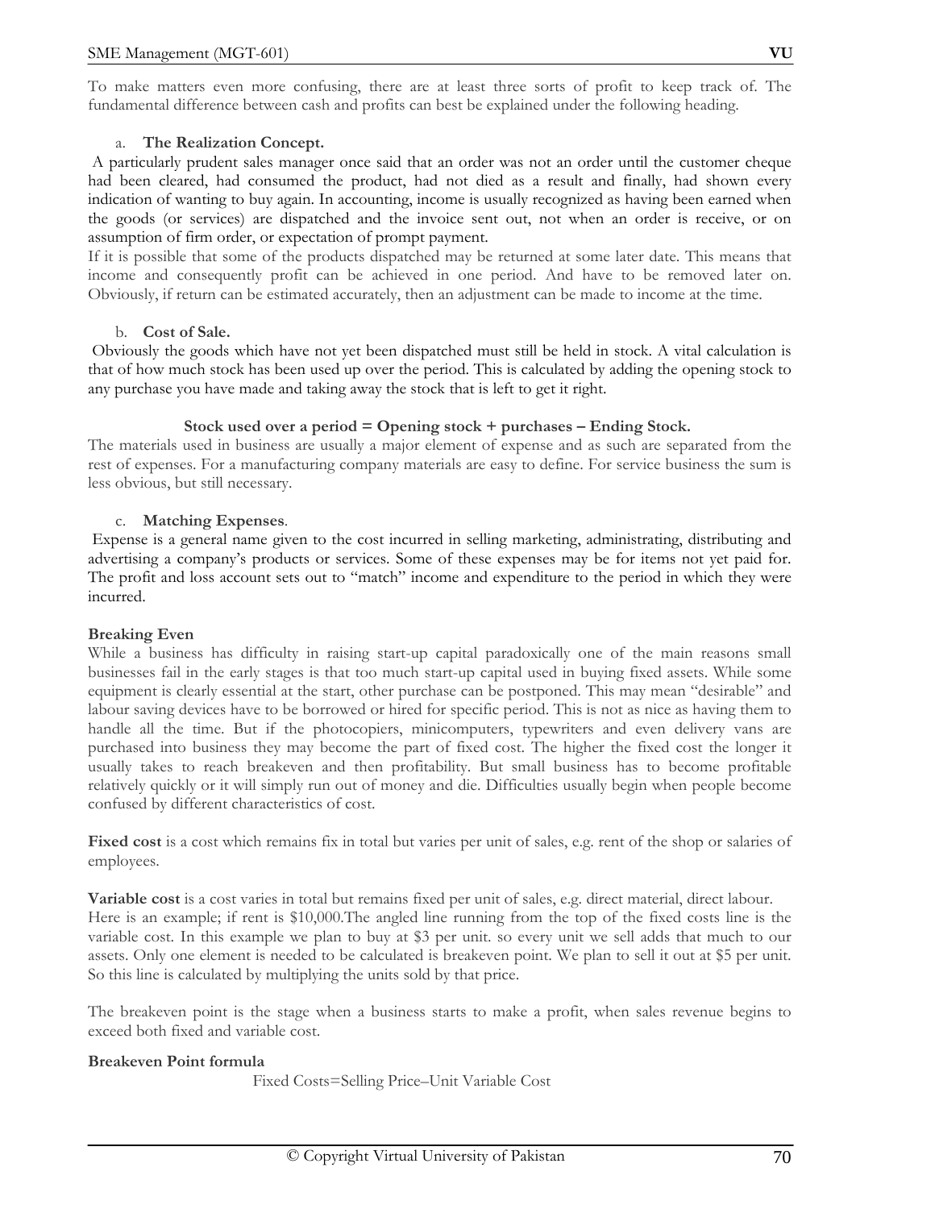To make matters even more confusing, there are at least three sorts of profit to keep track of. The fundamental difference between cash and profits can best be explained under the following heading.

a. **The Realization Concept.**

A particularly prudent sales manager once said that an order was not an order until the customer cheque had been cleared, had consumed the product, had not died as a result and finally, had shown every indication of wanting to buy again. In accounting, income is usually recognized as having been earned when the goods (or services) are dispatched and the invoice sent out, not when an order is receive, or on assumption of firm order, or expectation of prompt payment.

If it is possible that some of the products dispatched may be returned at some later date. This means that income and consequently profit can be achieved in one period. And have to be removed later on. Obviously, if return can be estimated accurately, then an adjustment can be made to income at the time.

b. **Cost of Sale.**

Obviously the goods which have not yet been dispatched must still be held in stock. A vital calculation is that of how much stock has been used up over the period. This is calculated by adding the opening stock to any purchase you have made and taking away the stock that is left to get it right.

**Stock used over a period = Opening stock + purchases – Ending Stock.**

The materials used in business are usually a major element of expense and as such are separated from the rest of expenses. For a manufacturing company materials are easy to define. For service business the sum is less obvious, but still necessary.

c. **Matching Expenses**.

Expense is a general name given to the cost incurred in selling marketing, administrating, distributing and advertising a company's products or services. Some of these expenses may be for items not yet paid for. The profit and loss account sets out to "match" income and expenditure to the period in which they were incurred.

**Breaking Even**

While a business has difficulty in raising start-up capital paradoxically one of the main reasons small businesses fail in the early stages is that too much start-up capital used in buying fixed assets. While some equipment is clearly essential at the start, other purchase can be postponed. This may mean "desirable" and labour saving devices have to be borrowed or hired for specific period. This is not as nice as having them to handle all the time. But if the photocopiers, minicomputers, typewriters and even delivery vans are purchased into business they may become the part of fixed cost. The higher the fixed cost the longer it usually takes to reach breakeven and then profitability. But small business has to become profitable relatively quickly or it will simply run out of money and die. Difficulties usually begin when people become confused by different characteristics of cost.

**Fixed cost** is a cost which remains fix in total but varies per unit of sales, e.g. rent of the shop or salaries of employees.

**Variable cost** is a cost varies in total but remains fixed per unit of sales, e.g. direct material, direct labour. Here is an example; if rent is $10,000.The angled line running from the top of the fixed costs line is the variable cost. In this example we plan to buy at $3 per unit. so every unit we sell adds that much to our assets. Only one element is needed to be calculated is breakeven point. We plan to sell it out at $5 per unit. So this line is calculated by multiplying the units sold by that price.

The breakeven point is the stage when a business starts to make a profit, when sales revenue begins to exceed both fixed and variable cost.

**Breakeven Point formula**

Fixed Costs=Selling Price–Unit Variable Cost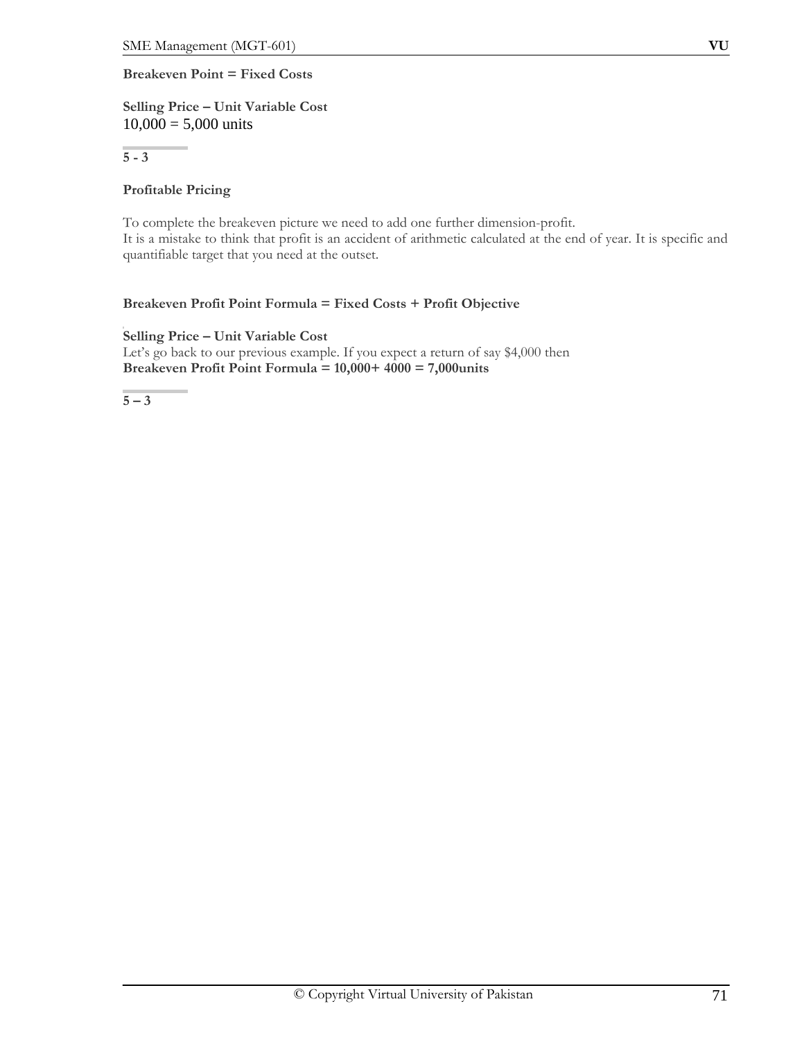**Breakeven Point = Fixed Costs**

**Selling Price – Unit Variable Cost**
10,000 = 5,000 units

**5 - 3**

**Profitable Pricing**

To complete the breakeven picture we need to add one further dimension-profit.
It is a mistake to think that profit is an accident of arithmetic calculated at the end of year. It is specific and quantifiable target that you need at the outset.

**Breakeven Profit Point Formula = Fixed Costs + Profit Objective**

**Selling Price – Unit Variable Cost**
Let's go back to our previous example. If you expect a return of say $4,000 then
**Breakeven Profit Point Formula = 10,000+ 4000 = 7,000units**

**5 – 3**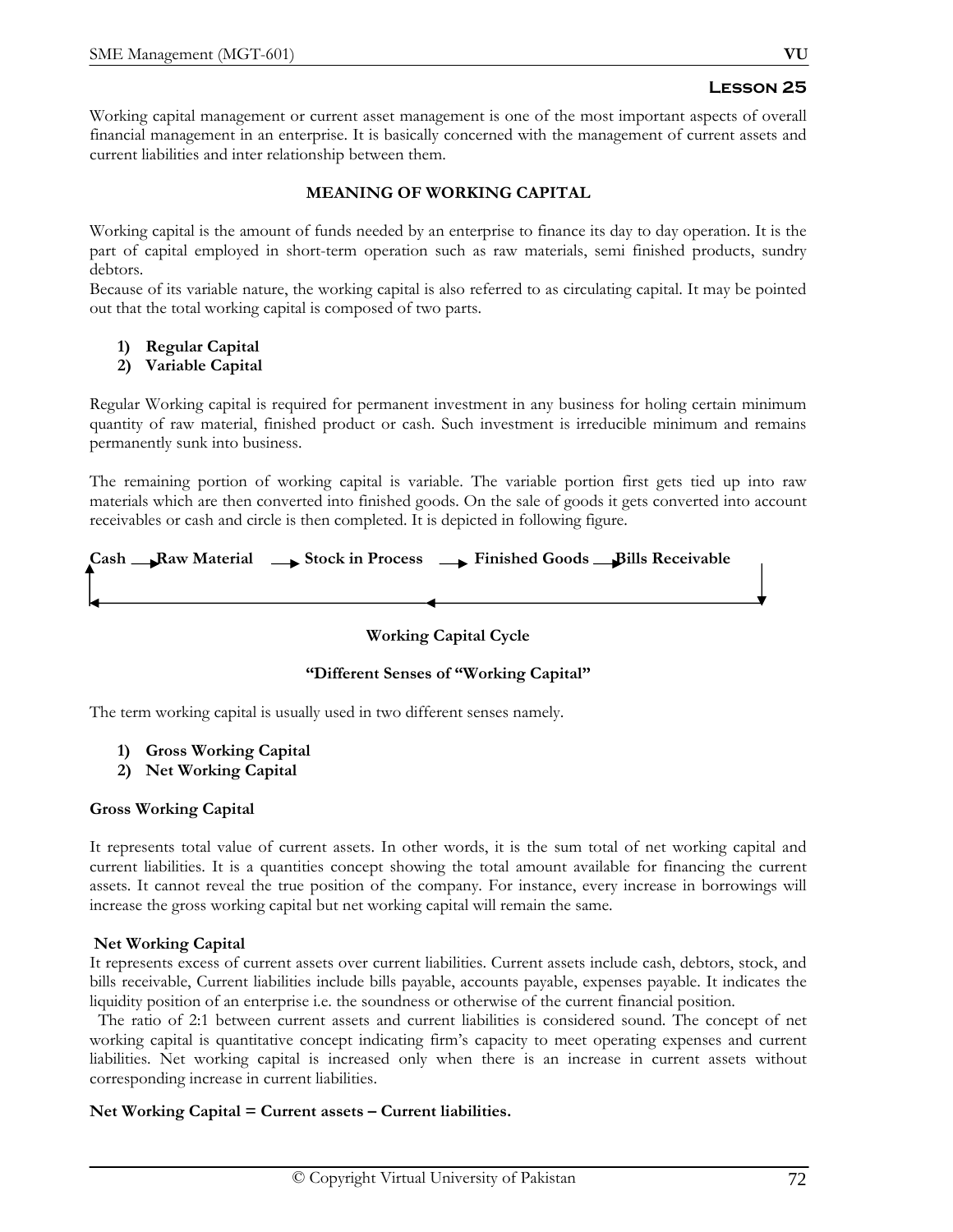## Lesson 25

Working capital management or current asset management is one of the most important aspects of overall financial management in an enterprise. It is basically concerned with the management of current assets and current liabilities and inter relationship between them.

### MEANING OF WORKING CAPITAL

Working capital is the amount of funds needed by an enterprise to finance its day to day operation. It is the part of capital employed in short-term operation such as raw materials, semi finished products, sundry debtors.

Because of its variable nature, the working capital is also referred to as circulating capital. It may be pointed out that the total working capital is composed of two parts.

1) **Regular Capital**
2) **Variable Capital**

Regular Working capital is required for permanent investment in any business for holing certain minimum quantity of raw material, finished product or cash. Such investment is irreducible minimum and remains permanently sunk into business.

The remaining portion of working capital is variable. The variable portion first gets tied up into raw materials which are then converted into finished goods. On the sale of goods it gets converted into account receivables or cash and circle is then completed. It is depicted in following figure.

**Cash → Raw Material → Stock in Process → Finished Goods → Bills Receivable → (back to Cash)**

**Working Capital Cycle**

### "Different Senses of "Working Capital"

The term working capital is usually used in two different senses namely.

1) **Gross Working Capital**
2) **Net Working Capital**

**Gross Working Capital**

It represents total value of current assets. In other words, it is the sum total of net working capital and current liabilities. It is a quantities concept showing the total amount available for financing the current assets. It cannot reveal the true position of the company. For instance, every increase in borrowings will increase the gross working capital but net working capital will remain the same.

**Net Working Capital**

It represents excess of current assets over current liabilities. Current assets include cash, debtors, stock, and bills receivable, Current liabilities include bills payable, accounts payable, expenses payable. It indicates the liquidity position of an enterprise i.e. the soundness or otherwise of the current financial position.

The ratio of 2:1 between current assets and current liabilities is considered sound. The concept of net working capital is quantitative concept indicating firm's capacity to meet operating expenses and current liabilities. Net working capital is increased only when there is an increase in current assets without corresponding increase in current liabilities.

**Net Working Capital = Current assets – Current liabilities.**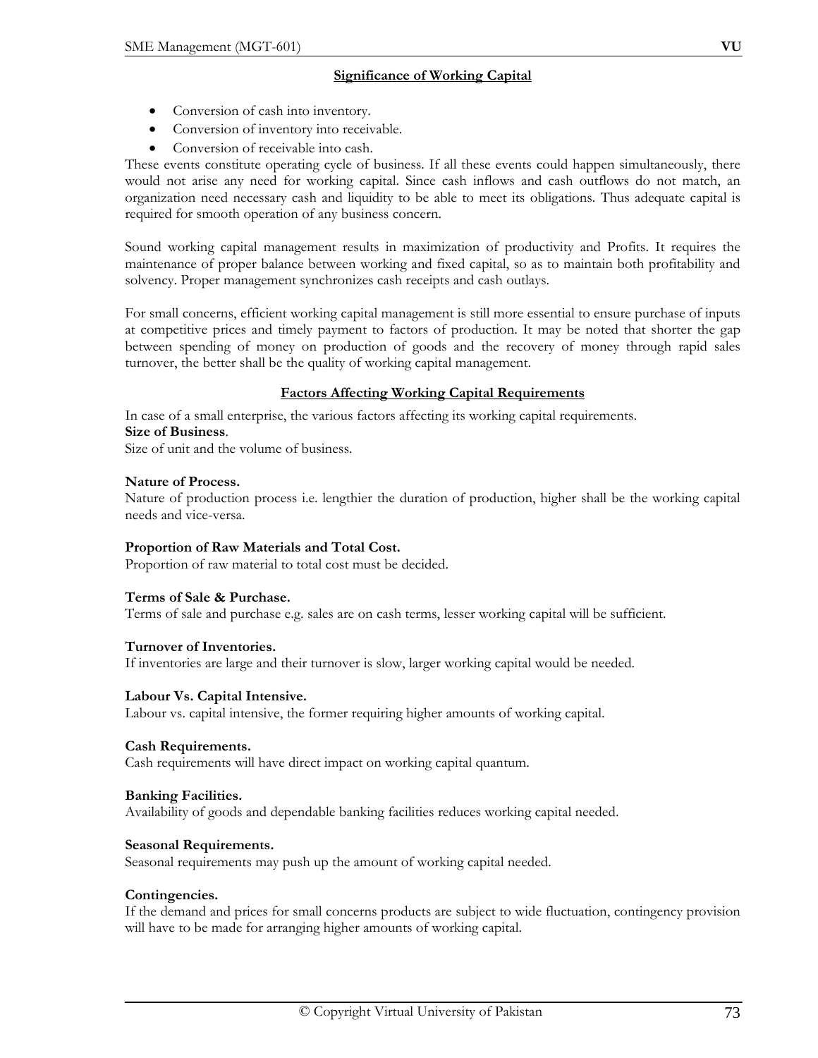## Significance of Working Capital

- Conversion of cash into inventory.
- Conversion of inventory into receivable.
- Conversion of receivable into cash.

These events constitute operating cycle of business. If all these events could happen simultaneously, there would not arise any need for working capital. Since cash inflows and cash outflows do not match, an organization need necessary cash and liquidity to be able to meet its obligations. Thus adequate capital is required for smooth operation of any business concern.

Sound working capital management results in maximization of productivity and Profits. It requires the maintenance of proper balance between working and fixed capital, so as to maintain both profitability and solvency. Proper management synchronizes cash receipts and cash outlays.

For small concerns, efficient working capital management is still more essential to ensure purchase of inputs at competitive prices and timely payment to factors of production. It may be noted that shorter the gap between spending of money on production of goods and the recovery of money through rapid sales turnover, the better shall be the quality of working capital management.

## Factors Affecting Working Capital Requirements

In case of a small enterprise, the various factors affecting its working capital requirements.

**Size of Business**.
Size of unit and the volume of business.

**Nature of Process.**
Nature of production process i.e. lengthier the duration of production, higher shall be the working capital needs and vice-versa.

**Proportion of Raw Materials and Total Cost.**
Proportion of raw material to total cost must be decided.

**Terms of Sale & Purchase.**
Terms of sale and purchase e.g. sales are on cash terms, lesser working capital will be sufficient.

**Turnover of Inventories.**
If inventories are large and their turnover is slow, larger working capital would be needed.

**Labour Vs. Capital Intensive.**
Labour vs. capital intensive, the former requiring higher amounts of working capital.

**Cash Requirements.**
Cash requirements will have direct impact on working capital quantum.

**Banking Facilities.**
Availability of goods and dependable banking facilities reduces working capital needed.

**Seasonal Requirements.**
Seasonal requirements may push up the amount of working capital needed.

**Contingencies.**
If the demand and prices for small concerns products are subject to wide fluctuation, contingency provision will have to be made for arranging higher amounts of working capital.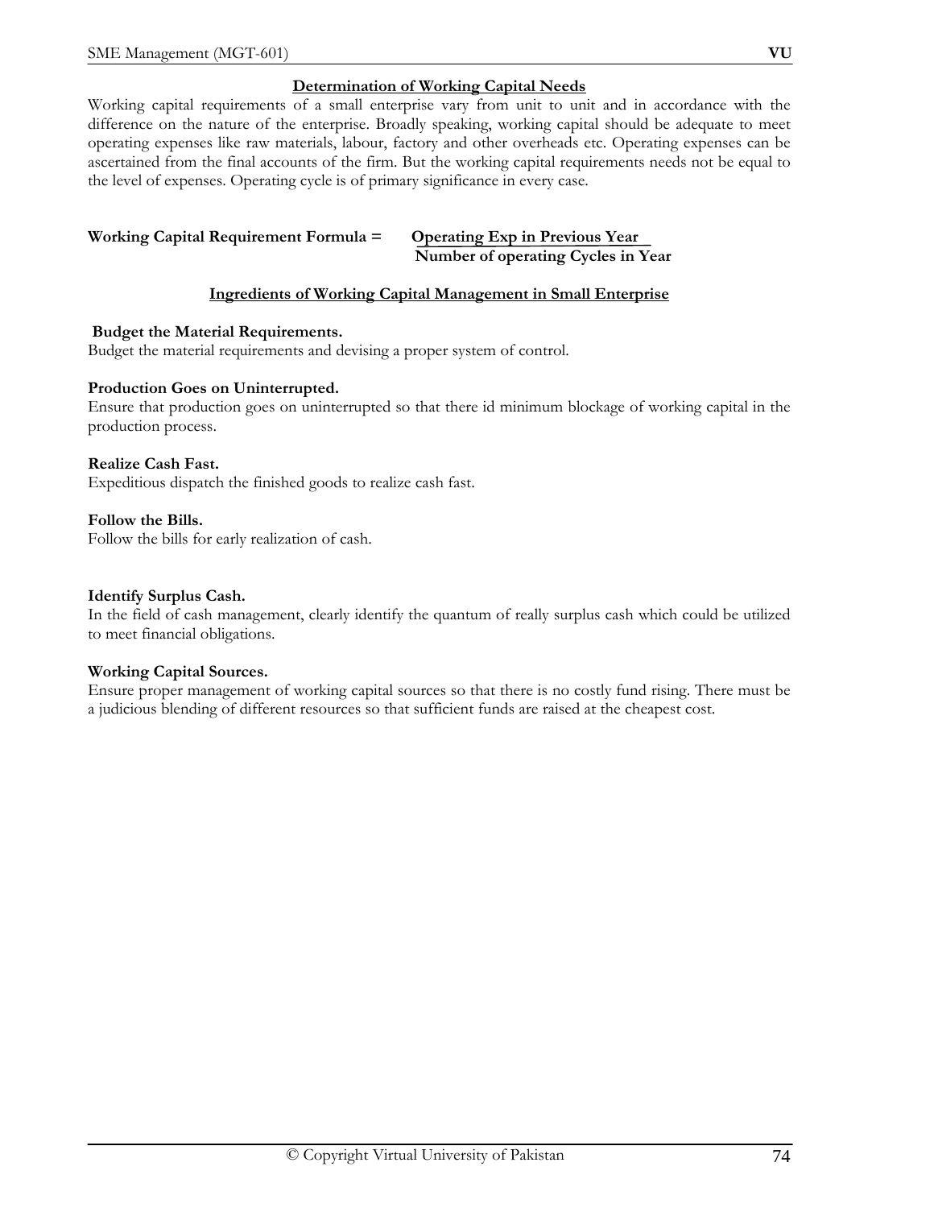## Determination of Working Capital Needs

Working capital requirements of a small enterprise vary from unit to unit and in accordance with the difference on the nature of the enterprise. Broadly speaking, working capital should be adequate to meet operating expenses like raw materials, labour, factory and other overheads etc. Operating expenses can be ascertained from the final accounts of the firm. But the working capital requirements needs not be equal to the level of expenses. Operating cycle is of primary significance in every case.

$$\textbf{Working Capital Requirement Formula} = \frac{\textbf{Operating Exp in Previous Year}}{\textbf{Number of operating Cycles in Year}}$$

## Ingredients of Working Capital Management in Small Enterprise

**Budget the Material Requirements.**
Budget the material requirements and devising a proper system of control.

**Production Goes on Uninterrupted.**
Ensure that production goes on uninterrupted so that there id minimum blockage of working capital in the production process.

**Realize Cash Fast.**
Expeditious dispatch the finished goods to realize cash fast.

**Follow the Bills.**
Follow the bills for early realization of cash.

**Identify Surplus Cash.**
In the field of cash management, clearly identify the quantum of really surplus cash which could be utilized to meet financial obligations.

**Working Capital Sources.**
Ensure proper management of working capital sources so that there is no costly fund rising. There must be a judicious blending of different resources so that sufficient funds are raised at the cheapest cost.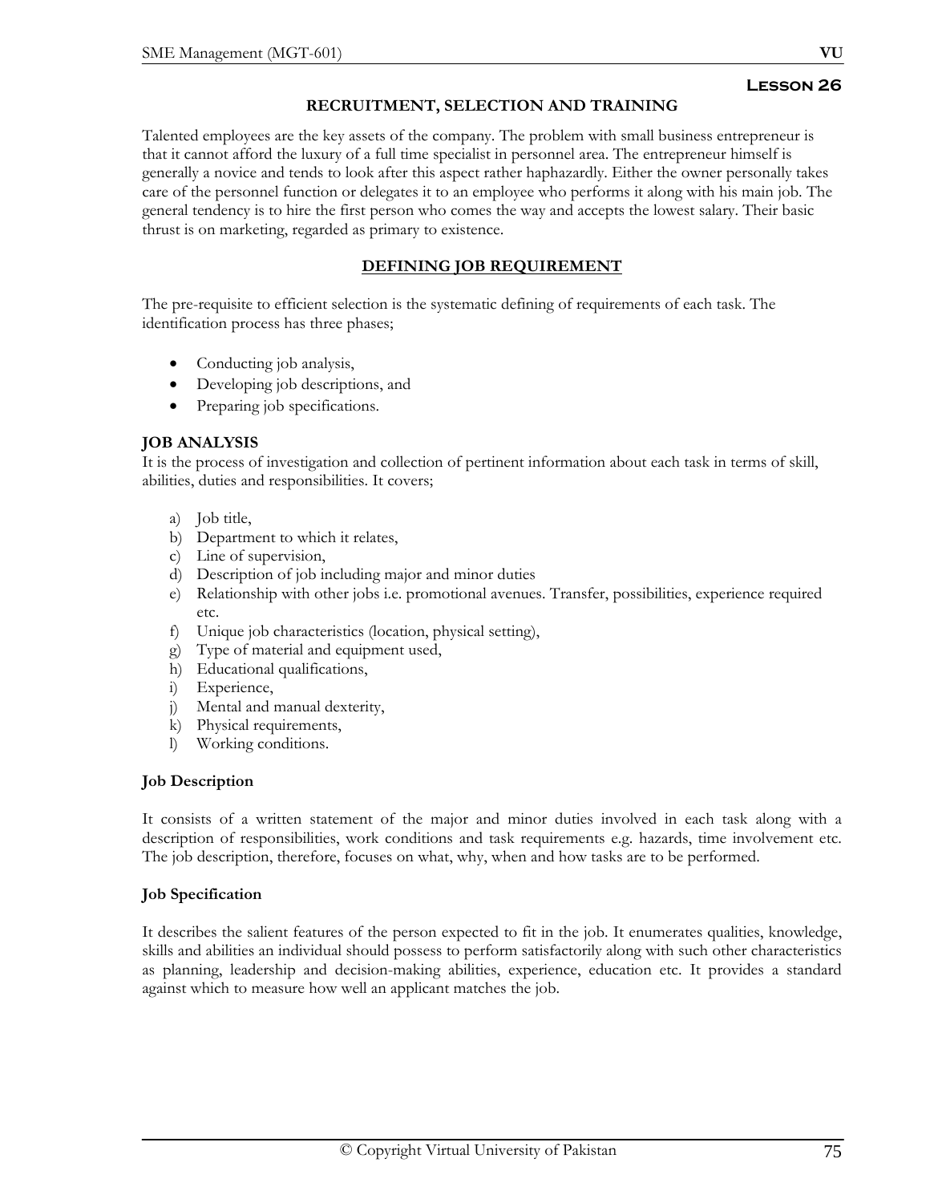# Lesson 26

## RECRUITMENT, SELECTION AND TRAINING

Talented employees are the key assets of the company. The problem with small business entrepreneur is that it cannot afford the luxury of a full time specialist in personnel area. The entrepreneur himself is generally a novice and tends to look after this aspect rather haphazardly. Either the owner personally takes care of the personnel function or delegates it to an employee who performs it along with his main job. The general tendency is to hire the first person who comes the way and accepts the lowest salary. Their basic thrust is on marketing, regarded as primary to existence.

## DEFINING JOB REQUIREMENT

The pre-requisite to efficient selection is the systematic defining of requirements of each task. The identification process has three phases;

- Conducting job analysis,
- Developing job descriptions, and
- Preparing job specifications.

### JOB ANALYSIS

It is the process of investigation and collection of pertinent information about each task in terms of skill, abilities, duties and responsibilities. It covers;

a) Job title,
b) Department to which it relates,
c) Line of supervision,
d) Description of job including major and minor duties
e) Relationship with other jobs i.e. promotional avenues. Transfer, possibilities, experience required etc.
f) Unique job characteristics (location, physical setting),
g) Type of material and equipment used,
h) Educational qualifications,
i) Experience,
j) Mental and manual dexterity,
k) Physical requirements,
l) Working conditions.

### Job Description

It consists of a written statement of the major and minor duties involved in each task along with a description of responsibilities, work conditions and task requirements e.g. hazards, time involvement etc. The job description, therefore, focuses on what, why, when and how tasks are to be performed.

### Job Specification

It describes the salient features of the person expected to fit in the job. It enumerates qualities, knowledge, skills and abilities an individual should possess to perform satisfactorily along with such other characteristics as planning, leadership and decision-making abilities, experience, education etc. It provides a standard against which to measure how well an applicant matches the job.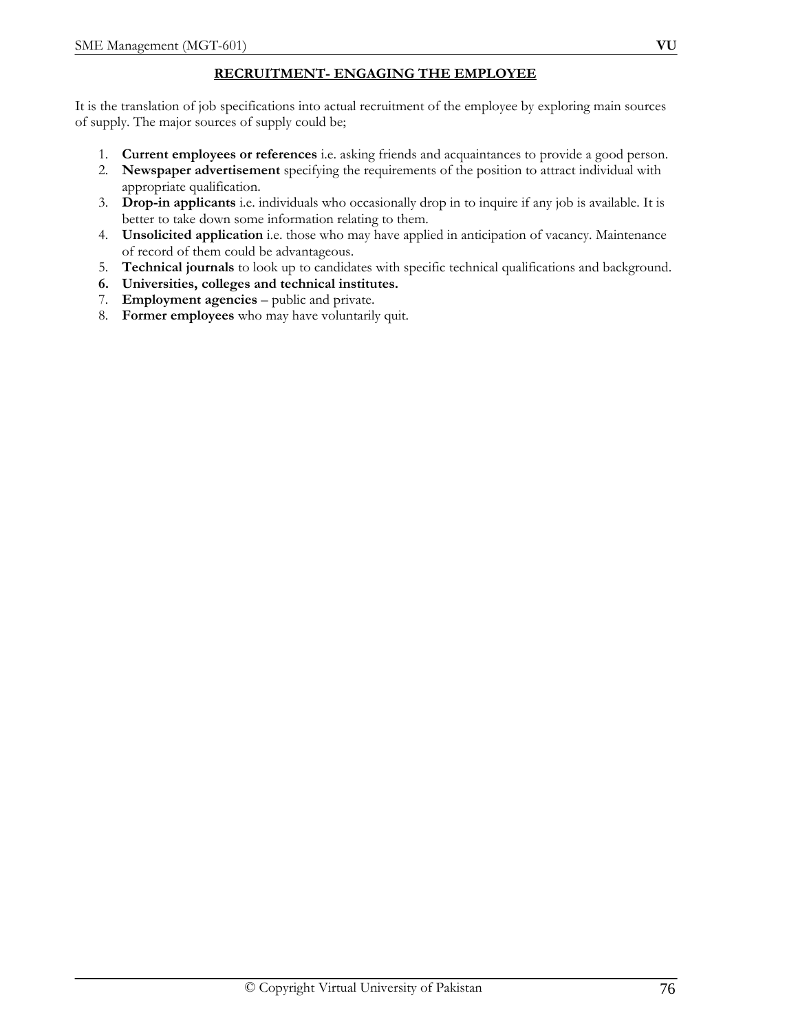## RECRUITMENT- ENGAGING THE EMPLOYEE

It is the translation of job specifications into actual recruitment of the employee by exploring main sources of supply. The major sources of supply could be;

1. **Current employees or references** i.e. asking friends and acquaintances to provide a good person.
2. **Newspaper advertisement** specifying the requirements of the position to attract individual with appropriate qualification.
3. **Drop-in applicants** i.e. individuals who occasionally drop in to inquire if any job is available. It is better to take down some information relating to them.
4. **Unsolicited application** i.e. those who may have applied in anticipation of vacancy. Maintenance of record of them could be advantageous.
5. **Technical journals** to look up to candidates with specific technical qualifications and background.
6. **Universities, colleges and technical institutes.**
7. **Employment agencies** – public and private.
8. **Former employees** who may have voluntarily quit.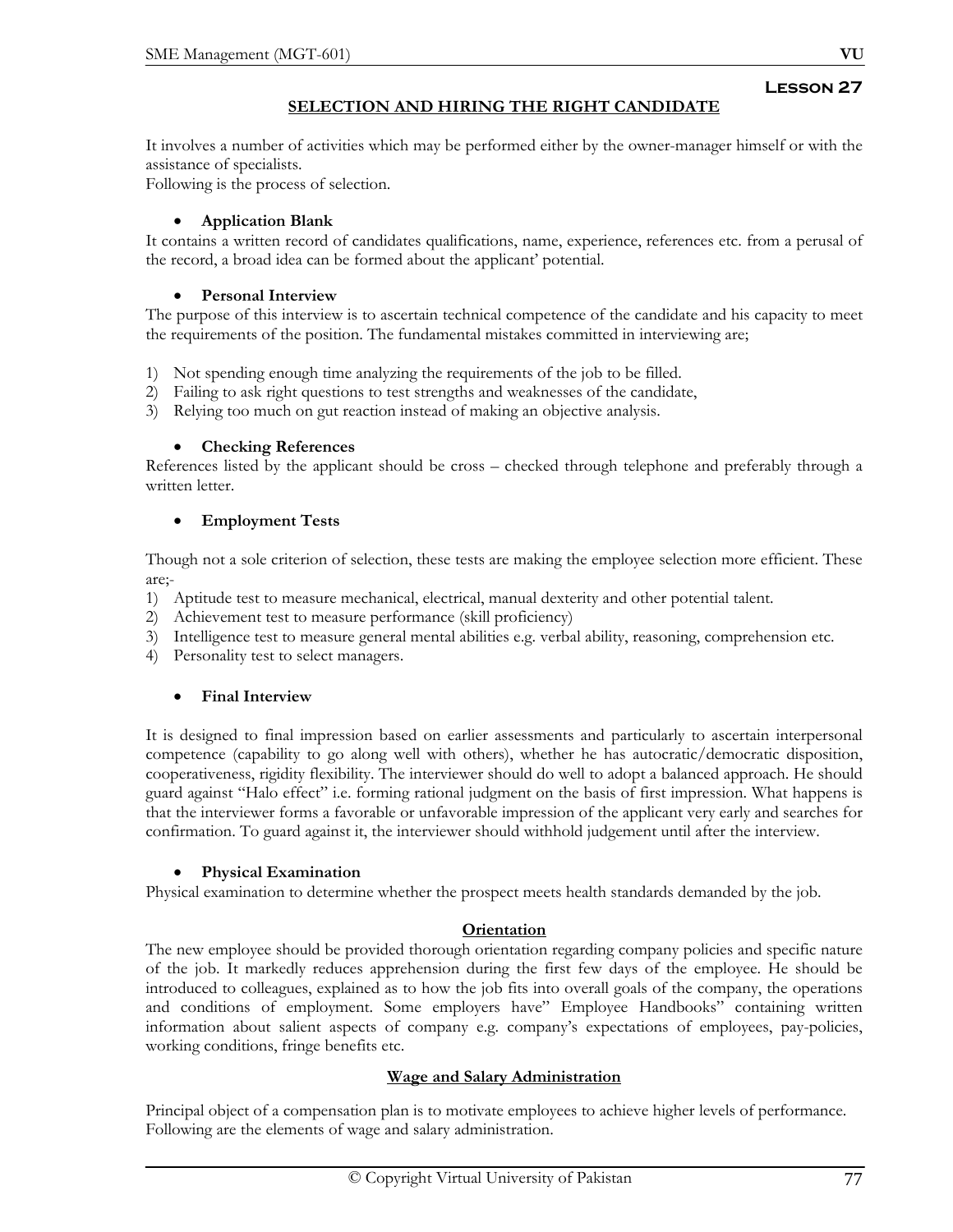## Lesson 27

## SELECTION AND HIRING THE RIGHT CANDIDATE

It involves a number of activities which may be performed either by the owner-manager himself or with the assistance of specialists.
Following is the process of selection.

- **Application Blank**

It contains a written record of candidates qualifications, name, experience, references etc. from a perusal of the record, a broad idea can be formed about the applicant' potential.

- **Personal Interview**

The purpose of this interview is to ascertain technical competence of the candidate and his capacity to meet the requirements of the position. The fundamental mistakes committed in interviewing are;

1) Not spending enough time analyzing the requirements of the job to be filled.
2) Failing to ask right questions to test strengths and weaknesses of the candidate,
3) Relying too much on gut reaction instead of making an objective analysis.

- **Checking References**

References listed by the applicant should be cross – checked through telephone and preferably through a written letter.

- **Employment Tests**

Though not a sole criterion of selection, these tests are making the employee selection more efficient. These are;-

1) Aptitude test to measure mechanical, electrical, manual dexterity and other potential talent.
2) Achievement test to measure performance (skill proficiency)
3) Intelligence test to measure general mental abilities e.g. verbal ability, reasoning, comprehension etc.
4) Personality test to select managers.

- **Final Interview**

It is designed to final impression based on earlier assessments and particularly to ascertain interpersonal competence (capability to go along well with others), whether he has autocratic/democratic disposition, cooperativeness, rigidity flexibility. The interviewer should do well to adopt a balanced approach. He should guard against "Halo effect" i.e. forming rational judgment on the basis of first impression. What happens is that the interviewer forms a favorable or unfavorable impression of the applicant very early and searches for confirmation. To guard against it, the interviewer should withhold judgement until after the interview.

- **Physical Examination**

Physical examination to determine whether the prospect meets health standards demanded by the job.

## Orientation

The new employee should be provided thorough orientation regarding company policies and specific nature of the job. It markedly reduces apprehension during the first few days of the employee. He should be introduced to colleagues, explained as to how the job fits into overall goals of the company, the operations and conditions of employment. Some employers have" Employee Handbooks" containing written information about salient aspects of company e.g. company's expectations of employees, pay-policies, working conditions, fringe benefits etc.

## Wage and Salary Administration

Principal object of a compensation plan is to motivate employees to achieve higher levels of performance.
Following are the elements of wage and salary administration.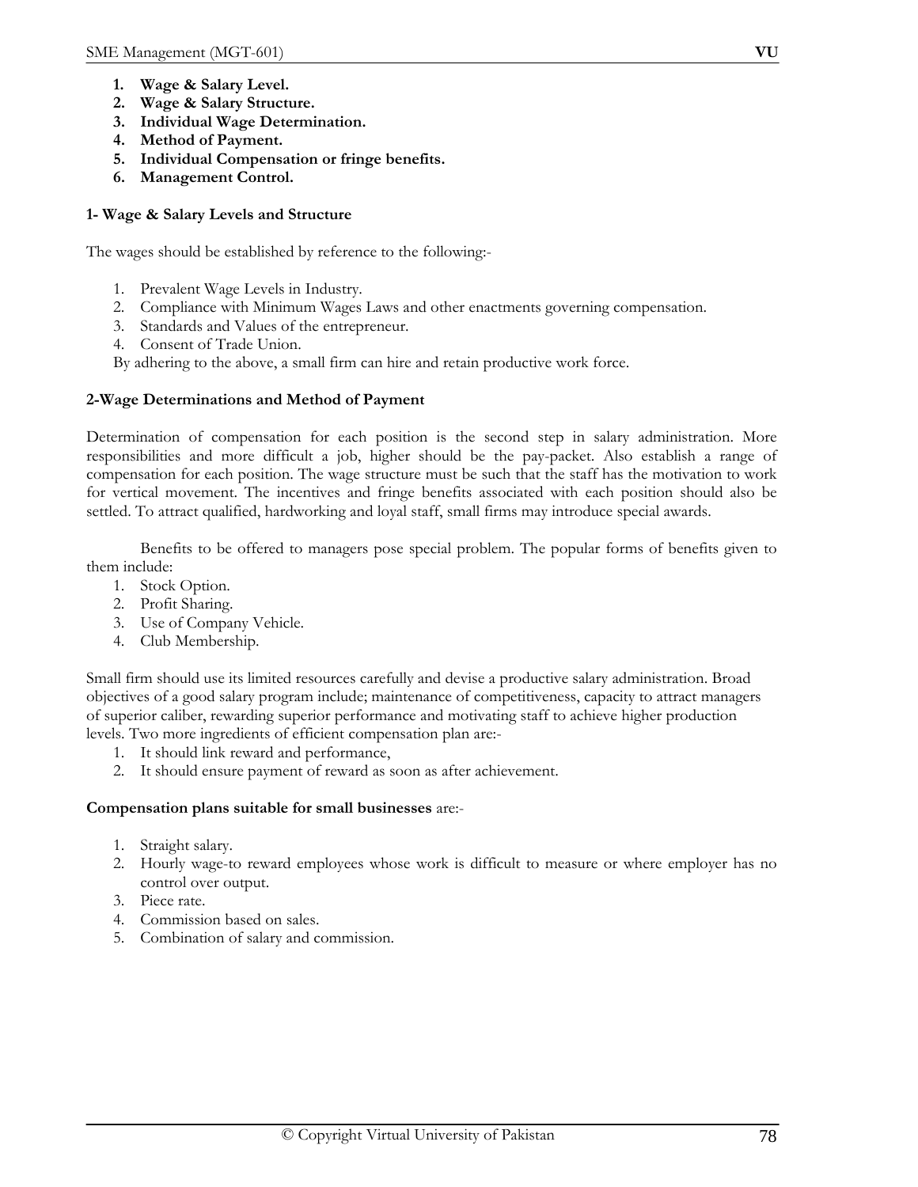1. **Wage & Salary Level.**
2. **Wage & Salary Structure.**
3. **Individual Wage Determination.**
4. **Method of Payment.**
5. **Individual Compensation or fringe benefits.**
6. **Management Control.**

**1- Wage & Salary Levels and Structure**

The wages should be established by reference to the following:-

1. Prevalent Wage Levels in Industry.
2. Compliance with Minimum Wages Laws and other enactments governing compensation.
3. Standards and Values of the entrepreneur.
4. Consent of Trade Union.

By adhering to the above, a small firm can hire and retain productive work force.

**2-Wage Determinations and Method of Payment**

Determination of compensation for each position is the second step in salary administration. More responsibilities and more difficult a job, higher should be the pay-packet. Also establish a range of compensation for each position. The wage structure must be such that the staff has the motivation to work for vertical movement. The incentives and fringe benefits associated with each position should also be settled. To attract qualified, hardworking and loyal staff, small firms may introduce special awards.

Benefits to be offered to managers pose special problem. The popular forms of benefits given to them include:

1. Stock Option.
2. Profit Sharing.
3. Use of Company Vehicle.
4. Club Membership.

Small firm should use its limited resources carefully and devise a productive salary administration. Broad objectives of a good salary program include; maintenance of competitiveness, capacity to attract managers of superior caliber, rewarding superior performance and motivating staff to achieve higher production levels. Two more ingredients of efficient compensation plan are:-

1. It should link reward and performance,
2. It should ensure payment of reward as soon as after achievement.

**Compensation plans suitable for small businesses** are:-

1. Straight salary.
2. Hourly wage-to reward employees whose work is difficult to measure or where employer has no control over output.
3. Piece rate.
4. Commission based on sales.
5. Combination of salary and commission.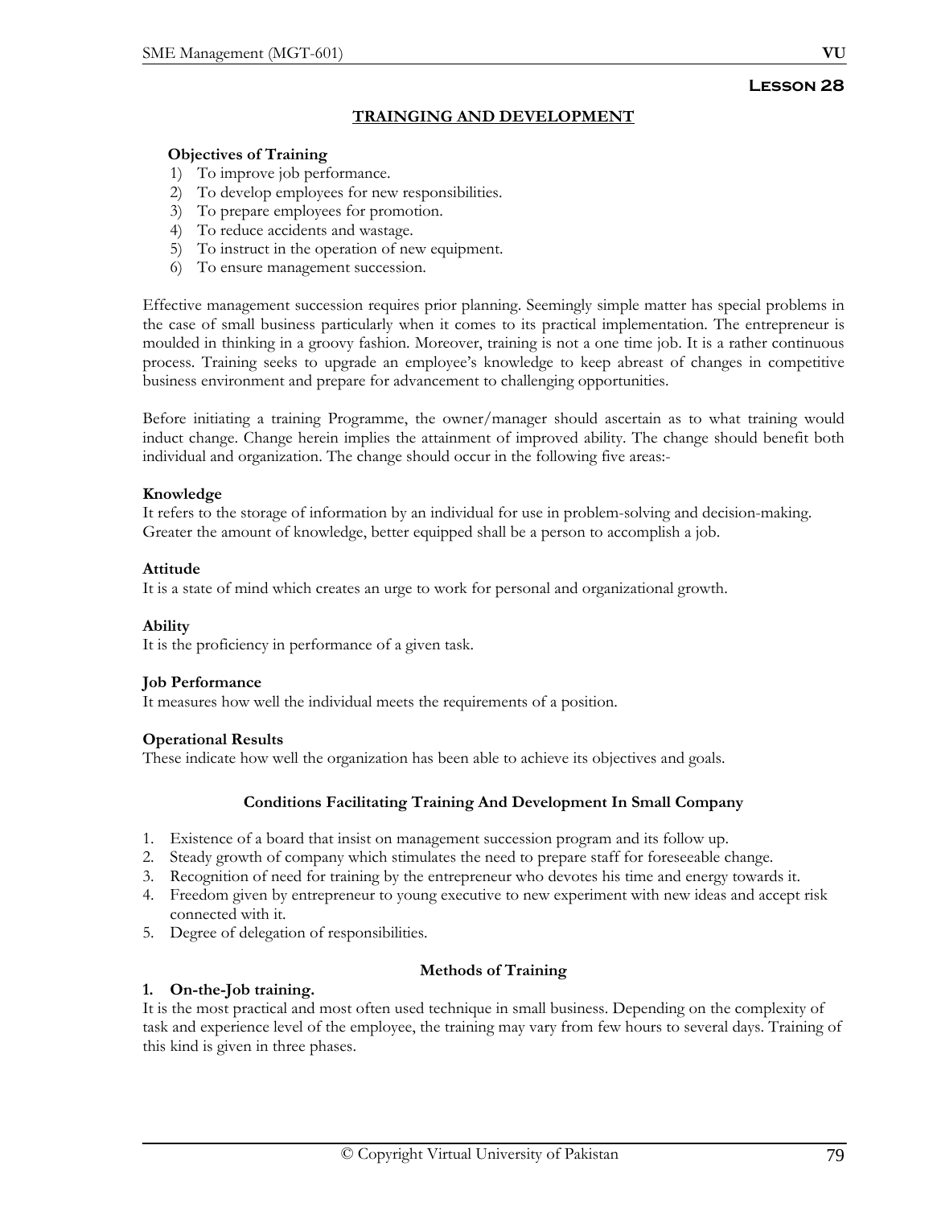**Lesson 28**

## TRAINGING AND DEVELOPMENT

**Objectives of Training**

1) To improve job performance.
2) To develop employees for new responsibilities.
3) To prepare employees for promotion.
4) To reduce accidents and wastage.
5) To instruct in the operation of new equipment.
6) To ensure management succession.

Effective management succession requires prior planning. Seemingly simple matter has special problems in the case of small business particularly when it comes to its practical implementation. The entrepreneur is moulded in thinking in a groovy fashion. Moreover, training is not a one time job. It is a rather continuous process. Training seeks to upgrade an employee's knowledge to keep abreast of changes in competitive business environment and prepare for advancement to challenging opportunities.

Before initiating a training Programme, the owner/manager should ascertain as to what training would induct change. Change herein implies the attainment of improved ability. The change should benefit both individual and organization. The change should occur in the following five areas:-

**Knowledge**
It refers to the storage of information by an individual for use in problem-solving and decision-making. Greater the amount of knowledge, better equipped shall be a person to accomplish a job.

**Attitude**
It is a state of mind which creates an urge to work for personal and organizational growth.

**Ability**
It is the proficiency in performance of a given task.

**Job Performance**
It measures how well the individual meets the requirements of a position.

**Operational Results**
These indicate how well the organization has been able to achieve its objectives and goals.

### Conditions Facilitating Training And Development In Small Company

1. Existence of a board that insist on management succession program and its follow up.
2. Steady growth of company which stimulates the need to prepare staff for foreseeable change.
3. Recognition of need for training by the entrepreneur who devotes his time and energy towards it.
4. Freedom given by entrepreneur to young executive to new experiment with new ideas and accept risk connected with it.
5. Degree of delegation of responsibilities.

### Methods of Training

**1. On-the-Job training.**
It is the most practical and most often used technique in small business. Depending on the complexity of task and experience level of the employee, the training may vary from few hours to several days. Training of this kind is given in three phases.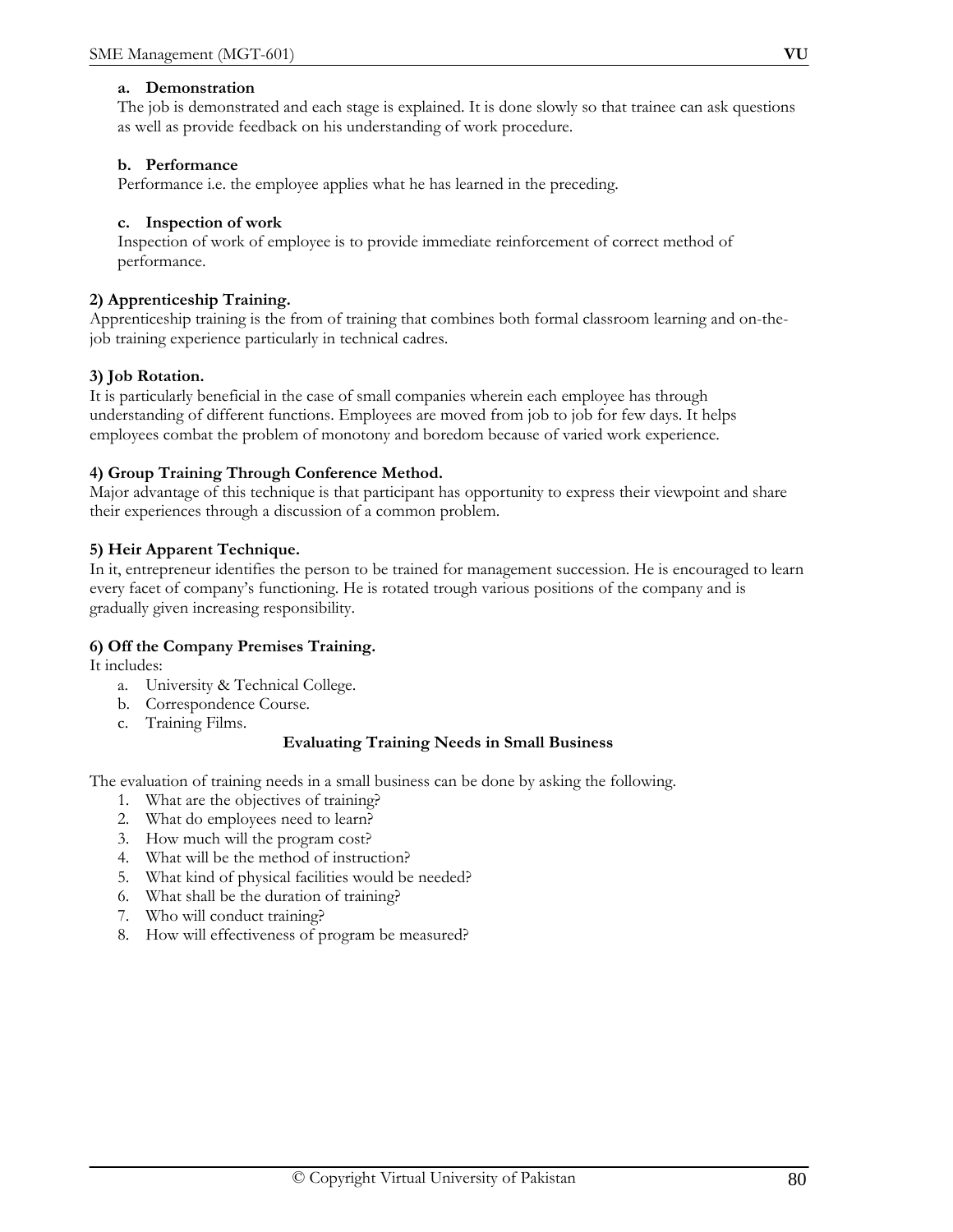**a. Demonstration**

The job is demonstrated and each stage is explained. It is done slowly so that trainee can ask questions as well as provide feedback on his understanding of work procedure.

**b. Performance**

Performance i.e. the employee applies what he has learned in the preceding.

**c. Inspection of work**

Inspection of work of employee is to provide immediate reinforcement of correct method of performance.

**2) Apprenticeship Training.**

Apprenticeship training is the from of training that combines both formal classroom learning and on-the-job training experience particularly in technical cadres.

**3) Job Rotation.**

It is particularly beneficial in the case of small companies wherein each employee has through understanding of different functions. Employees are moved from job to job for few days. It helps employees combat the problem of monotony and boredom because of varied work experience.

**4) Group Training Through Conference Method.**

Major advantage of this technique is that participant has opportunity to express their viewpoint and share their experiences through a discussion of a common problem.

**5) Heir Apparent Technique.**

In it, entrepreneur identifies the person to be trained for management succession. He is encouraged to learn every facet of company's functioning. He is rotated trough various positions of the company and is gradually given increasing responsibility.

**6) Off the Company Premises Training.**

It includes:

a. University & Technical College.
b. Correspondence Course.
c. Training Films.

## Evaluating Training Needs in Small Business

The evaluation of training needs in a small business can be done by asking the following.

1. What are the objectives of training?
2. What do employees need to learn?
3. How much will the program cost?
4. What will be the method of instruction?
5. What kind of physical facilities would be needed?
6. What shall be the duration of training?
7. Who will conduct training?
8. How will effectiveness of program be measured?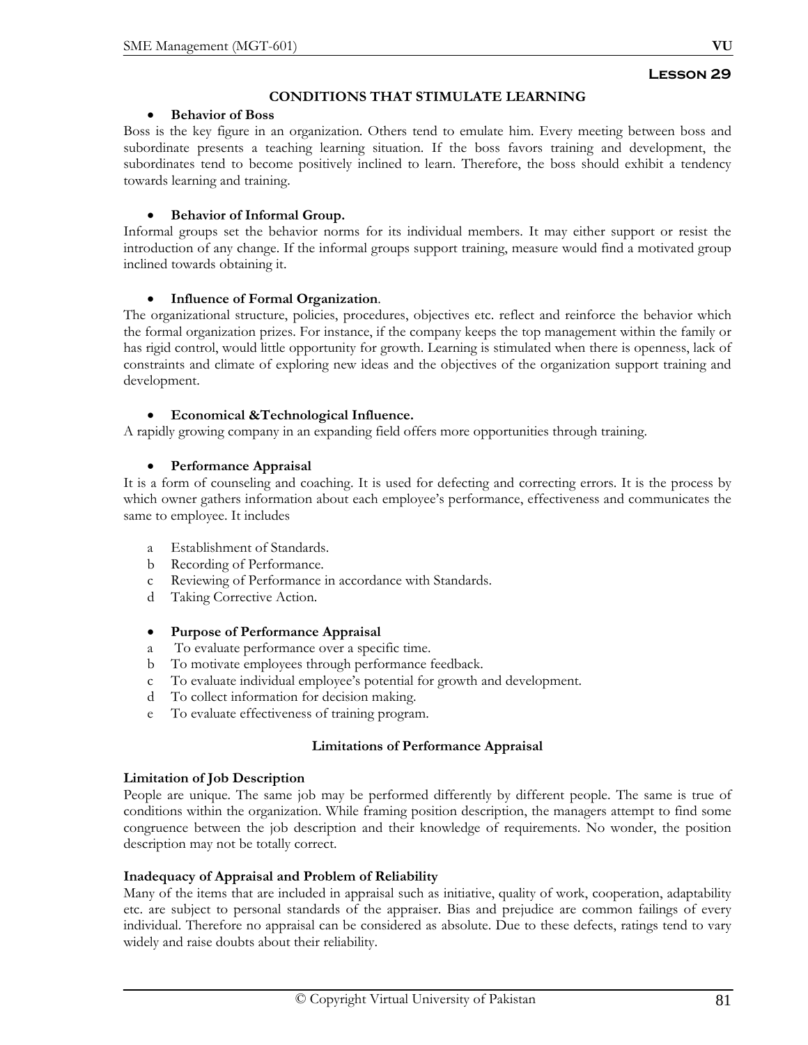# Lesson 29

## CONDITIONS THAT STIMULATE LEARNING

- **Behavior of Boss**

Boss is the key figure in an organization. Others tend to emulate him. Every meeting between boss and subordinate presents a teaching learning situation. If the boss favors training and development, the subordinates tend to become positively inclined to learn. Therefore, the boss should exhibit a tendency towards learning and training.

- **Behavior of Informal Group.**

Informal groups set the behavior norms for its individual members. It may either support or resist the introduction of any change. If the informal groups support training, measure would find a motivated group inclined towards obtaining it.

- **Influence of Formal Organization**.

The organizational structure, policies, procedures, objectives etc. reflect and reinforce the behavior which the formal organization prizes. For instance, if the company keeps the top management within the family or has rigid control, would little opportunity for growth. Learning is stimulated when there is openness, lack of constraints and climate of exploring new ideas and the objectives of the organization support training and development.

- **Economical &Technological Influence.**

A rapidly growing company in an expanding field offers more opportunities through training.

- **Performance Appraisal**

It is a form of counseling and coaching. It is used for defecting and correcting errors. It is the process by which owner gathers information about each employee's performance, effectiveness and communicates the same to employee. It includes

a. Establishment of Standards.
b. Recording of Performance.
c. Reviewing of Performance in accordance with Standards.
d. Taking Corrective Action.

- **Purpose of Performance Appraisal**

a. To evaluate performance over a specific time.
b. To motivate employees through performance feedback.
c. To evaluate individual employee's potential for growth and development.
d. To collect information for decision making.
e. To evaluate effectiveness of training program.

### Limitations of Performance Appraisal

**Limitation of Job Description**

People are unique. The same job may be performed differently by different people. The same is true of conditions within the organization. While framing position description, the managers attempt to find some congruence between the job description and their knowledge of requirements. No wonder, the position description may not be totally correct.

**Inadequacy of Appraisal and Problem of Reliability**

Many of the items that are included in appraisal such as initiative, quality of work, cooperation, adaptability etc. are subject to personal standards of the appraiser. Bias and prejudice are common failings of every individual. Therefore no appraisal can be considered as absolute. Due to these defects, ratings tend to vary widely and raise doubts about their reliability.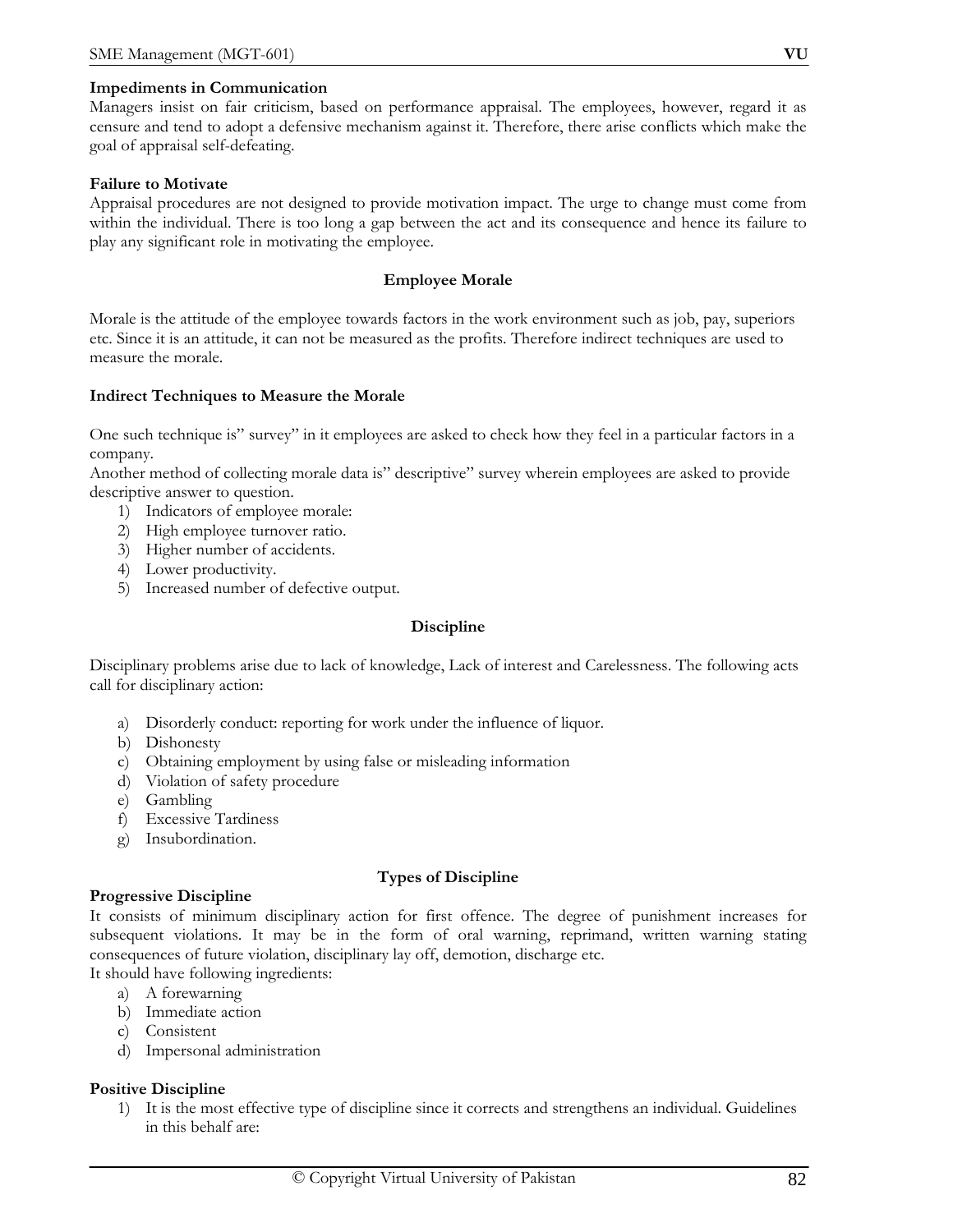**Impediments in Communication**

Managers insist on fair criticism, based on performance appraisal. The employees, however, regard it as censure and tend to adopt a defensive mechanism against it. Therefore, there arise conflicts which make the goal of appraisal self-defeating.

**Failure to Motivate**

Appraisal procedures are not designed to provide motivation impact. The urge to change must come from within the individual. There is too long a gap between the act and its consequence and hence its failure to play any significant role in motivating the employee.

## Employee Morale

Morale is the attitude of the employee towards factors in the work environment such as job, pay, superiors etc. Since it is an attitude, it can not be measured as the profits. Therefore indirect techniques are used to measure the morale.

**Indirect Techniques to Measure the Morale**

One such technique is" survey" in it employees are asked to check how they feel in a particular factors in a company.

Another method of collecting morale data is" descriptive" survey wherein employees are asked to provide descriptive answer to question.

1) Indicators of employee morale:
2) High employee turnover ratio.
3) Higher number of accidents.
4) Lower productivity.
5) Increased number of defective output.

## Discipline

Disciplinary problems arise due to lack of knowledge, Lack of interest and Carelessness. The following acts call for disciplinary action:

a) Disorderly conduct: reporting for work under the influence of liquor.
b) Dishonesty
c) Obtaining employment by using false or misleading information
d) Violation of safety procedure
e) Gambling
f) Excessive Tardiness
g) Insubordination.

## Types of Discipline

**Progressive Discipline**

It consists of minimum disciplinary action for first offence. The degree of punishment increases for subsequent violations. It may be in the form of oral warning, reprimand, written warning stating consequences of future violation, disciplinary lay off, demotion, discharge etc.

It should have following ingredients:

a) A forewarning
b) Immediate action
c) Consistent
d) Impersonal administration

**Positive Discipline**

1) It is the most effective type of discipline since it corrects and strengthens an individual. Guidelines in this behalf are: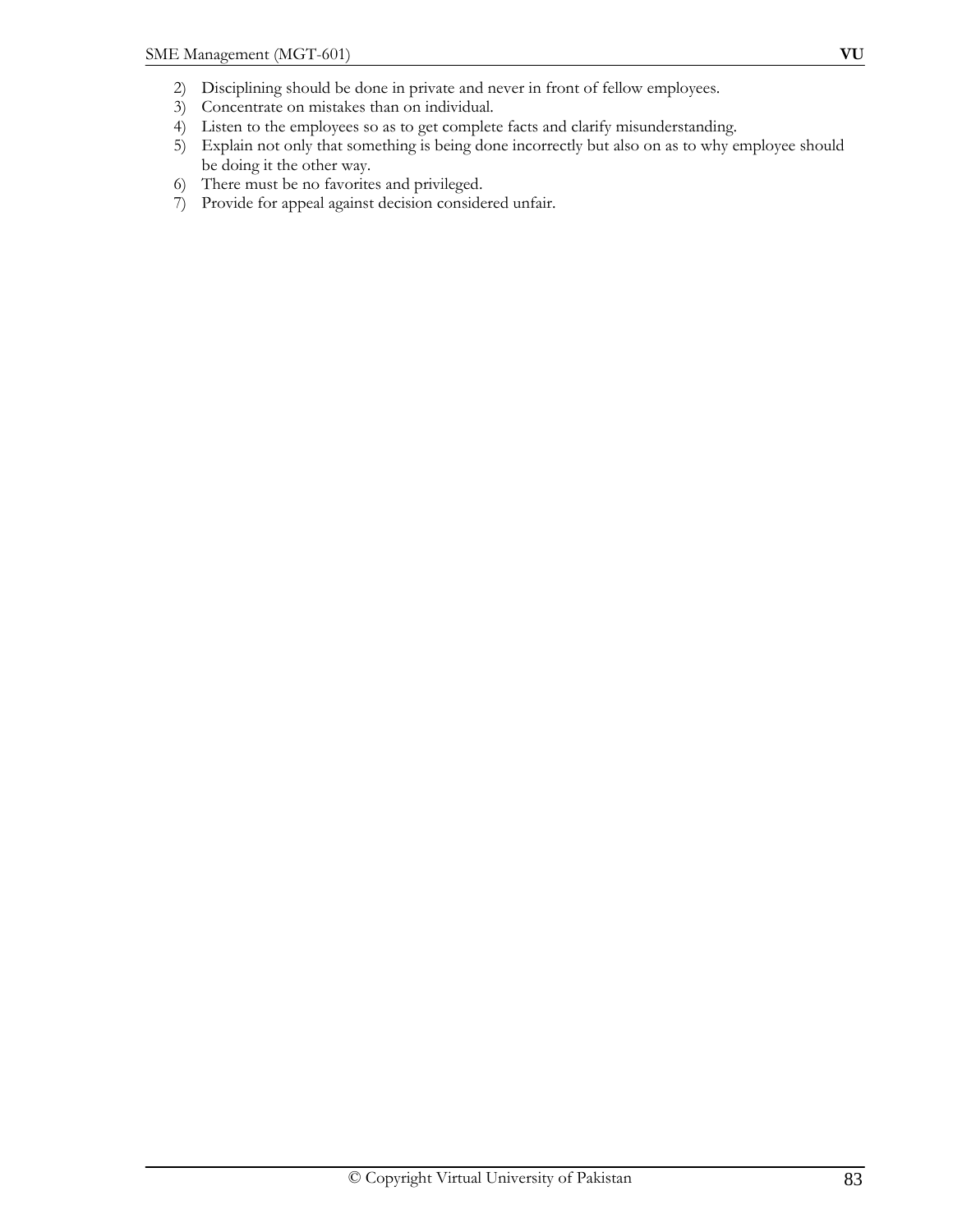2) Disciplining should be done in private and never in front of fellow employees.
3) Concentrate on mistakes than on individual.
4) Listen to the employees so as to get complete facts and clarify misunderstanding.
5) Explain not only that something is being done incorrectly but also on as to why employee should be doing it the other way.
6) There must be no favorites and privileged.
7) Provide for appeal against decision considered unfair.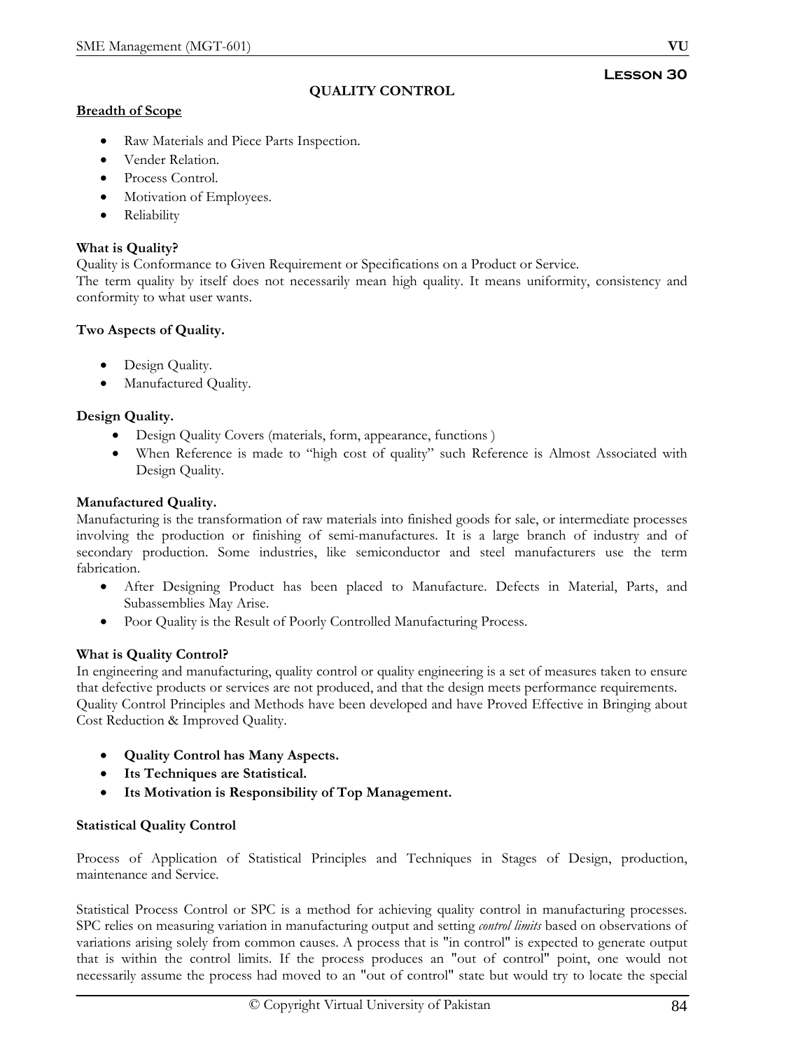# Lesson 30

## QUALITY CONTROL

**Breadth of Scope**

- Raw Materials and Piece Parts Inspection.
- Vender Relation.
- Process Control.
- Motivation of Employees.
- Reliability

**What is Quality?**

Quality is Conformance to Given Requirement or Specifications on a Product or Service.
The term quality by itself does not necessarily mean high quality. It means uniformity, consistency and conformity to what user wants.

**Two Aspects of Quality.**

- Design Quality.
- Manufactured Quality.

**Design Quality.**

- Design Quality Covers (materials, form, appearance, functions )
- When Reference is made to "high cost of quality" such Reference is Almost Associated with Design Quality.

**Manufactured Quality.**

Manufacturing is the transformation of raw materials into finished goods for sale, or intermediate processes involving the production or finishing of semi-manufactures. It is a large branch of industry and of secondary production. Some industries, like semiconductor and steel manufacturers use the term fabrication.

- After Designing Product has been placed to Manufacture. Defects in Material, Parts, and Subassemblies May Arise.
- Poor Quality is the Result of Poorly Controlled Manufacturing Process.

**What is Quality Control?**

In engineering and manufacturing, quality control or quality engineering is a set of measures taken to ensure that defective products or services are not produced, and that the design meets performance requirements.
Quality Control Principles and Methods have been developed and have Proved Effective in Bringing about Cost Reduction & Improved Quality.

- **Quality Control has Many Aspects.**
- **Its Techniques are Statistical.**
- **Its Motivation is Responsibility of Top Management.**

**Statistical Quality Control**

Process of Application of Statistical Principles and Techniques in Stages of Design, production, maintenance and Service.

Statistical Process Control or SPC is a method for achieving quality control in manufacturing processes. SPC relies on measuring variation in manufacturing output and setting *control limits* based on observations of variations arising solely from common causes. A process that is "in control" is expected to generate output that is within the control limits. If the process produces an "out of control" point, one would not necessarily assume the process had moved to an "out of control" state but would try to locate the special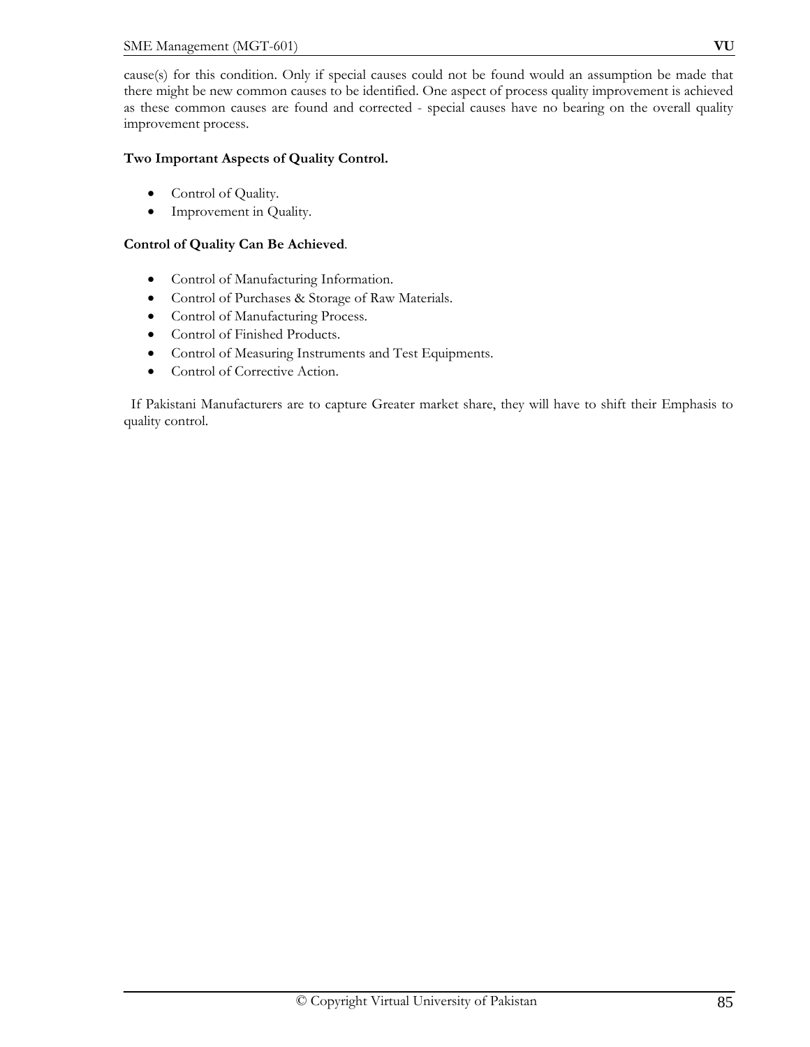cause(s) for this condition. Only if special causes could not be found would an assumption be made that there might be new common causes to be identified. One aspect of process quality improvement is achieved as these common causes are found and corrected - special causes have no bearing on the overall quality improvement process.

**Two Important Aspects of Quality Control.**

- Control of Quality.
- Improvement in Quality.

**Control of Quality Can Be Achieved**.

- Control of Manufacturing Information.
- Control of Purchases & Storage of Raw Materials.
- Control of Manufacturing Process.
- Control of Finished Products.
- Control of Measuring Instruments and Test Equipments.
- Control of Corrective Action.

If Pakistani Manufacturers are to capture Greater market share, they will have to shift their Emphasis to quality control.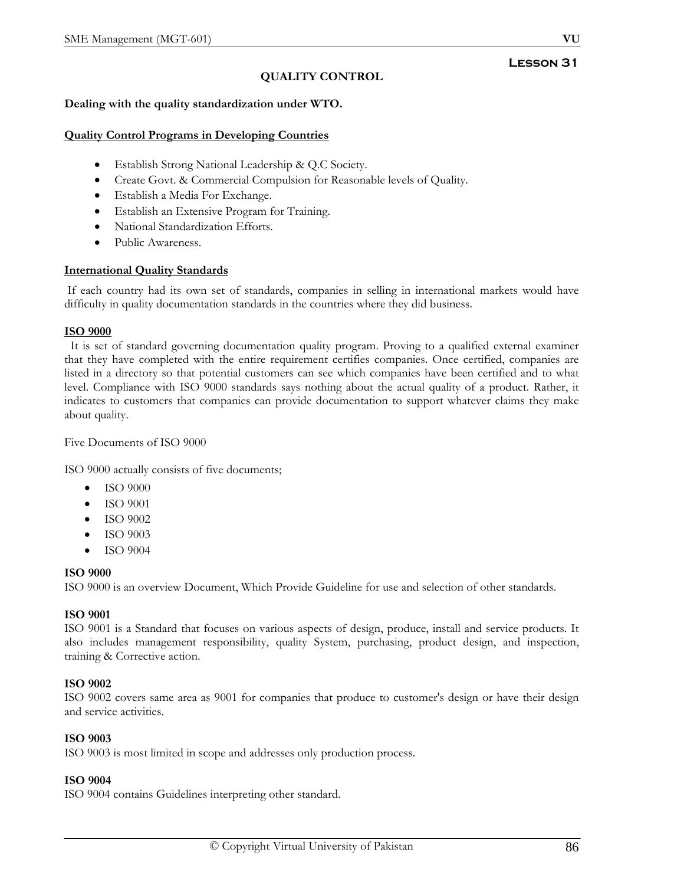**Lesson 31**

## QUALITY CONTROL

**Dealing with the quality standardization under WTO.**

### Quality Control Programs in Developing Countries

- Establish Strong National Leadership & Q.C Society.
- Create Govt. & Commercial Compulsion for Reasonable levels of Quality.
- Establish a Media For Exchange.
- Establish an Extensive Program for Training.
- National Standardization Efforts.
- Public Awareness.

### International Quality Standards

If each country had its own set of standards, companies in selling in international markets would have difficulty in quality documentation standards in the countries where they did business.

### ISO 9000

It is set of standard governing documentation quality program. Proving to a qualified external examiner that they have completed with the entire requirement certifies companies. Once certified, companies are listed in a directory so that potential customers can see which companies have been certified and to what level. Compliance with ISO 9000 standards says nothing about the actual quality of a product. Rather, it indicates to customers that companies can provide documentation to support whatever claims they make about quality.

Five Documents of ISO 9000

ISO 9000 actually consists of five documents;

- ISO 9000
- ISO 9001
- ISO 9002
- ISO 9003
- ISO 9004

**ISO 9000**

ISO 9000 is an overview Document, Which Provide Guideline for use and selection of other standards.

**ISO 9001**

ISO 9001 is a Standard that focuses on various aspects of design, produce, install and service products. It also includes management responsibility, quality System, purchasing, product design, and inspection, training & Corrective action.

**ISO 9002**

ISO 9002 covers same area as 9001 for companies that produce to customer's design or have their design and service activities.

**ISO 9003**

ISO 9003 is most limited in scope and addresses only production process.

**ISO 9004**

ISO 9004 contains Guidelines interpreting other standard.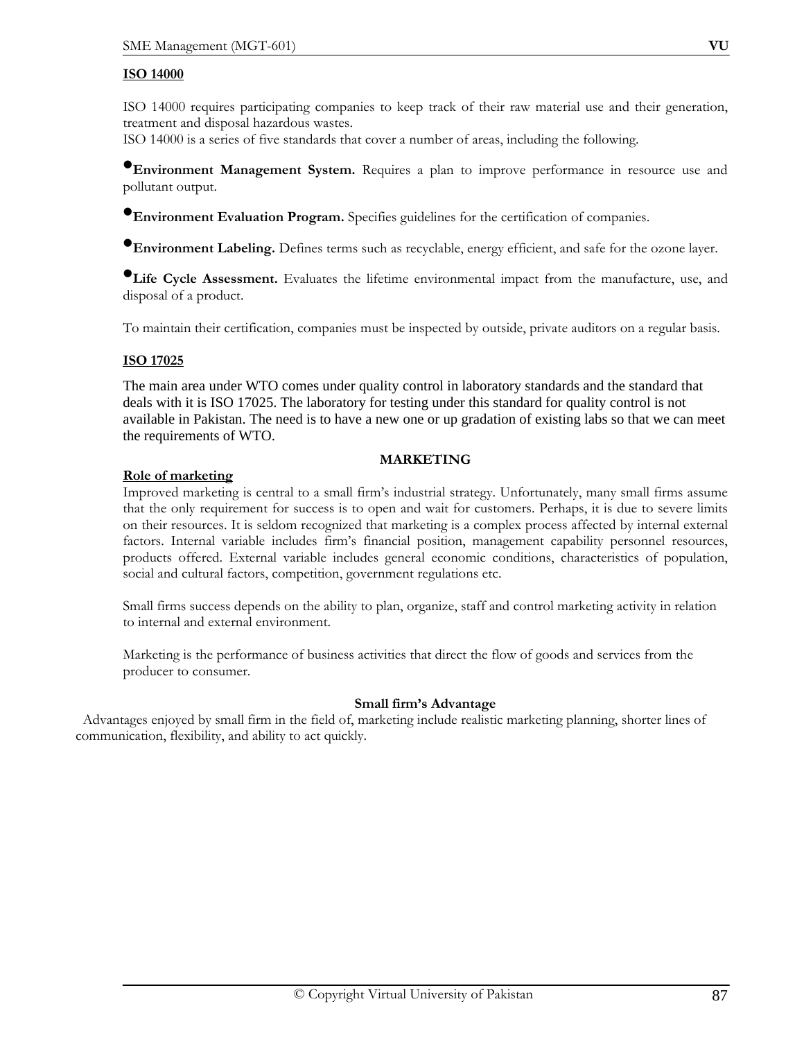**ISO 14000**

ISO 14000 requires participating companies to keep track of their raw material use and their generation, treatment and disposal hazardous wastes.
ISO 14000 is a series of five standards that cover a number of areas, including the following.

- **Environment Management System.** Requires a plan to improve performance in resource use and pollutant output.
- **Environment Evaluation Program.** Specifies guidelines for the certification of companies.
- **Environment Labeling.** Defines terms such as recyclable, energy efficient, and safe for the ozone layer.
- **Life Cycle Assessment.** Evaluates the lifetime environmental impact from the manufacture, use, and disposal of a product.

To maintain their certification, companies must be inspected by outside, private auditors on a regular basis.

**ISO 17025**

The main area under WTO comes under quality control in laboratory standards and the standard that deals with it is ISO 17025. The laboratory for testing under this standard for quality control is not available in Pakistan. The need is to have a new one or up gradation of existing labs so that we can meet the requirements of WTO.

## MARKETING

**Role of marketing**

Improved marketing is central to a small firm's industrial strategy. Unfortunately, many small firms assume that the only requirement for success is to open and wait for customers. Perhaps, it is due to severe limits on their resources. It is seldom recognized that marketing is a complex process affected by internal external factors. Internal variable includes firm's financial position, management capability personnel resources, products offered. External variable includes general economic conditions, characteristics of population, social and cultural factors, competition, government regulations etc.

Small firms success depends on the ability to plan, organize, staff and control marketing activity in relation to internal and external environment.

Marketing is the performance of business activities that direct the flow of goods and services from the producer to consumer.

### Small firm's Advantage

Advantages enjoyed by small firm in the field of, marketing include realistic marketing planning, shorter lines of communication, flexibility, and ability to act quickly.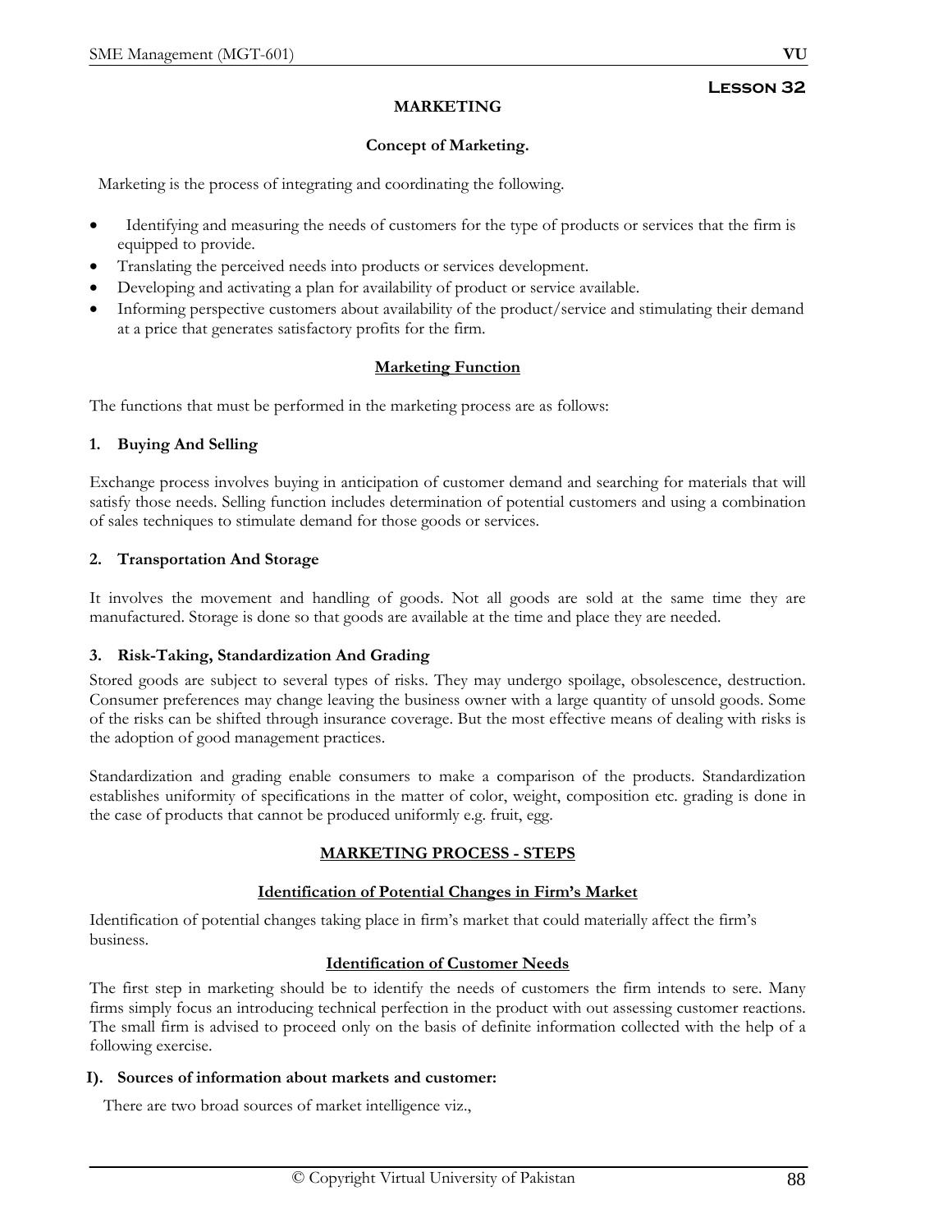## Lesson 32

# MARKETING

### Concept of Marketing.

Marketing is the process of integrating and coordinating the following.

- Identifying and measuring the needs of customers for the type of products or services that the firm is equipped to provide.
- Translating the perceived needs into products or services development.
- Developing and activating a plan for availability of product or service available.
- Informing perspective customers about availability of the product/service and stimulating their demand at a price that generates satisfactory profits for the firm.

### Marketing Function

The functions that must be performed in the marketing process are as follows:

**1. Buying And Selling**

Exchange process involves buying in anticipation of customer demand and searching for materials that will satisfy those needs. Selling function includes determination of potential customers and using a combination of sales techniques to stimulate demand for those goods or services.

**2. Transportation And Storage**

It involves the movement and handling of goods. Not all goods are sold at the same time they are manufactured. Storage is done so that goods are available at the time and place they are needed.

**3. Risk-Taking, Standardization And Grading**

Stored goods are subject to several types of risks. They may undergo spoilage, obsolescence, destruction. Consumer preferences may change leaving the business owner with a large quantity of unsold goods. Some of the risks can be shifted through insurance coverage. But the most effective means of dealing with risks is the adoption of good management practices.

Standardization and grading enable consumers to make a comparison of the products. Standardization establishes uniformity of specifications in the matter of color, weight, composition etc. grading is done in the case of products that cannot be produced uniformly e.g. fruit, egg.

### MARKETING PROCESS - STEPS

#### Identification of Potential Changes in Firm's Market

Identification of potential changes taking place in firm's market that could materially affect the firm's business.

#### Identification of Customer Needs

The first step in marketing should be to identify the needs of customers the firm intends to sere. Many firms simply focus an introducing technical perfection in the product with out assessing customer reactions. The small firm is advised to proceed only on the basis of definite information collected with the help of a following exercise.

**I). Sources of information about markets and customer:**

There are two broad sources of market intelligence viz.,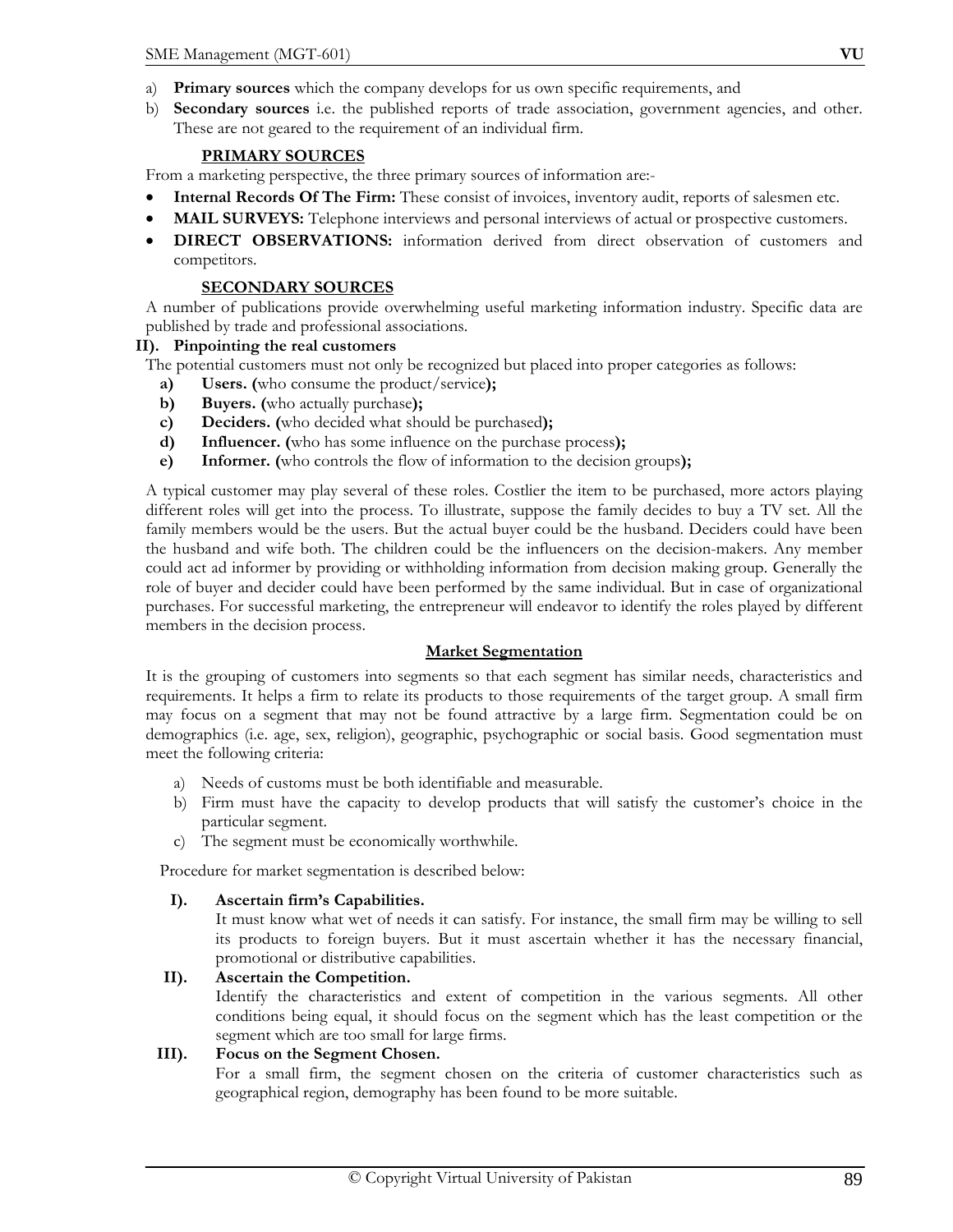a) **Primary sources** which the company develops for us own specific requirements, and
b) **Secondary sources** i.e. the published reports of trade association, government agencies, and other. These are not geared to the requirement of an individual firm.

**PRIMARY SOURCES**

From a marketing perspective, the three primary sources of information are:-

- **Internal Records Of The Firm:** These consist of invoices, inventory audit, reports of salesmen etc.
- **MAIL SURVEYS:** Telephone interviews and personal interviews of actual or prospective customers.
- **DIRECT OBSERVATIONS:** information derived from direct observation of customers and competitors.

**SECONDARY SOURCES**

A number of publications provide overwhelming useful marketing information industry. Specific data are published by trade and professional associations.

**II). Pinpointing the real customers**

The potential customers must not only be recognized but placed into proper categories as follows:

**a) Users. (**who consume the product/service**);**
**b) Buyers. (**who actually purchase**);**
**c) Deciders. (**who decided what should be purchased**);**
**d) Influencer. (**who has some influence on the purchase process**);**
**e) Informer. (**who controls the flow of information to the decision groups**);**

A typical customer may play several of these roles. Costlier the item to be purchased, more actors playing different roles will get into the process. To illustrate, suppose the family decides to buy a TV set. All the family members would be the users. But the actual buyer could be the husband. Deciders could have been the husband and wife both. The children could be the influencers on the decision-makers. Any member could act ad informer by providing or withholding information from decision making group. Generally the role of buyer and decider could have been performed by the same individual. But in case of organizational purchases. For successful marketing, the entrepreneur will endeavor to identify the roles played by different members in the decision process.

## Market Segmentation

It is the grouping of customers into segments so that each segment has similar needs, characteristics and requirements. It helps a firm to relate its products to those requirements of the target group. A small firm may focus on a segment that may not be found attractive by a large firm. Segmentation could be on demographics (i.e. age, sex, religion), geographic, psychographic or social basis. Good segmentation must meet the following criteria:

a) Needs of customs must be both identifiable and measurable.
b) Firm must have the capacity to develop products that will satisfy the customer's choice in the particular segment.
c) The segment must be economically worthwhile.

Procedure for market segmentation is described below:

**I). Ascertain firm's Capabilities.**

It must know what wet of needs it can satisfy. For instance, the small firm may be willing to sell its products to foreign buyers. But it must ascertain whether it has the necessary financial, promotional or distributive capabilities.

**II). Ascertain the Competition.**

Identify the characteristics and extent of competition in the various segments. All other conditions being equal, it should focus on the segment which has the least competition or the segment which are too small for large firms.

**III). Focus on the Segment Chosen.**

For a small firm, the segment chosen on the criteria of customer characteristics such as geographical region, demography has been found to be more suitable.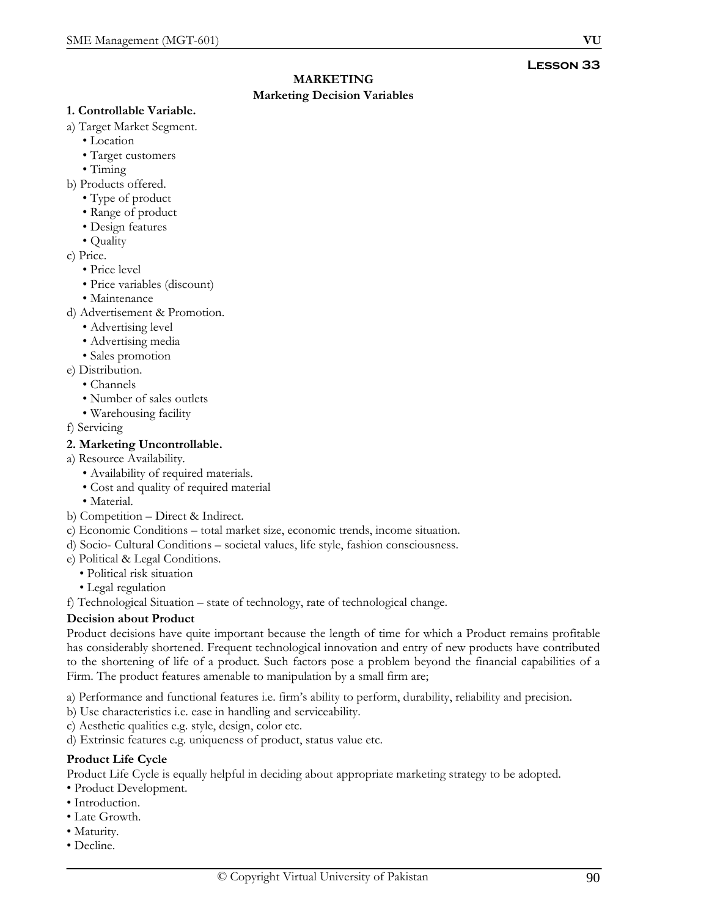# Lesson 33

## MARKETING

### Marketing Decision Variables

**1. Controllable Variable.**

a) Target Market Segment.
- Location
- Target customers
- Timing

b) Products offered.
- Type of product
- Range of product
- Design features
- Quality

c) Price.
- Price level
- Price variables (discount)
- Maintenance

d) Advertisement & Promotion.
- Advertising level
- Advertising media
- Sales promotion

e) Distribution.
- Channels
- Number of sales outlets
- Warehousing facility

f) Servicing

**2. Marketing Uncontrollable.**

a) Resource Availability.
- Availability of required materials.
- Cost and quality of required material
- Material.

b) Competition – Direct & Indirect.

c) Economic Conditions – total market size, economic trends, income situation.

d) Socio- Cultural Conditions – societal values, life style, fashion consciousness.

e) Political & Legal Conditions.
- Political risk situation
- Legal regulation

f) Technological Situation – state of technology, rate of technological change.

**Decision about Product**

Product decisions have quite important because the length of time for which a Product remains profitable has considerably shortened. Frequent technological innovation and entry of new products have contributed to the shortening of life of a product. Such factors pose a problem beyond the financial capabilities of a Firm. The product features amenable to manipulation by a small firm are;

a) Performance and functional features i.e. firm's ability to perform, durability, reliability and precision.

b) Use characteristics i.e. ease in handling and serviceability.

c) Aesthetic qualities e.g. style, design, color etc.

d) Extrinsic features e.g. uniqueness of product, status value etc.

**Product Life Cycle**

Product Life Cycle is equally helpful in deciding about appropriate marketing strategy to be adopted.
- Product Development.
- Introduction.
- Late Growth.
- Maturity.
- Decline.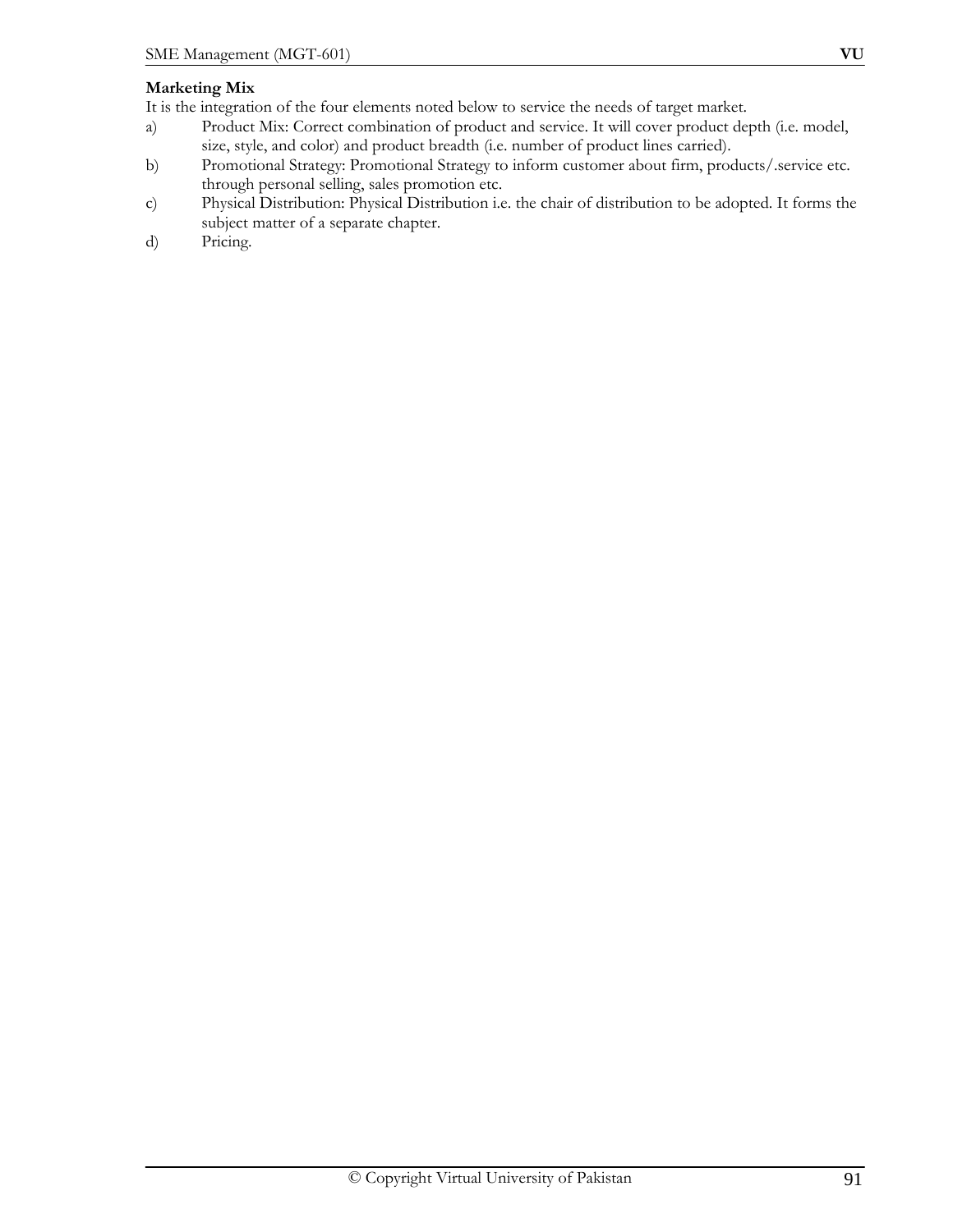**Marketing Mix**

It is the integration of the four elements noted below to service the needs of target market.

a) Product Mix: Correct combination of product and service. It will cover product depth (i.e. model, size, style, and color) and product breadth (i.e. number of product lines carried).
b) Promotional Strategy: Promotional Strategy to inform customer about firm, products/.service etc. through personal selling, sales promotion etc.
c) Physical Distribution: Physical Distribution i.e. the chair of distribution to be adopted. It forms the subject matter of a separate chapter.
d) Pricing.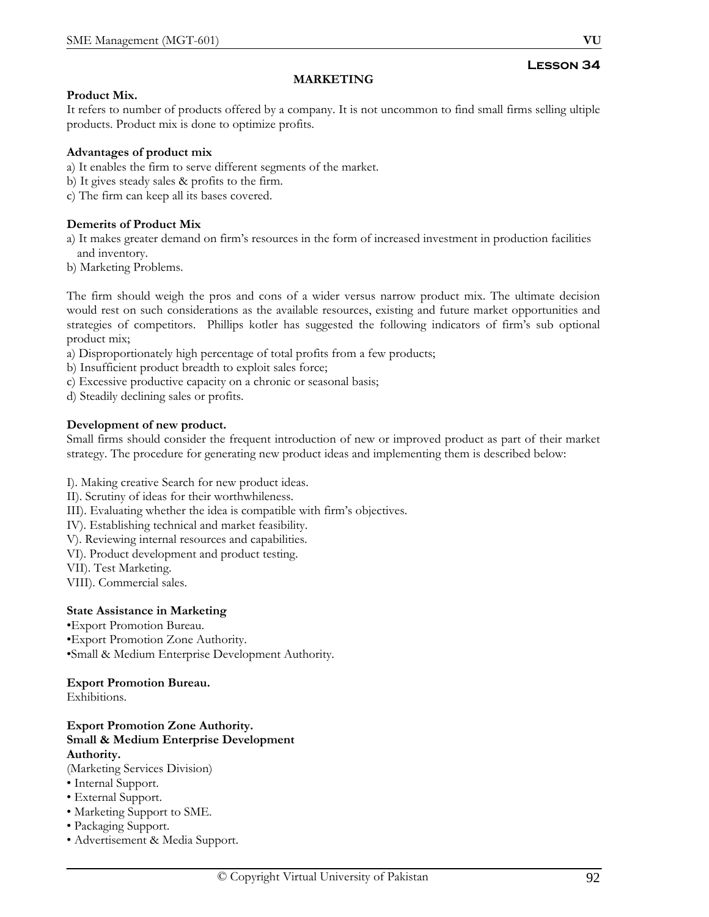# Lesson 34

## MARKETING

**Product Mix.**

It refers to number of products offered by a company. It is not uncommon to find small firms selling ultiple products. Product mix is done to optimize profits.

**Advantages of product mix**

a) It enables the firm to serve different segments of the market.
b) It gives steady sales & profits to the firm.
c) The firm can keep all its bases covered.

**Demerits of Product Mix**

a) It makes greater demand on firm's resources in the form of increased investment in production facilities and inventory.
b) Marketing Problems.

The firm should weigh the pros and cons of a wider versus narrow product mix. The ultimate decision would rest on such considerations as the available resources, existing and future market opportunities and strategies of competitors. Phillips kotler has suggested the following indicators of firm's sub optional product mix;

a) Disproportionately high percentage of total profits from a few products;
b) Insufficient product breadth to exploit sales force;
c) Excessive productive capacity on a chronic or seasonal basis;
d) Steadily declining sales or profits.

**Development of new product.**

Small firms should consider the frequent introduction of new or improved product as part of their market strategy. The procedure for generating new product ideas and implementing them is described below:

I). Making creative Search for new product ideas.
II). Scrutiny of ideas for their worthwhileness.
III). Evaluating whether the idea is compatible with firm's objectives.
IV). Establishing technical and market feasibility.
V). Reviewing internal resources and capabilities.
VI). Product development and product testing.
VII). Test Marketing.
VIII). Commercial sales.

**State Assistance in Marketing**

- Export Promotion Bureau.
- Export Promotion Zone Authority.
- Small & Medium Enterprise Development Authority.

**Export Promotion Bureau.**

Exhibitions.

**Export Promotion Zone Authority.**

**Small & Medium Enterprise Development Authority.**

(Marketing Services Division)

- Internal Support.
- External Support.
- Marketing Support to SME.
- Packaging Support.
- Advertisement & Media Support.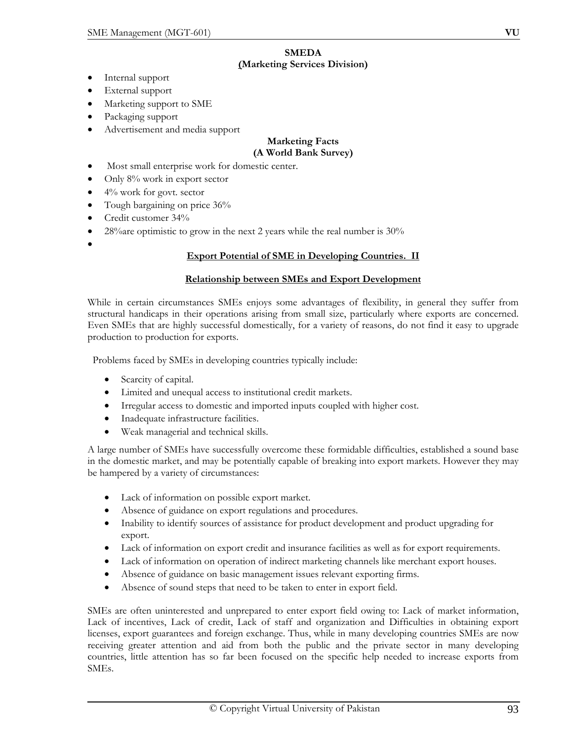**SMEDA**
**(Marketing Services Division)**

- Internal support
- External support
- Marketing support to SME
- Packaging support
- Advertisement and media support

**Marketing Facts**
**(A World Bank Survey)**

- Most small enterprise work for domestic center.
- Only 8% work in export sector
- 4% work for govt. sector
- Tough bargaining on price 36%
- Credit customer 34%
- 28%are optimistic to grow in the next 2 years while the real number is 30%
-

## Export Potential of SME in Developing Countries. II

### Relationship between SMEs and Export Development

While in certain circumstances SMEs enjoys some advantages of flexibility, in general they suffer from structural handicaps in their operations arising from small size, particularly where exports are concerned. Even SMEs that are highly successful domestically, for a variety of reasons, do not find it easy to upgrade production to production for exports.

Problems faced by SMEs in developing countries typically include:

- Scarcity of capital.
- Limited and unequal access to institutional credit markets.
- Irregular access to domestic and imported inputs coupled with higher cost.
- Inadequate infrastructure facilities.
- Weak managerial and technical skills.

A large number of SMEs have successfully overcome these formidable difficulties, established a sound base in the domestic market, and may be potentially capable of breaking into export markets. However they may be hampered by a variety of circumstances:

- Lack of information on possible export market.
- Absence of guidance on export regulations and procedures.
- Inability to identify sources of assistance for product development and product upgrading for export.
- Lack of information on export credit and insurance facilities as well as for export requirements.
- Lack of information on operation of indirect marketing channels like merchant export houses.
- Absence of guidance on basic management issues relevant exporting firms.
- Absence of sound steps that need to be taken to enter in export field.

SMEs are often uninterested and unprepared to enter export field owing to: Lack of market information, Lack of incentives, Lack of credit, Lack of staff and organization and Difficulties in obtaining export licenses, export guarantees and foreign exchange. Thus, while in many developing countries SMEs are now receiving greater attention and aid from both the public and the private sector in many developing countries, little attention has so far been focused on the specific help needed to increase exports from SMEs.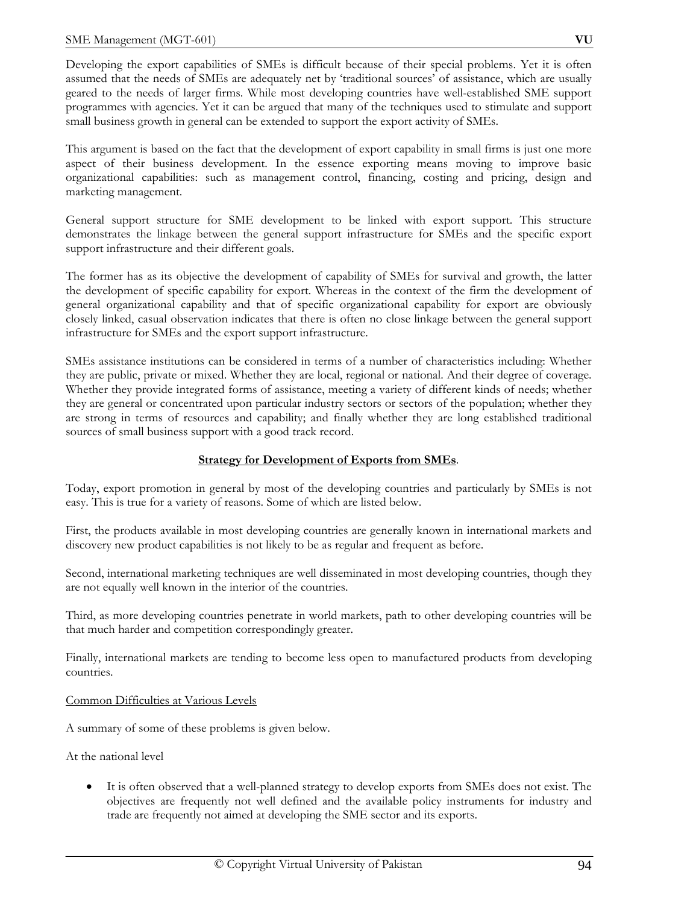Developing the export capabilities of SMEs is difficult because of their special problems. Yet it is often assumed that the needs of SMEs are adequately net by 'traditional sources' of assistance, which are usually geared to the needs of larger firms. While most developing countries have well-established SME support programmes with agencies. Yet it can be argued that many of the techniques used to stimulate and support small business growth in general can be extended to support the export activity of SMEs.

This argument is based on the fact that the development of export capability in small firms is just one more aspect of their business development. In the essence exporting means moving to improve basic organizational capabilities: such as management control, financing, costing and pricing, design and marketing management.

General support structure for SME development to be linked with export support. This structure demonstrates the linkage between the general support infrastructure for SMEs and the specific export support infrastructure and their different goals.

The former has as its objective the development of capability of SMEs for survival and growth, the latter the development of specific capability for export. Whereas in the context of the firm the development of general organizational capability and that of specific organizational capability for export are obviously closely linked, casual observation indicates that there is often no close linkage between the general support infrastructure for SMEs and the export support infrastructure.

SMEs assistance institutions can be considered in terms of a number of characteristics including: Whether they are public, private or mixed. Whether they are local, regional or national. And their degree of coverage. Whether they provide integrated forms of assistance, meeting a variety of different kinds of needs; whether they are general or concentrated upon particular industry sectors or sectors of the population; whether they are strong in terms of resources and capability; and finally whether they are long established traditional sources of small business support with a good track record.

## Strategy for Development of Exports from SMEs.

Today, export promotion in general by most of the developing countries and particularly by SMEs is not easy. This is true for a variety of reasons. Some of which are listed below.

First, the products available in most developing countries are generally known in international markets and discovery new product capabilities is not likely to be as regular and frequent as before.

Second, international marketing techniques are well disseminated in most developing countries, though they are not equally well known in the interior of the countries.

Third, as more developing countries penetrate in world markets, path to other developing countries will be that much harder and competition correspondingly greater.

Finally, international markets are tending to become less open to manufactured products from developing countries.

Common Difficulties at Various Levels

A summary of some of these problems is given below.

At the national level

- It is often observed that a well-planned strategy to develop exports from SMEs does not exist. The objectives are frequently not well defined and the available policy instruments for industry and trade are frequently not aimed at developing the SME sector and its exports.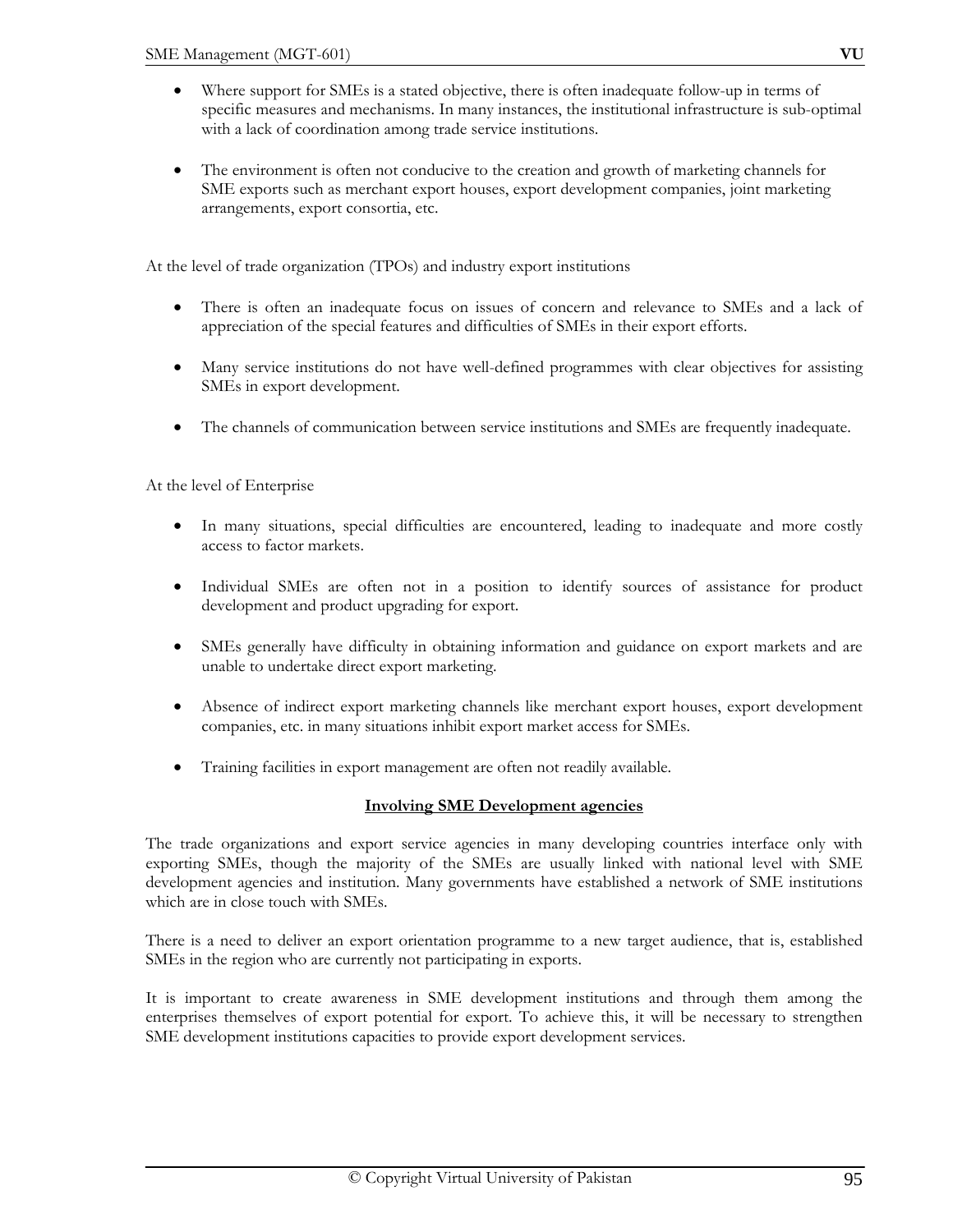- Where support for SMEs is a stated objective, there is often inadequate follow-up in terms of specific measures and mechanisms. In many instances, the institutional infrastructure is sub-optimal with a lack of coordination among trade service institutions.

- The environment is often not conducive to the creation and growth of marketing channels for SME exports such as merchant export houses, export development companies, joint marketing arrangements, export consortia, etc.

At the level of trade organization (TPOs) and industry export institutions

- There is often an inadequate focus on issues of concern and relevance to SMEs and a lack of appreciation of the special features and difficulties of SMEs in their export efforts.

- Many service institutions do not have well-defined programmes with clear objectives for assisting SMEs in export development.

- The channels of communication between service institutions and SMEs are frequently inadequate.

At the level of Enterprise

- In many situations, special difficulties are encountered, leading to inadequate and more costly access to factor markets.

- Individual SMEs are often not in a position to identify sources of assistance for product development and product upgrading for export.

- SMEs generally have difficulty in obtaining information and guidance on export markets and are unable to undertake direct export marketing.

- Absence of indirect export marketing channels like merchant export houses, export development companies, etc. in many situations inhibit export market access for SMEs.

- Training facilities in export management are often not readily available.

## Involving SME Development agencies

The trade organizations and export service agencies in many developing countries interface only with exporting SMEs, though the majority of the SMEs are usually linked with national level with SME development agencies and institution. Many governments have established a network of SME institutions which are in close touch with SMEs.

There is a need to deliver an export orientation programme to a new target audience, that is, established SMEs in the region who are currently not participating in exports.

It is important to create awareness in SME development institutions and through them among the enterprises themselves of export potential for export. To achieve this, it will be necessary to strengthen SME development institutions capacities to provide export development services.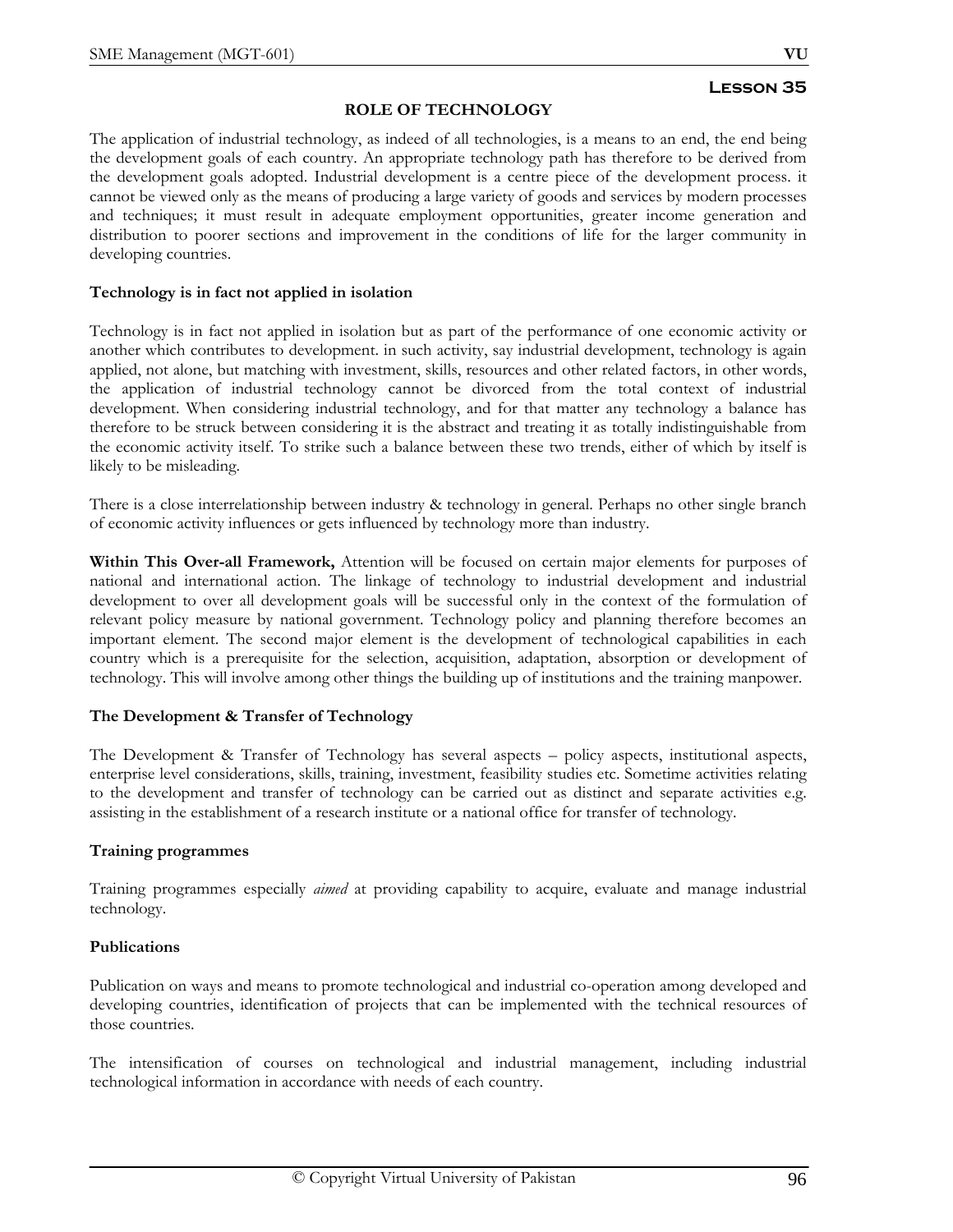## Lesson 35

### ROLE OF TECHNOLOGY

The application of industrial technology, as indeed of all technologies, is a means to an end, the end being the development goals of each country. An appropriate technology path has therefore to be derived from the development goals adopted. Industrial development is a centre piece of the development process. it cannot be viewed only as the means of producing a large variety of goods and services by modern processes and techniques; it must result in adequate employment opportunities, greater income generation and distribution to poorer sections and improvement in the conditions of life for the larger community in developing countries.

**Technology is in fact not applied in isolation**

Technology is in fact not applied in isolation but as part of the performance of one economic activity or another which contributes to development. in such activity, say industrial development, technology is again applied, not alone, but matching with investment, skills, resources and other related factors, in other words, the application of industrial technology cannot be divorced from the total context of industrial development. When considering industrial technology, and for that matter any technology a balance has therefore to be struck between considering it is the abstract and treating it as totally indistinguishable from the economic activity itself. To strike such a balance between these two trends, either of which by itself is likely to be misleading.

There is a close interrelationship between industry & technology in general. Perhaps no other single branch of economic activity influences or gets influenced by technology more than industry.

**Within This Over-all Framework,** Attention will be focused on certain major elements for purposes of national and international action. The linkage of technology to industrial development and industrial development to over all development goals will be successful only in the context of the formulation of relevant policy measure by national government. Technology policy and planning therefore becomes an important element. The second major element is the development of technological capabilities in each country which is a prerequisite for the selection, acquisition, adaptation, absorption or development of technology. This will involve among other things the building up of institutions and the training manpower.

**The Development & Transfer of Technology**

The Development & Transfer of Technology has several aspects – policy aspects, institutional aspects, enterprise level considerations, skills, training, investment, feasibility studies etc. Sometime activities relating to the development and transfer of technology can be carried out as distinct and separate activities e.g. assisting in the establishment of a research institute or a national office for transfer of technology.

**Training programmes**

Training programmes especially *aimed* at providing capability to acquire, evaluate and manage industrial technology.

**Publications**

Publication on ways and means to promote technological and industrial co-operation among developed and developing countries, identification of projects that can be implemented with the technical resources of those countries.

The intensification of courses on technological and industrial management, including industrial technological information in accordance with needs of each country.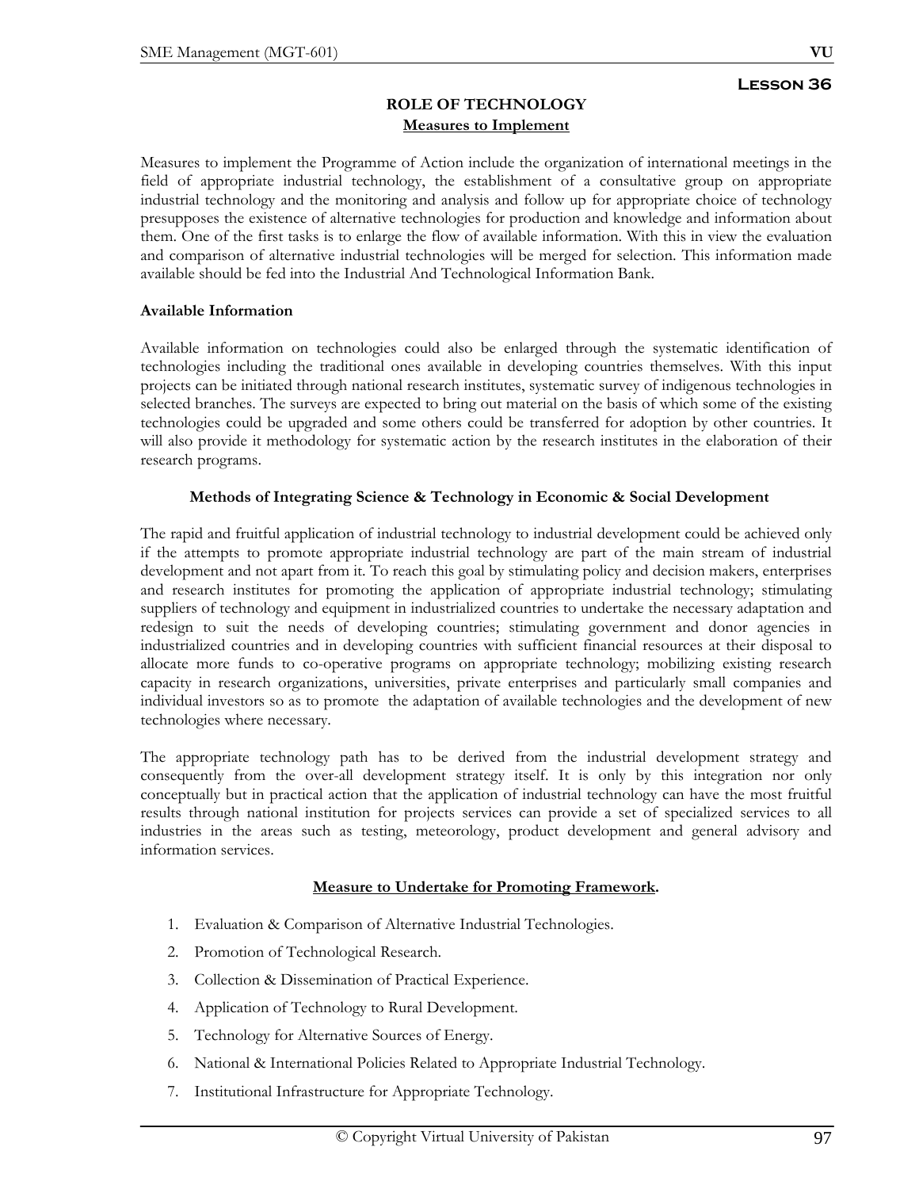## Lesson 36

### ROLE OF TECHNOLOGY

**Measures to Implement**

Measures to implement the Programme of Action include the organization of international meetings in the field of appropriate industrial technology, the establishment of a consultative group on appropriate industrial technology and the monitoring and analysis and follow up for appropriate choice of technology presupposes the existence of alternative technologies for production and knowledge and information about them. One of the first tasks is to enlarge the flow of available information. With this in view the evaluation and comparison of alternative industrial technologies will be merged for selection. This information made available should be fed into the Industrial And Technological Information Bank.

**Available Information**

Available information on technologies could also be enlarged through the systematic identification of technologies including the traditional ones available in developing countries themselves. With this input projects can be initiated through national research institutes, systematic survey of indigenous technologies in selected branches. The surveys are expected to bring out material on the basis of which some of the existing technologies could be upgraded and some others could be transferred for adoption by other countries. It will also provide it methodology for systematic action by the research institutes in the elaboration of their research programs.

**Methods of Integrating Science & Technology in Economic & Social Development**

The rapid and fruitful application of industrial technology to industrial development could be achieved only if the attempts to promote appropriate industrial technology are part of the main stream of industrial development and not apart from it. To reach this goal by stimulating policy and decision makers, enterprises and research institutes for promoting the application of appropriate industrial technology; stimulating suppliers of technology and equipment in industrialized countries to undertake the necessary adaptation and redesign to suit the needs of developing countries; stimulating government and donor agencies in industrialized countries and in developing countries with sufficient financial resources at their disposal to allocate more funds to co-operative programs on appropriate technology; mobilizing existing research capacity in research organizations, universities, private enterprises and particularly small companies and individual investors so as to promote the adaptation of available technologies and the development of new technologies where necessary.

The appropriate technology path has to be derived from the industrial development strategy and consequently from the over-all development strategy itself. It is only by this integration nor only conceptually but in practical action that the application of industrial technology can have the most fruitful results through national institution for projects services can provide a set of specialized services to all industries in the areas such as testing, meteorology, product development and general advisory and information services.

**Measure to Undertake for Promoting Framework.**

1. Evaluation & Comparison of Alternative Industrial Technologies.
2. Promotion of Technological Research.
3. Collection & Dissemination of Practical Experience.
4. Application of Technology to Rural Development.
5. Technology for Alternative Sources of Energy.
6. National & International Policies Related to Appropriate Industrial Technology.
7. Institutional Infrastructure for Appropriate Technology.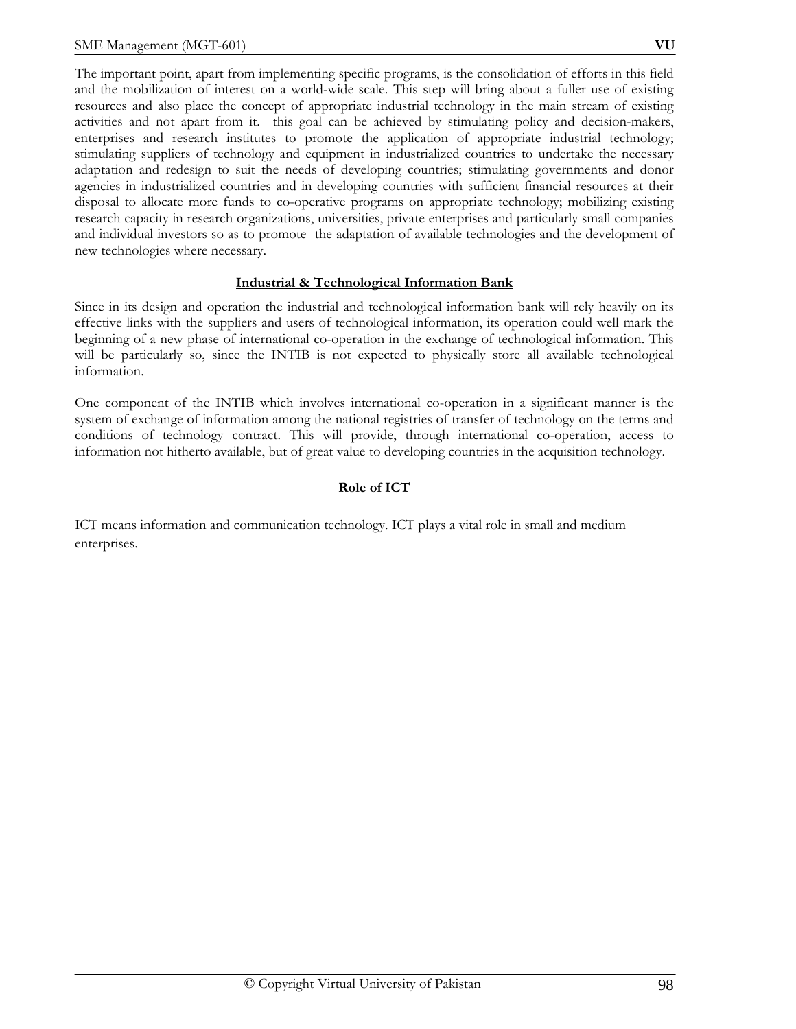The important point, apart from implementing specific programs, is the consolidation of efforts in this field and the mobilization of interest on a world-wide scale. This step will bring about a fuller use of existing resources and also place the concept of appropriate industrial technology in the main stream of existing activities and not apart from it. this goal can be achieved by stimulating policy and decision-makers, enterprises and research institutes to promote the application of appropriate industrial technology; stimulating suppliers of technology and equipment in industrialized countries to undertake the necessary adaptation and redesign to suit the needs of developing countries; stimulating governments and donor agencies in industrialized countries and in developing countries with sufficient financial resources at their disposal to allocate more funds to co-operative programs on appropriate technology; mobilizing existing research capacity in research organizations, universities, private enterprises and particularly small companies and individual investors so as to promote the adaptation of available technologies and the development of new technologies where necessary.

## Industrial & Technological Information Bank

Since in its design and operation the industrial and technological information bank will rely heavily on its effective links with the suppliers and users of technological information, its operation could well mark the beginning of a new phase of international co-operation in the exchange of technological information. This will be particularly so, since the INTIB is not expected to physically store all available technological information.

One component of the INTIB which involves international co-operation in a significant manner is the system of exchange of information among the national registries of transfer of technology on the terms and conditions of technology contract. This will provide, through international co-operation, access to information not hitherto available, but of great value to developing countries in the acquisition technology.

## Role of ICT

ICT means information and communication technology. ICT plays a vital role in small and medium enterprises.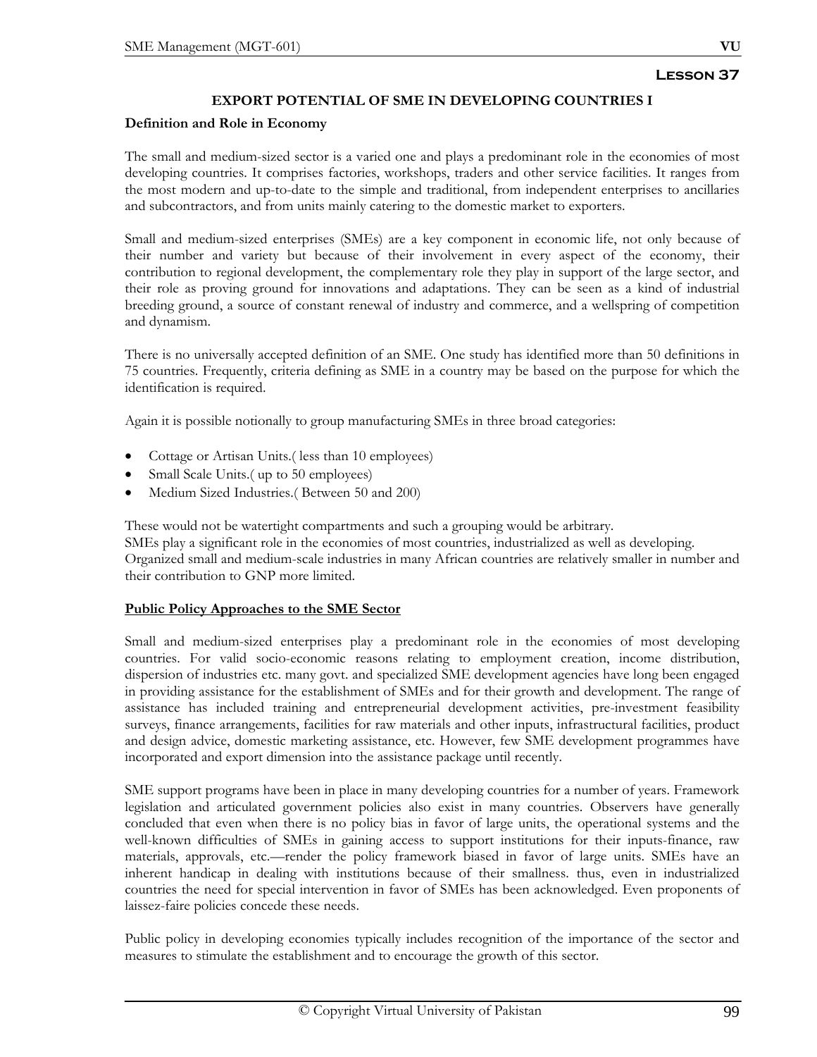# Lesson 37

## EXPORT POTENTIAL OF SME IN DEVELOPING COUNTRIES I

### Definition and Role in Economy

The small and medium-sized sector is a varied one and plays a predominant role in the economies of most developing countries. It comprises factories, workshops, traders and other service facilities. It ranges from the most modern and up-to-date to the simple and traditional, from independent enterprises to ancillaries and subcontractors, and from units mainly catering to the domestic market to exporters.

Small and medium-sized enterprises (SMEs) are a key component in economic life, not only because of their number and variety but because of their involvement in every aspect of the economy, their contribution to regional development, the complementary role they play in support of the large sector, and their role as proving ground for innovations and adaptations. They can be seen as a kind of industrial breeding ground, a source of constant renewal of industry and commerce, and a wellspring of competition and dynamism.

There is no universally accepted definition of an SME. One study has identified more than 50 definitions in 75 countries. Frequently, criteria defining as SME in a country may be based on the purpose for which the identification is required.

Again it is possible notionally to group manufacturing SMEs in three broad categories:

- Cottage or Artisan Units.( less than 10 employees)
- Small Scale Units.( up to 50 employees)
- Medium Sized Industries.( Between 50 and 200)

These would not be watertight compartments and such a grouping would be arbitrary.
SMEs play a significant role in the economies of most countries, industrialized as well as developing.
Organized small and medium-scale industries in many African countries are relatively smaller in number and their contribution to GNP more limited.

### Public Policy Approaches to the SME Sector

Small and medium-sized enterprises play a predominant role in the economies of most developing countries. For valid socio-economic reasons relating to employment creation, income distribution, dispersion of industries etc. many govt. and specialized SME development agencies have long been engaged in providing assistance for the establishment of SMEs and for their growth and development. The range of assistance has included training and entrepreneurial development activities, pre-investment feasibility surveys, finance arrangements, facilities for raw materials and other inputs, infrastructural facilities, product and design advice, domestic marketing assistance, etc. However, few SME development programmes have incorporated and export dimension into the assistance package until recently.

SME support programs have been in place in many developing countries for a number of years. Framework legislation and articulated government policies also exist in many countries. Observers have generally concluded that even when there is no policy bias in favor of large units, the operational systems and the well-known difficulties of SMEs in gaining access to support institutions for their inputs-finance, raw materials, approvals, etc.—render the policy framework biased in favor of large units. SMEs have an inherent handicap in dealing with institutions because of their smallness. thus, even in industrialized countries the need for special intervention in favor of SMEs has been acknowledged. Even proponents of laissez-faire policies concede these needs.

Public policy in developing economies typically includes recognition of the importance of the sector and measures to stimulate the establishment and to encourage the growth of this sector.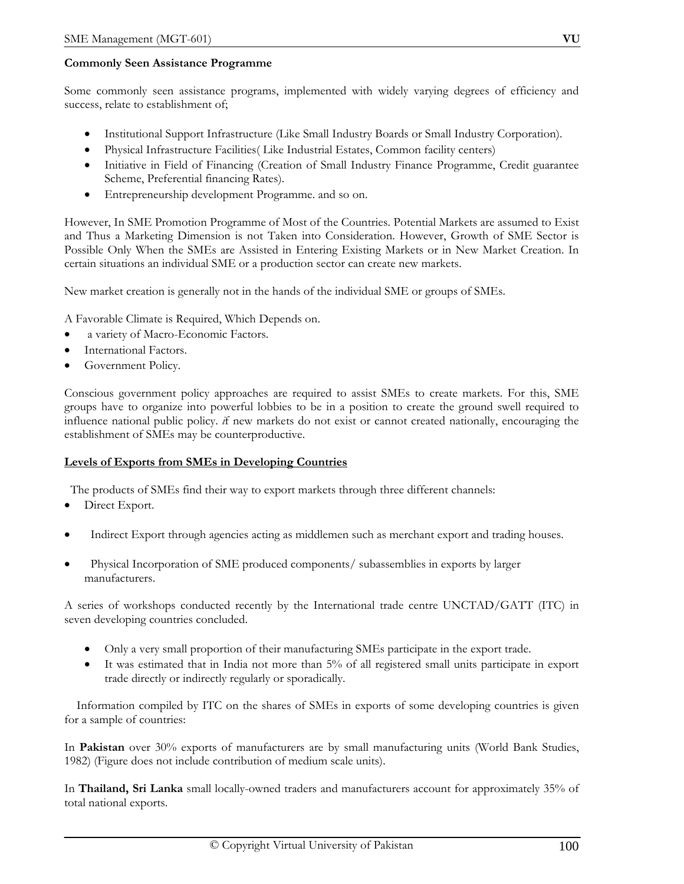**Commonly Seen Assistance Programme**

Some commonly seen assistance programs, implemented with widely varying degrees of efficiency and success, relate to establishment of;

- Institutional Support Infrastructure (Like Small Industry Boards or Small Industry Corporation).
- Physical Infrastructure Facilities( Like Industrial Estates, Common facility centers)
- Initiative in Field of Financing (Creation of Small Industry Finance Programme, Credit guarantee Scheme, Preferential financing Rates).
- Entrepreneurship development Programme. and so on.

However, In SME Promotion Programme of Most of the Countries. Potential Markets are assumed to Exist and Thus a Marketing Dimension is not Taken into Consideration. However, Growth of SME Sector is Possible Only When the SMEs are Assisted in Entering Existing Markets or in New Market Creation. In certain situations an individual SME or a production sector can create new markets.

New market creation is generally not in the hands of the individual SME or groups of SMEs.

A Favorable Climate is Required, Which Depends on.

- a variety of Macro-Economic Factors.
- International Factors.
- Government Policy.

Conscious government policy approaches are required to assist SMEs to create markets. For this, SME groups have to organize into powerful lobbies to be in a position to create the ground swell required to influence national public policy. if new markets do not exist or cannot created nationally, encouraging the establishment of SMEs may be counterproductive.

**Levels of Exports from SMEs in Developing Countries**

The products of SMEs find their way to export markets through three different channels:

- Direct Export.
- Indirect Export through agencies acting as middlemen such as merchant export and trading houses.
- Physical Incorporation of SME produced components/ subassemblies in exports by larger manufacturers.

A series of workshops conducted recently by the International trade centre UNCTAD/GATT (ITC) in seven developing countries concluded.

- Only a very small proportion of their manufacturing SMEs participate in the export trade.
- It was estimated that in India not more than 5% of all registered small units participate in export trade directly or indirectly regularly or sporadically.

Information compiled by ITC on the shares of SMEs in exports of some developing countries is given for a sample of countries:

In **Pakistan** over 30% exports of manufacturers are by small manufacturing units (World Bank Studies, 1982) (Figure does not include contribution of medium scale units).

In **Thailand, Sri Lanka** small locally-owned traders and manufacturers account for approximately 35% of total national exports.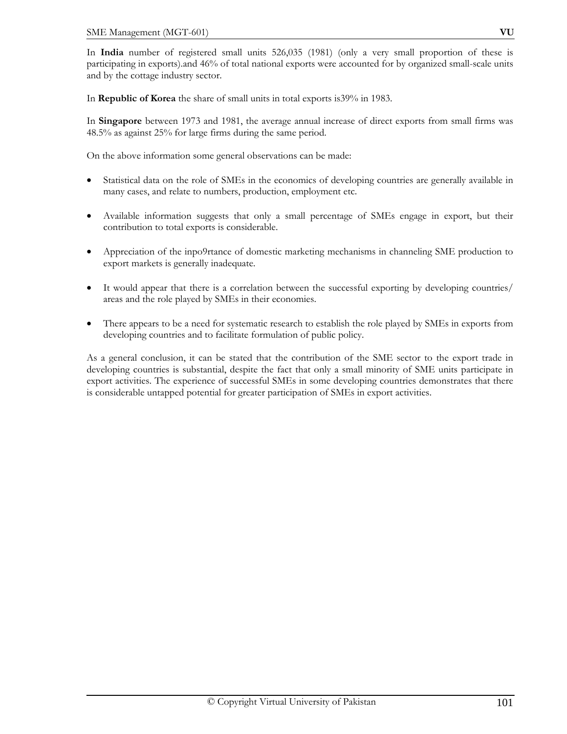In **India** number of registered small units 526,035 (1981) (only a very small proportion of these is participating in exports).and 46% of total national exports were accounted for by organized small-scale units and by the cottage industry sector.

In **Republic of Korea** the share of small units in total exports is39% in 1983.

In **Singapore** between 1973 and 1981, the average annual increase of direct exports from small firms was 48.5% as against 25% for large firms during the same period.

On the above information some general observations can be made:

- Statistical data on the role of SMEs in the economics of developing countries are generally available in many cases, and relate to numbers, production, employment etc.
- Available information suggests that only a small percentage of SMEs engage in export, but their contribution to total exports is considerable.
- Appreciation of the inpo9rtance of domestic marketing mechanisms in channeling SME production to export markets is generally inadequate.
- It would appear that there is a correlation between the successful exporting by developing countries/ areas and the role played by SMEs in their economies.
- There appears to be a need for systematic research to establish the role played by SMEs in exports from developing countries and to facilitate formulation of public policy.

As a general conclusion, it can be stated that the contribution of the SME sector to the export trade in developing countries is substantial, despite the fact that only a small minority of SME units participate in export activities. The experience of successful SMEs in some developing countries demonstrates that there is considerable untapped potential for greater participation of SMEs in export activities.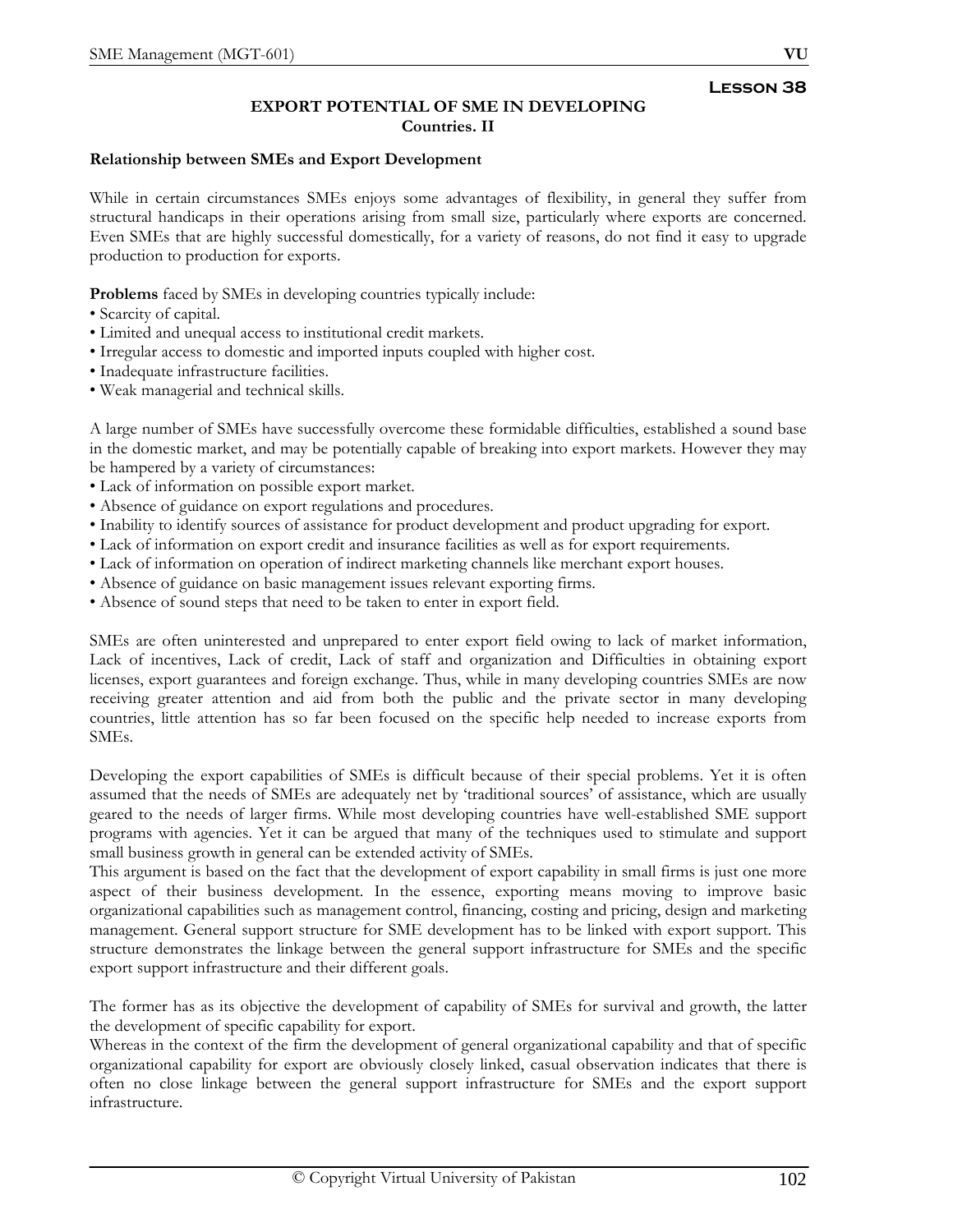## Lesson 38

### EXPORT POTENTIAL OF SME IN DEVELOPING Countries. II

**Relationship between SMEs and Export Development**

While in certain circumstances SMEs enjoys some advantages of flexibility, in general they suffer from structural handicaps in their operations arising from small size, particularly where exports are concerned. Even SMEs that are highly successful domestically, for a variety of reasons, do not find it easy to upgrade production to production for exports.

**Problems** faced by SMEs in developing countries typically include:

- Scarcity of capital.
- Limited and unequal access to institutional credit markets.
- Irregular access to domestic and imported inputs coupled with higher cost.
- Inadequate infrastructure facilities.
- Weak managerial and technical skills.

A large number of SMEs have successfully overcome these formidable difficulties, established a sound base in the domestic market, and may be potentially capable of breaking into export markets. However they may be hampered by a variety of circumstances:

- Lack of information on possible export market.
- Absence of guidance on export regulations and procedures.
- Inability to identify sources of assistance for product development and product upgrading for export.
- Lack of information on export credit and insurance facilities as well as for export requirements.
- Lack of information on operation of indirect marketing channels like merchant export houses.
- Absence of guidance on basic management issues relevant exporting firms.
- Absence of sound steps that need to be taken to enter in export field.

SMEs are often uninterested and unprepared to enter export field owing to lack of market information, Lack of incentives, Lack of credit, Lack of staff and organization and Difficulties in obtaining export licenses, export guarantees and foreign exchange. Thus, while in many developing countries SMEs are now receiving greater attention and aid from both the public and the private sector in many developing countries, little attention has so far been focused on the specific help needed to increase exports from SMEs.

Developing the export capabilities of SMEs is difficult because of their special problems. Yet it is often assumed that the needs of SMEs are adequately net by 'traditional sources' of assistance, which are usually geared to the needs of larger firms. While most developing countries have well-established SME support programs with agencies. Yet it can be argued that many of the techniques used to stimulate and support small business growth in general can be extended activity of SMEs.

This argument is based on the fact that the development of export capability in small firms is just one more aspect of their business development. In the essence, exporting means moving to improve basic organizational capabilities such as management control, financing, costing and pricing, design and marketing management. General support structure for SME development has to be linked with export support. This structure demonstrates the linkage between the general support infrastructure for SMEs and the specific export support infrastructure and their different goals.

The former has as its objective the development of capability of SMEs for survival and growth, the latter the development of specific capability for export.

Whereas in the context of the firm the development of general organizational capability and that of specific organizational capability for export are obviously closely linked, casual observation indicates that there is often no close linkage between the general support infrastructure for SMEs and the export support infrastructure.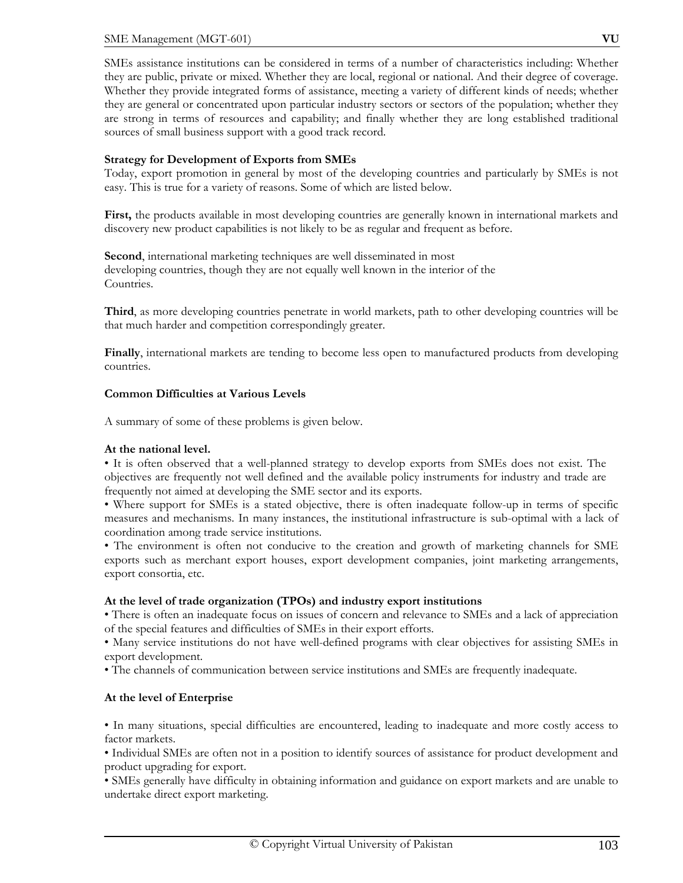SMEs assistance institutions can be considered in terms of a number of characteristics including: Whether they are public, private or mixed. Whether they are local, regional or national. And their degree of coverage. Whether they provide integrated forms of assistance, meeting a variety of different kinds of needs; whether they are general or concentrated upon particular industry sectors or sectors of the population; whether they are strong in terms of resources and capability; and finally whether they are long established traditional sources of small business support with a good track record.

**Strategy for Development of Exports from SMEs**

Today, export promotion in general by most of the developing countries and particularly by SMEs is not easy. This is true for a variety of reasons. Some of which are listed below.

**First,** the products available in most developing countries are generally known in international markets and discovery new product capabilities is not likely to be as regular and frequent as before.

**Second**, international marketing techniques are well disseminated in most developing countries, though they are not equally well known in the interior of the Countries.

**Third**, as more developing countries penetrate in world markets, path to other developing countries will be that much harder and competition correspondingly greater.

**Finally**, international markets are tending to become less open to manufactured products from developing countries.

**Common Difficulties at Various Levels**

A summary of some of these problems is given below.

**At the national level.**

- It is often observed that a well-planned strategy to develop exports from SMEs does not exist. The objectives are frequently not well defined and the available policy instruments for industry and trade are frequently not aimed at developing the SME sector and its exports.
- Where support for SMEs is a stated objective, there is often inadequate follow-up in terms of specific measures and mechanisms. In many instances, the institutional infrastructure is sub-optimal with a lack of coordination among trade service institutions.
- The environment is often not conducive to the creation and growth of marketing channels for SME exports such as merchant export houses, export development companies, joint marketing arrangements, export consortia, etc.

**At the level of trade organization (TPOs) and industry export institutions**

- There is often an inadequate focus on issues of concern and relevance to SMEs and a lack of appreciation of the special features and difficulties of SMEs in their export efforts.
- Many service institutions do not have well-defined programs with clear objectives for assisting SMEs in export development.
- The channels of communication between service institutions and SMEs are frequently inadequate.

**At the level of Enterprise**

- In many situations, special difficulties are encountered, leading to inadequate and more costly access to factor markets.
- Individual SMEs are often not in a position to identify sources of assistance for product development and product upgrading for export.
- SMEs generally have difficulty in obtaining information and guidance on export markets and are unable to undertake direct export marketing.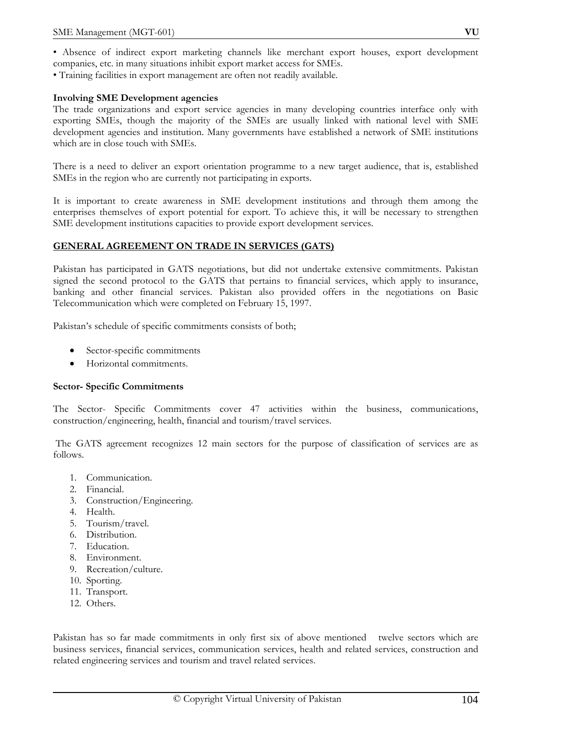• Absence of indirect export marketing channels like merchant export houses, export development companies, etc. in many situations inhibit export market access for SMEs.
• Training facilities in export management are often not readily available.

**Involving SME Development agencies**

The trade organizations and export service agencies in many developing countries interface only with exporting SMEs, though the majority of the SMEs are usually linked with national level with SME development agencies and institution. Many governments have established a network of SME institutions which are in close touch with SMEs.

There is a need to deliver an export orientation programme to a new target audience, that is, established SMEs in the region who are currently not participating in exports.

It is important to create awareness in SME development institutions and through them among the enterprises themselves of export potential for export. To achieve this, it will be necessary to strengthen SME development institutions capacities to provide export development services.

## GENERAL AGREEMENT ON TRADE IN SERVICES (GATS)

Pakistan has participated in GATS negotiations, but did not undertake extensive commitments. Pakistan signed the second protocol to the GATS that pertains to financial services, which apply to insurance, banking and other financial services. Pakistan also provided offers in the negotiations on Basic Telecommunication which were completed on February 15, 1997.

Pakistan's schedule of specific commitments consists of both;

- Sector-specific commitments
- Horizontal commitments.

**Sector- Specific Commitments**

The Sector- Specific Commitments cover 47 activities within the business, communications, construction/engineering, health, financial and tourism/travel services.

The GATS agreement recognizes 12 main sectors for the purpose of classification of services are as follows.

1. Communication.
2. Financial.
3. Construction/Engineering.
4. Health.
5. Tourism/travel.
6. Distribution.
7. Education.
8. Environment.
9. Recreation/culture.
10. Sporting.
11. Transport.
12. Others.

Pakistan has so far made commitments in only first six of above mentioned twelve sectors which are business services, financial services, communication services, health and related services, construction and related engineering services and tourism and travel related services.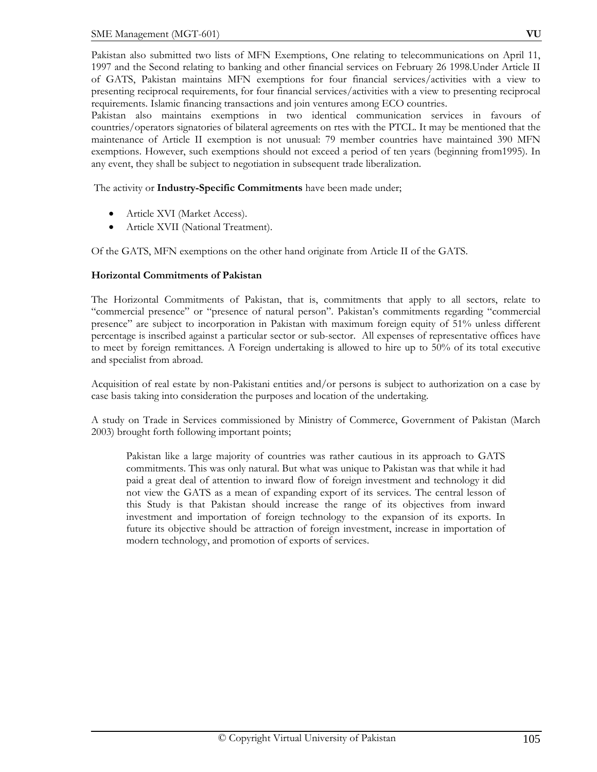Pakistan also submitted two lists of MFN Exemptions, One relating to telecommunications on April 11, 1997 and the Second relating to banking and other financial services on February 26 1998.Under Article II of GATS, Pakistan maintains MFN exemptions for four financial services/activities with a view to presenting reciprocal requirements, for four financial services/activities with a view to presenting reciprocal requirements. Islamic financing transactions and join ventures among ECO countries.

Pakistan also maintains exemptions in two identical communication services in favours of countries/operators signatories of bilateral agreements on rtes with the PTCL. It may be mentioned that the maintenance of Article II exemption is not unusual: 79 member countries have maintained 390 MFN exemptions. However, such exemptions should not exceed a period of ten years (beginning from1995). In any event, they shall be subject to negotiation in subsequent trade liberalization.

The activity or **Industry-Specific Commitments** have been made under;

- Article XVI (Market Access).
- Article XVII (National Treatment).

Of the GATS, MFN exemptions on the other hand originate from Article II of the GATS.

**Horizontal Commitments of Pakistan**

The Horizontal Commitments of Pakistan, that is, commitments that apply to all sectors, relate to "commercial presence" or "presence of natural person". Pakistan's commitments regarding "commercial presence" are subject to incorporation in Pakistan with maximum foreign equity of 51% unless different percentage is inscribed against a particular sector or sub-sector. All expenses of representative offices have to meet by foreign remittances. A Foreign undertaking is allowed to hire up to 50% of its total executive and specialist from abroad.

Acquisition of real estate by non-Pakistani entities and/or persons is subject to authorization on a case by case basis taking into consideration the purposes and location of the undertaking.

A study on Trade in Services commissioned by Ministry of Commerce, Government of Pakistan (March 2003) brought forth following important points;

> Pakistan like a large majority of countries was rather cautious in its approach to GATS commitments. This was only natural. But what was unique to Pakistan was that while it had paid a great deal of attention to inward flow of foreign investment and technology it did not view the GATS as a mean of expanding export of its services. The central lesson of this Study is that Pakistan should increase the range of its objectives from inward investment and importation of foreign technology to the expansion of its exports. In future its objective should be attraction of foreign investment, increase in importation of modern technology, and promotion of exports of services.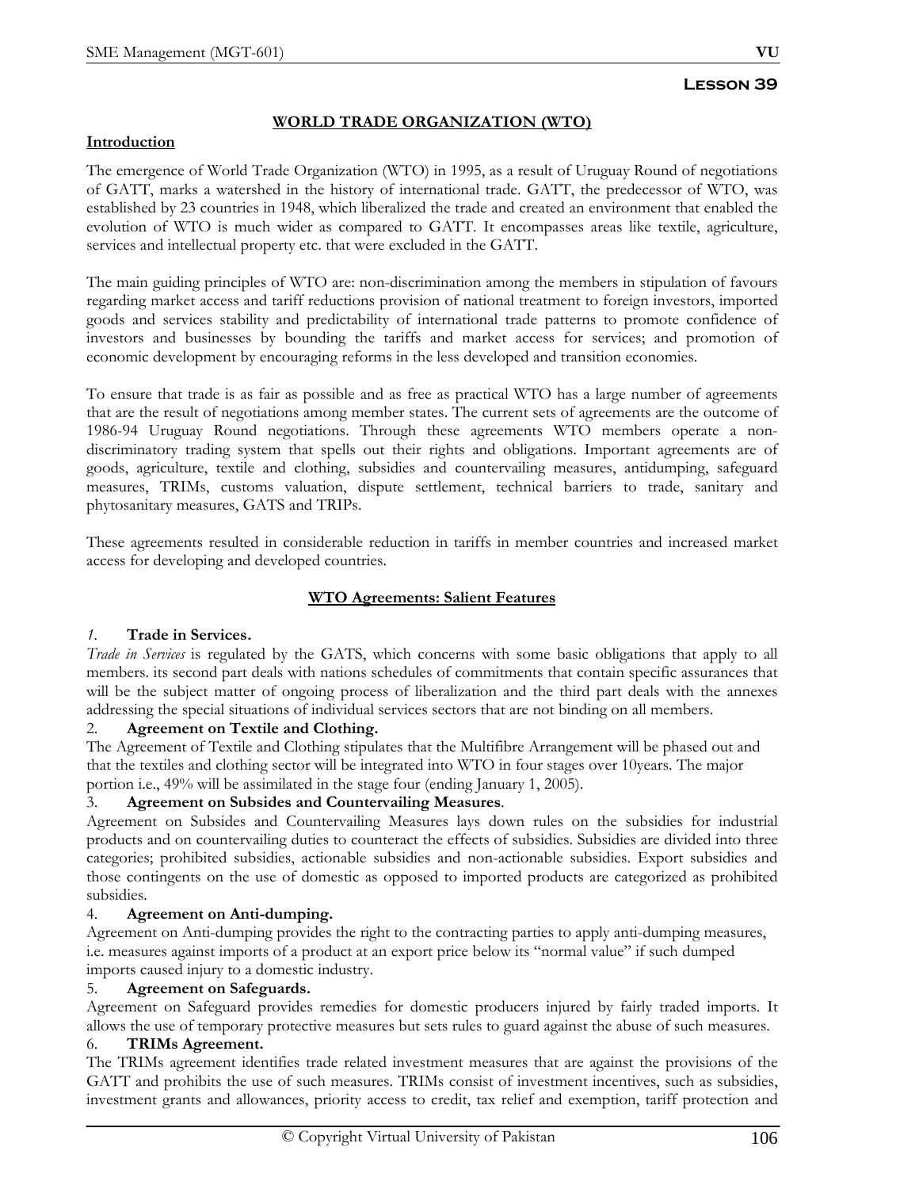**Lesson 39**

## WORLD TRADE ORGANIZATION (WTO)

**Introduction**

The emergence of World Trade Organization (WTO) in 1995, as a result of Uruguay Round of negotiations of GATT, marks a watershed in the history of international trade. GATT, the predecessor of WTO, was established by 23 countries in 1948, which liberalized the trade and created an environment that enabled the evolution of WTO is much wider as compared to GATT. It encompasses areas like textile, agriculture, services and intellectual property etc. that were excluded in the GATT.

The main guiding principles of WTO are: non-discrimination among the members in stipulation of favours regarding market access and tariff reductions provision of national treatment to foreign investors, imported goods and services stability and predictability of international trade patterns to promote confidence of investors and businesses by bounding the tariffs and market access for services; and promotion of economic development by encouraging reforms in the less developed and transition economies.

To ensure that trade is as fair as possible and as free as practical WTO has a large number of agreements that are the result of negotiations among member states. The current sets of agreements are the outcome of 1986-94 Uruguay Round negotiations. Through these agreements WTO members operate a non-discriminatory trading system that spells out their rights and obligations. Important agreements are of goods, agriculture, textile and clothing, subsidies and countervailing measures, antidumping, safeguard measures, TRIMs, customs valuation, dispute settlement, technical barriers to trade, sanitary and phytosanitary measures, GATS and TRIPs.

These agreements resulted in considerable reduction in tariffs in member countries and increased market access for developing and developed countries.

### WTO Agreements: Salient Features

*1.* **Trade in Services***.*
*Trade in Services* is regulated by the GATS, which concerns with some basic obligations that apply to all members. its second part deals with nations schedules of commitments that contain specific assurances that will be the subject matter of ongoing process of liberalization and the third part deals with the annexes addressing the special situations of individual services sectors that are not binding on all members.

2. **Agreement on Textile and Clothing.**
The Agreement of Textile and Clothing stipulates that the Multifibre Arrangement will be phased out and that the textiles and clothing sector will be integrated into WTO in four stages over 10years. The major portion i.e., 49% will be assimilated in the stage four (ending January 1, 2005).

3. **Agreement on Subsides and Countervailing Measures**.
Agreement on Subsides and Countervailing Measures lays down rules on the subsidies for industrial products and on countervailing duties to counteract the effects of subsidies. Subsidies are divided into three categories; prohibited subsidies, actionable subsidies and non-actionable subsidies. Export subsidies and those contingents on the use of domestic as opposed to imported products are categorized as prohibited subsidies.

4. **Agreement on Anti-dumping.**
Agreement on Anti-dumping provides the right to the contracting parties to apply anti-dumping measures, i.e. measures against imports of a product at an export price below its "normal value" if such dumped imports caused injury to a domestic industry.

5. **Agreement on Safeguards.**
Agreement on Safeguard provides remedies for domestic producers injured by fairly traded imports. It allows the use of temporary protective measures but sets rules to guard against the abuse of such measures.

6. **TRIMs Agreement.**
The TRIMs agreement identifies trade related investment measures that are against the provisions of the GATT and prohibits the use of such measures. TRIMs consist of investment incentives, such as subsidies, investment grants and allowances, priority access to credit, tax relief and exemption, tariff protection and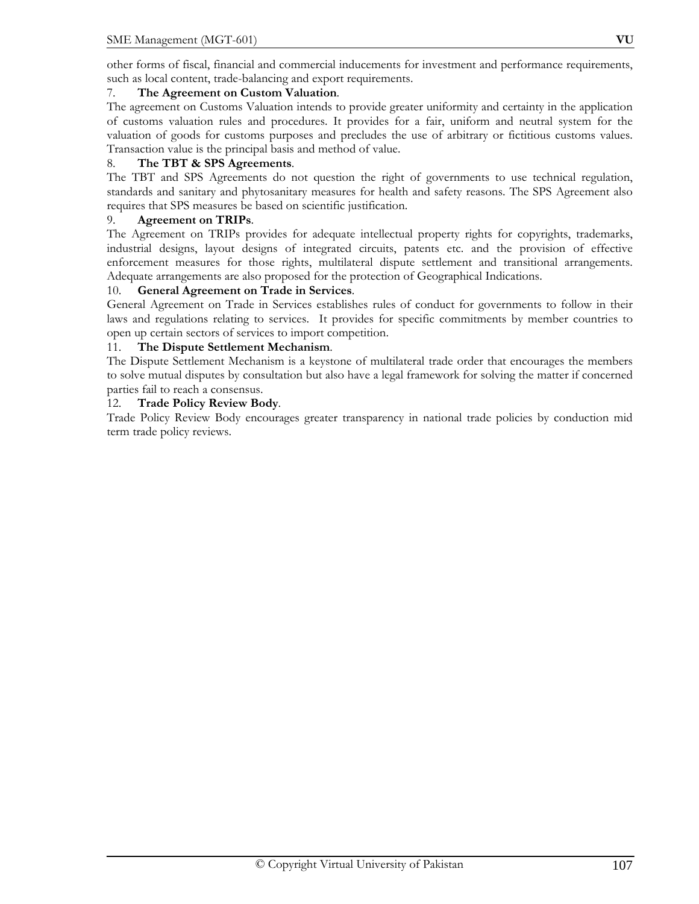other forms of fiscal, financial and commercial inducements for investment and performance requirements, such as local content, trade-balancing and export requirements.

7. **The Agreement on Custom Valuation**.

The agreement on Customs Valuation intends to provide greater uniformity and certainty in the application of customs valuation rules and procedures. It provides for a fair, uniform and neutral system for the valuation of goods for customs purposes and precludes the use of arbitrary or fictitious customs values. Transaction value is the principal basis and method of value.

8. **The TBT & SPS Agreements**.

The TBT and SPS Agreements do not question the right of governments to use technical regulation, standards and sanitary and phytosanitary measures for health and safety reasons. The SPS Agreement also requires that SPS measures be based on scientific justification.

9. **Agreement on TRIPs**.

The Agreement on TRIPs provides for adequate intellectual property rights for copyrights, trademarks, industrial designs, layout designs of integrated circuits, patents etc. and the provision of effective enforcement measures for those rights, multilateral dispute settlement and transitional arrangements. Adequate arrangements are also proposed for the protection of Geographical Indications.

10. **General Agreement on Trade in Services**.

General Agreement on Trade in Services establishes rules of conduct for governments to follow in their laws and regulations relating to services. It provides for specific commitments by member countries to open up certain sectors of services to import competition.

11. **The Dispute Settlement Mechanism**.

The Dispute Settlement Mechanism is a keystone of multilateral trade order that encourages the members to solve mutual disputes by consultation but also have a legal framework for solving the matter if concerned parties fail to reach a consensus.

12. **Trade Policy Review Body**.

Trade Policy Review Body encourages greater transparency in national trade policies by conduction mid term trade policy reviews.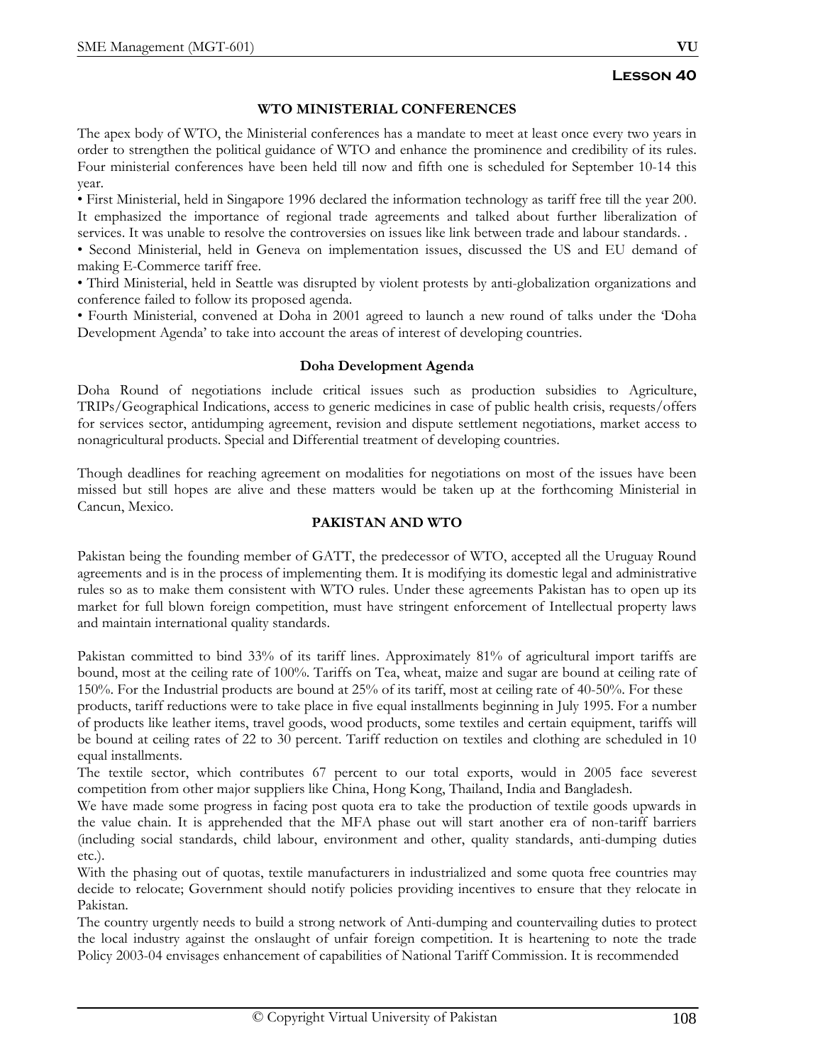## Lesson 40

### WTO MINISTERIAL CONFERENCES

The apex body of WTO, the Ministerial conferences has a mandate to meet at least once every two years in order to strengthen the political guidance of WTO and enhance the prominence and credibility of its rules. Four ministerial conferences have been held till now and fifth one is scheduled for September 10-14 this year.

- First Ministerial, held in Singapore 1996 declared the information technology as tariff free till the year 200. It emphasized the importance of regional trade agreements and talked about further liberalization of services. It was unable to resolve the controversies on issues like link between trade and labour standards. .
- Second Ministerial, held in Geneva on implementation issues, discussed the US and EU demand of making E-Commerce tariff free.
- Third Ministerial, held in Seattle was disrupted by violent protests by anti-globalization organizations and conference failed to follow its proposed agenda.
- Fourth Ministerial, convened at Doha in 2001 agreed to launch a new round of talks under the 'Doha Development Agenda' to take into account the areas of interest of developing countries.

### Doha Development Agenda

Doha Round of negotiations include critical issues such as production subsidies to Agriculture, TRIPs/Geographical Indications, access to generic medicines in case of public health crisis, requests/offers for services sector, antidumping agreement, revision and dispute settlement negotiations, market access to nonagricultural products. Special and Differential treatment of developing countries.

Though deadlines for reaching agreement on modalities for negotiations on most of the issues have been missed but still hopes are alive and these matters would be taken up at the forthcoming Ministerial in Cancun, Mexico.

### PAKISTAN AND WTO

Pakistan being the founding member of GATT, the predecessor of WTO, accepted all the Uruguay Round agreements and is in the process of implementing them. It is modifying its domestic legal and administrative rules so as to make them consistent with WTO rules. Under these agreements Pakistan has to open up its market for full blown foreign competition, must have stringent enforcement of Intellectual property laws and maintain international quality standards.

Pakistan committed to bind 33% of its tariff lines. Approximately 81% of agricultural import tariffs are bound, most at the ceiling rate of 100%. Tariffs on Tea, wheat, maize and sugar are bound at ceiling rate of 150%. For the Industrial products are bound at 25% of its tariff, most at ceiling rate of 40-50%. For these products, tariff reductions were to take place in five equal installments beginning in July 1995. For a number of products like leather items, travel goods, wood products, some textiles and certain equipment, tariffs will be bound at ceiling rates of 22 to 30 percent. Tariff reduction on textiles and clothing are scheduled in 10 equal installments.

The textile sector, which contributes 67 percent to our total exports, would in 2005 face severest competition from other major suppliers like China, Hong Kong, Thailand, India and Bangladesh.

We have made some progress in facing post quota era to take the production of textile goods upwards in the value chain. It is apprehended that the MFA phase out will start another era of non-tariff barriers (including social standards, child labour, environment and other, quality standards, anti-dumping duties etc.).

With the phasing out of quotas, textile manufacturers in industrialized and some quota free countries may decide to relocate; Government should notify policies providing incentives to ensure that they relocate in Pakistan.

The country urgently needs to build a strong network of Anti-dumping and countervailing duties to protect the local industry against the onslaught of unfair foreign competition. It is heartening to note the trade Policy 2003-04 envisages enhancement of capabilities of National Tariff Commission. It is recommended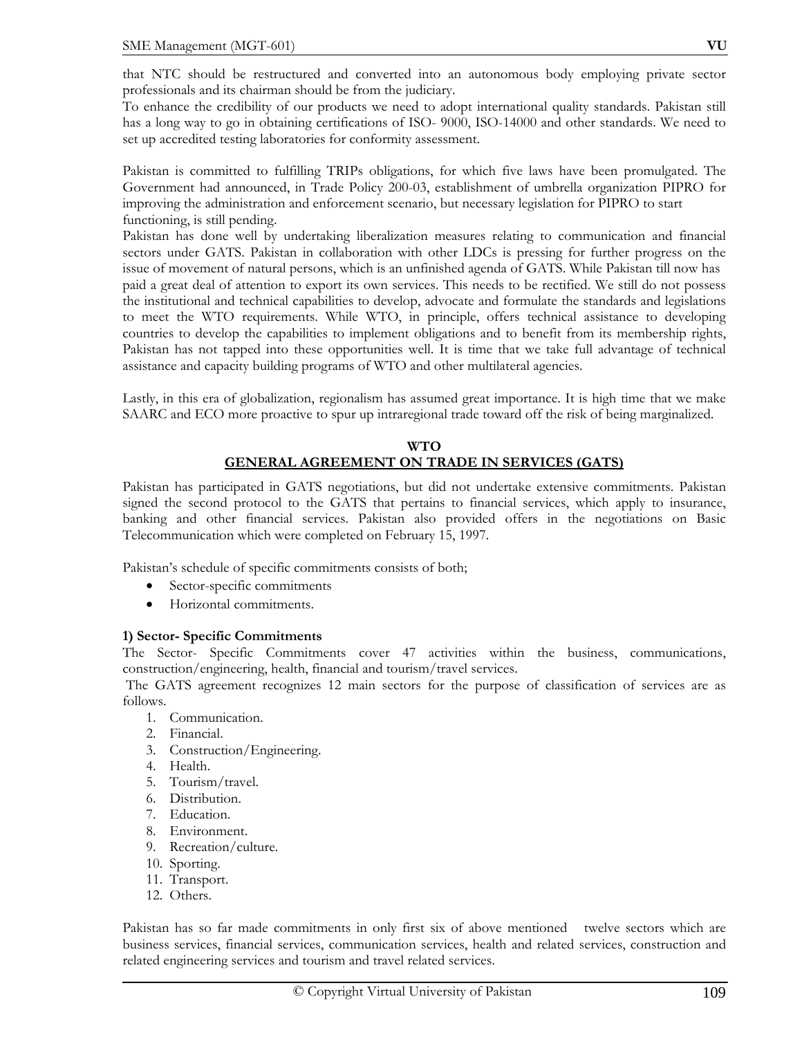that NTC should be restructured and converted into an autonomous body employing private sector professionals and its chairman should be from the judiciary.

To enhance the credibility of our products we need to adopt international quality standards. Pakistan still has a long way to go in obtaining certifications of ISO- 9000, ISO-14000 and other standards. We need to set up accredited testing laboratories for conformity assessment.

Pakistan is committed to fulfilling TRIPs obligations, for which five laws have been promulgated. The Government had announced, in Trade Policy 200-03, establishment of umbrella organization PIPRO for improving the administration and enforcement scenario, but necessary legislation for PIPRO to start functioning, is still pending.

Pakistan has done well by undertaking liberalization measures relating to communication and financial sectors under GATS. Pakistan in collaboration with other LDCs is pressing for further progress on the issue of movement of natural persons, which is an unfinished agenda of GATS. While Pakistan till now has paid a great deal of attention to export its own services. This needs to be rectified. We still do not possess the institutional and technical capabilities to develop, advocate and formulate the standards and legislations to meet the WTO requirements. While WTO, in principle, offers technical assistance to developing countries to develop the capabilities to implement obligations and to benefit from its membership rights, Pakistan has not tapped into these opportunities well. It is time that we take full advantage of technical assistance and capacity building programs of WTO and other multilateral agencies.

Lastly, in this era of globalization, regionalism has assumed great importance. It is high time that we make SAARC and ECO more proactive to spur up intraregional trade toward off the risk of being marginalized.

## WTO
## GENERAL AGREEMENT ON TRADE IN SERVICES (GATS)

Pakistan has participated in GATS negotiations, but did not undertake extensive commitments. Pakistan signed the second protocol to the GATS that pertains to financial services, which apply to insurance, banking and other financial services. Pakistan also provided offers in the negotiations on Basic Telecommunication which were completed on February 15, 1997.

Pakistan's schedule of specific commitments consists of both;

- Sector-specific commitments
- Horizontal commitments.

**1) Sector- Specific Commitments**

The Sector- Specific Commitments cover 47 activities within the business, communications, construction/engineering, health, financial and tourism/travel services.

The GATS agreement recognizes 12 main sectors for the purpose of classification of services are as follows.

1. Communication.
2. Financial.
3. Construction/Engineering.
4. Health.
5. Tourism/travel.
6. Distribution.
7. Education.
8. Environment.
9. Recreation/culture.
10. Sporting.
11. Transport.
12. Others.

Pakistan has so far made commitments in only first six of above mentioned twelve sectors which are business services, financial services, communication services, health and related services, construction and related engineering services and tourism and travel related services.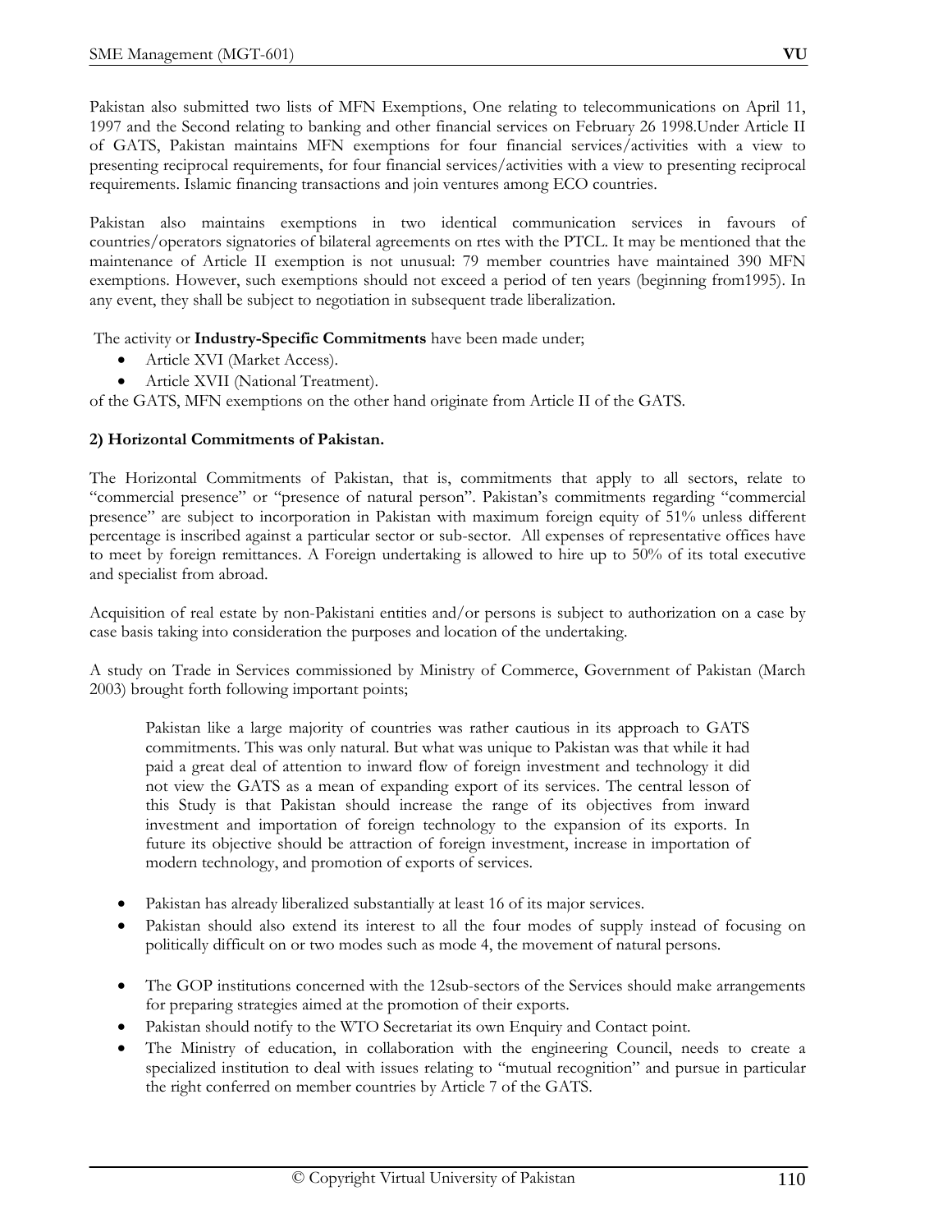Pakistan also submitted two lists of MFN Exemptions, One relating to telecommunications on April 11, 1997 and the Second relating to banking and other financial services on February 26 1998.Under Article II of GATS, Pakistan maintains MFN exemptions for four financial services/activities with a view to presenting reciprocal requirements, for four financial services/activities with a view to presenting reciprocal requirements. Islamic financing transactions and join ventures among ECO countries.

Pakistan also maintains exemptions in two identical communication services in favours of countries/operators signatories of bilateral agreements on rtes with the PTCL. It may be mentioned that the maintenance of Article II exemption is not unusual: 79 member countries have maintained 390 MFN exemptions. However, such exemptions should not exceed a period of ten years (beginning from1995). In any event, they shall be subject to negotiation in subsequent trade liberalization.

The activity or **Industry-Specific Commitments** have been made under;

- Article XVI (Market Access).
- Article XVII (National Treatment).

of the GATS, MFN exemptions on the other hand originate from Article II of the GATS.

**2) Horizontal Commitments of Pakistan.**

The Horizontal Commitments of Pakistan, that is, commitments that apply to all sectors, relate to "commercial presence" or "presence of natural person". Pakistan's commitments regarding "commercial presence" are subject to incorporation in Pakistan with maximum foreign equity of 51% unless different percentage is inscribed against a particular sector or sub-sector. All expenses of representative offices have to meet by foreign remittances. A Foreign undertaking is allowed to hire up to 50% of its total executive and specialist from abroad.

Acquisition of real estate by non-Pakistani entities and/or persons is subject to authorization on a case by case basis taking into consideration the purposes and location of the undertaking.

A study on Trade in Services commissioned by Ministry of Commerce, Government of Pakistan (March 2003) brought forth following important points;

> Pakistan like a large majority of countries was rather cautious in its approach to GATS commitments. This was only natural. But what was unique to Pakistan was that while it had paid a great deal of attention to inward flow of foreign investment and technology it did not view the GATS as a mean of expanding export of its services. The central lesson of this Study is that Pakistan should increase the range of its objectives from inward investment and importation of foreign technology to the expansion of its exports. In future its objective should be attraction of foreign investment, increase in importation of modern technology, and promotion of exports of services.

- Pakistan has already liberalized substantially at least 16 of its major services.
- Pakistan should also extend its interest to all the four modes of supply instead of focusing on politically difficult on or two modes such as mode 4, the movement of natural persons.
- The GOP institutions concerned with the 12sub-sectors of the Services should make arrangements for preparing strategies aimed at the promotion of their exports.
- Pakistan should notify to the WTO Secretariat its own Enquiry and Contact point.
- The Ministry of education, in collaboration with the engineering Council, needs to create a specialized institution to deal with issues relating to "mutual recognition" and pursue in particular the right conferred on member countries by Article 7 of the GATS.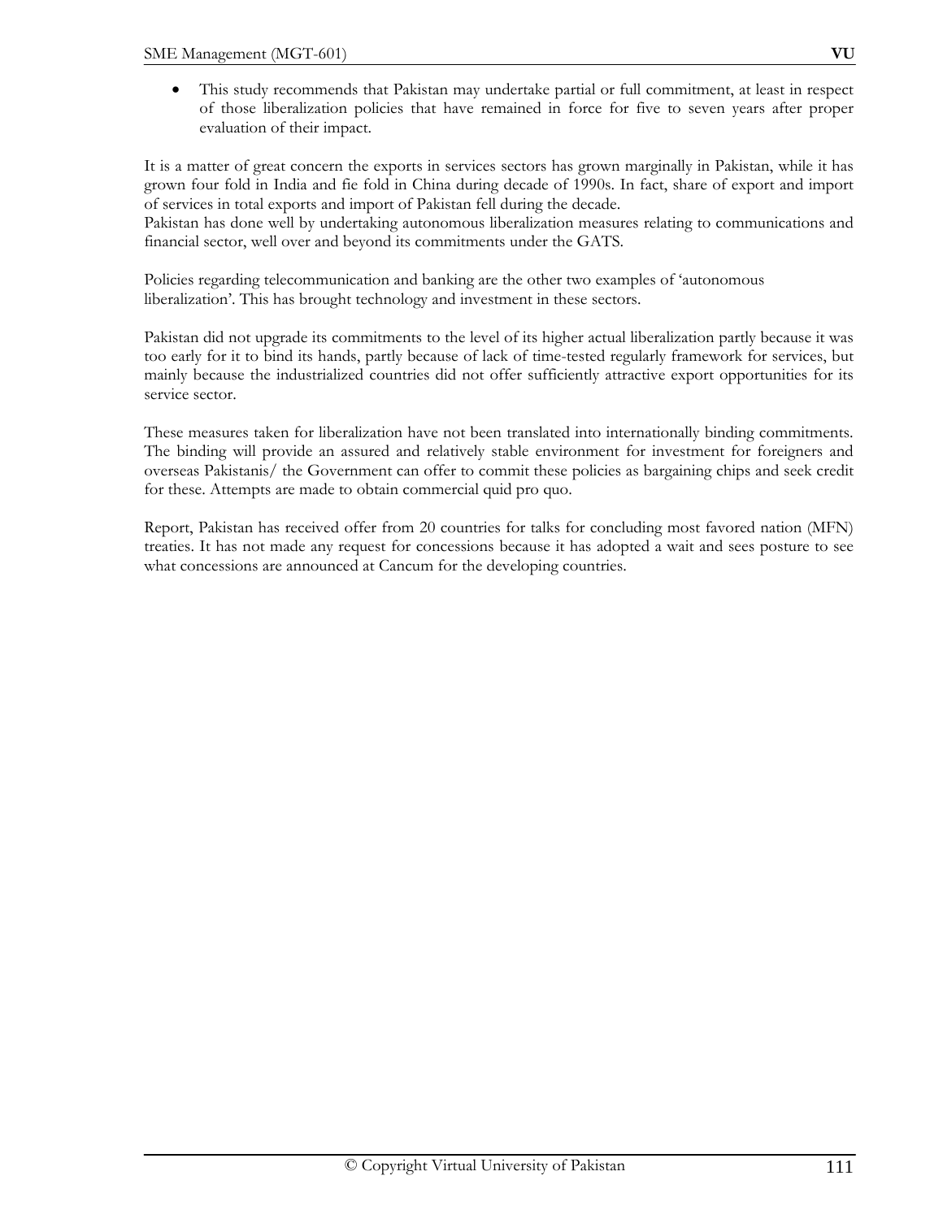- This study recommends that Pakistan may undertake partial or full commitment, at least in respect of those liberalization policies that have remained in force for five to seven years after proper evaluation of their impact.

It is a matter of great concern the exports in services sectors has grown marginally in Pakistan, while it has grown four fold in India and fie fold in China during decade of 1990s. In fact, share of export and import of services in total exports and import of Pakistan fell during the decade.
Pakistan has done well by undertaking autonomous liberalization measures relating to communications and financial sector, well over and beyond its commitments under the GATS.

Policies regarding telecommunication and banking are the other two examples of 'autonomous liberalization'. This has brought technology and investment in these sectors.

Pakistan did not upgrade its commitments to the level of its higher actual liberalization partly because it was too early for it to bind its hands, partly because of lack of time-tested regularly framework for services, but mainly because the industrialized countries did not offer sufficiently attractive export opportunities for its service sector.

These measures taken for liberalization have not been translated into internationally binding commitments. The binding will provide an assured and relatively stable environment for investment for foreigners and overseas Pakistanis/ the Government can offer to commit these policies as bargaining chips and seek credit for these. Attempts are made to obtain commercial quid pro quo.

Report, Pakistan has received offer from 20 countries for talks for concluding most favored nation (MFN) treaties. It has not made any request for concessions because it has adopted a wait and sees posture to see what concessions are announced at Cancum for the developing countries.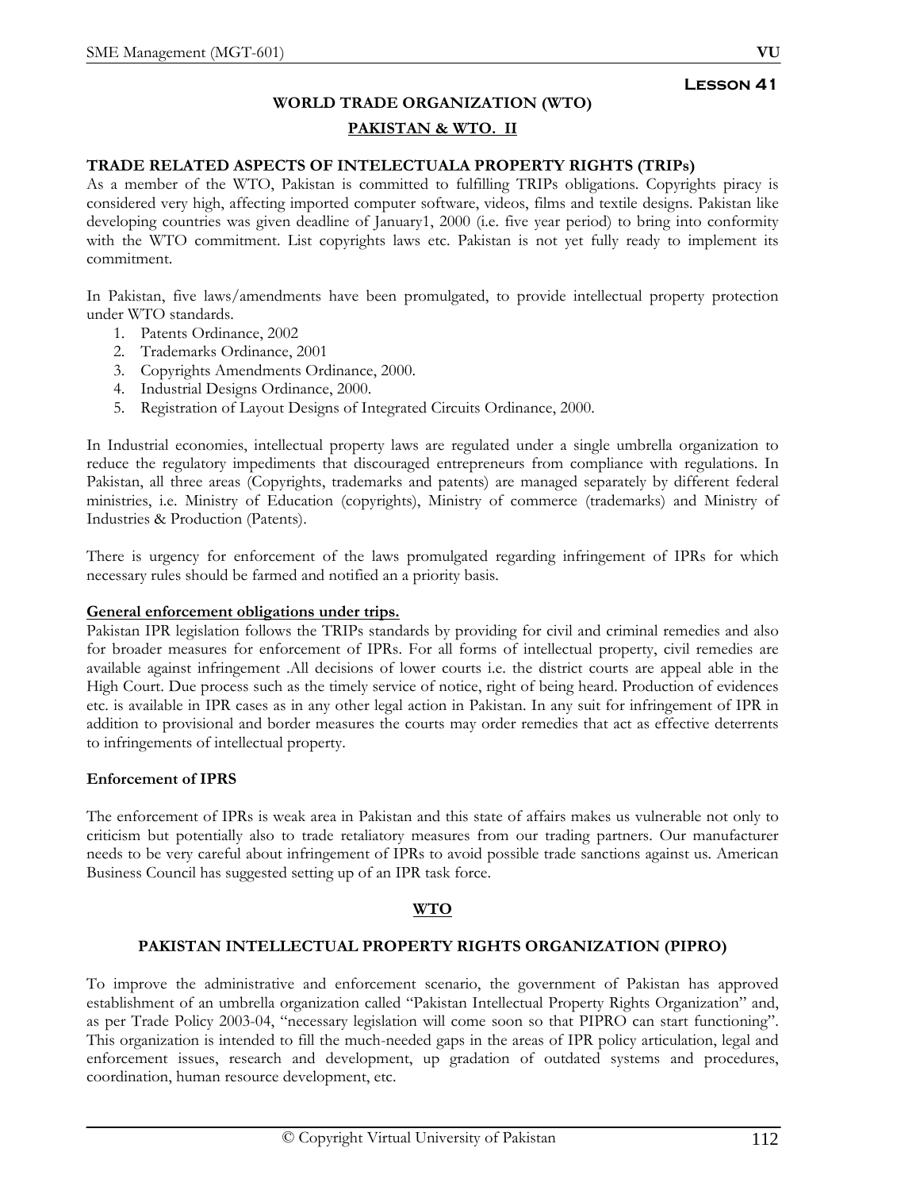**Lesson 41**

# WORLD TRADE ORGANIZATION (WTO)

## PAKISTAN & WTO. II

### TRADE RELATED ASPECTS OF INTELECTUALA PROPERTY RIGHTS (TRIPs)

As a member of the WTO, Pakistan is committed to fulfilling TRIPs obligations. Copyrights piracy is considered very high, affecting imported computer software, videos, films and textile designs. Pakistan like developing countries was given deadline of January1, 2000 (i.e. five year period) to bring into conformity with the WTO commitment. List copyrights laws etc. Pakistan is not yet fully ready to implement its commitment.

In Pakistan, five laws/amendments have been promulgated, to provide intellectual property protection under WTO standards.

1. Patents Ordinance, 2002
2. Trademarks Ordinance, 2001
3. Copyrights Amendments Ordinance, 2000.
4. Industrial Designs Ordinance, 2000.
5. Registration of Layout Designs of Integrated Circuits Ordinance, 2000.

In Industrial economies, intellectual property laws are regulated under a single umbrella organization to reduce the regulatory impediments that discouraged entrepreneurs from compliance with regulations. In Pakistan, all three areas (Copyrights, trademarks and patents) are managed separately by different federal ministries, i.e. Ministry of Education (copyrights), Ministry of commerce (trademarks) and Ministry of Industries & Production (Patents).

There is urgency for enforcement of the laws promulgated regarding infringement of IPRs for which necessary rules should be farmed and notified an a priority basis.

**General enforcement obligations under trips.**

Pakistan IPR legislation follows the TRIPs standards by providing for civil and criminal remedies and also for broader measures for enforcement of IPRs. For all forms of intellectual property, civil remedies are available against infringement .All decisions of lower courts i.e. the district courts are appeal able in the High Court. Due process such as the timely service of notice, right of being heard. Production of evidences etc. is available in IPR cases as in any other legal action in Pakistan. In any suit for infringement of IPR in addition to provisional and border measures the courts may order remedies that act as effective deterrents to infringements of intellectual property.

**Enforcement of IPRS**

The enforcement of IPRs is weak area in Pakistan and this state of affairs makes us vulnerable not only to criticism but potentially also to trade retaliatory measures from our trading partners. Our manufacturer needs to be very careful about infringement of IPRs to avoid possible trade sanctions against us. American Business Council has suggested setting up of an IPR task force.

## WTO

### PAKISTAN INTELLECTUAL PROPERTY RIGHTS ORGANIZATION (PIPRO)

To improve the administrative and enforcement scenario, the government of Pakistan has approved establishment of an umbrella organization called "Pakistan Intellectual Property Rights Organization" and, as per Trade Policy 2003-04, "necessary legislation will come soon so that PIPRO can start functioning". This organization is intended to fill the much-needed gaps in the areas of IPR policy articulation, legal and enforcement issues, research and development, up gradation of outdated systems and procedures, coordination, human resource development, etc.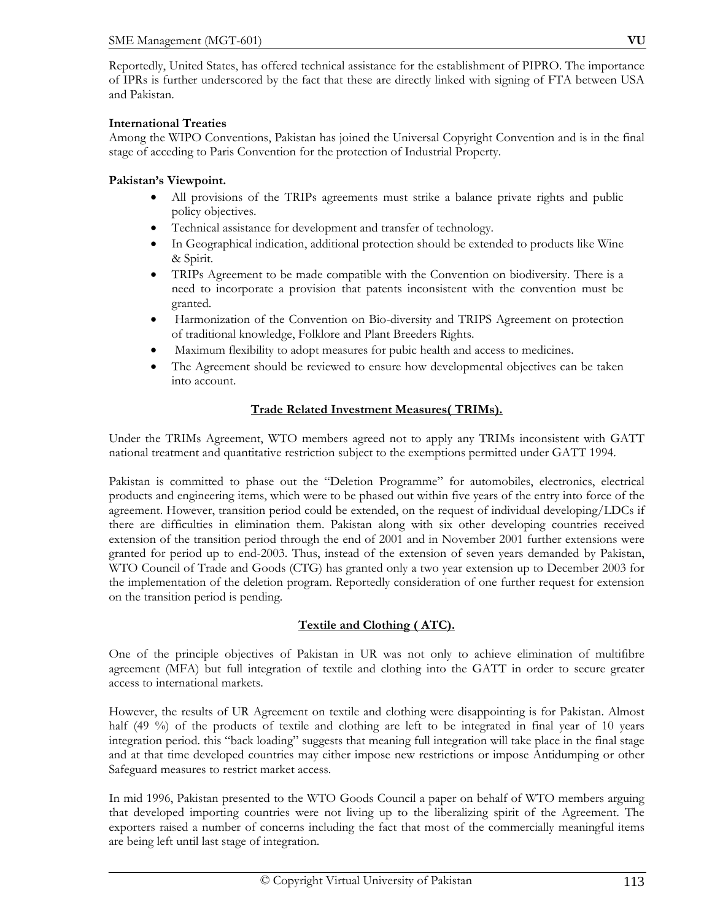Reportedly, United States, has offered technical assistance for the establishment of PIPRO. The importance of IPRs is further underscored by the fact that these are directly linked with signing of FTA between USA and Pakistan.

**International Treaties**

Among the WIPO Conventions, Pakistan has joined the Universal Copyright Convention and is in the final stage of acceding to Paris Convention for the protection of Industrial Property.

**Pakistan's Viewpoint.**

- All provisions of the TRIPs agreements must strike a balance private rights and public policy objectives.
- Technical assistance for development and transfer of technology.
- In Geographical indication, additional protection should be extended to products like Wine & Spirit.
- TRIPs Agreement to be made compatible with the Convention on biodiversity. There is a need to incorporate a provision that patents inconsistent with the convention must be granted.
- Harmonization of the Convention on Bio-diversity and TRIPS Agreement on protection of traditional knowledge, Folklore and Plant Breeders Rights.
- Maximum flexibility to adopt measures for pubic health and access to medicines.
- The Agreement should be reviewed to ensure how developmental objectives can be taken into account.

## Trade Related Investment Measures( TRIMs).

Under the TRIMs Agreement, WTO members agreed not to apply any TRIMs inconsistent with GATT national treatment and quantitative restriction subject to the exemptions permitted under GATT 1994.

Pakistan is committed to phase out the "Deletion Programme" for automobiles, electronics, electrical products and engineering items, which were to be phased out within five years of the entry into force of the agreement. However, transition period could be extended, on the request of individual developing/LDCs if there are difficulties in elimination them. Pakistan along with six other developing countries received extension of the transition period through the end of 2001 and in November 2001 further extensions were granted for period up to end-2003. Thus, instead of the extension of seven years demanded by Pakistan, WTO Council of Trade and Goods (CTG) has granted only a two year extension up to December 2003 for the implementation of the deletion program. Reportedly consideration of one further request for extension on the transition period is pending.

## Textile and Clothing ( ATC).

One of the principle objectives of Pakistan in UR was not only to achieve elimination of multifibre agreement (MFA) but full integration of textile and clothing into the GATT in order to secure greater access to international markets.

However, the results of UR Agreement on textile and clothing were disappointing is for Pakistan. Almost half (49 %) of the products of textile and clothing are left to be integrated in final year of 10 years integration period. this "back loading" suggests that meaning full integration will take place in the final stage and at that time developed countries may either impose new restrictions or impose Antidumping or other Safeguard measures to restrict market access.

In mid 1996, Pakistan presented to the WTO Goods Council a paper on behalf of WTO members arguing that developed importing countries were not living up to the liberalizing spirit of the Agreement. The exporters raised a number of concerns including the fact that most of the commercially meaningful items are being left until last stage of integration.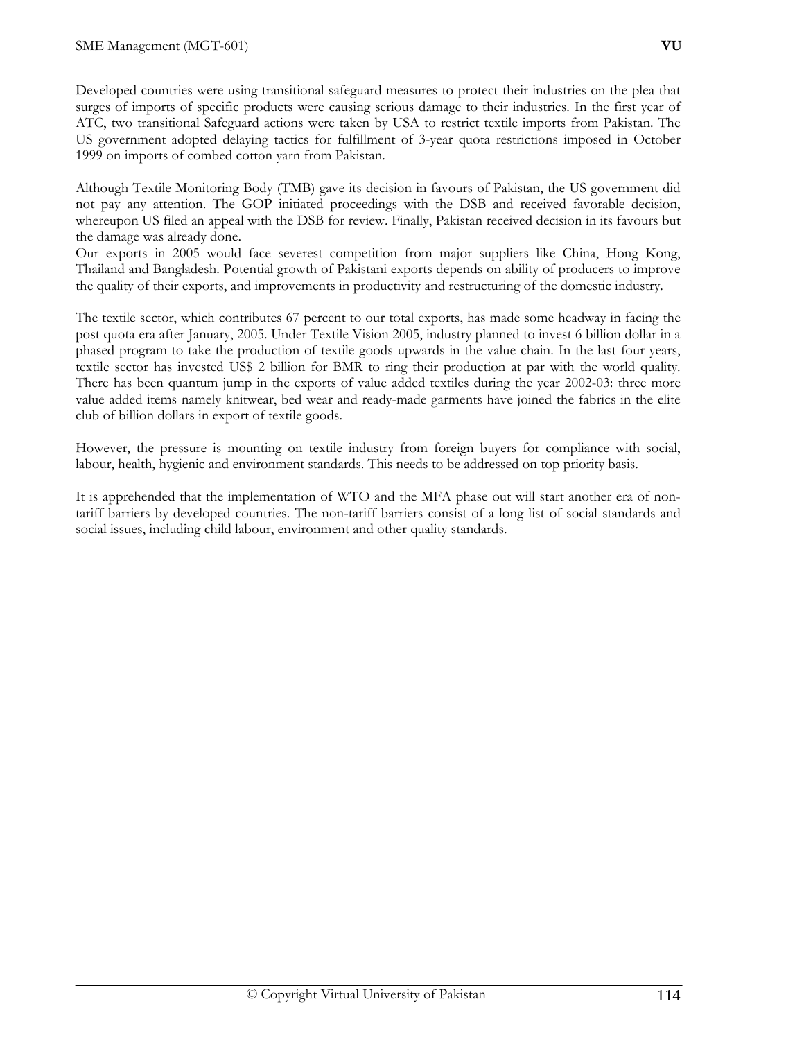Developed countries were using transitional safeguard measures to protect their industries on the plea that surges of imports of specific products were causing serious damage to their industries. In the first year of ATC, two transitional Safeguard actions were taken by USA to restrict textile imports from Pakistan. The US government adopted delaying tactics for fulfillment of 3-year quota restrictions imposed in October 1999 on imports of combed cotton yarn from Pakistan.

Although Textile Monitoring Body (TMB) gave its decision in favours of Pakistan, the US government did not pay any attention. The GOP initiated proceedings with the DSB and received favorable decision, whereupon US filed an appeal with the DSB for review. Finally, Pakistan received decision in its favours but the damage was already done.
Our exports in 2005 would face severest competition from major suppliers like China, Hong Kong, Thailand and Bangladesh. Potential growth of Pakistani exports depends on ability of producers to improve the quality of their exports, and improvements in productivity and restructuring of the domestic industry.

The textile sector, which contributes 67 percent to our total exports, has made some headway in facing the post quota era after January, 2005. Under Textile Vision 2005, industry planned to invest 6 billion dollar in a phased program to take the production of textile goods upwards in the value chain. In the last four years, textile sector has invested US$ 2 billion for BMR to ring their production at par with the world quality. There has been quantum jump in the exports of value added textiles during the year 2002-03: three more value added items namely knitwear, bed wear and ready-made garments have joined the fabrics in the elite club of billion dollars in export of textile goods.

However, the pressure is mounting on textile industry from foreign buyers for compliance with social, labour, health, hygienic and environment standards. This needs to be addressed on top priority basis.

It is apprehended that the implementation of WTO and the MFA phase out will start another era of non-tariff barriers by developed countries. The non-tariff barriers consist of a long list of social standards and social issues, including child labour, environment and other quality standards.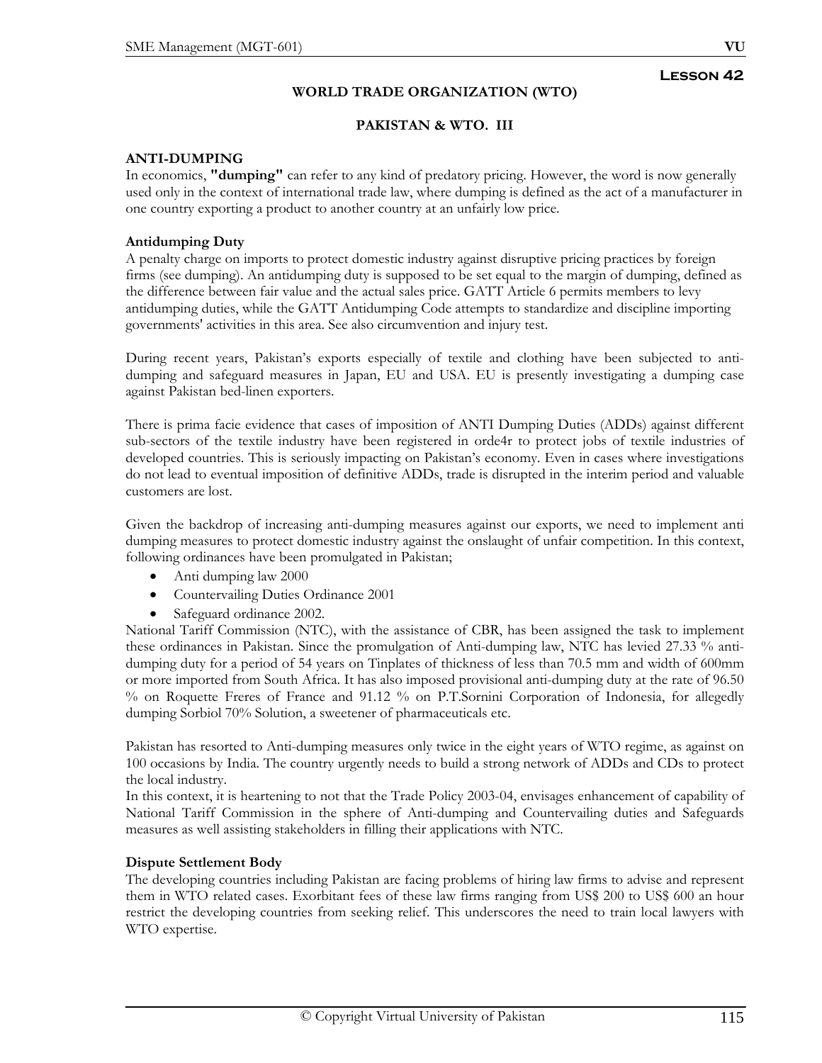**Lesson 42**

# WORLD TRADE ORGANIZATION (WTO)

## PAKISTAN & WTO. III

### ANTI-DUMPING

In economics, **"dumping"** can refer to any kind of predatory pricing. However, the word is now generally used only in the context of international trade law, where dumping is defined as the act of a manufacturer in one country exporting a product to another country at an unfairly low price.

### Antidumping Duty

A penalty charge on imports to protect domestic industry against disruptive pricing practices by foreign firms (see dumping). An antidumping duty is supposed to be set equal to the margin of dumping, defined as the difference between fair value and the actual sales price. GATT Article 6 permits members to levy antidumping duties, while the GATT Antidumping Code attempts to standardize and discipline importing governments' activities in this area. See also circumvention and injury test.

During recent years, Pakistan's exports especially of textile and clothing have been subjected to anti-dumping and safeguard measures in Japan, EU and USA. EU is presently investigating a dumping case against Pakistan bed-linen exporters.

There is prima facie evidence that cases of imposition of ANTI Dumping Duties (ADDs) against different sub-sectors of the textile industry have been registered in orde4r to protect jobs of textile industries of developed countries. This is seriously impacting on Pakistan's economy. Even in cases where investigations do not lead to eventual imposition of definitive ADDs, trade is disrupted in the interim period and valuable customers are lost.

Given the backdrop of increasing anti-dumping measures against our exports, we need to implement anti dumping measures to protect domestic industry against the onslaught of unfair competition. In this context, following ordinances have been promulgated in Pakistan;

- Anti dumping law 2000
- Countervailing Duties Ordinance 2001
- Safeguard ordinance 2002.

National Tariff Commission (NTC), with the assistance of CBR, has been assigned the task to implement these ordinances in Pakistan. Since the promulgation of Anti-dumping law, NTC has levied 27.33 % anti-dumping duty for a period of 54 years on Tinplates of thickness of less than 70.5 mm and width of 600mm or more imported from South Africa. It has also imposed provisional anti-dumping duty at the rate of 96.50 % on Roquette Freres of France and 91.12 % on P.T.Sornini Corporation of Indonesia, for allegedly dumping Sorbiol 70% Solution, a sweetener of pharmaceuticals etc.

Pakistan has resorted to Anti-dumping measures only twice in the eight years of WTO regime, as against on 100 occasions by India. The country urgently needs to build a strong network of ADDs and CDs to protect the local industry.

In this context, it is heartening to not that the Trade Policy 2003-04, envisages enhancement of capability of National Tariff Commission in the sphere of Anti-dumping and Countervailing duties and Safeguards measures as well assisting stakeholders in filling their applications with NTC.

### Dispute Settlement Body

The developing countries including Pakistan are facing problems of hiring law firms to advise and represent them in WTO related cases. Exorbitant fees of these law firms ranging from US$ 200 to US$ 600 an hour restrict the developing countries from seeking relief. This underscores the need to train local lawyers with WTO expertise.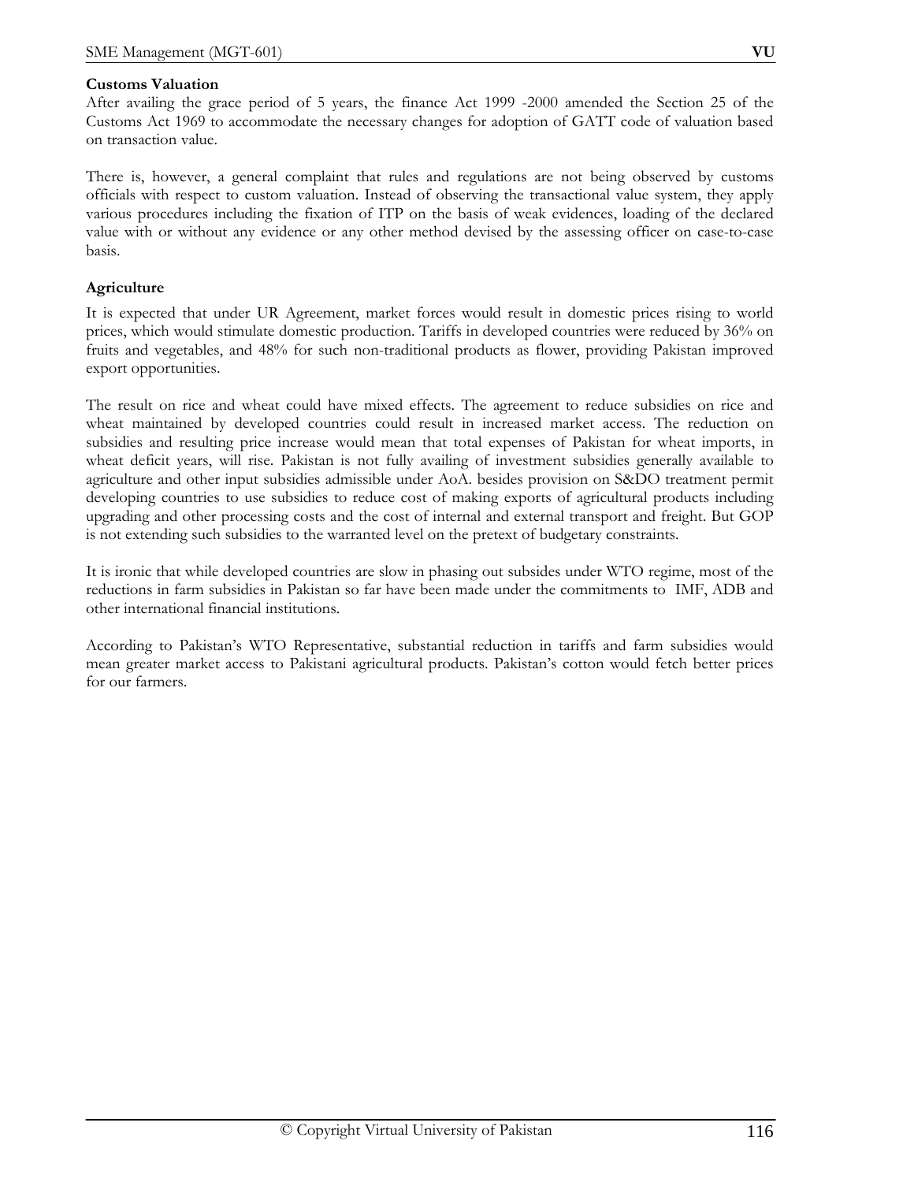**Customs Valuation**

After availing the grace period of 5 years, the finance Act 1999 -2000 amended the Section 25 of the Customs Act 1969 to accommodate the necessary changes for adoption of GATT code of valuation based on transaction value.

There is, however, a general complaint that rules and regulations are not being observed by customs officials with respect to custom valuation. Instead of observing the transactional value system, they apply various procedures including the fixation of ITP on the basis of weak evidences, loading of the declared value with or without any evidence or any other method devised by the assessing officer on case-to-case basis.

**Agriculture**

It is expected that under UR Agreement, market forces would result in domestic prices rising to world prices, which would stimulate domestic production. Tariffs in developed countries were reduced by 36% on fruits and vegetables, and 48% for such non-traditional products as flower, providing Pakistan improved export opportunities.

The result on rice and wheat could have mixed effects. The agreement to reduce subsidies on rice and wheat maintained by developed countries could result in increased market access. The reduction on subsidies and resulting price increase would mean that total expenses of Pakistan for wheat imports, in wheat deficit years, will rise. Pakistan is not fully availing of investment subsidies generally available to agriculture and other input subsidies admissible under AoA. besides provision on S&DO treatment permit developing countries to use subsidies to reduce cost of making exports of agricultural products including upgrading and other processing costs and the cost of internal and external transport and freight. But GOP is not extending such subsidies to the warranted level on the pretext of budgetary constraints.

It is ironic that while developed countries are slow in phasing out subsides under WTO regime, most of the reductions in farm subsidies in Pakistan so far have been made under the commitments to IMF, ADB and other international financial institutions.

According to Pakistan's WTO Representative, substantial reduction in tariffs and farm subsidies would mean greater market access to Pakistani agricultural products. Pakistan's cotton would fetch better prices for our farmers.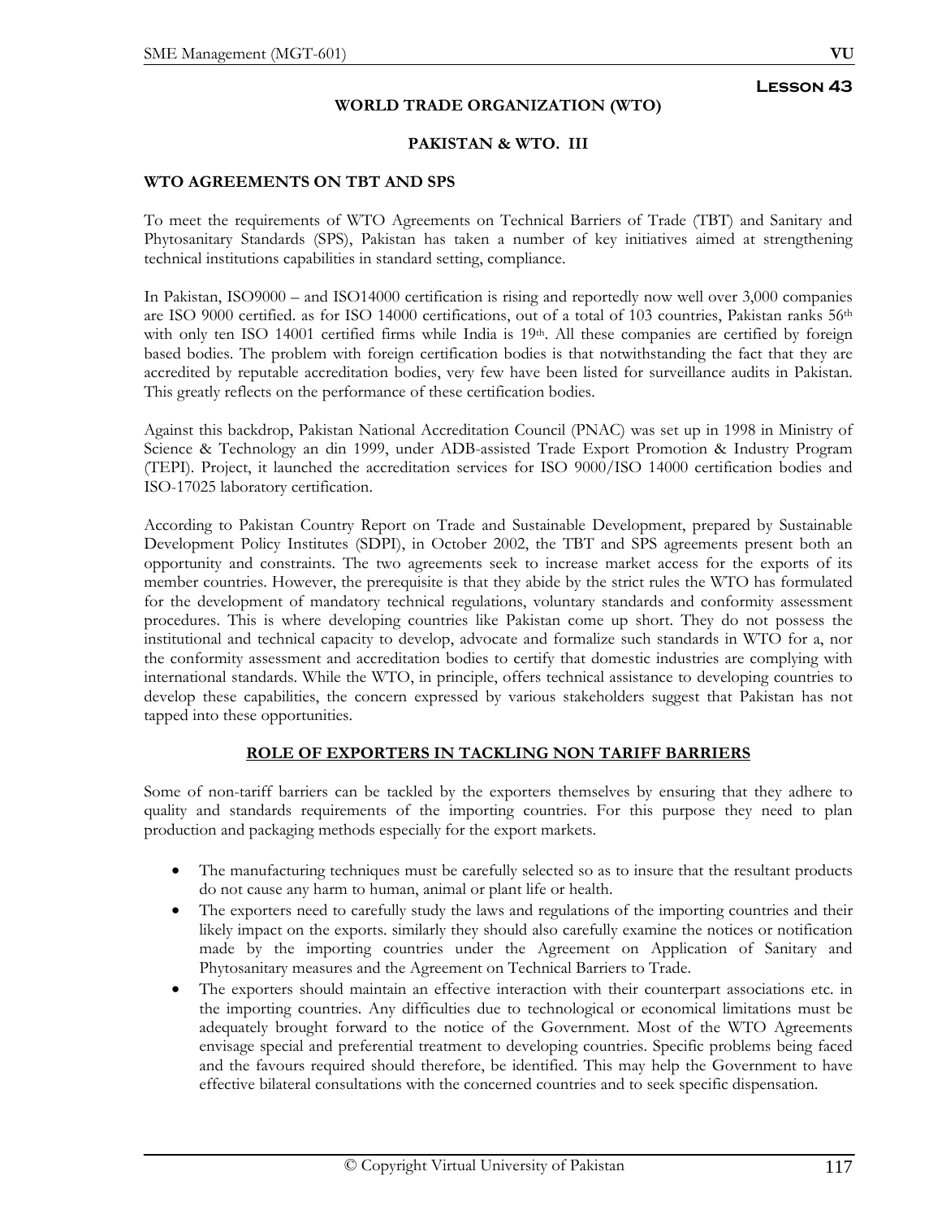# Lesson 43

## WORLD TRADE ORGANIZATION (WTO)

### PAKISTAN & WTO. III

### WTO AGREEMENTS ON TBT AND SPS

To meet the requirements of WTO Agreements on Technical Barriers of Trade (TBT) and Sanitary and Phytosanitary Standards (SPS), Pakistan has taken a number of key initiatives aimed at strengthening technical institutions capabilities in standard setting, compliance.

In Pakistan, ISO9000 – and ISO14000 certification is rising and reportedly now well over 3,000 companies are ISO 9000 certified. as for ISO 14000 certifications, out of a total of 103 countries, Pakistan ranks 56th with only ten ISO 14001 certified firms while India is 19th. All these companies are certified by foreign based bodies. The problem with foreign certification bodies is that notwithstanding the fact that they are accredited by reputable accreditation bodies, very few have been listed for surveillance audits in Pakistan. This greatly reflects on the performance of these certification bodies.

Against this backdrop, Pakistan National Accreditation Council (PNAC) was set up in 1998 in Ministry of Science & Technology an din 1999, under ADB-assisted Trade Export Promotion & Industry Program (TEPI). Project, it launched the accreditation services for ISO 9000/ISO 14000 certification bodies and ISO-17025 laboratory certification.

According to Pakistan Country Report on Trade and Sustainable Development, prepared by Sustainable Development Policy Institutes (SDPI), in October 2002, the TBT and SPS agreements present both an opportunity and constraints. The two agreements seek to increase market access for the exports of its member countries. However, the prerequisite is that they abide by the strict rules the WTO has formulated for the development of mandatory technical regulations, voluntary standards and conformity assessment procedures. This is where developing countries like Pakistan come up short. They do not possess the institutional and technical capacity to develop, advocate and formalize such standards in WTO for a, nor the conformity assessment and accreditation bodies to certify that domestic industries are complying with international standards. While the WTO, in principle, offers technical assistance to developing countries to develop these capabilities, the concern expressed by various stakeholders suggest that Pakistan has not tapped into these opportunities.

### ROLE OF EXPORTERS IN TACKLING NON TARIFF BARRIERS

Some of non-tariff barriers can be tackled by the exporters themselves by ensuring that they adhere to quality and standards requirements of the importing countries. For this purpose they need to plan production and packaging methods especially for the export markets.

- The manufacturing techniques must be carefully selected so as to insure that the resultant products do not cause any harm to human, animal or plant life or health.
- The exporters need to carefully study the laws and regulations of the importing countries and their likely impact on the exports. similarly they should also carefully examine the notices or notification made by the importing countries under the Agreement on Application of Sanitary and Phytosanitary measures and the Agreement on Technical Barriers to Trade.
- The exporters should maintain an effective interaction with their counterpart associations etc. in the importing countries. Any difficulties due to technological or economical limitations must be adequately brought forward to the notice of the Government. Most of the WTO Agreements envisage special and preferential treatment to developing countries. Specific problems being faced and the favours required should therefore, be identified. This may help the Government to have effective bilateral consultations with the concerned countries and to seek specific dispensation.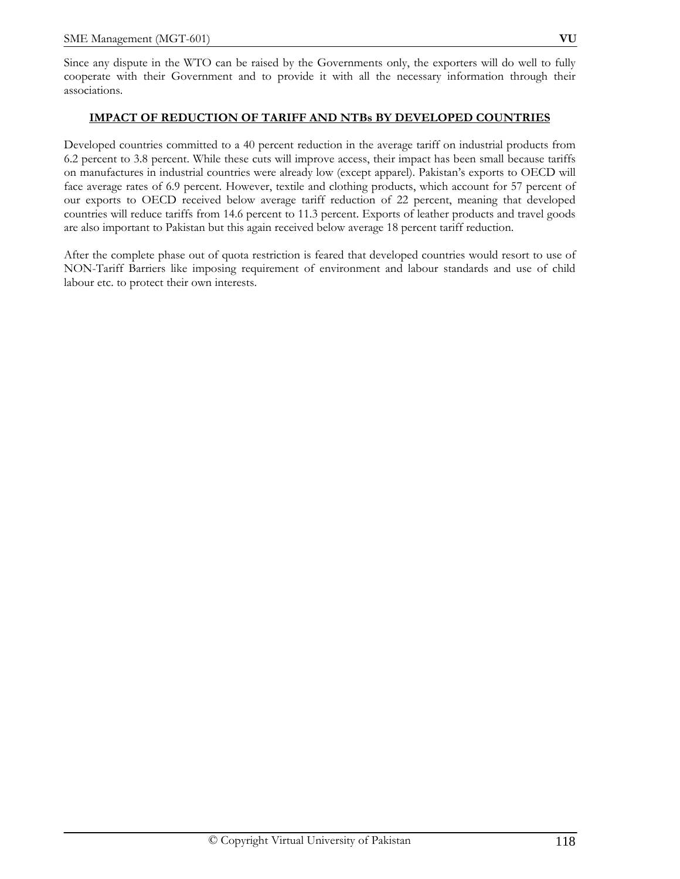Since any dispute in the WTO can be raised by the Governments only, the exporters will do well to fully cooperate with their Government and to provide it with all the necessary information through their associations.

## IMPACT OF REDUCTION OF TARIFF AND NTBs BY DEVELOPED COUNTRIES

Developed countries committed to a 40 percent reduction in the average tariff on industrial products from 6.2 percent to 3.8 percent. While these cuts will improve access, their impact has been small because tariffs on manufactures in industrial countries were already low (except apparel). Pakistan's exports to OECD will face average rates of 6.9 percent. However, textile and clothing products, which account for 57 percent of our exports to OECD received below average tariff reduction of 22 percent, meaning that developed countries will reduce tariffs from 14.6 percent to 11.3 percent. Exports of leather products and travel goods are also important to Pakistan but this again received below average 18 percent tariff reduction.

After the complete phase out of quota restriction is feared that developed countries would resort to use of NON-Tariff Barriers like imposing requirement of environment and labour standards and use of child labour etc. to protect their own interests.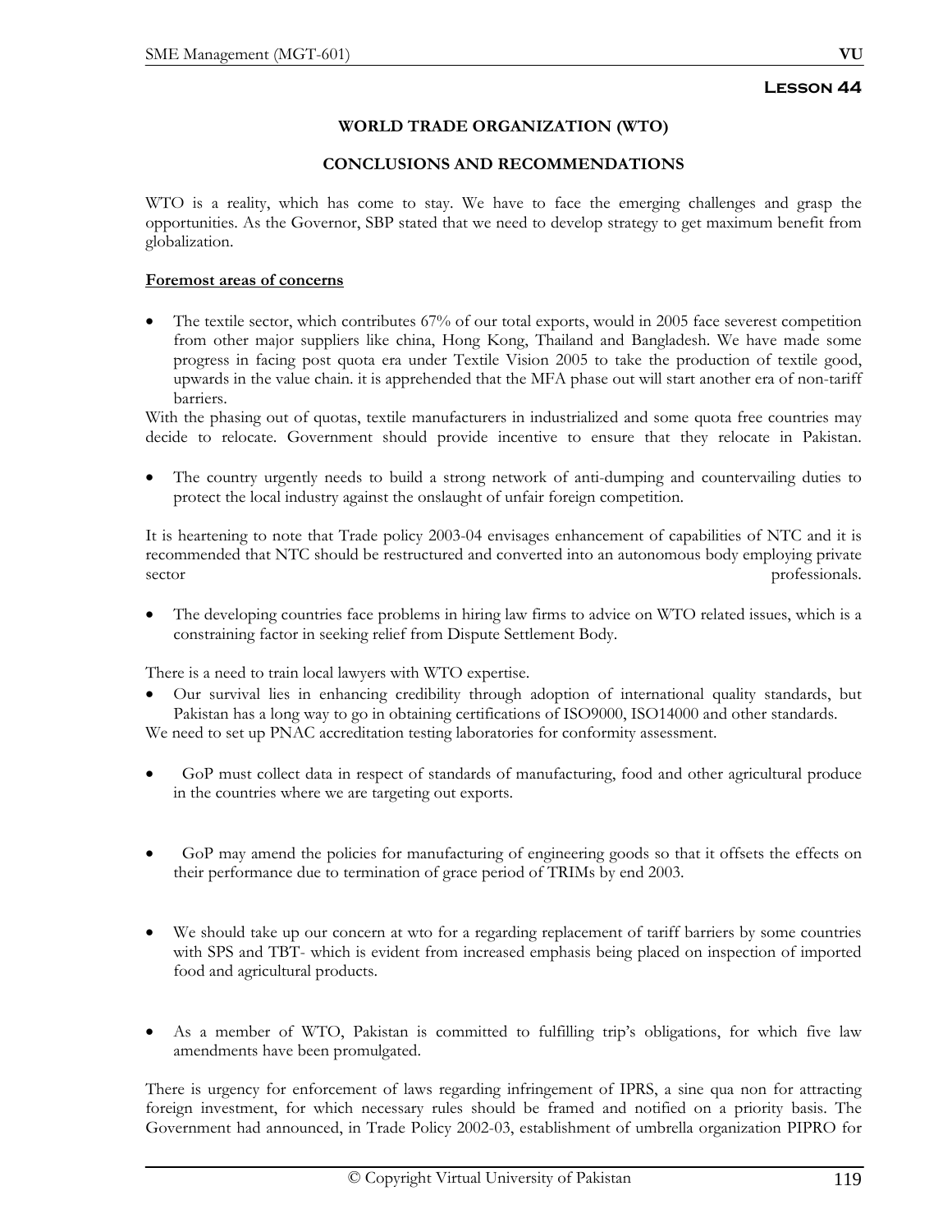**Lesson 44**

### WORLD TRADE ORGANIZATION (WTO)

### CONCLUSIONS AND RECOMMENDATIONS

WTO is a reality, which has come to stay. We have to face the emerging challenges and grasp the opportunities. As the Governor, SBP stated that we need to develop strategy to get maximum benefit from globalization.

**Foremost areas of concerns**

- The textile sector, which contributes 67% of our total exports, would in 2005 face severest competition from other major suppliers like china, Hong Kong, Thailand and Bangladesh. We have made some progress in facing post quota era under Textile Vision 2005 to take the production of textile good, upwards in the value chain. it is apprehended that the MFA phase out will start another era of non-tariff barriers.

With the phasing out of quotas, textile manufacturers in industrialized and some quota free countries may decide to relocate. Government should provide incentive to ensure that they relocate in Pakistan.

- The country urgently needs to build a strong network of anti-dumping and countervailing duties to protect the local industry against the onslaught of unfair foreign competition.

It is heartening to note that Trade policy 2003-04 envisages enhancement of capabilities of NTC and it is recommended that NTC should be restructured and converted into an autonomous body employing private sector professionals.

- The developing countries face problems in hiring law firms to advice on WTO related issues, which is a constraining factor in seeking relief from Dispute Settlement Body.

There is a need to train local lawyers with WTO expertise.

- Our survival lies in enhancing credibility through adoption of international quality standards, but Pakistan has a long way to go in obtaining certifications of ISO9000, ISO14000 and other standards.

We need to set up PNAC accreditation testing laboratories for conformity assessment.

- GoP must collect data in respect of standards of manufacturing, food and other agricultural produce in the countries where we are targeting out exports.

- GoP may amend the policies for manufacturing of engineering goods so that it offsets the effects on their performance due to termination of grace period of TRIMs by end 2003.

- We should take up our concern at wto for a regarding replacement of tariff barriers by some countries with SPS and TBT- which is evident from increased emphasis being placed on inspection of imported food and agricultural products.

- As a member of WTO, Pakistan is committed to fulfilling trip's obligations, for which five law amendments have been promulgated.

There is urgency for enforcement of laws regarding infringement of IPRS, a sine qua non for attracting foreign investment, for which necessary rules should be framed and notified on a priority basis. The Government had announced, in Trade Policy 2002-03, establishment of umbrella organization PIPRO for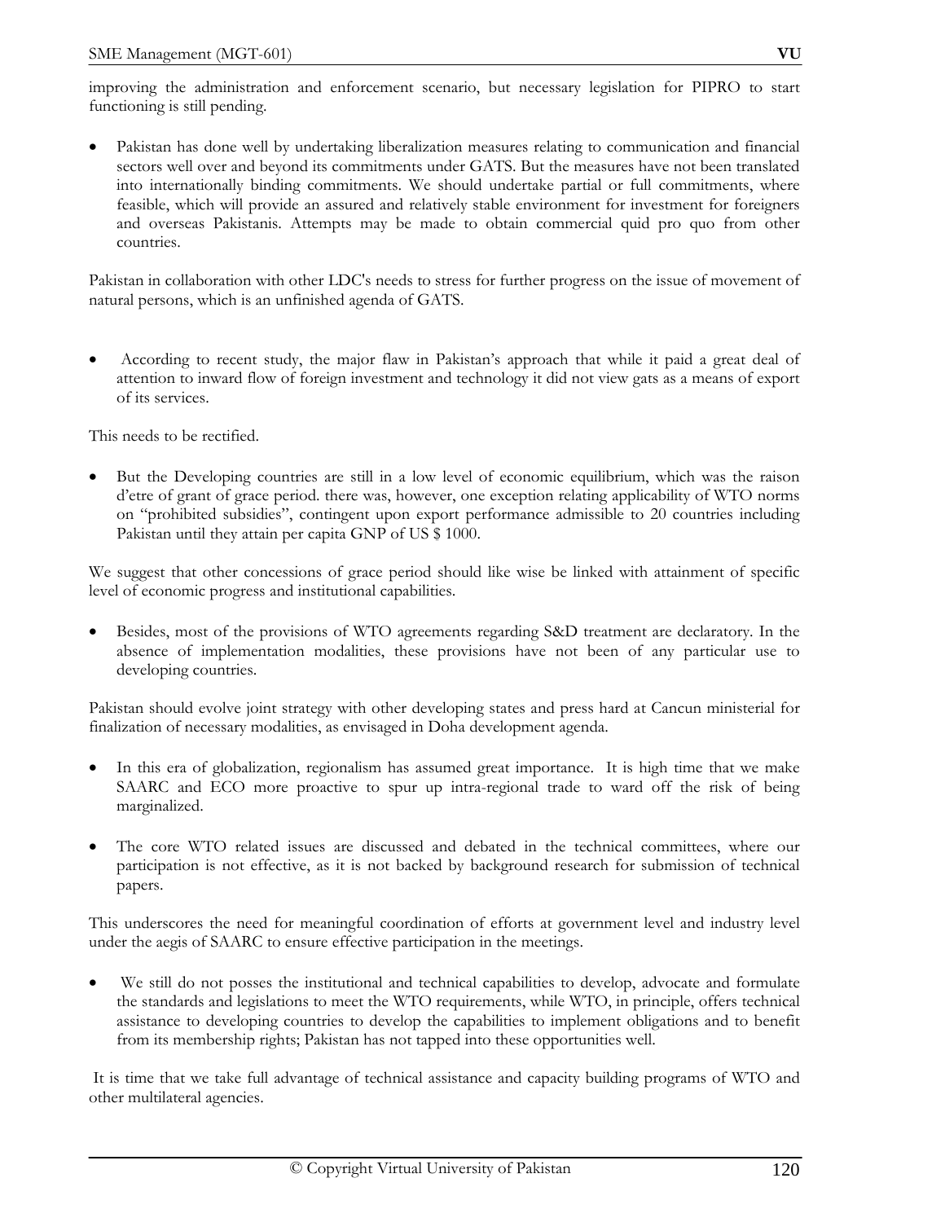improving the administration and enforcement scenario, but necessary legislation for PIPRO to start functioning is still pending.

- Pakistan has done well by undertaking liberalization measures relating to communication and financial sectors well over and beyond its commitments under GATS. But the measures have not been translated into internationally binding commitments. We should undertake partial or full commitments, where feasible, which will provide an assured and relatively stable environment for investment for foreigners and overseas Pakistanis. Attempts may be made to obtain commercial quid pro quo from other countries.

Pakistan in collaboration with other LDC's needs to stress for further progress on the issue of movement of natural persons, which is an unfinished agenda of GATS.

- According to recent study, the major flaw in Pakistan's approach that while it paid a great deal of attention to inward flow of foreign investment and technology it did not view gats as a means of export of its services.

This needs to be rectified.

- But the Developing countries are still in a low level of economic equilibrium, which was the raison d'etre of grant of grace period. there was, however, one exception relating applicability of WTO norms on "prohibited subsidies", contingent upon export performance admissible to 20 countries including Pakistan until they attain per capita GNP of US $ 1000.

We suggest that other concessions of grace period should like wise be linked with attainment of specific level of economic progress and institutional capabilities.

- Besides, most of the provisions of WTO agreements regarding S&D treatment are declaratory. In the absence of implementation modalities, these provisions have not been of any particular use to developing countries.

Pakistan should evolve joint strategy with other developing states and press hard at Cancun ministerial for finalization of necessary modalities, as envisaged in Doha development agenda.

- In this era of globalization, regionalism has assumed great importance. It is high time that we make SAARC and ECO more proactive to spur up intra-regional trade to ward off the risk of being marginalized.

- The core WTO related issues are discussed and debated in the technical committees, where our participation is not effective, as it is not backed by background research for submission of technical papers.

This underscores the need for meaningful coordination of efforts at government level and industry level under the aegis of SAARC to ensure effective participation in the meetings.

- We still do not posses the institutional and technical capabilities to develop, advocate and formulate the standards and legislations to meet the WTO requirements, while WTO, in principle, offers technical assistance to developing countries to develop the capabilities to implement obligations and to benefit from its membership rights; Pakistan has not tapped into these opportunities well.

It is time that we take full advantage of technical assistance and capacity building programs of WTO and other multilateral agencies.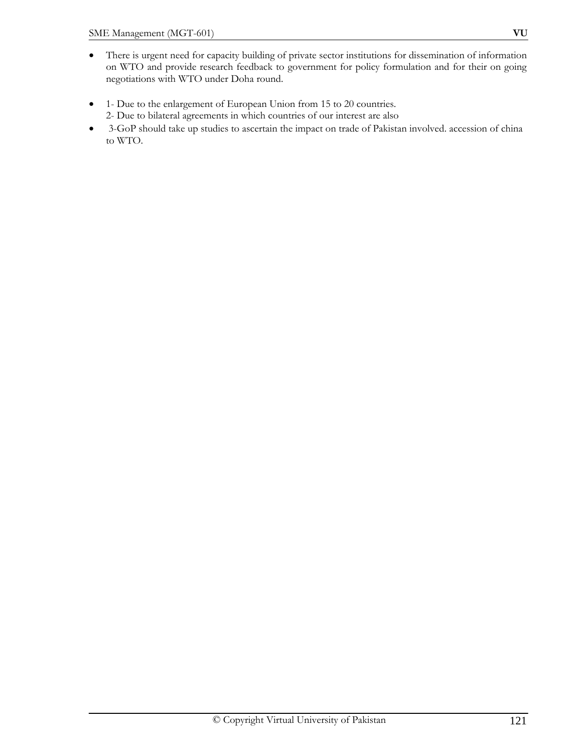- There is urgent need for capacity building of private sector institutions for dissemination of information on WTO and provide research feedback to government for policy formulation and for their on going negotiations with WTO under Doha round.

- 1- Due to the enlargement of European Union from 15 to 20 countries.
  2- Due to bilateral agreements in which countries of our interest are also
- 3-GoP should take up studies to ascertain the impact on trade of Pakistan involved. accession of china to WTO.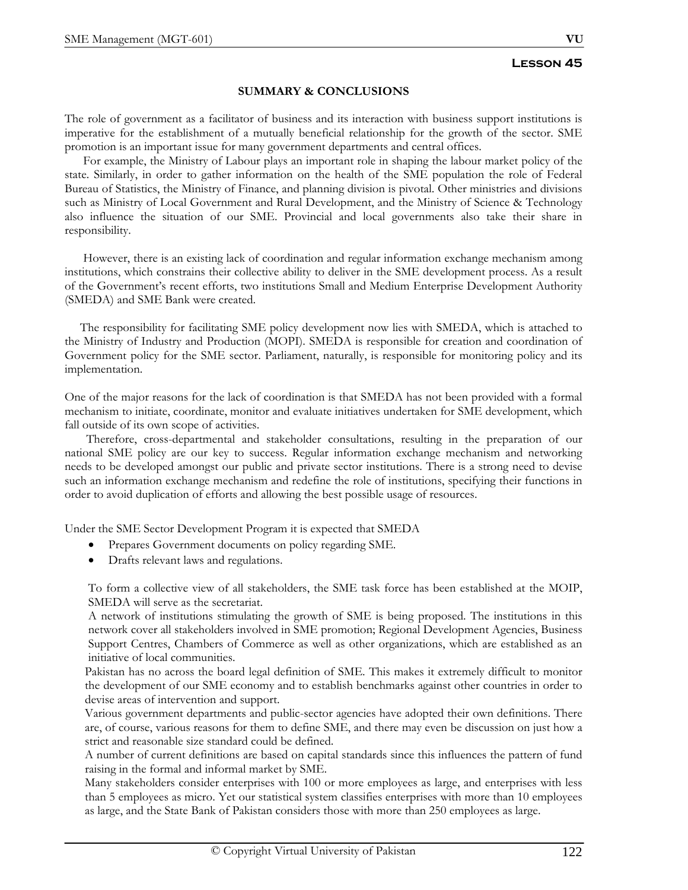## Lesson 45

### SUMMARY & CONCLUSIONS

The role of government as a facilitator of business and its interaction with business support institutions is imperative for the establishment of a mutually beneficial relationship for the growth of the sector. SME promotion is an important issue for many government departments and central offices.

For example, the Ministry of Labour plays an important role in shaping the labour market policy of the state. Similarly, in order to gather information on the health of the SME population the role of Federal Bureau of Statistics, the Ministry of Finance, and planning division is pivotal. Other ministries and divisions such as Ministry of Local Government and Rural Development, and the Ministry of Science & Technology also influence the situation of our SME. Provincial and local governments also take their share in responsibility.

However, there is an existing lack of coordination and regular information exchange mechanism among institutions, which constrains their collective ability to deliver in the SME development process. As a result of the Government's recent efforts, two institutions Small and Medium Enterprise Development Authority (SMEDA) and SME Bank were created.

The responsibility for facilitating SME policy development now lies with SMEDA, which is attached to the Ministry of Industry and Production (MOPI). SMEDA is responsible for creation and coordination of Government policy for the SME sector. Parliament, naturally, is responsible for monitoring policy and its implementation.

One of the major reasons for the lack of coordination is that SMEDA has not been provided with a formal mechanism to initiate, coordinate, monitor and evaluate initiatives undertaken for SME development, which fall outside of its own scope of activities.

Therefore, cross-departmental and stakeholder consultations, resulting in the preparation of our national SME policy are our key to success. Regular information exchange mechanism and networking needs to be developed amongst our public and private sector institutions. There is a strong need to devise such an information exchange mechanism and redefine the role of institutions, specifying their functions in order to avoid duplication of efforts and allowing the best possible usage of resources.

Under the SME Sector Development Program it is expected that SMEDA

- Prepares Government documents on policy regarding SME.
- Drafts relevant laws and regulations.

To form a collective view of all stakeholders, the SME task force has been established at the MOIP, SMEDA will serve as the secretariat.

A network of institutions stimulating the growth of SME is being proposed. The institutions in this network cover all stakeholders involved in SME promotion; Regional Development Agencies, Business Support Centres, Chambers of Commerce as well as other organizations, which are established as an initiative of local communities.

Pakistan has no across the board legal definition of SME. This makes it extremely difficult to monitor the development of our SME economy and to establish benchmarks against other countries in order to devise areas of intervention and support.

Various government departments and public-sector agencies have adopted their own definitions. There are, of course, various reasons for them to define SME, and there may even be discussion on just how a strict and reasonable size standard could be defined.

A number of current definitions are based on capital standards since this influences the pattern of fund raising in the formal and informal market by SME.

Many stakeholders consider enterprises with 100 or more employees as large, and enterprises with less than 5 employees as micro. Yet our statistical system classifies enterprises with more than 10 employees as large, and the State Bank of Pakistan considers those with more than 250 employees as large.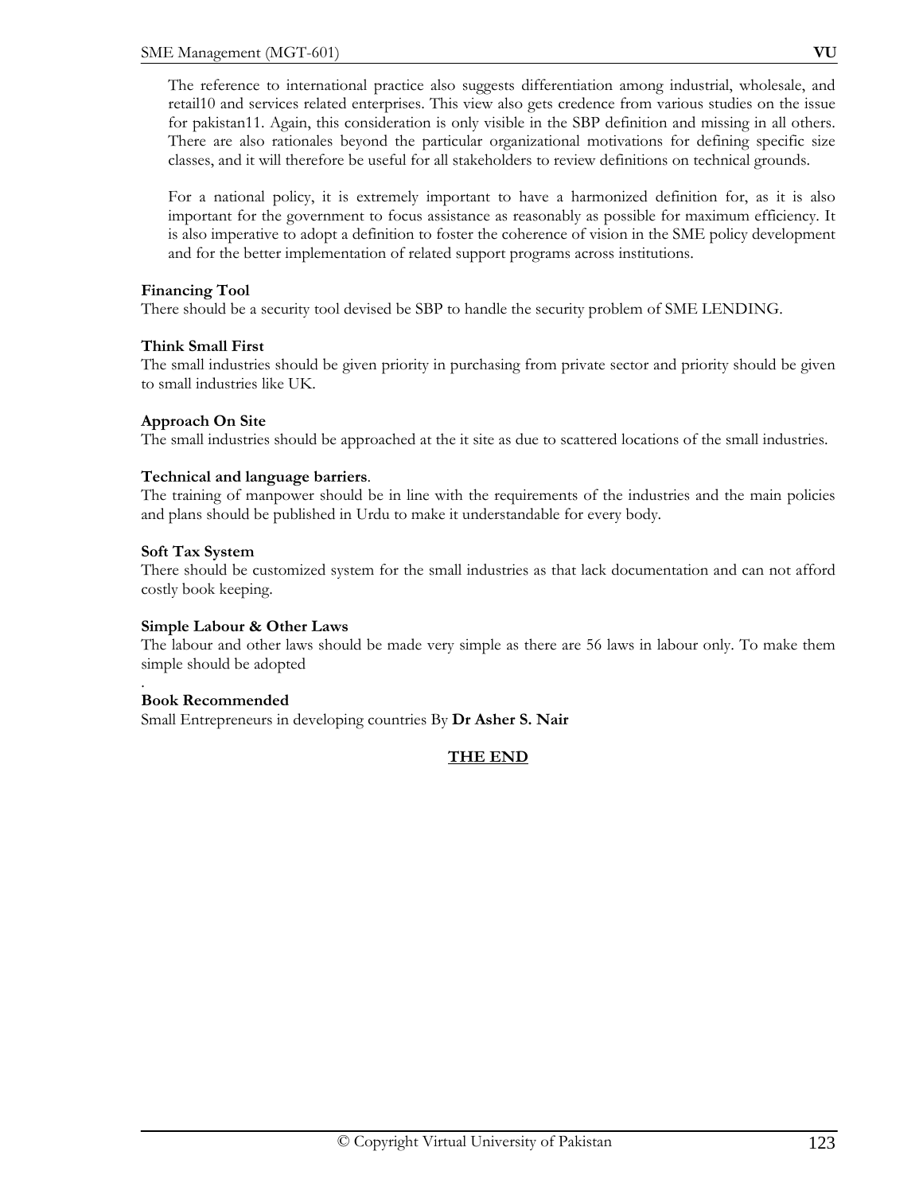The reference to international practice also suggests differentiation among industrial, wholesale, and retail10 and services related enterprises. This view also gets credence from various studies on the issue for pakistan11. Again, this consideration is only visible in the SBP definition and missing in all others. There are also rationales beyond the particular organizational motivations for defining specific size classes, and it will therefore be useful for all stakeholders to review definitions on technical grounds.

For a national policy, it is extremely important to have a harmonized definition for, as it is also important for the government to focus assistance as reasonably as possible for maximum efficiency. It is also imperative to adopt a definition to foster the coherence of vision in the SME policy development and for the better implementation of related support programs across institutions.

**Financing Tool**

There should be a security tool devised be SBP to handle the security problem of SME LENDING.

**Think Small First**

The small industries should be given priority in purchasing from private sector and priority should be given to small industries like UK.

**Approach On Site**

The small industries should be approached at the it site as due to scattered locations of the small industries.

**Technical and language barriers**.

The training of manpower should be in line with the requirements of the industries and the main policies and plans should be published in Urdu to make it understandable for every body.

**Soft Tax System**

There should be customized system for the small industries as that lack documentation and can not afford costly book keeping.

**Simple Labour & Other Laws**

The labour and other laws should be made very simple as there are 56 laws in labour only. To make them simple should be adopted

.

**Book Recommended**

Small Entrepreneurs in developing countries By **Dr Asher S. Nair**

**THE END**